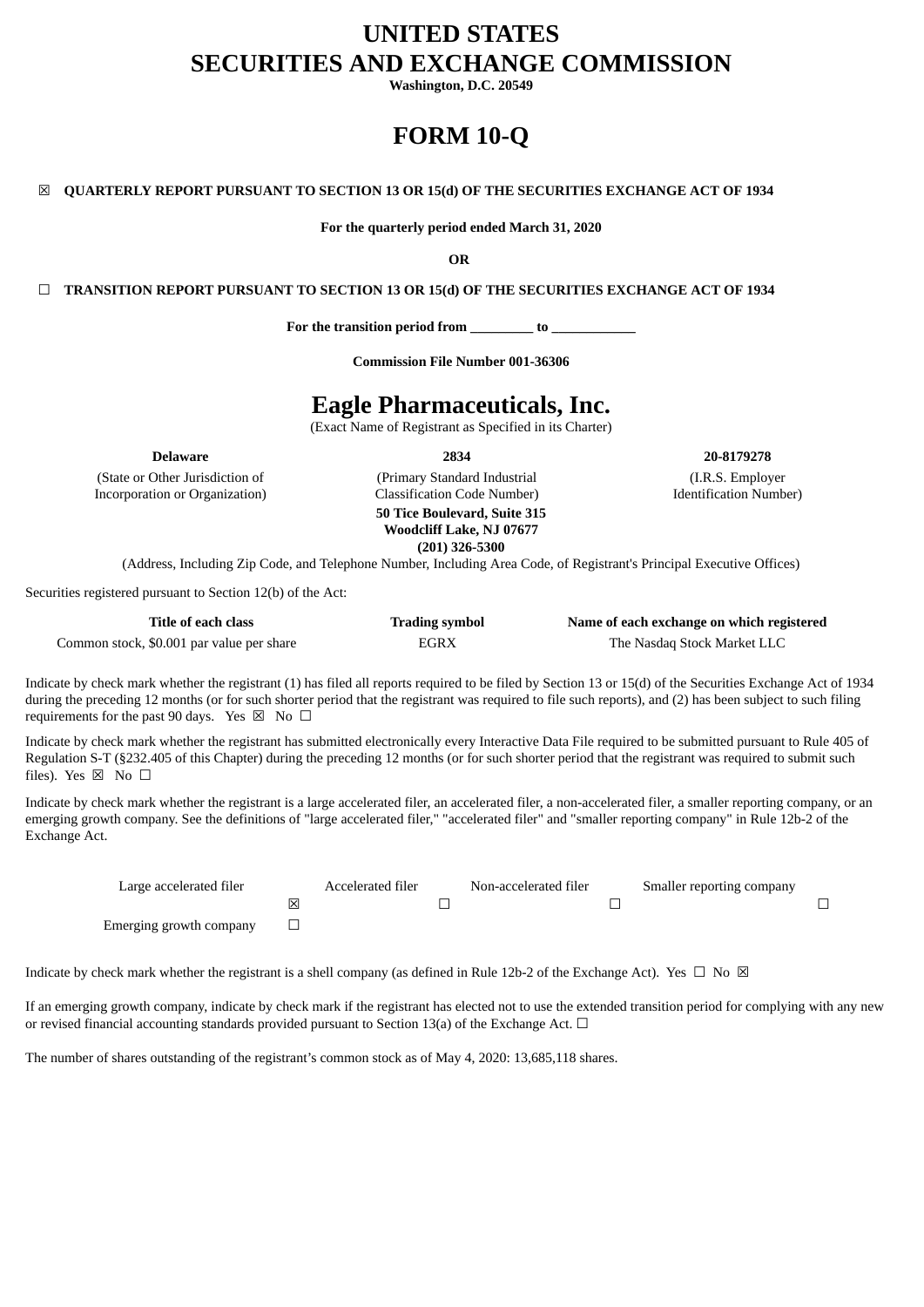# UNITED STATES
# SECURITIES AND EXCHANGE COMMISSION

**Washington, D.C. 20549**

# FORM 10-Q

☒ **QUARTERLY REPORT PURSUANT TO SECTION 13 OR 15(d) OF THE SECURITIES EXCHANGE ACT OF 1934**

**For the quarterly period ended March 31, 2020**

**OR**

☐ **TRANSITION REPORT PURSUANT TO SECTION 13 OR 15(d) OF THE SECURITIES EXCHANGE ACT OF 1934**

**For the transition period from _________ to ____________**

**Commission File Number 001-36306**

# Eagle Pharmaceuticals, Inc.

(Exact Name of Registrant as Specified in its Charter)

| **Delaware** | **2834** | **20-8179278** |
|---|---|---|
| (State or Other Jurisdiction of Incorporation or Organization) | (Primary Standard Industrial Classification Code Number) | (I.R.S. Employer Identification Number) |

**50 Tice Boulevard, Suite 315**
**Woodcliff Lake, NJ 07677**
**(201) 326-5300**

(Address, Including Zip Code, and Telephone Number, Including Area Code, of Registrant's Principal Executive Offices)

Securities registered pursuant to Section 12(b) of the Act:

| Title of each class | Trading symbol | Name of each exchange on which registered |
|---|---|---|
| Common stock, $0.001 par value per share | EGRX | The Nasdaq Stock Market LLC |

Indicate by check mark whether the registrant (1) has filed all reports required to be filed by Section 13 or 15(d) of the Securities Exchange Act of 1934 during the preceding 12 months (or for such shorter period that the registrant was required to file such reports), and (2) has been subject to such filing requirements for the past 90 days. Yes ☒ No ☐

Indicate by check mark whether the registrant has submitted electronically every Interactive Data File required to be submitted pursuant to Rule 405 of Regulation S-T (§232.405 of this Chapter) during the preceding 12 months (or for such shorter period that the registrant was required to submit such files). Yes ☒ No ☐

Indicate by check mark whether the registrant is a large accelerated filer, an accelerated filer, a non-accelerated filer, a smaller reporting company, or an emerging growth company. See the definitions of "large accelerated filer," "accelerated filer" and "smaller reporting company" in Rule 12b-2 of the Exchange Act.

| Large accelerated filer | ☒ | Accelerated filer | ☐ | Non-accelerated filer | ☐ | Smaller reporting company | ☐ |
|---|---|---|---|---|---|---|---|
| Emerging growth company | ☐ | | | | | | |

Indicate by check mark whether the registrant is a shell company (as defined in Rule 12b-2 of the Exchange Act). Yes ☐ No ☒

If an emerging growth company, indicate by check mark if the registrant has elected not to use the extended transition period for complying with any new or revised financial accounting standards provided pursuant to Section 13(a) of the Exchange Act. ☐

The number of shares outstanding of the registrant's common stock as of May 4, 2020: 13,685,118 shares.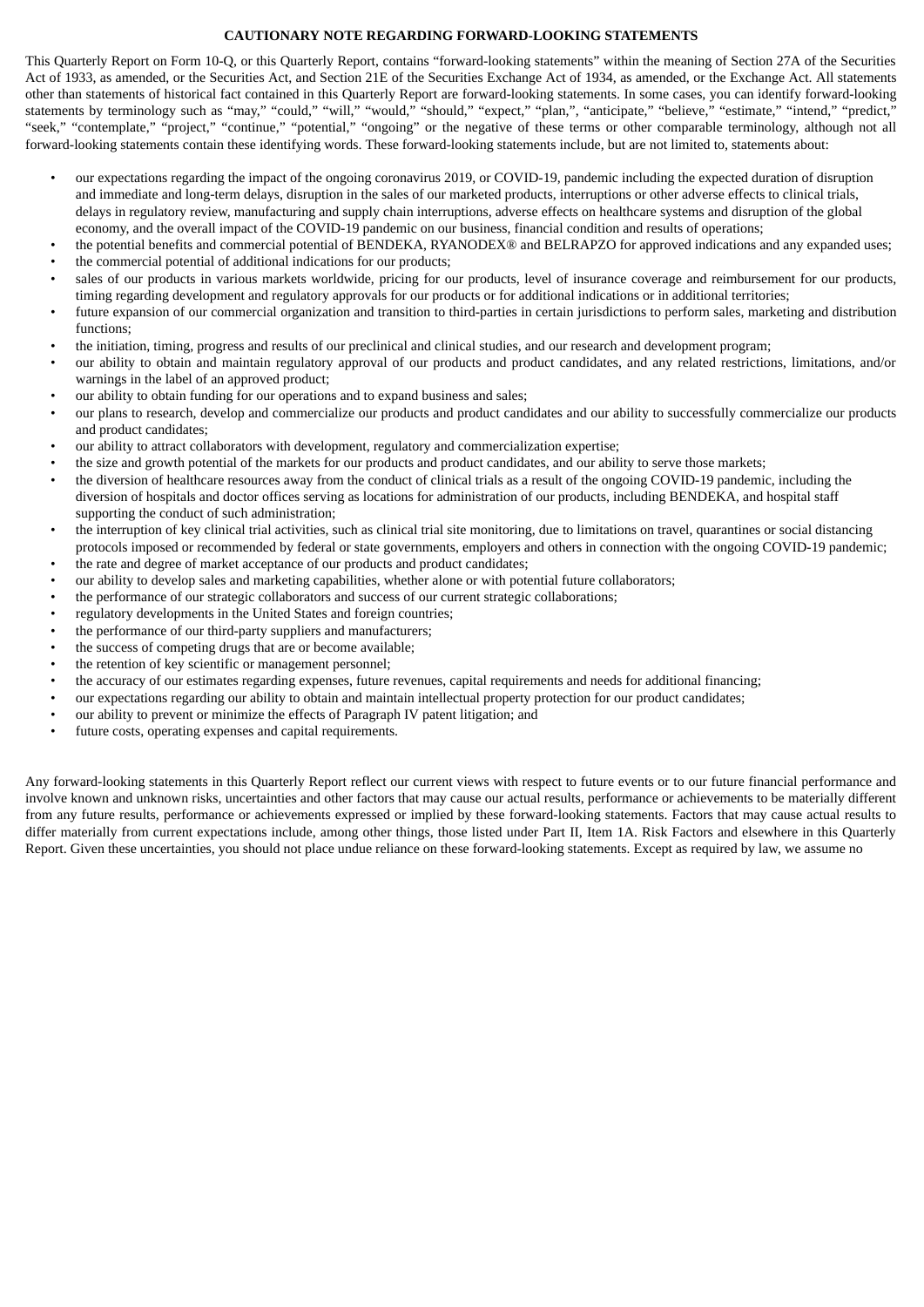**CAUTIONARY NOTE REGARDING FORWARD-LOOKING STATEMENTS**

This Quarterly Report on Form 10-Q, or this Quarterly Report, contains "forward-looking statements" within the meaning of Section 27A of the Securities Act of 1933, as amended, or the Securities Act, and Section 21E of the Securities Exchange Act of 1934, as amended, or the Exchange Act. All statements other than statements of historical fact contained in this Quarterly Report are forward-looking statements. In some cases, you can identify forward-looking statements by terminology such as "may," "could," "will," "would," "should," "expect," "plan,", "anticipate," "believe," "estimate," "intend," "predict," "seek," "contemplate," "project," "continue," "potential," "ongoing" or the negative of these terms or other comparable terminology, although not all forward-looking statements contain these identifying words. These forward-looking statements include, but are not limited to, statements about:

- our expectations regarding the impact of the ongoing coronavirus 2019, or COVID-19, pandemic including the expected duration of disruption and immediate and long-term delays, disruption in the sales of our marketed products, interruptions or other adverse effects to clinical trials, delays in regulatory review, manufacturing and supply chain interruptions, adverse effects on healthcare systems and disruption of the global economy, and the overall impact of the COVID-19 pandemic on our business, financial condition and results of operations;
- the potential benefits and commercial potential of BENDEKA, RYANODEX® and BELRAPZO for approved indications and any expanded uses;
- the commercial potential of additional indications for our products;
- sales of our products in various markets worldwide, pricing for our products, level of insurance coverage and reimbursement for our products, timing regarding development and regulatory approvals for our products or for additional indications or in additional territories;
- future expansion of our commercial organization and transition to third-parties in certain jurisdictions to perform sales, marketing and distribution functions;
- the initiation, timing, progress and results of our preclinical and clinical studies, and our research and development program;
- our ability to obtain and maintain regulatory approval of our products and product candidates, and any related restrictions, limitations, and/or warnings in the label of an approved product;
- our ability to obtain funding for our operations and to expand business and sales;
- our plans to research, develop and commercialize our products and product candidates and our ability to successfully commercialize our products and product candidates;
- our ability to attract collaborators with development, regulatory and commercialization expertise;
- the size and growth potential of the markets for our products and product candidates, and our ability to serve those markets;
- the diversion of healthcare resources away from the conduct of clinical trials as a result of the ongoing COVID-19 pandemic, including the diversion of hospitals and doctor offices serving as locations for administration of our products, including BENDEKA, and hospital staff supporting the conduct of such administration;
- the interruption of key clinical trial activities, such as clinical trial site monitoring, due to limitations on travel, quarantines or social distancing protocols imposed or recommended by federal or state governments, employers and others in connection with the ongoing COVID-19 pandemic;
- the rate and degree of market acceptance of our products and product candidates;
- our ability to develop sales and marketing capabilities, whether alone or with potential future collaborators;
- the performance of our strategic collaborators and success of our current strategic collaborations;
- regulatory developments in the United States and foreign countries;
- the performance of our third-party suppliers and manufacturers;
- the success of competing drugs that are or become available;
- the retention of key scientific or management personnel;
- the accuracy of our estimates regarding expenses, future revenues, capital requirements and needs for additional financing;
- our expectations regarding our ability to obtain and maintain intellectual property protection for our product candidates;
- our ability to prevent or minimize the effects of Paragraph IV patent litigation; and
- future costs, operating expenses and capital requirements.

Any forward-looking statements in this Quarterly Report reflect our current views with respect to future events or to our future financial performance and involve known and unknown risks, uncertainties and other factors that may cause our actual results, performance or achievements to be materially different from any future results, performance or achievements expressed or implied by these forward-looking statements. Factors that may cause actual results to differ materially from current expectations include, among other things, those listed under Part II, Item 1A. Risk Factors and elsewhere in this Quarterly Report. Given these uncertainties, you should not place undue reliance on these forward-looking statements. Except as required by law, we assume no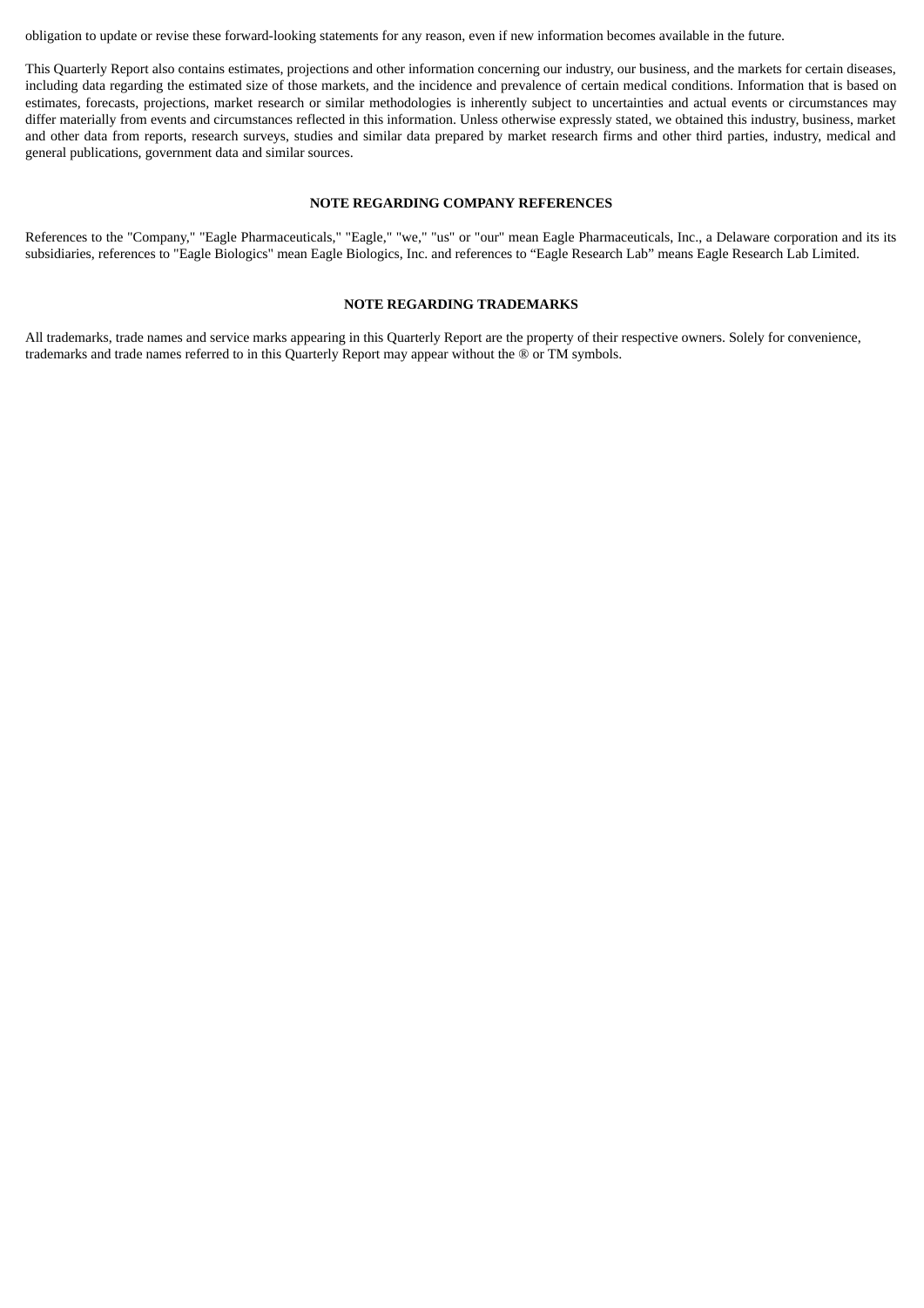obligation to update or revise these forward-looking statements for any reason, even if new information becomes available in the future.

This Quarterly Report also contains estimates, projections and other information concerning our industry, our business, and the markets for certain diseases, including data regarding the estimated size of those markets, and the incidence and prevalence of certain medical conditions. Information that is based on estimates, forecasts, projections, market research or similar methodologies is inherently subject to uncertainties and actual events or circumstances may differ materially from events and circumstances reflected in this information. Unless otherwise expressly stated, we obtained this industry, business, market and other data from reports, research surveys, studies and similar data prepared by market research firms and other third parties, industry, medical and general publications, government data and similar sources.

**NOTE REGARDING COMPANY REFERENCES**

References to the "Company," "Eagle Pharmaceuticals," "Eagle," "we," "us" or "our" mean Eagle Pharmaceuticals, Inc., a Delaware corporation and its its subsidiaries, references to "Eagle Biologics" mean Eagle Biologics, Inc. and references to "Eagle Research Lab" means Eagle Research Lab Limited.

**NOTE REGARDING TRADEMARKS**

All trademarks, trade names and service marks appearing in this Quarterly Report are the property of their respective owners. Solely for convenience, trademarks and trade names referred to in this Quarterly Report may appear without the ® or TM symbols.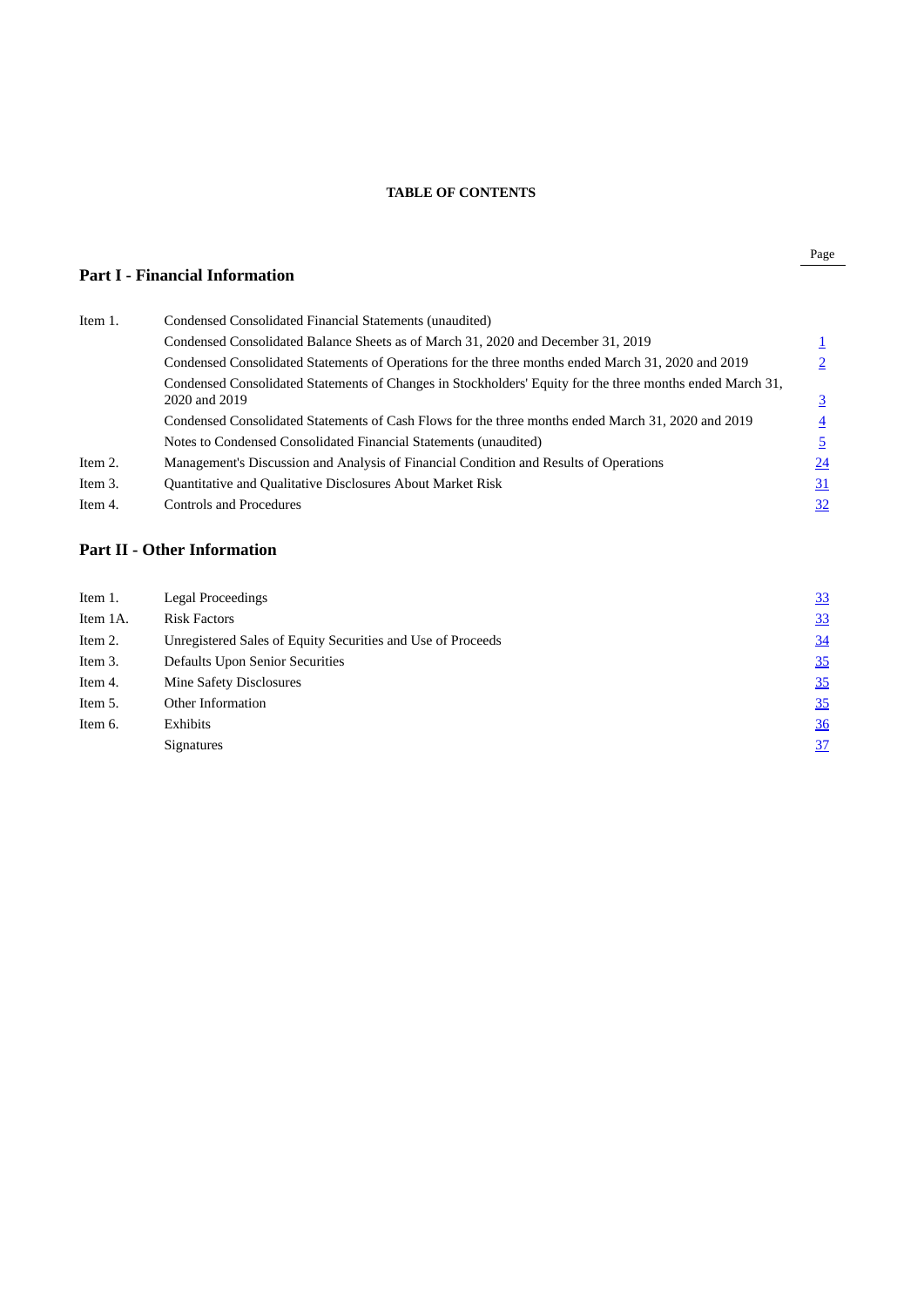**TABLE OF CONTENTS**

| | | Page |
|---|---|---|

## Part I - Financial Information

| | | |
|---|---|---|
| Item 1. | Condensed Consolidated Financial Statements (unaudited) | |
| | Condensed Consolidated Balance Sheets as of March 31, 2020 and December 31, 2019 | 1 |
| | Condensed Consolidated Statements of Operations for the three months ended March 31, 2020 and 2019 | 2 |
| | Condensed Consolidated Statements of Changes in Stockholders' Equity for the three months ended March 31, 2020 and 2019 | 3 |
| | Condensed Consolidated Statements of Cash Flows for the three months ended March 31, 2020 and 2019 | 4 |
| | Notes to Condensed Consolidated Financial Statements (unaudited) | 5 |
| Item 2. | Management's Discussion and Analysis of Financial Condition and Results of Operations | 24 |
| Item 3. | Quantitative and Qualitative Disclosures About Market Risk | 31 |
| Item 4. | Controls and Procedures | 32 |

## Part II - Other Information

| | | |
|---|---|---|
| Item 1. | Legal Proceedings | 33 |
| Item 1A. | Risk Factors | 33 |
| Item 2. | Unregistered Sales of Equity Securities and Use of Proceeds | 34 |
| Item 3. | Defaults Upon Senior Securities | 35 |
| Item 4. | Mine Safety Disclosures | 35 |
| Item 5. | Other Information | 35 |
| Item 6. | Exhibits | 36 |
| | Signatures | 37 |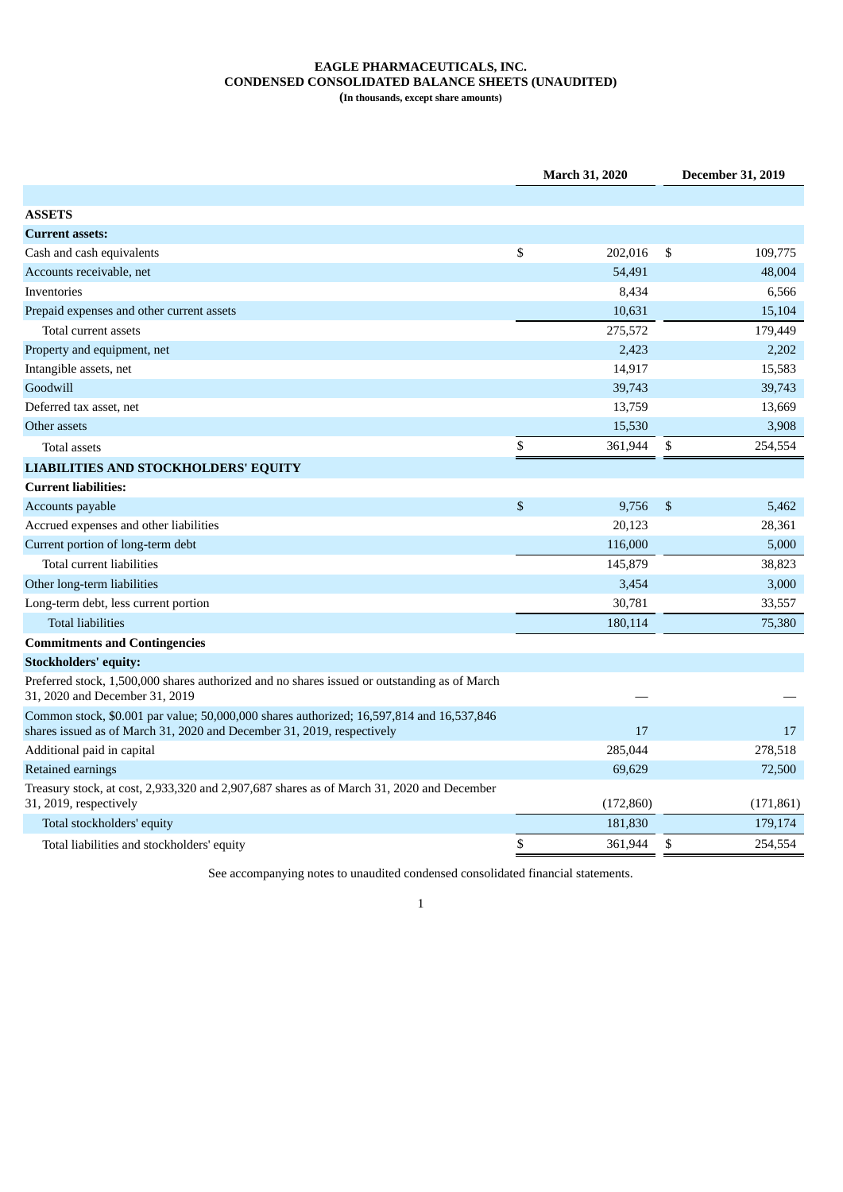**EAGLE PHARMACEUTICALS, INC.**
**CONDENSED CONSOLIDATED BALANCE SHEETS (UNAUDITED)**
**(In thousands, except share amounts)**

| | March 31, 2020 | December 31, 2019 |
|---|---|---|
| **ASSETS** | | |
| **Current assets:** | | |
| Cash and cash equivalents | $ 202,016 | $ 109,775 |
| Accounts receivable, net | 54,491 | 48,004 |
| Inventories | 8,434 | 6,566 |
| Prepaid expenses and other current assets | 10,631 | 15,104 |
| Total current assets | 275,572 | 179,449 |
| Property and equipment, net | 2,423 | 2,202 |
| Intangible assets, net | 14,917 | 15,583 |
| Goodwill | 39,743 | 39,743 |
| Deferred tax asset, net | 13,759 | 13,669 |
| Other assets | 15,530 | 3,908 |
| Total assets | $ 361,944 | $ 254,554 |
| **LIABILITIES AND STOCKHOLDERS' EQUITY** | | |
| **Current liabilities:** | | |
| Accounts payable | $ 9,756 | $ 5,462 |
| Accrued expenses and other liabilities | 20,123 | 28,361 |
| Current portion of long-term debt | 116,000 | 5,000 |
| Total current liabilities | 145,879 | 38,823 |
| Other long-term liabilities | 3,454 | 3,000 |
| Long-term debt, less current portion | 30,781 | 33,557 |
| Total liabilities | 180,114 | 75,380 |
| **Commitments and Contingencies** | | |
| **Stockholders' equity:** | | |
| Preferred stock, 1,500,000 shares authorized and no shares issued or outstanding as of March 31, 2020 and December 31, 2019 | — | — |
| Common stock, $0.001 par value; 50,000,000 shares authorized; 16,597,814 and 16,537,846 shares issued as of March 31, 2020 and December 31, 2019, respectively | 17 | 17 |
| Additional paid in capital | 285,044 | 278,518 |
| Retained earnings | 69,629 | 72,500 |
| Treasury stock, at cost, 2,933,320 and 2,907,687 shares as of March 31, 2020 and December 31, 2019, respectively | (172,860) | (171,861) |
| Total stockholders' equity | 181,830 | 179,174 |
| Total liabilities and stockholders' equity | $ 361,944 | $ 254,554 |

See accompanying notes to unaudited condensed consolidated financial statements.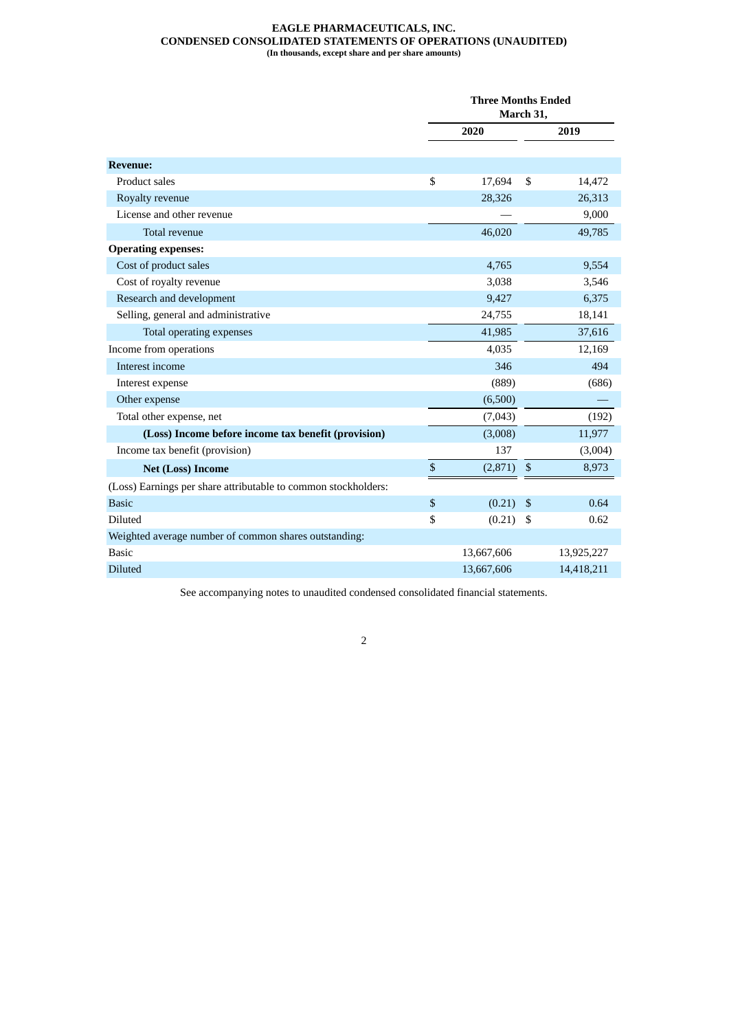**EAGLE PHARMACEUTICALS, INC.**
**CONDENSED CONSOLIDATED STATEMENTS OF OPERATIONS (UNAUDITED)**
**(In thousands, except share and per share amounts)**

| | Three Months Ended March 31, | |
|---|---|---|
| | 2020 | 2019 |
| **Revenue:** | | |
| Product sales | $ 17,694 | $ 14,472 |
| Royalty revenue | 28,326 | 26,313 |
| License and other revenue | — | 9,000 |
| Total revenue | 46,020 | 49,785 |
| **Operating expenses:** | | |
| Cost of product sales | 4,765 | 9,554 |
| Cost of royalty revenue | 3,038 | 3,546 |
| Research and development | 9,427 | 6,375 |
| Selling, general and administrative | 24,755 | 18,141 |
| Total operating expenses | 41,985 | 37,616 |
| Income from operations | 4,035 | 12,169 |
| Interest income | 346 | 494 |
| Interest expense | (889) | (686) |
| Other expense | (6,500) | — |
| Total other expense, net | (7,043) | (192) |
| **(Loss) Income before income tax benefit (provision)** | (3,008) | 11,977 |
| Income tax benefit (provision) | 137 | (3,004) |
| **Net (Loss) Income** | $ (2,871) | $ 8,973 |
| (Loss) Earnings per share attributable to common stockholders: | | |
| Basic | $ (0.21) | $ 0.64 |
| Diluted | $ (0.21) | $ 0.62 |
| Weighted average number of common shares outstanding: | | |
| Basic | 13,667,606 | 13,925,227 |
| Diluted | 13,667,606 | 14,418,211 |

See accompanying notes to unaudited condensed consolidated financial statements.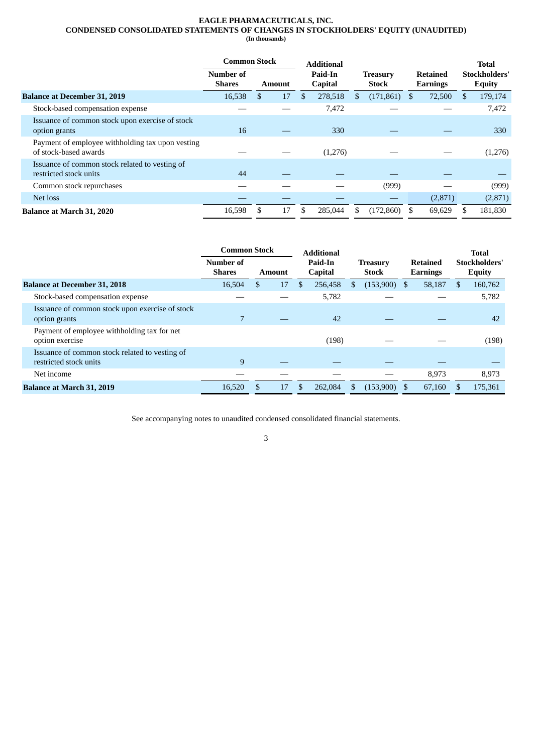# EAGLE PHARMACEUTICALS, INC.
## CONDENSED CONSOLIDATED STATEMENTS OF CHANGES IN STOCKHOLDERS' EQUITY (UNAUDITED)
**(In thousands)**

| | Common Stock | | Additional Paid-In Capital | Treasury Stock | Retained Earnings | Total Stockholders' Equity |
|---|---|---|---|---|---|---|
| | Number of Shares | Amount | | | | |
| **Balance at December 31, 2019** | 16,538 | $ 17 | $ 278,518 | $ (171,861) | $ 72,500 | $ 179,174 |
| Stock-based compensation expense | — | — | 7,472 | — | — | 7,472 |
| Issuance of common stock upon exercise of stock option grants | 16 | — | 330 | — | — | 330 |
| Payment of employee withholding tax upon vesting of stock-based awards | — | — | (1,276) | — | — | (1,276) |
| Issuance of common stock related to vesting of restricted stock units | 44 | — | — | — | — | — |
| Common stock repurchases | — | — | — | (999) | — | (999) |
| Net loss | — | — | — | — | (2,871) | (2,871) |
| **Balance at March 31, 2020** | 16,598 | $ 17 | $ 285,044 | $ (172,860) | $ 69,629 | $ 181,830 |

| | Common Stock | | Additional Paid-In Capital | Treasury Stock | Retained Earnings | Total Stockholders' Equity |
|---|---|---|---|---|---|---|
| | Number of Shares | Amount | | | | |
| **Balance at December 31, 2018** | 16,504 | $ 17 | $ 256,458 | $ (153,900) | $ 58,187 | $ 160,762 |
| Stock-based compensation expense | — | — | 5,782 | — | — | 5,782 |
| Issuance of common stock upon exercise of stock option grants | 7 | — | 42 | — | — | 42 |
| Payment of employee withholding tax for net option exercise | | | (198) | — | — | (198) |
| Issuance of common stock related to vesting of restricted stock units | 9 | — | — | — | — | — |
| Net income | — | — | — | — | 8,973 | 8,973 |
| **Balance at March 31, 2019** | 16,520 | $ 17 | $ 262,084 | $ (153,900) | $ 67,160 | $ 175,361 |

See accompanying notes to unaudited condensed consolidated financial statements.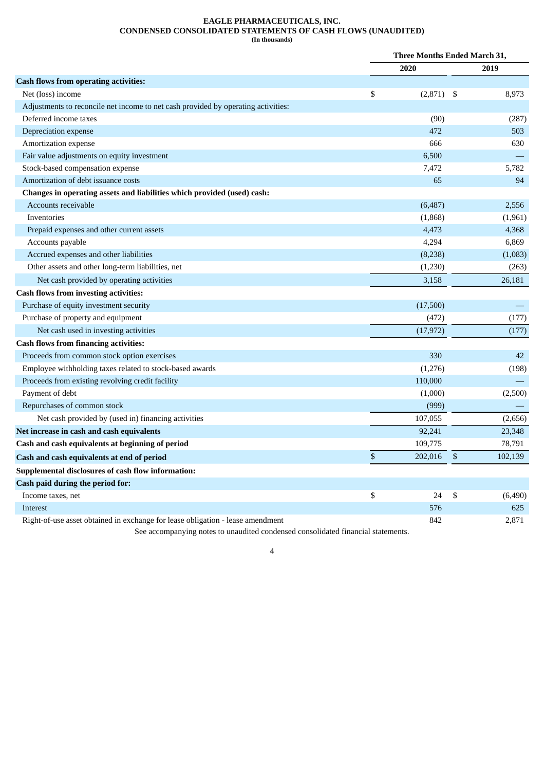**EAGLE PHARMACEUTICALS, INC.**
**CONDENSED CONSOLIDATED STATEMENTS OF CASH FLOWS (UNAUDITED)**
**(In thousands)**

| | Three Months Ended March 31, | |
|---|---|---|
| | 2020 | 2019 |
| **Cash flows from operating activities:** | | |
| Net (loss) income | $ (2,871) | $ 8,973 |
| Adjustments to reconcile net income to net cash provided by operating activities: | | |
| Deferred income taxes | (90) | (287) |
| Depreciation expense | 472 | 503 |
| Amortization expense | 666 | 630 |
| Fair value adjustments on equity investment | 6,500 | — |
| Stock-based compensation expense | 7,472 | 5,782 |
| Amortization of debt issuance costs | 65 | 94 |
| **Changes in operating assets and liabilities which provided (used) cash:** | | |
| Accounts receivable | (6,487) | 2,556 |
| Inventories | (1,868) | (1,961) |
| Prepaid expenses and other current assets | 4,473 | 4,368 |
| Accounts payable | 4,294 | 6,869 |
| Accrued expenses and other liabilities | (8,238) | (1,083) |
| Other assets and other long-term liabilities, net | (1,230) | (263) |
| Net cash provided by operating activities | 3,158 | 26,181 |
| **Cash flows from investing activities:** | | |
| Purchase of equity investment security | (17,500) | — |
| Purchase of property and equipment | (472) | (177) |
| Net cash used in investing activities | (17,972) | (177) |
| **Cash flows from financing activities:** | | |
| Proceeds from common stock option exercises | 330 | 42 |
| Employee withholding taxes related to stock-based awards | (1,276) | (198) |
| Proceeds from existing revolving credit facility | 110,000 | — |
| Payment of debt | (1,000) | (2,500) |
| Repurchases of common stock | (999) | — |
| Net cash provided by (used in) financing activities | 107,055 | (2,656) |
| **Net increase in cash and cash equivalents** | 92,241 | 23,348 |
| **Cash and cash equivalents at beginning of period** | 109,775 | 78,791 |
| **Cash and cash equivalents at end of period** | $ 202,016 | $ 102,139 |
| **Supplemental disclosures of cash flow information:** | | |
| **Cash paid during the period for:** | | |
| Income taxes, net | $ 24 | $ (6,490) |
| Interest | 576 | 625 |
| Right-of-use asset obtained in exchange for lease obligation - lease amendment | 842 | 2,871 |

See accompanying notes to unaudited condensed consolidated financial statements.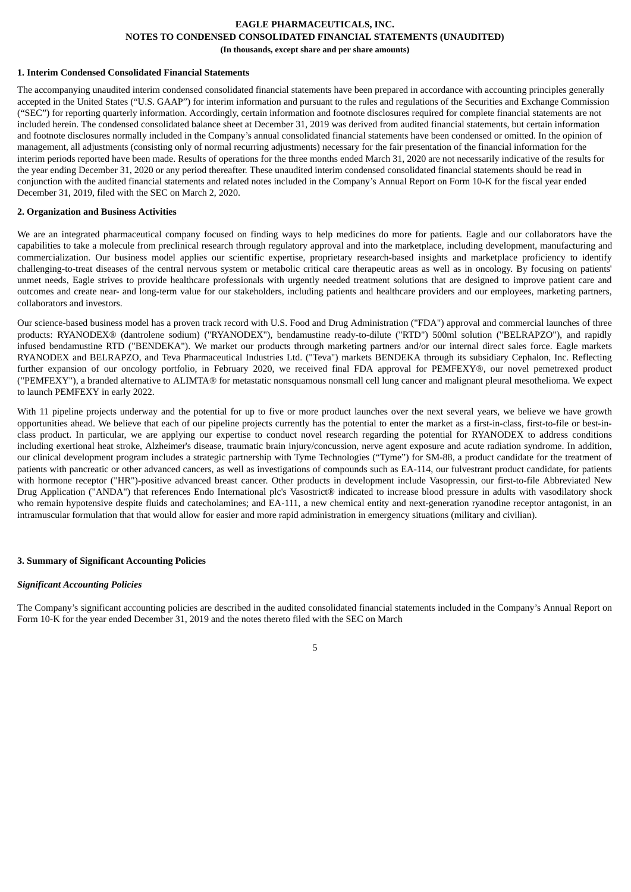**EAGLE PHARMACEUTICALS, INC.**
**NOTES TO CONDENSED CONSOLIDATED FINANCIAL STATEMENTS (UNAUDITED)**
**(In thousands, except share and per share amounts)**

**1. Interim Condensed Consolidated Financial Statements**

The accompanying unaudited interim condensed consolidated financial statements have been prepared in accordance with accounting principles generally accepted in the United States ("U.S. GAAP") for interim information and pursuant to the rules and regulations of the Securities and Exchange Commission ("SEC") for reporting quarterly information. Accordingly, certain information and footnote disclosures required for complete financial statements are not included herein. The condensed consolidated balance sheet at December 31, 2019 was derived from audited financial statements, but certain information and footnote disclosures normally included in the Company's annual consolidated financial statements have been condensed or omitted. In the opinion of management, all adjustments (consisting only of normal recurring adjustments) necessary for the fair presentation of the financial information for the interim periods reported have been made. Results of operations for the three months ended March 31, 2020 are not necessarily indicative of the results for the year ending December 31, 2020 or any period thereafter. These unaudited interim condensed consolidated financial statements should be read in conjunction with the audited financial statements and related notes included in the Company's Annual Report on Form 10-K for the fiscal year ended December 31, 2019, filed with the SEC on March 2, 2020.

**2. Organization and Business Activities**

We are an integrated pharmaceutical company focused on finding ways to help medicines do more for patients. Eagle and our collaborators have the capabilities to take a molecule from preclinical research through regulatory approval and into the marketplace, including development, manufacturing and commercialization. Our business model applies our scientific expertise, proprietary research-based insights and marketplace proficiency to identify challenging-to-treat diseases of the central nervous system or metabolic critical care therapeutic areas as well as in oncology. By focusing on patients' unmet needs, Eagle strives to provide healthcare professionals with urgently needed treatment solutions that are designed to improve patient care and outcomes and create near- and long-term value for our stakeholders, including patients and healthcare providers and our employees, marketing partners, collaborators and investors.

Our science-based business model has a proven track record with U.S. Food and Drug Administration ("FDA") approval and commercial launches of three products: RYANODEX® (dantrolene sodium) ("RYANODEX"), bendamustine ready-to-dilute ("RTD") 500ml solution ("BELRAPZO"), and rapidly infused bendamustine RTD ("BENDEKA"). We market our products through marketing partners and/or our internal direct sales force. Eagle markets RYANODEX and BELRAPZO, and Teva Pharmaceutical Industries Ltd. ("Teva") markets BENDEKA through its subsidiary Cephalon, Inc. Reflecting further expansion of our oncology portfolio, in February 2020, we received final FDA approval for PEMFEXY®, our novel pemetrexed product ("PEMFEXY"), a branded alternative to ALIMTA® for metastatic nonsquamous nonsmall cell lung cancer and malignant pleural mesothelioma. We expect to launch PEMFEXY in early 2022.

With 11 pipeline projects underway and the potential for up to five or more product launches over the next several years, we believe we have growth opportunities ahead. We believe that each of our pipeline projects currently has the potential to enter the market as a first-in-class, first-to-file or best-in-class product. In particular, we are applying our expertise to conduct novel research regarding the potential for RYANODEX to address conditions including exertional heat stroke, Alzheimer's disease, traumatic brain injury/concussion, nerve agent exposure and acute radiation syndrome. In addition, our clinical development program includes a strategic partnership with Tyme Technologies ("Tyme") for SM-88, a product candidate for the treatment of patients with pancreatic or other advanced cancers, as well as investigations of compounds such as EA-114, our fulvestrant product candidate, for patients with hormone receptor ("HR")-positive advanced breast cancer. Other products in development include Vasopressin, our first-to-file Abbreviated New Drug Application ("ANDA") that references Endo International plc's Vasostrict® indicated to increase blood pressure in adults with vasodilatory shock who remain hypotensive despite fluids and catecholamines; and EA-111, a new chemical entity and next-generation ryanodine receptor antagonist, in an intramuscular formulation that that would allow for easier and more rapid administration in emergency situations (military and civilian).

**3. Summary of Significant Accounting Policies**

***Significant Accounting Policies***

The Company's significant accounting policies are described in the audited consolidated financial statements included in the Company's Annual Report on Form 10-K for the year ended December 31, 2019 and the notes thereto filed with the SEC on March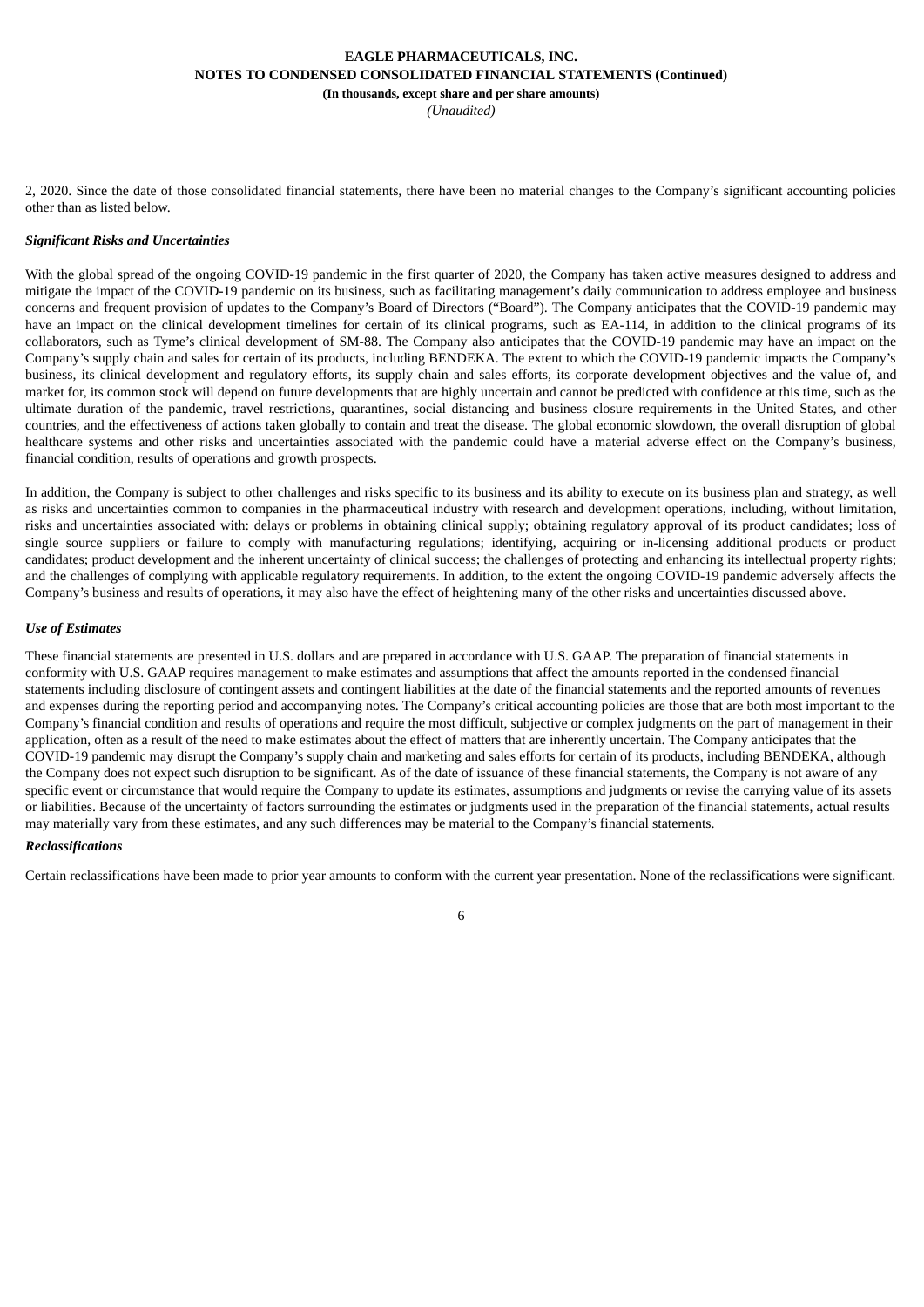2, 2020. Since the date of those consolidated financial statements, there have been no material changes to the Company's significant accounting policies other than as listed below.

***Significant Risks and Uncertainties***

With the global spread of the ongoing COVID-19 pandemic in the first quarter of 2020, the Company has taken active measures designed to address and mitigate the impact of the COVID-19 pandemic on its business, such as facilitating management's daily communication to address employee and business concerns and frequent provision of updates to the Company's Board of Directors ("Board"). The Company anticipates that the COVID-19 pandemic may have an impact on the clinical development timelines for certain of its clinical programs, such as EA-114, in addition to the clinical programs of its collaborators, such as Tyme's clinical development of SM-88. The Company also anticipates that the COVID-19 pandemic may have an impact on the Company's supply chain and sales for certain of its products, including BENDEKA. The extent to which the COVID-19 pandemic impacts the Company's business, its clinical development and regulatory efforts, its supply chain and sales efforts, its corporate development objectives and the value of, and market for, its common stock will depend on future developments that are highly uncertain and cannot be predicted with confidence at this time, such as the ultimate duration of the pandemic, travel restrictions, quarantines, social distancing and business closure requirements in the United States, and other countries, and the effectiveness of actions taken globally to contain and treat the disease. The global economic slowdown, the overall disruption of global healthcare systems and other risks and uncertainties associated with the pandemic could have a material adverse effect on the Company's business, financial condition, results of operations and growth prospects.

In addition, the Company is subject to other challenges and risks specific to its business and its ability to execute on its business plan and strategy, as well as risks and uncertainties common to companies in the pharmaceutical industry with research and development operations, including, without limitation, risks and uncertainties associated with: delays or problems in obtaining clinical supply; obtaining regulatory approval of its product candidates; loss of single source suppliers or failure to comply with manufacturing regulations; identifying, acquiring or in-licensing additional products or product candidates; product development and the inherent uncertainty of clinical success; the challenges of protecting and enhancing its intellectual property rights; and the challenges of complying with applicable regulatory requirements. In addition, to the extent the ongoing COVID-19 pandemic adversely affects the Company's business and results of operations, it may also have the effect of heightening many of the other risks and uncertainties discussed above.

***Use of Estimates***

These financial statements are presented in U.S. dollars and are prepared in accordance with U.S. GAAP. The preparation of financial statements in conformity with U.S. GAAP requires management to make estimates and assumptions that affect the amounts reported in the condensed financial statements including disclosure of contingent assets and contingent liabilities at the date of the financial statements and the reported amounts of revenues and expenses during the reporting period and accompanying notes. The Company's critical accounting policies are those that are both most important to the Company's financial condition and results of operations and require the most difficult, subjective or complex judgments on the part of management in their application, often as a result of the need to make estimates about the effect of matters that are inherently uncertain. The Company anticipates that the COVID-19 pandemic may disrupt the Company's supply chain and marketing and sales efforts for certain of its products, including BENDEKA, although the Company does not expect such disruption to be significant. As of the date of issuance of these financial statements, the Company is not aware of any specific event or circumstance that would require the Company to update its estimates, assumptions and judgments or revise the carrying value of its assets or liabilities. Because of the uncertainty of factors surrounding the estimates or judgments used in the preparation of the financial statements, actual results may materially vary from these estimates, and any such differences may be material to the Company's financial statements.

***Reclassifications***

Certain reclassifications have been made to prior year amounts to conform with the current year presentation. None of the reclassifications were significant.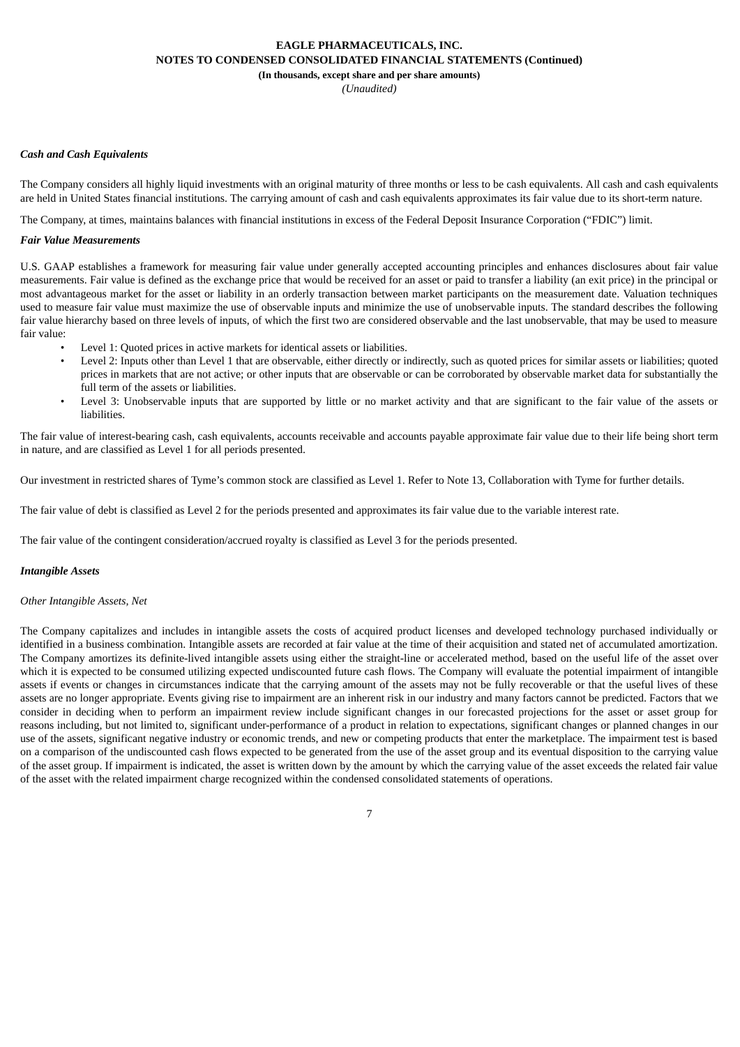***Cash and Cash Equivalents***

The Company considers all highly liquid investments with an original maturity of three months or less to be cash equivalents. All cash and cash equivalents are held in United States financial institutions. The carrying amount of cash and cash equivalents approximates its fair value due to its short-term nature.

The Company, at times, maintains balances with financial institutions in excess of the Federal Deposit Insurance Corporation ("FDIC") limit.

***Fair Value Measurements***

U.S. GAAP establishes a framework for measuring fair value under generally accepted accounting principles and enhances disclosures about fair value measurements. Fair value is defined as the exchange price that would be received for an asset or paid to transfer a liability (an exit price) in the principal or most advantageous market for the asset or liability in an orderly transaction between market participants on the measurement date. Valuation techniques used to measure fair value must maximize the use of observable inputs and minimize the use of unobservable inputs. The standard describes the following fair value hierarchy based on three levels of inputs, of which the first two are considered observable and the last unobservable, that may be used to measure fair value:

- Level 1: Quoted prices in active markets for identical assets or liabilities.
- Level 2: Inputs other than Level 1 that are observable, either directly or indirectly, such as quoted prices for similar assets or liabilities; quoted prices in markets that are not active; or other inputs that are observable or can be corroborated by observable market data for substantially the full term of the assets or liabilities.
- Level 3: Unobservable inputs that are supported by little or no market activity and that are significant to the fair value of the assets or liabilities.

The fair value of interest-bearing cash, cash equivalents, accounts receivable and accounts payable approximate fair value due to their life being short term in nature, and are classified as Level 1 for all periods presented.

Our investment in restricted shares of Tyme's common stock are classified as Level 1. Refer to Note 13, Collaboration with Tyme for further details.

The fair value of debt is classified as Level 2 for the periods presented and approximates its fair value due to the variable interest rate.

The fair value of the contingent consideration/accrued royalty is classified as Level 3 for the periods presented.

***Intangible Assets***

*Other Intangible Assets, Net*

The Company capitalizes and includes in intangible assets the costs of acquired product licenses and developed technology purchased individually or identified in a business combination. Intangible assets are recorded at fair value at the time of their acquisition and stated net of accumulated amortization. The Company amortizes its definite-lived intangible assets using either the straight-line or accelerated method, based on the useful life of the asset over which it is expected to be consumed utilizing expected undiscounted future cash flows. The Company will evaluate the potential impairment of intangible assets if events or changes in circumstances indicate that the carrying amount of the assets may not be fully recoverable or that the useful lives of these assets are no longer appropriate. Events giving rise to impairment are an inherent risk in our industry and many factors cannot be predicted. Factors that we consider in deciding when to perform an impairment review include significant changes in our forecasted projections for the asset or asset group for reasons including, but not limited to, significant under-performance of a product in relation to expectations, significant changes or planned changes in our use of the assets, significant negative industry or economic trends, and new or competing products that enter the marketplace. The impairment test is based on a comparison of the undiscounted cash flows expected to be generated from the use of the asset group and its eventual disposition to the carrying value of the asset group. If impairment is indicated, the asset is written down by the amount by which the carrying value of the asset exceeds the related fair value of the asset with the related impairment charge recognized within the condensed consolidated statements of operations.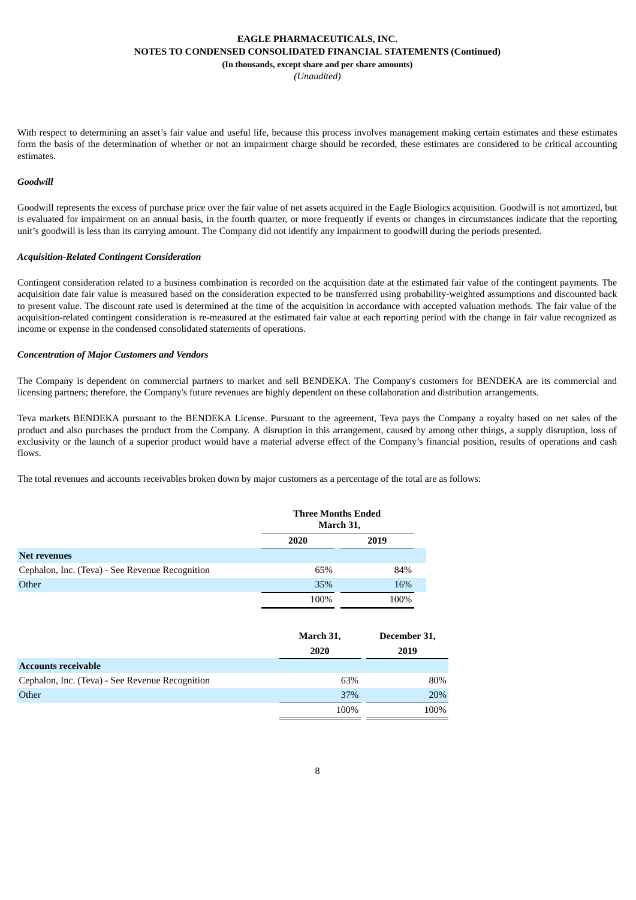With respect to determining an asset's fair value and useful life, because this process involves management making certain estimates and these estimates form the basis of the determination of whether or not an impairment charge should be recorded, these estimates are considered to be critical accounting estimates.

***Goodwill***

Goodwill represents the excess of purchase price over the fair value of net assets acquired in the Eagle Biologics acquisition. Goodwill is not amortized, but is evaluated for impairment on an annual basis, in the fourth quarter, or more frequently if events or changes in circumstances indicate that the reporting unit's goodwill is less than its carrying amount. The Company did not identify any impairment to goodwill during the periods presented.

***Acquisition-Related Contingent Consideration***

Contingent consideration related to a business combination is recorded on the acquisition date at the estimated fair value of the contingent payments. The acquisition date fair value is measured based on the consideration expected to be transferred using probability-weighted assumptions and discounted back to present value. The discount rate used is determined at the time of the acquisition in accordance with accepted valuation methods. The fair value of the acquisition-related contingent consideration is re-measured at the estimated fair value at each reporting period with the change in fair value recognized as income or expense in the condensed consolidated statements of operations.

***Concentration of Major Customers and Vendors***

The Company is dependent on commercial partners to market and sell BENDEKA. The Company's customers for BENDEKA are its commercial and licensing partners; therefore, the Company's future revenues are highly dependent on these collaboration and distribution arrangements.

Teva markets BENDEKA pursuant to the BENDEKA License. Pursuant to the agreement, Teva pays the Company a royalty based on net sales of the product and also purchases the product from the Company. A disruption in this arrangement, caused by among other things, a supply disruption, loss of exclusivity or the launch of a superior product would have a material adverse effect of the Company's financial position, results of operations and cash flows.

The total revenues and accounts receivables broken down by major customers as a percentage of the total are as follows:

| | Three Months Ended March 31, | |
|---|---|---|
| | 2020 | 2019 |
| **Net revenues** | | |
| Cephalon, Inc. (Teva) - See Revenue Recognition | 65% | 84% |
| Other | 35% | 16% |
| | 100% | 100% |

| | March 31, 2020 | December 31, 2019 |
|---|---|---|
| **Accounts receivable** | | |
| Cephalon, Inc. (Teva) - See Revenue Recognition | 63% | 80% |
| Other | 37% | 20% |
| | 100% | 100% |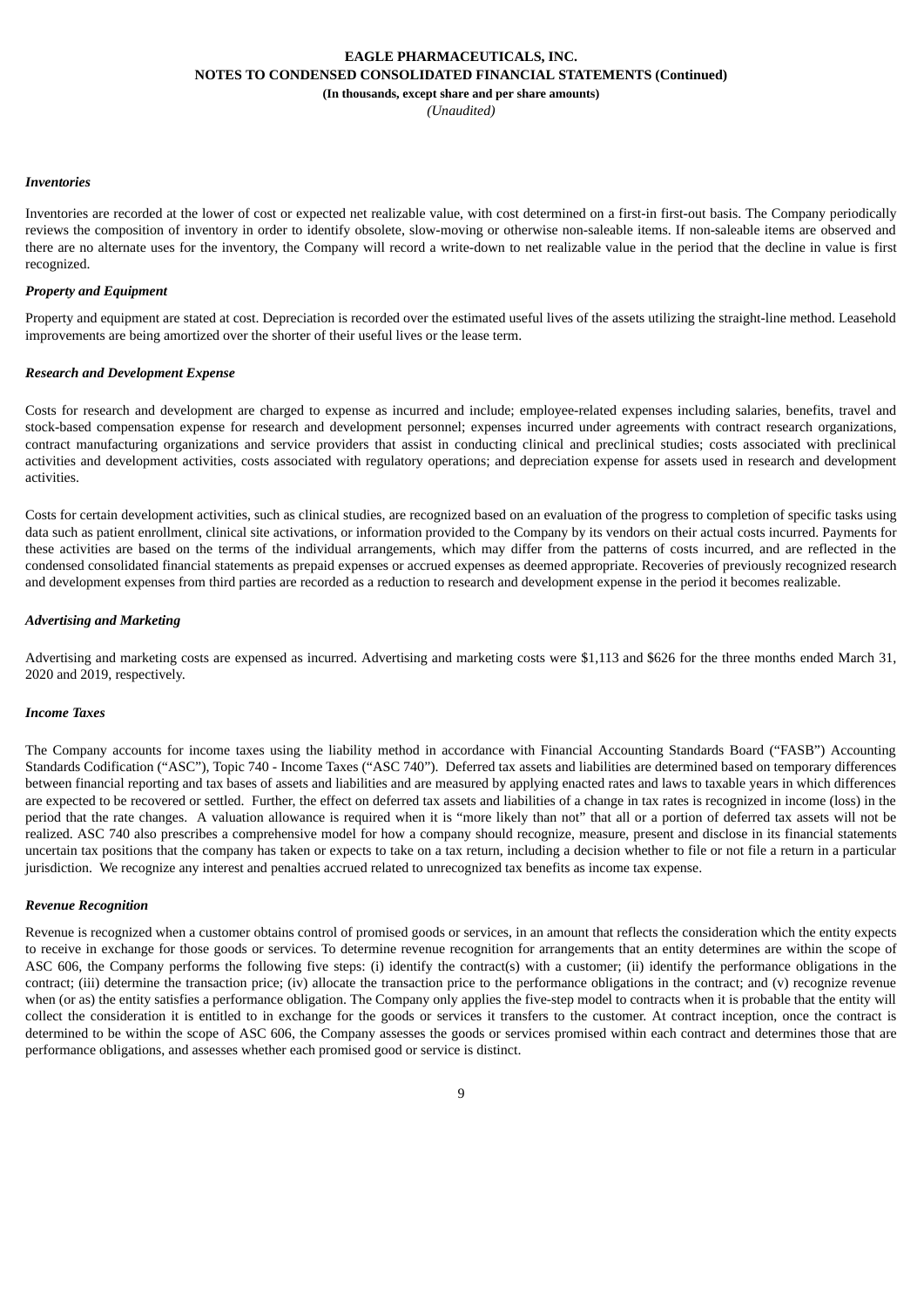***Inventories***

Inventories are recorded at the lower of cost or expected net realizable value, with cost determined on a first-in first-out basis. The Company periodically reviews the composition of inventory in order to identify obsolete, slow-moving or otherwise non-saleable items. If non-saleable items are observed and there are no alternate uses for the inventory, the Company will record a write-down to net realizable value in the period that the decline in value is first recognized.

***Property and Equipment***

Property and equipment are stated at cost. Depreciation is recorded over the estimated useful lives of the assets utilizing the straight-line method. Leasehold improvements are being amortized over the shorter of their useful lives or the lease term.

***Research and Development Expense***

Costs for research and development are charged to expense as incurred and include; employee-related expenses including salaries, benefits, travel and stock-based compensation expense for research and development personnel; expenses incurred under agreements with contract research organizations, contract manufacturing organizations and service providers that assist in conducting clinical and preclinical studies; costs associated with preclinical activities and development activities, costs associated with regulatory operations; and depreciation expense for assets used in research and development activities.

Costs for certain development activities, such as clinical studies, are recognized based on an evaluation of the progress to completion of specific tasks using data such as patient enrollment, clinical site activations, or information provided to the Company by its vendors on their actual costs incurred. Payments for these activities are based on the terms of the individual arrangements, which may differ from the patterns of costs incurred, and are reflected in the condensed consolidated financial statements as prepaid expenses or accrued expenses as deemed appropriate. Recoveries of previously recognized research and development expenses from third parties are recorded as a reduction to research and development expense in the period it becomes realizable.

***Advertising and Marketing***

Advertising and marketing costs are expensed as incurred. Advertising and marketing costs were $1,113 and $626 for the three months ended March 31, 2020 and 2019, respectively.

***Income Taxes***

The Company accounts for income taxes using the liability method in accordance with Financial Accounting Standards Board ("FASB") Accounting Standards Codification ("ASC"), Topic 740 - Income Taxes ("ASC 740"). Deferred tax assets and liabilities are determined based on temporary differences between financial reporting and tax bases of assets and liabilities and are measured by applying enacted rates and laws to taxable years in which differences are expected to be recovered or settled. Further, the effect on deferred tax assets and liabilities of a change in tax rates is recognized in income (loss) in the period that the rate changes. A valuation allowance is required when it is "more likely than not" that all or a portion of deferred tax assets will not be realized. ASC 740 also prescribes a comprehensive model for how a company should recognize, measure, present and disclose in its financial statements uncertain tax positions that the company has taken or expects to take on a tax return, including a decision whether to file or not file a return in a particular jurisdiction. We recognize any interest and penalties accrued related to unrecognized tax benefits as income tax expense.

***Revenue Recognition***

Revenue is recognized when a customer obtains control of promised goods or services, in an amount that reflects the consideration which the entity expects to receive in exchange for those goods or services. To determine revenue recognition for arrangements that an entity determines are within the scope of ASC 606, the Company performs the following five steps: (i) identify the contract(s) with a customer; (ii) identify the performance obligations in the contract; (iii) determine the transaction price; (iv) allocate the transaction price to the performance obligations in the contract; and (v) recognize revenue when (or as) the entity satisfies a performance obligation. The Company only applies the five-step model to contracts when it is probable that the entity will collect the consideration it is entitled to in exchange for the goods or services it transfers to the customer. At contract inception, once the contract is determined to be within the scope of ASC 606, the Company assesses the goods or services promised within each contract and determines those that are performance obligations, and assesses whether each promised good or service is distinct.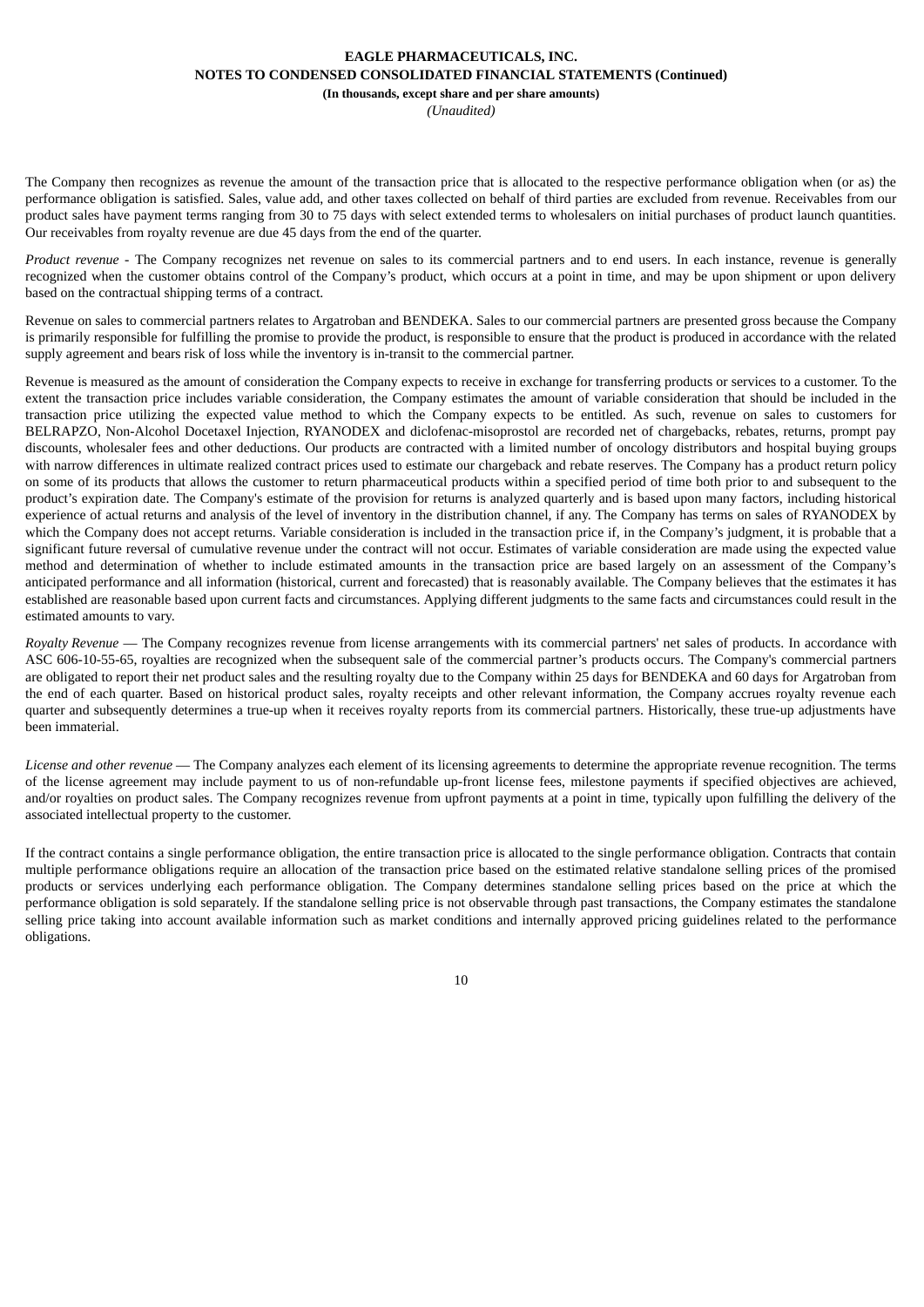The Company then recognizes as revenue the amount of the transaction price that is allocated to the respective performance obligation when (or as) the performance obligation is satisfied. Sales, value add, and other taxes collected on behalf of third parties are excluded from revenue. Receivables from our product sales have payment terms ranging from 30 to 75 days with select extended terms to wholesalers on initial purchases of product launch quantities. Our receivables from royalty revenue are due 45 days from the end of the quarter.

*Product revenue* - The Company recognizes net revenue on sales to its commercial partners and to end users. In each instance, revenue is generally recognized when the customer obtains control of the Company's product, which occurs at a point in time, and may be upon shipment or upon delivery based on the contractual shipping terms of a contract.

Revenue on sales to commercial partners relates to Argatroban and BENDEKA. Sales to our commercial partners are presented gross because the Company is primarily responsible for fulfilling the promise to provide the product, is responsible to ensure that the product is produced in accordance with the related supply agreement and bears risk of loss while the inventory is in-transit to the commercial partner.

Revenue is measured as the amount of consideration the Company expects to receive in exchange for transferring products or services to a customer. To the extent the transaction price includes variable consideration, the Company estimates the amount of variable consideration that should be included in the transaction price utilizing the expected value method to which the Company expects to be entitled. As such, revenue on sales to customers for BELRAPZO, Non-Alcohol Docetaxel Injection, RYANODEX and diclofenac-misoprostol are recorded net of chargebacks, rebates, returns, prompt pay discounts, wholesaler fees and other deductions. Our products are contracted with a limited number of oncology distributors and hospital buying groups with narrow differences in ultimate realized contract prices used to estimate our chargeback and rebate reserves. The Company has a product return policy on some of its products that allows the customer to return pharmaceutical products within a specified period of time both prior to and subsequent to the product's expiration date. The Company's estimate of the provision for returns is analyzed quarterly and is based upon many factors, including historical experience of actual returns and analysis of the level of inventory in the distribution channel, if any. The Company has terms on sales of RYANODEX by which the Company does not accept returns. Variable consideration is included in the transaction price if, in the Company's judgment, it is probable that a significant future reversal of cumulative revenue under the contract will not occur. Estimates of variable consideration are made using the expected value method and determination of whether to include estimated amounts in the transaction price are based largely on an assessment of the Company's anticipated performance and all information (historical, current and forecasted) that is reasonably available. The Company believes that the estimates it has established are reasonable based upon current facts and circumstances. Applying different judgments to the same facts and circumstances could result in the estimated amounts to vary.

*Royalty Revenue* — The Company recognizes revenue from license arrangements with its commercial partners' net sales of products. In accordance with ASC 606-10-55-65, royalties are recognized when the subsequent sale of the commercial partner's products occurs. The Company's commercial partners are obligated to report their net product sales and the resulting royalty due to the Company within 25 days for BENDEKA and 60 days for Argatroban from the end of each quarter. Based on historical product sales, royalty receipts and other relevant information, the Company accrues royalty revenue each quarter and subsequently determines a true-up when it receives royalty reports from its commercial partners. Historically, these true-up adjustments have been immaterial.

*License and other revenue* — The Company analyzes each element of its licensing agreements to determine the appropriate revenue recognition. The terms of the license agreement may include payment to us of non-refundable up-front license fees, milestone payments if specified objectives are achieved, and/or royalties on product sales. The Company recognizes revenue from upfront payments at a point in time, typically upon fulfilling the delivery of the associated intellectual property to the customer.

If the contract contains a single performance obligation, the entire transaction price is allocated to the single performance obligation. Contracts that contain multiple performance obligations require an allocation of the transaction price based on the estimated relative standalone selling prices of the promised products or services underlying each performance obligation. The Company determines standalone selling prices based on the price at which the performance obligation is sold separately. If the standalone selling price is not observable through past transactions, the Company estimates the standalone selling price taking into account available information such as market conditions and internally approved pricing guidelines related to the performance obligations.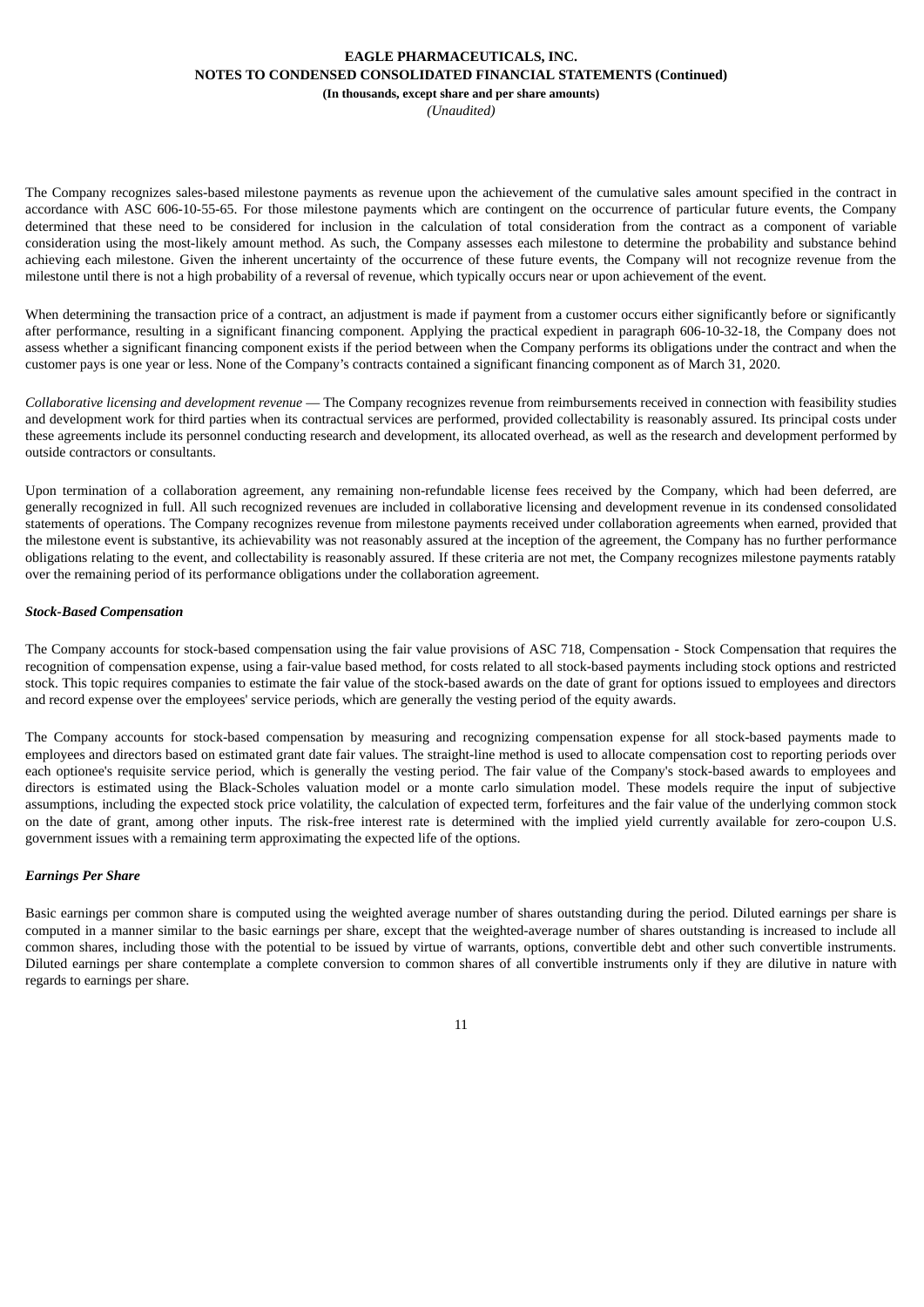The Company recognizes sales-based milestone payments as revenue upon the achievement of the cumulative sales amount specified in the contract in accordance with ASC 606-10-55-65. For those milestone payments which are contingent on the occurrence of particular future events, the Company determined that these need to be considered for inclusion in the calculation of total consideration from the contract as a component of variable consideration using the most-likely amount method. As such, the Company assesses each milestone to determine the probability and substance behind achieving each milestone. Given the inherent uncertainty of the occurrence of these future events, the Company will not recognize revenue from the milestone until there is not a high probability of a reversal of revenue, which typically occurs near or upon achievement of the event.

When determining the transaction price of a contract, an adjustment is made if payment from a customer occurs either significantly before or significantly after performance, resulting in a significant financing component. Applying the practical expedient in paragraph 606-10-32-18, the Company does not assess whether a significant financing component exists if the period between when the Company performs its obligations under the contract and when the customer pays is one year or less. None of the Company's contracts contained a significant financing component as of March 31, 2020.

*Collaborative licensing and development revenue* — The Company recognizes revenue from reimbursements received in connection with feasibility studies and development work for third parties when its contractual services are performed, provided collectability is reasonably assured. Its principal costs under these agreements include its personnel conducting research and development, its allocated overhead, as well as the research and development performed by outside contractors or consultants.

Upon termination of a collaboration agreement, any remaining non-refundable license fees received by the Company, which had been deferred, are generally recognized in full. All such recognized revenues are included in collaborative licensing and development revenue in its condensed consolidated statements of operations. The Company recognizes revenue from milestone payments received under collaboration agreements when earned, provided that the milestone event is substantive, its achievability was not reasonably assured at the inception of the agreement, the Company has no further performance obligations relating to the event, and collectability is reasonably assured. If these criteria are not met, the Company recognizes milestone payments ratably over the remaining period of its performance obligations under the collaboration agreement.

***Stock-Based Compensation***

The Company accounts for stock-based compensation using the fair value provisions of ASC 718, Compensation - Stock Compensation that requires the recognition of compensation expense, using a fair-value based method, for costs related to all stock-based payments including stock options and restricted stock. This topic requires companies to estimate the fair value of the stock-based awards on the date of grant for options issued to employees and directors and record expense over the employees' service periods, which are generally the vesting period of the equity awards.

The Company accounts for stock-based compensation by measuring and recognizing compensation expense for all stock-based payments made to employees and directors based on estimated grant date fair values. The straight-line method is used to allocate compensation cost to reporting periods over each optionee's requisite service period, which is generally the vesting period. The fair value of the Company's stock-based awards to employees and directors is estimated using the Black-Scholes valuation model or a monte carlo simulation model. These models require the input of subjective assumptions, including the expected stock price volatility, the calculation of expected term, forfeitures and the fair value of the underlying common stock on the date of grant, among other inputs. The risk-free interest rate is determined with the implied yield currently available for zero-coupon U.S. government issues with a remaining term approximating the expected life of the options.

***Earnings Per Share***

Basic earnings per common share is computed using the weighted average number of shares outstanding during the period. Diluted earnings per share is computed in a manner similar to the basic earnings per share, except that the weighted-average number of shares outstanding is increased to include all common shares, including those with the potential to be issued by virtue of warrants, options, convertible debt and other such convertible instruments. Diluted earnings per share contemplate a complete conversion to common shares of all convertible instruments only if they are dilutive in nature with regards to earnings per share.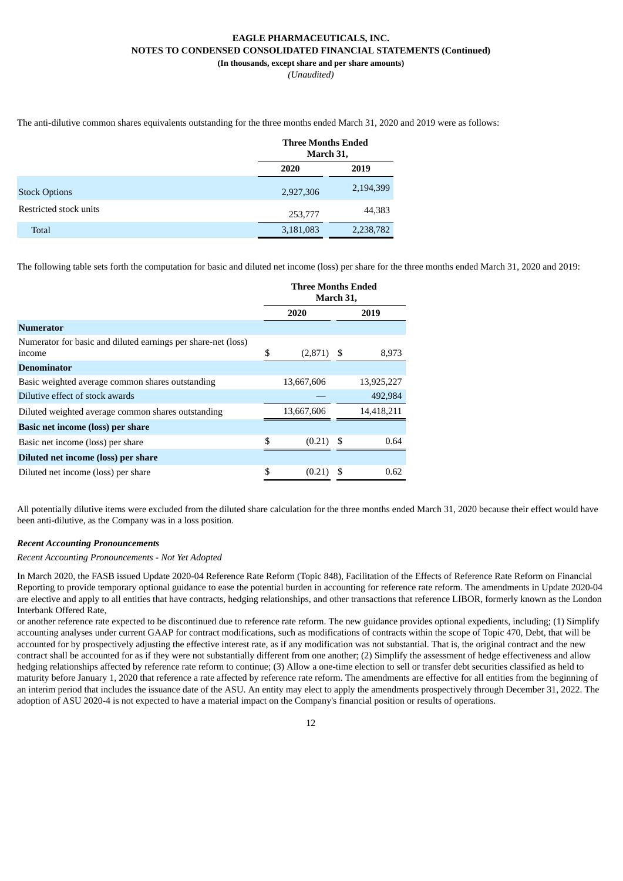The anti-dilutive common shares equivalents outstanding for the three months ended March 31, 2020 and 2019 were as follows:

| | Three Months Ended March 31, | |
|---|---|---|
| | 2020 | 2019 |
| Stock Options | 2,927,306 | 2,194,399 |
| Restricted stock units | 253,777 | 44,383 |
| Total | 3,181,083 | 2,238,782 |

The following table sets forth the computation for basic and diluted net income (loss) per share for the three months ended March 31, 2020 and 2019:

| | Three Months Ended March 31, | |
|---|---|---|
| | 2020 | 2019 |
| **Numerator** | | |
| Numerator for basic and diluted earnings per share-net (loss) income | $ (2,871) | $ 8,973 |
| **Denominator** | | |
| Basic weighted average common shares outstanding | 13,667,606 | 13,925,227 |
| Dilutive effect of stock awards | — | 492,984 |
| Diluted weighted average common shares outstanding | 13,667,606 | 14,418,211 |
| **Basic net income (loss) per share** | | |
| Basic net income (loss) per share | $ (0.21) | $ 0.64 |
| **Diluted net income (loss) per share** | | |
| Diluted net income (loss) per share | $ (0.21) | $ 0.62 |

All potentially dilutive items were excluded from the diluted share calculation for the three months ended March 31, 2020 because their effect would have been anti-dilutive, as the Company was in a loss position.

***Recent Accounting Pronouncements***

*Recent Accounting Pronouncements - Not Yet Adopted*

In March 2020, the FASB issued Update 2020-04 Reference Rate Reform (Topic 848), Facilitation of the Effects of Reference Rate Reform on Financial Reporting to provide temporary optional guidance to ease the potential burden in accounting for reference rate reform. The amendments in Update 2020-04 are elective and apply to all entities that have contracts, hedging relationships, and other transactions that reference LIBOR, formerly known as the London Interbank Offered Rate,
or another reference rate expected to be discontinued due to reference rate reform. The new guidance provides optional expedients, including; (1) Simplify accounting analyses under current GAAP for contract modifications, such as modifications of contracts within the scope of Topic 470, Debt, that will be accounted for by prospectively adjusting the effective interest rate, as if any modification was not substantial. That is, the original contract and the new contract shall be accounted for as if they were not substantially different from one another; (2) Simplify the assessment of hedge effectiveness and allow hedging relationships affected by reference rate reform to continue; (3) Allow a one-time election to sell or transfer debt securities classified as held to maturity before January 1, 2020 that reference a rate affected by reference rate reform. The amendments are effective for all entities from the beginning of an interim period that includes the issuance date of the ASU. An entity may elect to apply the amendments prospectively through December 31, 2022. The adoption of ASU 2020-4 is not expected to have a material impact on the Company's financial position or results of operations.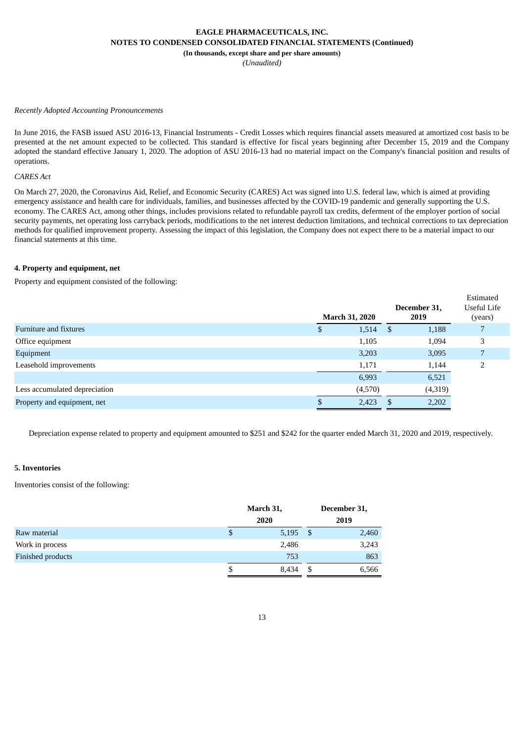*Recently Adopted Accounting Pronouncements*

In June 2016, the FASB issued ASU 2016-13, Financial Instruments - Credit Losses which requires financial assets measured at amortized cost basis to be presented at the net amount expected to be collected. This standard is effective for fiscal years beginning after December 15, 2019 and the Company adopted the standard effective January 1, 2020. The adoption of ASU 2016-13 had no material impact on the Company's financial position and results of operations.

*CARES Act*

On March 27, 2020, the Coronavirus Aid, Relief, and Economic Security (CARES) Act was signed into U.S. federal law, which is aimed at providing emergency assistance and health care for individuals, families, and businesses affected by the COVID-19 pandemic and generally supporting the U.S. economy. The CARES Act, among other things, includes provisions related to refundable payroll tax credits, deferment of the employer portion of social security payments, net operating loss carryback periods, modifications to the net interest deduction limitations, and technical corrections to tax depreciation methods for qualified improvement property. Assessing the impact of this legislation, the Company does not expect there to be a material impact to our financial statements at this time.

**4. Property and equipment, net**

Property and equipment consisted of the following:

| | March 31, 2020 | December 31, 2019 | Estimated Useful Life (years) |
|---|---|---|---|
| Furniture and fixtures | $ 1,514 | $ 1,188 | 7 |
| Office equipment | 1,105 | 1,094 | 3 |
| Equipment | 3,203 | 3,095 | 7 |
| Leasehold improvements | 1,171 | 1,144 | 2 |
| | 6,993 | 6,521 | |
| Less accumulated depreciation | (4,570) | (4,319) | |
| Property and equipment, net | $ 2,423 | $ 2,202 | |

Depreciation expense related to property and equipment amounted to $251 and $242 for the quarter ended March 31, 2020 and 2019, respectively.

**5. Inventories**

Inventories consist of the following:

| | March 31, 2020 | December 31, 2019 |
|---|---|---|
| Raw material | $ 5,195 | $ 2,460 |
| Work in process | 2,486 | 3,243 |
| Finished products | 753 | 863 |
| | $ 8,434 | $ 6,566 |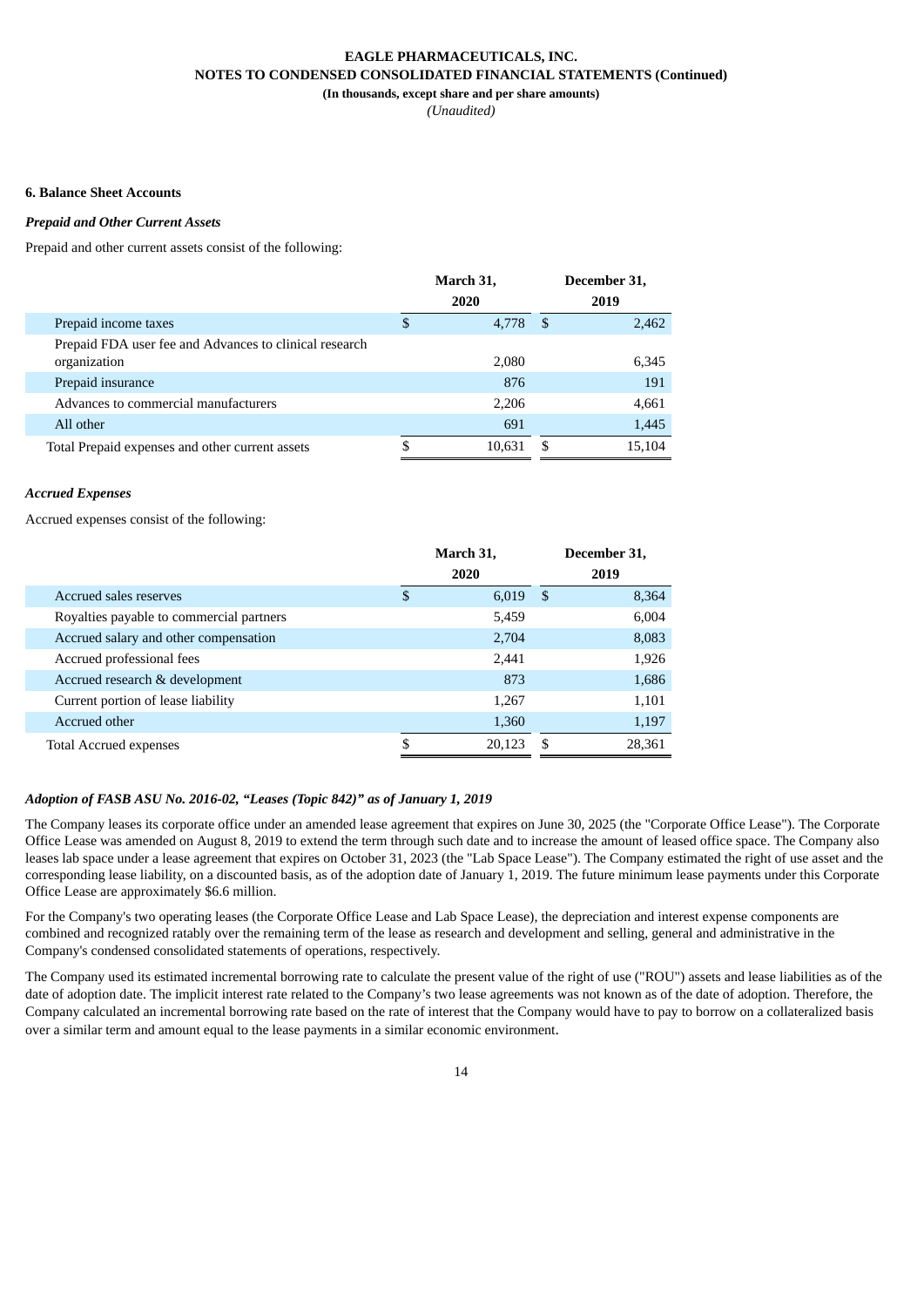### 6. Balance Sheet Accounts

***Prepaid and Other Current Assets***

Prepaid and other current assets consist of the following:

| | March 31, 2020 | December 31, 2019 |
|---|---|---|
| Prepaid income taxes | $ 4,778 | $ 2,462 |
| Prepaid FDA user fee and Advances to clinical research organization | 2,080 | 6,345 |
| Prepaid insurance | 876 | 191 |
| Advances to commercial manufacturers | 2,206 | 4,661 |
| All other | 691 | 1,445 |
| Total Prepaid expenses and other current assets | $ 10,631 | $ 15,104 |

***Accrued Expenses***

Accrued expenses consist of the following:

| | March 31, 2020 | December 31, 2019 |
|---|---|---|
| Accrued sales reserves | $ 6,019 | $ 8,364 |
| Royalties payable to commercial partners | 5,459 | 6,004 |
| Accrued salary and other compensation | 2,704 | 8,083 |
| Accrued professional fees | 2,441 | 1,926 |
| Accrued research & development | 873 | 1,686 |
| Current portion of lease liability | 1,267 | 1,101 |
| Accrued other | 1,360 | 1,197 |
| Total Accrued expenses | $ 20,123 | $ 28,361 |

***Adoption of FASB ASU No. 2016-02, "Leases (Topic 842)" as of January 1, 2019***

The Company leases its corporate office under an amended lease agreement that expires on June 30, 2025 (the "Corporate Office Lease"). The Corporate Office Lease was amended on August 8, 2019 to extend the term through such date and to increase the amount of leased office space. The Company also leases lab space under a lease agreement that expires on October 31, 2023 (the "Lab Space Lease"). The Company estimated the right of use asset and the corresponding lease liability, on a discounted basis, as of the adoption date of January 1, 2019. The future minimum lease payments under this Corporate Office Lease are approximately $6.6 million.

For the Company's two operating leases (the Corporate Office Lease and Lab Space Lease), the depreciation and interest expense components are combined and recognized ratably over the remaining term of the lease as research and development and selling, general and administrative in the Company's condensed consolidated statements of operations, respectively.

The Company used its estimated incremental borrowing rate to calculate the present value of the right of use ("ROU") assets and lease liabilities as of the date of adoption date. The implicit interest rate related to the Company's two lease agreements was not known as of the date of adoption. Therefore, the Company calculated an incremental borrowing rate based on the rate of interest that the Company would have to pay to borrow on a collateralized basis over a similar term and amount equal to the lease payments in a similar economic environment.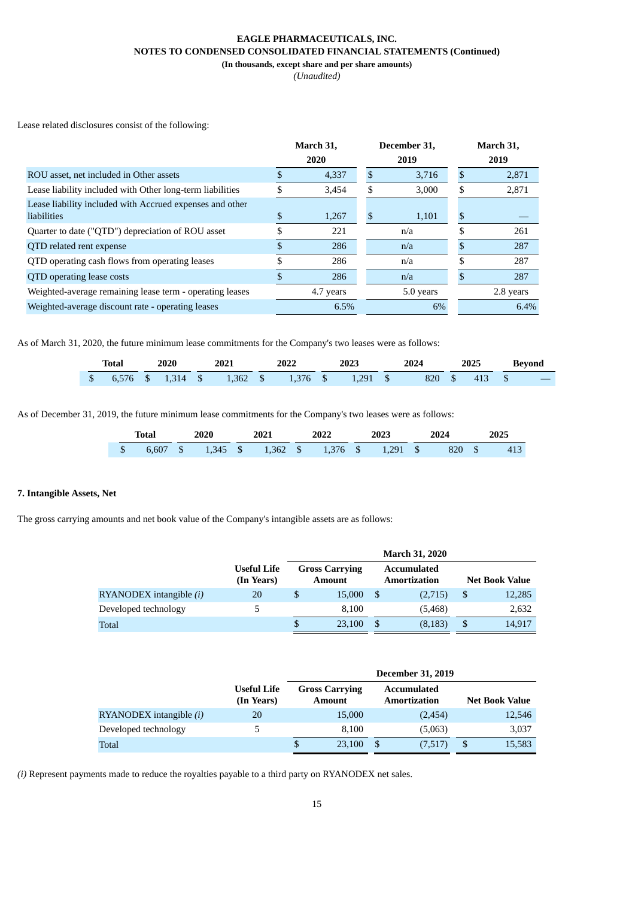Lease related disclosures consist of the following:

| | March 31, 2020 | December 31, 2019 | March 31, 2019 |
|---|---|---|---|
| ROU asset, net included in Other assets | $ 4,337 | $ 3,716 | $ 2,871 |
| Lease liability included with Other long-term liabilities | $ 3,454 | $ 3,000 | $ 2,871 |
| Lease liability included with Accrued expenses and other liabilities | $ 1,267 | $ 1,101 | $ — |
| Quarter to date ("QTD") depreciation of ROU asset | $ 221 | n/a | $ 261 |
| QTD related rent expense | $ 286 | n/a | $ 287 |
| QTD operating cash flows from operating leases | $ 286 | n/a | $ 287 |
| QTD operating lease costs | $ 286 | n/a | $ 287 |
| Weighted-average remaining lease term - operating leases | 4.7 years | 5.0 years | 2.8 years |
| Weighted-average discount rate - operating leases | 6.5% | 6% | 6.4% |

As of March 31, 2020, the future minimum lease commitments for the Company's two leases were as follows:

| Total | 2020 | 2021 | 2022 | 2023 | 2024 | 2025 | Beyond |
|---|---|---|---|---|---|---|---|
| $ 6,576 | $ 1,314 | $ 1,362 | $ 1,376 | $ 1,291 | $ 820 | $ 413 | $ — |

As of December 31, 2019, the future minimum lease commitments for the Company's two leases were as follows:

| Total | 2020 | 2021 | 2022 | 2023 | 2024 | 2025 |
|---|---|---|---|---|---|---|
| $ 6,607 | $ 1,345 | $ 1,362 | $ 1,376 | $ 1,291 | $ 820 | $ 413 |

**7. Intangible Assets, Net**

The gross carrying amounts and net book value of the Company's intangible assets are as follows:

| | | March 31, 2020 | | |
|---|---|---|---|---|
| | Useful Life (In Years) | Gross Carrying Amount | Accumulated Amortization | Net Book Value |
| RYANODEX intangible *(i)* | 20 | $ 15,000 | $ (2,715) | $ 12,285 |
| Developed technology | 5 | 8,100 | (5,468) | 2,632 |
| Total | | $ 23,100 | $ (8,183) | $ 14,917 |

| | | December 31, 2019 | | |
|---|---|---|---|---|
| | Useful Life (In Years) | Gross Carrying Amount | Accumulated Amortization | Net Book Value |
| RYANODEX intangible *(i)* | 20 | 15,000 | (2,454) | 12,546 |
| Developed technology | 5 | 8,100 | (5,063) | 3,037 |
| Total | | $ 23,100 | $ (7,517) | $ 15,583 |

*(i)* Represent payments made to reduce the royalties payable to a third party on RYANODEX net sales.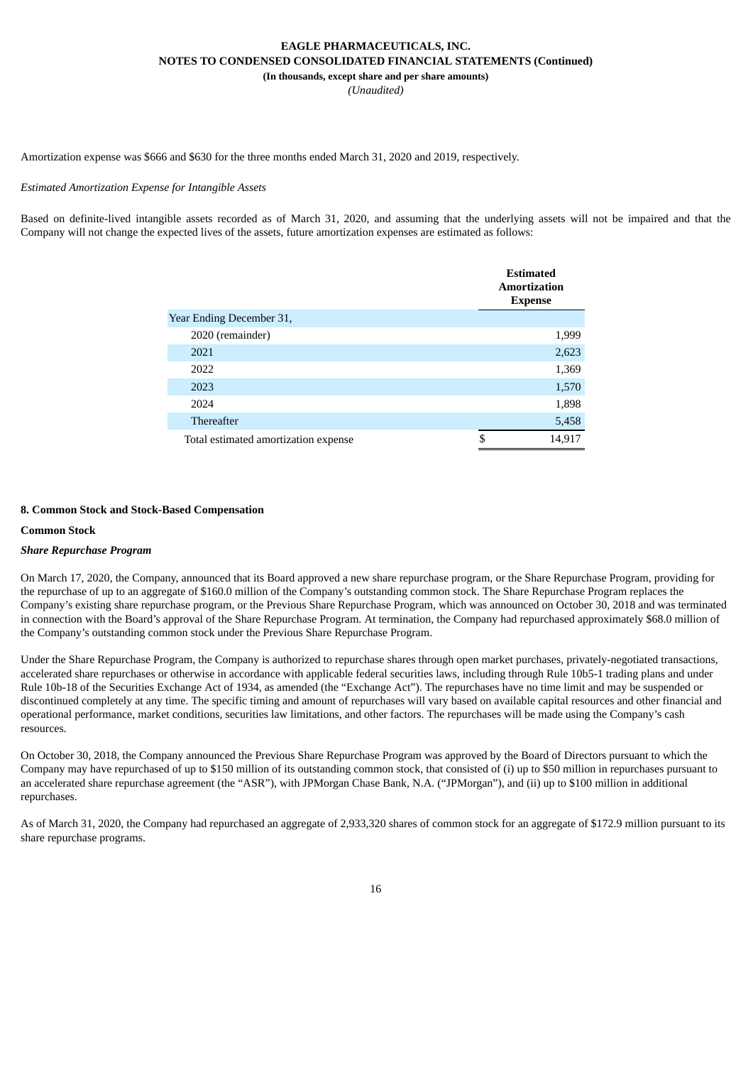Amortization expense was $666 and $630 for the three months ended March 31, 2020 and 2019, respectively.

*Estimated Amortization Expense for Intangible Assets*

Based on definite-lived intangible assets recorded as of March 31, 2020, and assuming that the underlying assets will not be impaired and that the Company will not change the expected lives of the assets, future amortization expenses are estimated as follows:

| | Estimated Amortization Expense |
|---|---|
| Year Ending December 31, | |
| 2020 (remainder) | 1,999 |
| 2021 | 2,623 |
| 2022 | 1,369 |
| 2023 | 1,570 |
| 2024 | 1,898 |
| Thereafter | 5,458 |
| Total estimated amortization expense | $ 14,917 |

**8. Common Stock and Stock-Based Compensation**

**Common Stock**

***Share Repurchase Program***

On March 17, 2020, the Company, announced that its Board approved a new share repurchase program, or the Share Repurchase Program, providing for the repurchase of up to an aggregate of $160.0 million of the Company's outstanding common stock. The Share Repurchase Program replaces the Company's existing share repurchase program, or the Previous Share Repurchase Program, which was announced on October 30, 2018 and was terminated in connection with the Board's approval of the Share Repurchase Program. At termination, the Company had repurchased approximately $68.0 million of the Company's outstanding common stock under the Previous Share Repurchase Program.

Under the Share Repurchase Program, the Company is authorized to repurchase shares through open market purchases, privately-negotiated transactions, accelerated share repurchases or otherwise in accordance with applicable federal securities laws, including through Rule 10b5-1 trading plans and under Rule 10b-18 of the Securities Exchange Act of 1934, as amended (the "Exchange Act"). The repurchases have no time limit and may be suspended or discontinued completely at any time. The specific timing and amount of repurchases will vary based on available capital resources and other financial and operational performance, market conditions, securities law limitations, and other factors. The repurchases will be made using the Company's cash resources.

On October 30, 2018, the Company announced the Previous Share Repurchase Program was approved by the Board of Directors pursuant to which the Company may have repurchased of up to $150 million of its outstanding common stock, that consisted of (i) up to $50 million in repurchases pursuant to an accelerated share repurchase agreement (the "ASR"), with JPMorgan Chase Bank, N.A. ("JPMorgan"), and (ii) up to $100 million in additional repurchases.

As of March 31, 2020, the Company had repurchased an aggregate of 2,933,320 shares of common stock for an aggregate of $172.9 million pursuant to its share repurchase programs.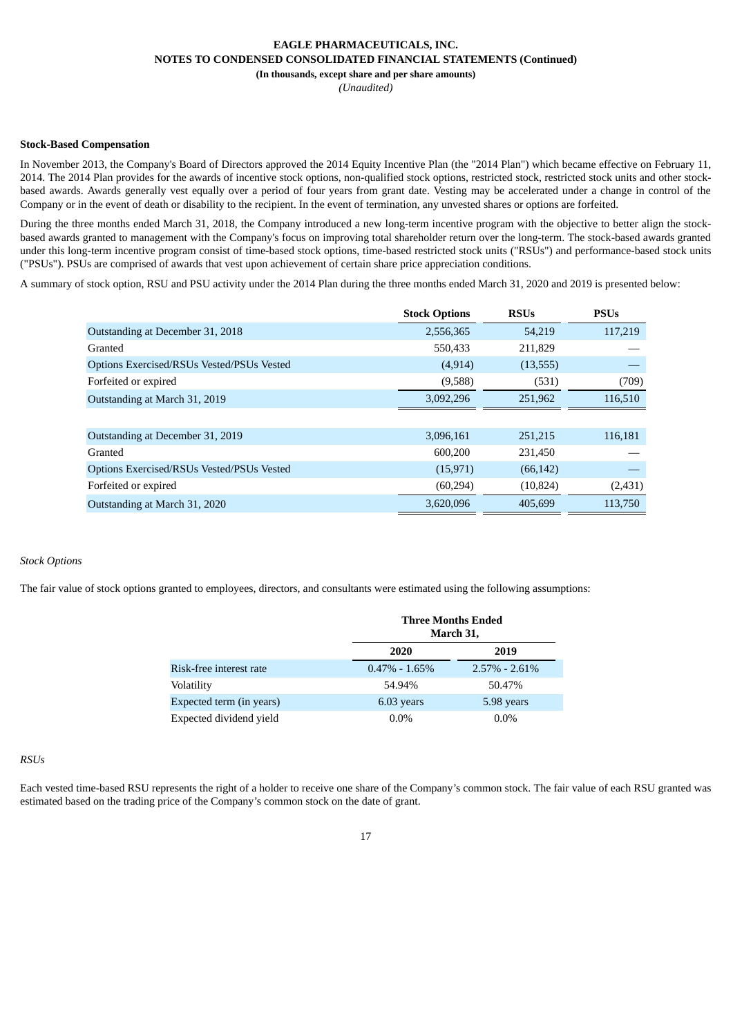**Stock-Based Compensation**

In November 2013, the Company's Board of Directors approved the 2014 Equity Incentive Plan (the "2014 Plan") which became effective on February 11, 2014. The 2014 Plan provides for the awards of incentive stock options, non-qualified stock options, restricted stock, restricted stock units and other stock-based awards. Awards generally vest equally over a period of four years from grant date. Vesting may be accelerated under a change in control of the Company or in the event of death or disability to the recipient. In the event of termination, any unvested shares or options are forfeited.

During the three months ended March 31, 2018, the Company introduced a new long-term incentive program with the objective to better align the stock-based awards granted to management with the Company's focus on improving total shareholder return over the long-term. The stock-based awards granted under this long-term incentive program consist of time-based stock options, time-based restricted stock units ("RSUs") and performance-based stock units ("PSUs"). PSUs are comprised of awards that vest upon achievement of certain share price appreciation conditions.

A summary of stock option, RSU and PSU activity under the 2014 Plan during the three months ended March 31, 2020 and 2019 is presented below:

| | Stock Options | RSUs | PSUs |
|---|---|---|---|
| Outstanding at December 31, 2018 | 2,556,365 | 54,219 | 117,219 |
| Granted | 550,433 | 211,829 | — |
| Options Exercised/RSUs Vested/PSUs Vested | (4,914) | (13,555) | — |
| Forfeited or expired | (9,588) | (531) | (709) |
| Outstanding at March 31, 2019 | 3,092,296 | 251,962 | 116,510 |
| | | | |
| Outstanding at December 31, 2019 | 3,096,161 | 251,215 | 116,181 |
| Granted | 600,200 | 231,450 | — |
| Options Exercised/RSUs Vested/PSUs Vested | (15,971) | (66,142) | — |
| Forfeited or expired | (60,294) | (10,824) | (2,431) |
| Outstanding at March 31, 2020 | 3,620,096 | 405,699 | 113,750 |

*Stock Options*

The fair value of stock options granted to employees, directors, and consultants were estimated using the following assumptions:

| | Three Months Ended March 31, | |
|---|---|---|
| | 2020 | 2019 |
| Risk-free interest rate | 0.47% - 1.65% | 2.57% - 2.61% |
| Volatility | 54.94% | 50.47% |
| Expected term (in years) | 6.03 years | 5.98 years |
| Expected dividend yield | 0.0% | 0.0% |

*RSUs*

Each vested time-based RSU represents the right of a holder to receive one share of the Company's common stock. The fair value of each RSU granted was estimated based on the trading price of the Company's common stock on the date of grant.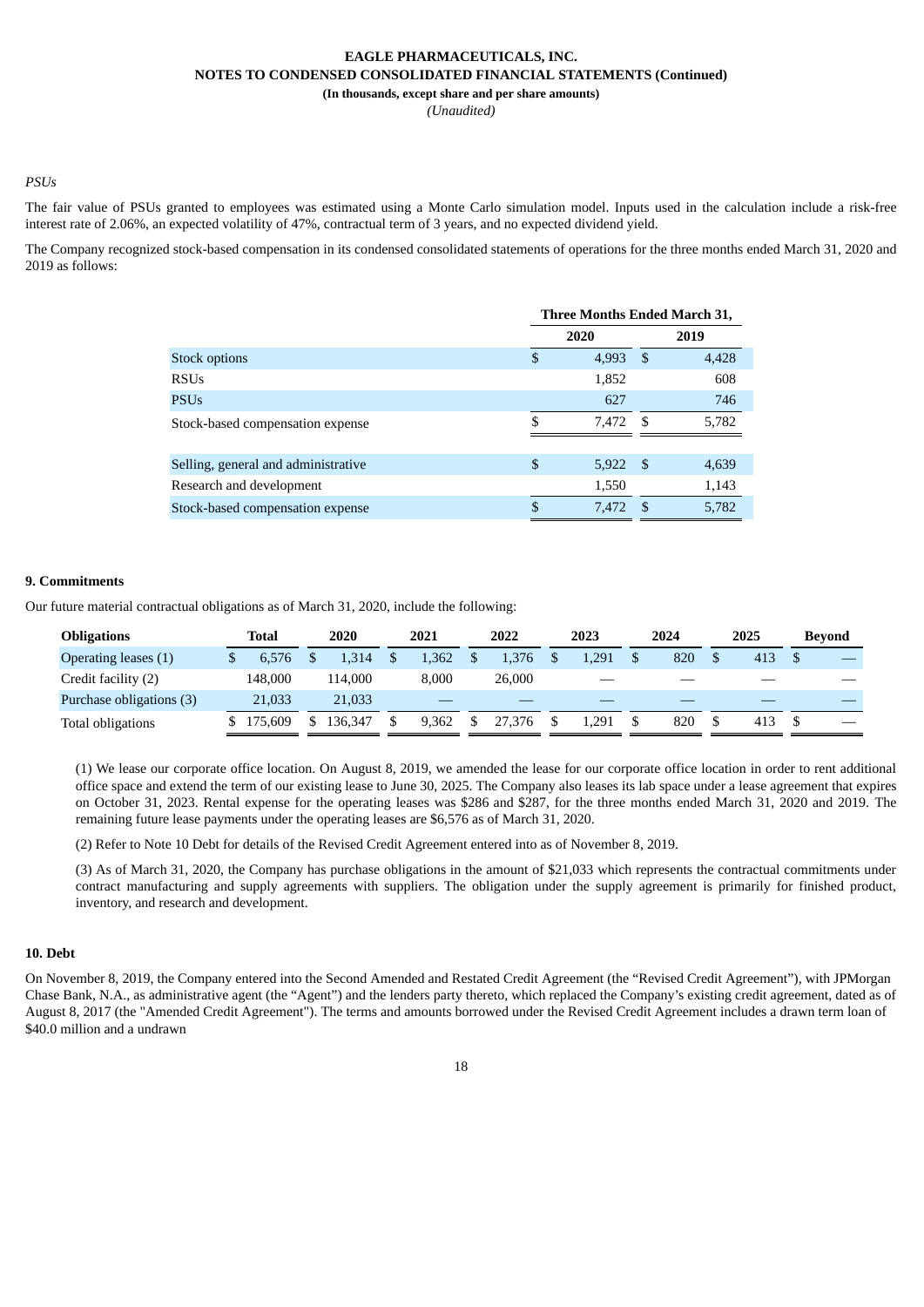*PSUs*

The fair value of PSUs granted to employees was estimated using a Monte Carlo simulation model. Inputs used in the calculation include a risk-free interest rate of 2.06%, an expected volatility of 47%, contractual term of 3 years, and no expected dividend yield.

The Company recognized stock-based compensation in its condensed consolidated statements of operations for the three months ended March 31, 2020 and 2019 as follows:

| | Three Months Ended March 31, | |
|---|---|---|
| | 2020 | 2019 |
| Stock options | $ 4,993 | $ 4,428 |
| RSUs | 1,852 | 608 |
| PSUs | 627 | 746 |
| Stock-based compensation expense | $ 7,472 | $ 5,782 |
| | | |
| Selling, general and administrative | $ 5,922 | $ 4,639 |
| Research and development | 1,550 | 1,143 |
| Stock-based compensation expense | $ 7,472 | $ 5,782 |

## 9. Commitments

Our future material contractual obligations as of March 31, 2020, include the following:

| Obligations | Total | 2020 | 2021 | 2022 | 2023 | 2024 | 2025 | Beyond |
|---|---|---|---|---|---|---|---|---|
| Operating leases (1) | $ 6,576 | $ 1,314 | $ 1,362 | $ 1,376 | $ 1,291 | $ 820 | $ 413 | $ — |
| Credit facility (2) | 148,000 | 114,000 | 8,000 | 26,000 | — | — | — | — |
| Purchase obligations (3) | 21,033 | 21,033 | — | — | — | — | — | — |
| Total obligations | $ 175,609 | $ 136,347 | $ 9,362 | $ 27,376 | $ 1,291 | $ 820 | $ 413 | $ — |

(1) We lease our corporate office location. On August 8, 2019, we amended the lease for our corporate office location in order to rent additional office space and extend the term of our existing lease to June 30, 2025. The Company also leases its lab space under a lease agreement that expires on October 31, 2023. Rental expense for the operating leases was $286 and $287, for the three months ended March 31, 2020 and 2019. The remaining future lease payments under the operating leases are $6,576 as of March 31, 2020.

(2) Refer to Note 10 Debt for details of the Revised Credit Agreement entered into as of November 8, 2019.

(3) As of March 31, 2020, the Company has purchase obligations in the amount of $21,033 which represents the contractual commitments under contract manufacturing and supply agreements with suppliers. The obligation under the supply agreement is primarily for finished product, inventory, and research and development.

## 10. Debt

On November 8, 2019, the Company entered into the Second Amended and Restated Credit Agreement (the "Revised Credit Agreement"), with JPMorgan Chase Bank, N.A., as administrative agent (the "Agent") and the lenders party thereto, which replaced the Company's existing credit agreement, dated as of August 8, 2017 (the "Amended Credit Agreement"). The terms and amounts borrowed under the Revised Credit Agreement includes a drawn term loan of $40.0 million and a undrawn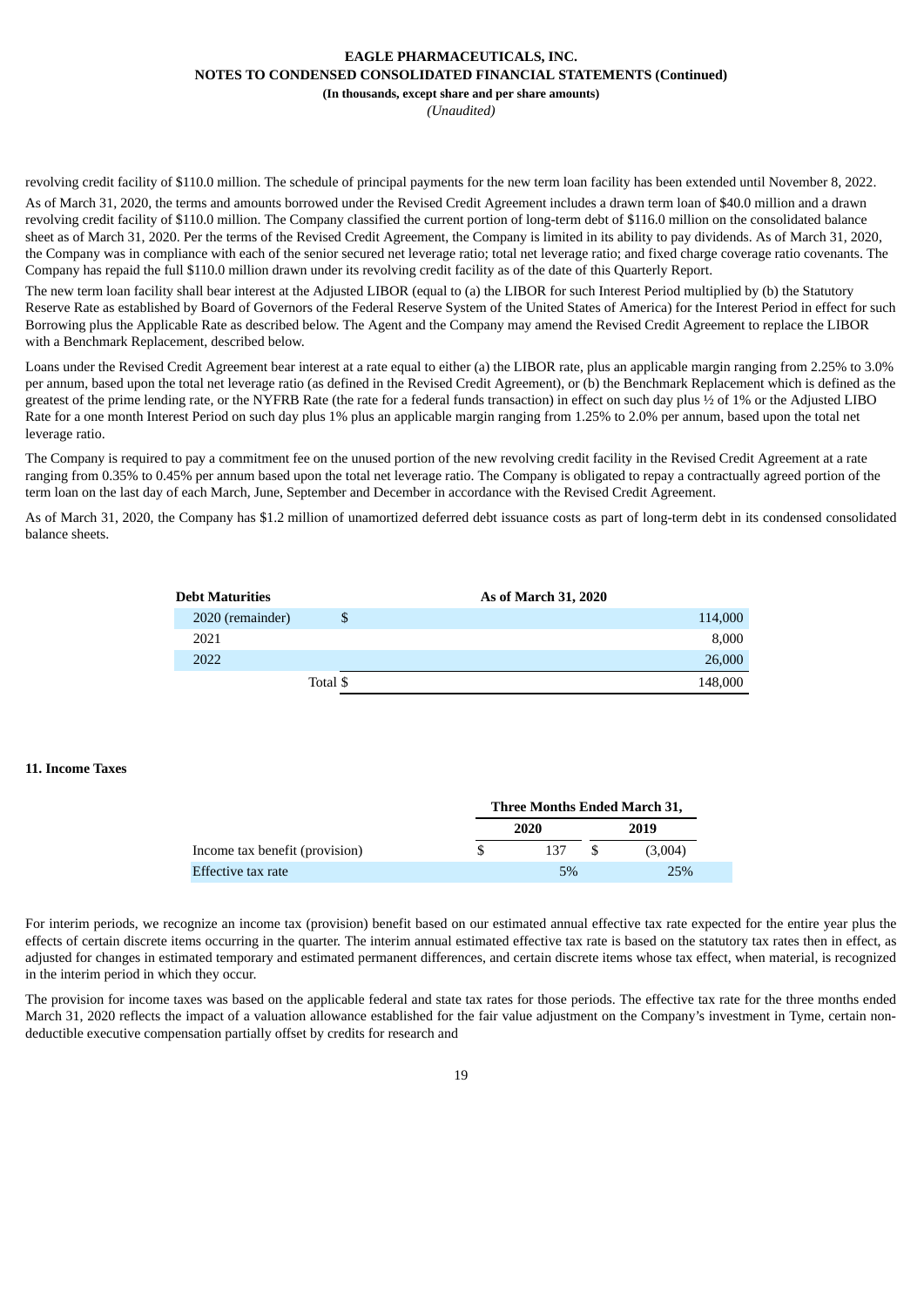revolving credit facility of $110.0 million. The schedule of principal payments for the new term loan facility has been extended until November 8, 2022.

As of March 31, 2020, the terms and amounts borrowed under the Revised Credit Agreement includes a drawn term loan of $40.0 million and a drawn revolving credit facility of $110.0 million. The Company classified the current portion of long-term debt of $116.0 million on the consolidated balance sheet as of March 31, 2020. Per the terms of the Revised Credit Agreement, the Company is limited in its ability to pay dividends. As of March 31, 2020, the Company was in compliance with each of the senior secured net leverage ratio; total net leverage ratio; and fixed charge coverage ratio covenants. The Company has repaid the full $110.0 million drawn under its revolving credit facility as of the date of this Quarterly Report.

The new term loan facility shall bear interest at the Adjusted LIBOR (equal to (a) the LIBOR for such Interest Period multiplied by (b) the Statutory Reserve Rate as established by Board of Governors of the Federal Reserve System of the United States of America) for the Interest Period in effect for such Borrowing plus the Applicable Rate as described below. The Agent and the Company may amend the Revised Credit Agreement to replace the LIBOR with a Benchmark Replacement, described below.

Loans under the Revised Credit Agreement bear interest at a rate equal to either (a) the LIBOR rate, plus an applicable margin ranging from 2.25% to 3.0% per annum, based upon the total net leverage ratio (as defined in the Revised Credit Agreement), or (b) the Benchmark Replacement which is defined as the greatest of the prime lending rate, or the NYFRB Rate (the rate for a federal funds transaction) in effect on such day plus ½ of 1% or the Adjusted LIBO Rate for a one month Interest Period on such day plus 1% plus an applicable margin ranging from 1.25% to 2.0% per annum, based upon the total net leverage ratio.

The Company is required to pay a commitment fee on the unused portion of the new revolving credit facility in the Revised Credit Agreement at a rate ranging from 0.35% to 0.45% per annum based upon the total net leverage ratio. The Company is obligated to repay a contractually agreed portion of the term loan on the last day of each March, June, September and December in accordance with the Revised Credit Agreement.

As of March 31, 2020, the Company has $1.2 million of unamortized deferred debt issuance costs as part of long-term debt in its condensed consolidated balance sheets.

| Debt Maturities | | As of March 31, 2020 |
|---|---|---|
| 2020 (remainder) | $ | 114,000 |
| 2021 | | 8,000 |
| 2022 | | 26,000 |
| Total | $ | 148,000 |

## 11. Income Taxes

| | Three Months Ended March 31, | | | |
|---|---|---|---|---|
| | 2020 | | 2019 | |
| Income tax benefit (provision) | $ | 137 | $ | (3,004) |
| Effective tax rate | | 5% | | 25% |

For interim periods, we recognize an income tax (provision) benefit based on our estimated annual effective tax rate expected for the entire year plus the effects of certain discrete items occurring in the quarter. The interim annual estimated effective tax rate is based on the statutory tax rates then in effect, as adjusted for changes in estimated temporary and estimated permanent differences, and certain discrete items whose tax effect, when material, is recognized in the interim period in which they occur.

The provision for income taxes was based on the applicable federal and state tax rates for those periods. The effective tax rate for the three months ended March 31, 2020 reflects the impact of a valuation allowance established for the fair value adjustment on the Company's investment in Tyme, certain non-deductible executive compensation partially offset by credits for research and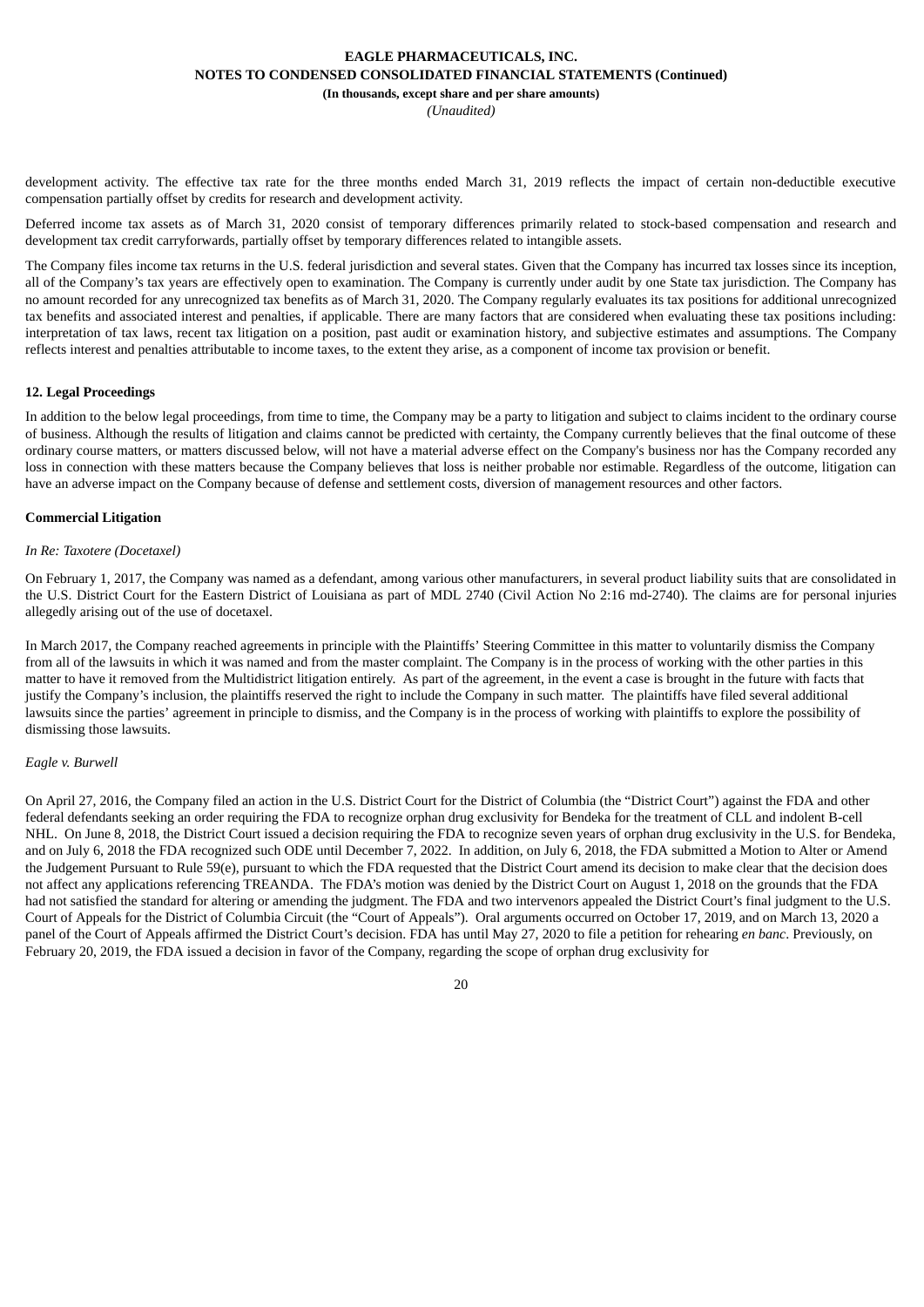development activity. The effective tax rate for the three months ended March 31, 2019 reflects the impact of certain non-deductible executive compensation partially offset by credits for research and development activity.

Deferred income tax assets as of March 31, 2020 consist of temporary differences primarily related to stock-based compensation and research and development tax credit carryforwards, partially offset by temporary differences related to intangible assets.

The Company files income tax returns in the U.S. federal jurisdiction and several states. Given that the Company has incurred tax losses since its inception, all of the Company's tax years are effectively open to examination. The Company is currently under audit by one State tax jurisdiction. The Company has no amount recorded for any unrecognized tax benefits as of March 31, 2020. The Company regularly evaluates its tax positions for additional unrecognized tax benefits and associated interest and penalties, if applicable. There are many factors that are considered when evaluating these tax positions including: interpretation of tax laws, recent tax litigation on a position, past audit or examination history, and subjective estimates and assumptions. The Company reflects interest and penalties attributable to income taxes, to the extent they arise, as a component of income tax provision or benefit.

**12. Legal Proceedings**

In addition to the below legal proceedings, from time to time, the Company may be a party to litigation and subject to claims incident to the ordinary course of business. Although the results of litigation and claims cannot be predicted with certainty, the Company currently believes that the final outcome of these ordinary course matters, or matters discussed below, will not have a material adverse effect on the Company's business nor has the Company recorded any loss in connection with these matters because the Company believes that loss is neither probable nor estimable. Regardless of the outcome, litigation can have an adverse impact on the Company because of defense and settlement costs, diversion of management resources and other factors.

**Commercial Litigation**

*In Re: Taxotere (Docetaxel)*

On February 1, 2017, the Company was named as a defendant, among various other manufacturers, in several product liability suits that are consolidated in the U.S. District Court for the Eastern District of Louisiana as part of MDL 2740 (Civil Action No 2:16 md-2740). The claims are for personal injuries allegedly arising out of the use of docetaxel.

In March 2017, the Company reached agreements in principle with the Plaintiffs' Steering Committee in this matter to voluntarily dismiss the Company from all of the lawsuits in which it was named and from the master complaint. The Company is in the process of working with the other parties in this matter to have it removed from the Multidistrict litigation entirely. As part of the agreement, in the event a case is brought in the future with facts that justify the Company's inclusion, the plaintiffs reserved the right to include the Company in such matter. The plaintiffs have filed several additional lawsuits since the parties' agreement in principle to dismiss, and the Company is in the process of working with plaintiffs to explore the possibility of dismissing those lawsuits.

*Eagle v. Burwell*

On April 27, 2016, the Company filed an action in the U.S. District Court for the District of Columbia (the "District Court") against the FDA and other federal defendants seeking an order requiring the FDA to recognize orphan drug exclusivity for Bendeka for the treatment of CLL and indolent B-cell NHL. On June 8, 2018, the District Court issued a decision requiring the FDA to recognize seven years of orphan drug exclusivity in the U.S. for Bendeka, and on July 6, 2018 the FDA recognized such ODE until December 7, 2022. In addition, on July 6, 2018, the FDA submitted a Motion to Alter or Amend the Judgement Pursuant to Rule 59(e), pursuant to which the FDA requested that the District Court amend its decision to make clear that the decision does not affect any applications referencing TREANDA. The FDA's motion was denied by the District Court on August 1, 2018 on the grounds that the FDA had not satisfied the standard for altering or amending the judgment. The FDA and two intervenors appealed the District Court's final judgment to the U.S. Court of Appeals for the District of Columbia Circuit (the "Court of Appeals"). Oral arguments occurred on October 17, 2019, and on March 13, 2020 a panel of the Court of Appeals affirmed the District Court's decision. FDA has until May 27, 2020 to file a petition for rehearing *en banc*. Previously, on February 20, 2019, the FDA issued a decision in favor of the Company, regarding the scope of orphan drug exclusivity for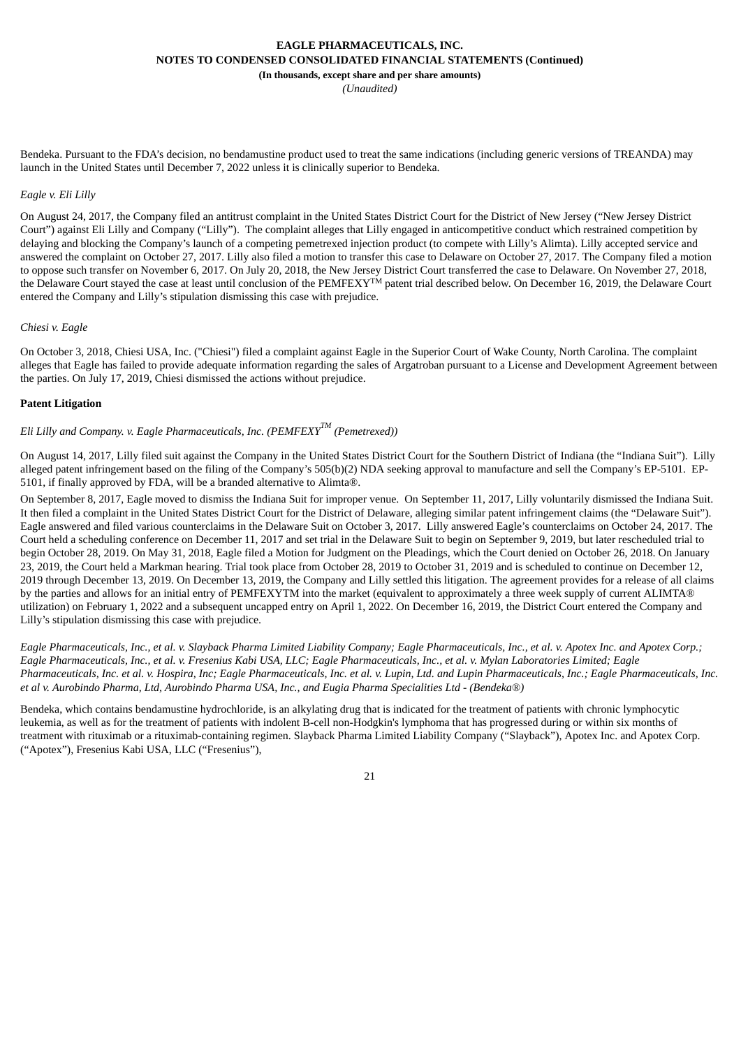Bendeka. Pursuant to the FDA's decision, no bendamustine product used to treat the same indications (including generic versions of TREANDA) may launch in the United States until December 7, 2022 unless it is clinically superior to Bendeka.

*Eagle v. Eli Lilly*

On August 24, 2017, the Company filed an antitrust complaint in the United States District Court for the District of New Jersey ("New Jersey District Court") against Eli Lilly and Company ("Lilly"). The complaint alleges that Lilly engaged in anticompetitive conduct which restrained competition by delaying and blocking the Company's launch of a competing pemetrexed injection product (to compete with Lilly's Alimta). Lilly accepted service and answered the complaint on October 27, 2017. Lilly also filed a motion to transfer this case to Delaware on October 27, 2017. The Company filed a motion to oppose such transfer on November 6, 2017. On July 20, 2018, the New Jersey District Court transferred the case to Delaware. On November 27, 2018, the Delaware Court stayed the case at least until conclusion of the PEMFEXY™ patent trial described below. On December 16, 2019, the Delaware Court entered the Company and Lilly's stipulation dismissing this case with prejudice.

*Chiesi v. Eagle*

On October 3, 2018, Chiesi USA, Inc. ("Chiesi") filed a complaint against Eagle in the Superior Court of Wake County, North Carolina. The complaint alleges that Eagle has failed to provide adequate information regarding the sales of Argatroban pursuant to a License and Development Agreement between the parties. On July 17, 2019, Chiesi dismissed the actions without prejudice.

**Patent Litigation**

*Eli Lilly and Company. v. Eagle Pharmaceuticals, Inc. (PEMFEXY™ (Pemetrexed))*

On August 14, 2017, Lilly filed suit against the Company in the United States District Court for the Southern District of Indiana (the "Indiana Suit"). Lilly alleged patent infringement based on the filing of the Company's 505(b)(2) NDA seeking approval to manufacture and sell the Company's EP-5101. EP-5101, if finally approved by FDA, will be a branded alternative to Alimta®.

On September 8, 2017, Eagle moved to dismiss the Indiana Suit for improper venue. On September 11, 2017, Lilly voluntarily dismissed the Indiana Suit. It then filed a complaint in the United States District Court for the District of Delaware, alleging similar patent infringement claims (the "Delaware Suit"). Eagle answered and filed various counterclaims in the Delaware Suit on October 3, 2017. Lilly answered Eagle's counterclaims on October 24, 2017. The Court held a scheduling conference on December 11, 2017 and set trial in the Delaware Suit to begin on September 9, 2019, but later rescheduled trial to begin October 28, 2019. On May 31, 2018, Eagle filed a Motion for Judgment on the Pleadings, which the Court denied on October 26, 2018. On January 23, 2019, the Court held a Markman hearing. Trial took place from October 28, 2019 to October 31, 2019 and is scheduled to continue on December 12, 2019 through December 13, 2019. On December 13, 2019, the Company and Lilly settled this litigation. The agreement provides for a release of all claims by the parties and allows for an initial entry of PEMFEXYTM into the market (equivalent to approximately a three week supply of current ALIMTA® utilization) on February 1, 2022 and a subsequent uncapped entry on April 1, 2022. On December 16, 2019, the District Court entered the Company and Lilly's stipulation dismissing this case with prejudice.

*Eagle Pharmaceuticals, Inc., et al. v. Slayback Pharma Limited Liability Company; Eagle Pharmaceuticals, Inc., et al. v. Apotex Inc. and Apotex Corp.; Eagle Pharmaceuticals, Inc., et al. v. Fresenius Kabi USA, LLC; Eagle Pharmaceuticals, Inc., et al. v. Mylan Laboratories Limited; Eagle Pharmaceuticals, Inc. et al. v. Hospira, Inc; Eagle Pharmaceuticals, Inc. et al. v. Lupin, Ltd. and Lupin Pharmaceuticals, Inc.; Eagle Pharmaceuticals, Inc. et al v. Aurobindo Pharma, Ltd, Aurobindo Pharma USA, Inc., and Eugia Pharma Specialities Ltd - (Bendeka®)*

Bendeka, which contains bendamustine hydrochloride, is an alkylating drug that is indicated for the treatment of patients with chronic lymphocytic leukemia, as well as for the treatment of patients with indolent B-cell non-Hodgkin's lymphoma that has progressed during or within six months of treatment with rituximab or a rituximab-containing regimen. Slayback Pharma Limited Liability Company ("Slayback"), Apotex Inc. and Apotex Corp. ("Apotex"), Fresenius Kabi USA, LLC ("Fresenius"),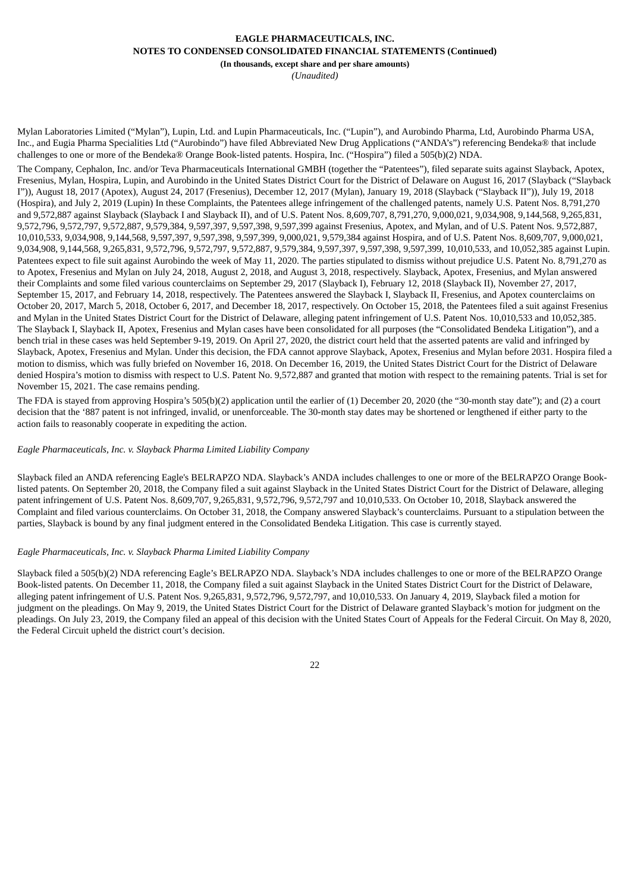Mylan Laboratories Limited (“Mylan”), Lupin, Ltd. and Lupin Pharmaceuticals, Inc. (“Lupin”), and Aurobindo Pharma, Ltd, Aurobindo Pharma USA, Inc., and Eugia Pharma Specialities Ltd (“Aurobindo”) have filed Abbreviated New Drug Applications (“ANDA’s”) referencing Bendeka® that include challenges to one or more of the Bendeka® Orange Book-listed patents. Hospira, Inc. (“Hospira”) filed a 505(b)(2) NDA.

The Company, Cephalon, Inc. and/or Teva Pharmaceuticals International GMBH (together the “Patentees”), filed separate suits against Slayback, Apotex, Fresenius, Mylan, Hospira, Lupin, and Aurobindo in the United States District Court for the District of Delaware on August 16, 2017 (Slayback (“Slayback I”)), August 18, 2017 (Apotex), August 24, 2017 (Fresenius), December 12, 2017 (Mylan), January 19, 2018 (Slayback (“Slayback II”)), July 19, 2018 (Hospira), and July 2, 2019 (Lupin) In these Complaints, the Patentees allege infringement of the challenged patents, namely U.S. Patent Nos. 8,791,270 and 9,572,887 against Slayback (Slayback I and Slayback II), and of U.S. Patent Nos. 8,609,707, 8,791,270, 9,000,021, 9,034,908, 9,144,568, 9,265,831, 9,572,796, 9,572,797, 9,572,887, 9,579,384, 9,597,397, 9,597,398, 9,597,399 against Fresenius, Apotex, and Mylan, and of U.S. Patent Nos. 9,572,887, 10,010,533, 9,034,908, 9,144,568, 9,597,397, 9,597,398, 9,597,399, 9,000,021, 9,579,384 against Hospira, and of U.S. Patent Nos. 8,609,707, 9,000,021, 9,034,908, 9,144,568, 9,265,831, 9,572,796, 9,572,797, 9,572,887, 9,579,384, 9,597,397, 9,597,398, 9,597,399, 10,010,533, and 10,052,385 against Lupin. Patentees expect to file suit against Aurobindo the week of May 11, 2020. The parties stipulated to dismiss without prejudice U.S. Patent No. 8,791,270 as to Apotex, Fresenius and Mylan on July 24, 2018, August 2, 2018, and August 3, 2018, respectively. Slayback, Apotex, Fresenius, and Mylan answered their Complaints and some filed various counterclaims on September 29, 2017 (Slayback I), February 12, 2018 (Slayback II), November 27, 2017, September 15, 2017, and February 14, 2018, respectively. The Patentees answered the Slayback I, Slayback II, Fresenius, and Apotex counterclaims on October 20, 2017, March 5, 2018, October 6, 2017, and December 18, 2017, respectively. On October 15, 2018, the Patentees filed a suit against Fresenius and Mylan in the United States District Court for the District of Delaware, alleging patent infringement of U.S. Patent Nos. 10,010,533 and 10,052,385. The Slayback I, Slayback II, Apotex, Fresenius and Mylan cases have been consolidated for all purposes (the “Consolidated Bendeka Litigation”), and a bench trial in these cases was held September 9-19, 2019. On April 27, 2020, the district court held that the asserted patents are valid and infringed by Slayback, Apotex, Fresenius and Mylan. Under this decision, the FDA cannot approve Slayback, Apotex, Fresenius and Mylan before 2031. Hospira filed a motion to dismiss, which was fully briefed on November 16, 2018. On December 16, 2019, the United States District Court for the District of Delaware denied Hospira’s motion to dismiss with respect to U.S. Patent No. 9,572,887 and granted that motion with respect to the remaining patents. Trial is set for November 15, 2021. The case remains pending.

The FDA is stayed from approving Hospira’s 505(b)(2) application until the earlier of (1) December 20, 2020 (the “30-month stay date”); and (2) a court decision that the ‘887 patent is not infringed, invalid, or unenforceable. The 30-month stay dates may be shortened or lengthened if either party to the action fails to reasonably cooperate in expediting the action.

*Eagle Pharmaceuticals, Inc. v. Slayback Pharma Limited Liability Company*

Slayback filed an ANDA referencing Eagle's BELRAPZO NDA. Slayback’s ANDA includes challenges to one or more of the BELRAPZO Orange Book-listed patents. On September 20, 2018, the Company filed a suit against Slayback in the United States District Court for the District of Delaware, alleging patent infringement of U.S. Patent Nos. 8,609,707, 9,265,831, 9,572,796, 9,572,797 and 10,010,533. On October 10, 2018, Slayback answered the Complaint and filed various counterclaims. On October 31, 2018, the Company answered Slayback’s counterclaims. Pursuant to a stipulation between the parties, Slayback is bound by any final judgment entered in the Consolidated Bendeka Litigation. This case is currently stayed.

*Eagle Pharmaceuticals, Inc. v. Slayback Pharma Limited Liability Company*

Slayback filed a 505(b)(2) NDA referencing Eagle’s BELRAPZO NDA. Slayback’s NDA includes challenges to one or more of the BELRAPZO Orange Book-listed patents. On December 11, 2018, the Company filed a suit against Slayback in the United States District Court for the District of Delaware, alleging patent infringement of U.S. Patent Nos. 9,265,831, 9,572,796, 9,572,797, and 10,010,533. On January 4, 2019, Slayback filed a motion for judgment on the pleadings. On May 9, 2019, the United States District Court for the District of Delaware granted Slayback’s motion for judgment on the pleadings. On July 23, 2019, the Company filed an appeal of this decision with the United States Court of Appeals for the Federal Circuit. On May 8, 2020, the Federal Circuit upheld the district court’s decision.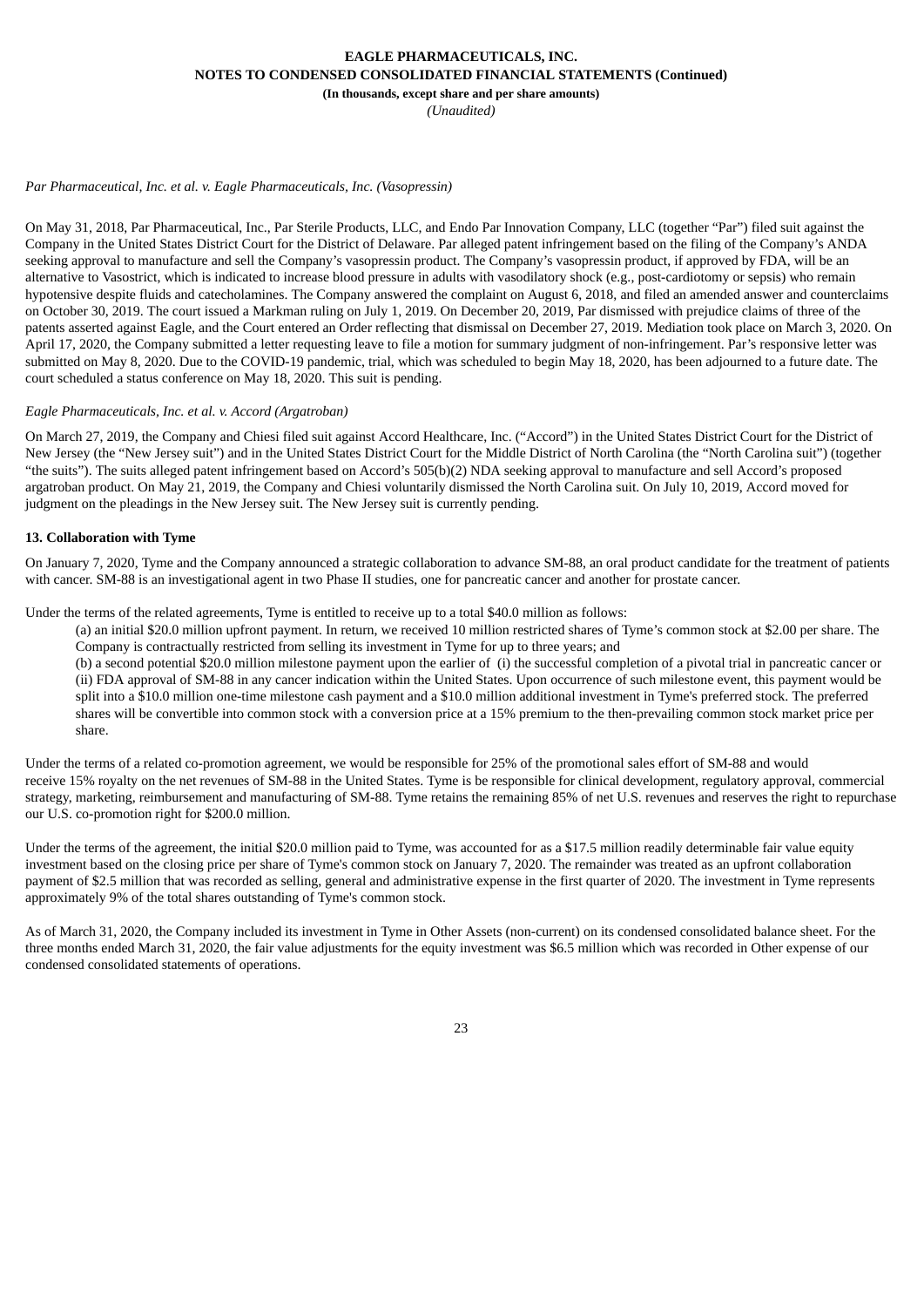*Par Pharmaceutical, Inc. et al. v. Eagle Pharmaceuticals, Inc. (Vasopressin)*

On May 31, 2018, Par Pharmaceutical, Inc., Par Sterile Products, LLC, and Endo Par Innovation Company, LLC (together "Par") filed suit against the Company in the United States District Court for the District of Delaware. Par alleged patent infringement based on the filing of the Company's ANDA seeking approval to manufacture and sell the Company's vasopressin product. The Company's vasopressin product, if approved by FDA, will be an alternative to Vasostrict, which is indicated to increase blood pressure in adults with vasodilatory shock (e.g., post-cardiotomy or sepsis) who remain hypotensive despite fluids and catecholamines. The Company answered the complaint on August 6, 2018, and filed an amended answer and counterclaims on October 30, 2019. The court issued a Markman ruling on July 1, 2019. On December 20, 2019, Par dismissed with prejudice claims of three of the patents asserted against Eagle, and the Court entered an Order reflecting that dismissal on December 27, 2019. Mediation took place on March 3, 2020. On April 17, 2020, the Company submitted a letter requesting leave to file a motion for summary judgment of non-infringement. Par's responsive letter was submitted on May 8, 2020. Due to the COVID-19 pandemic, trial, which was scheduled to begin May 18, 2020, has been adjourned to a future date. The court scheduled a status conference on May 18, 2020. This suit is pending.

*Eagle Pharmaceuticals, Inc. et al. v. Accord (Argatroban)*

On March 27, 2019, the Company and Chiesi filed suit against Accord Healthcare, Inc. ("Accord") in the United States District Court for the District of New Jersey (the "New Jersey suit") and in the United States District Court for the Middle District of North Carolina (the "North Carolina suit") (together "the suits"). The suits alleged patent infringement based on Accord's 505(b)(2) NDA seeking approval to manufacture and sell Accord's proposed argatroban product. On May 21, 2019, the Company and Chiesi voluntarily dismissed the North Carolina suit. On July 10, 2019, Accord moved for judgment on the pleadings in the New Jersey suit. The New Jersey suit is currently pending.

**13. Collaboration with Tyme**

On January 7, 2020, Tyme and the Company announced a strategic collaboration to advance SM-88, an oral product candidate for the treatment of patients with cancer. SM-88 is an investigational agent in two Phase II studies, one for pancreatic cancer and another for prostate cancer.

Under the terms of the related agreements, Tyme is entitled to receive up to a total $40.0 million as follows:

(a) an initial $20.0 million upfront payment. In return, we received 10 million restricted shares of Tyme's common stock at $2.00 per share. The Company is contractually restricted from selling its investment in Tyme for up to three years; and

(b) a second potential $20.0 million milestone payment upon the earlier of (i) the successful completion of a pivotal trial in pancreatic cancer or (ii) FDA approval of SM-88 in any cancer indication within the United States. Upon occurrence of such milestone event, this payment would be split into a $10.0 million one-time milestone cash payment and a $10.0 million additional investment in Tyme's preferred stock. The preferred shares will be convertible into common stock with a conversion price at a 15% premium to the then-prevailing common stock market price per share.

Under the terms of a related co-promotion agreement, we would be responsible for 25% of the promotional sales effort of SM-88 and would receive 15% royalty on the net revenues of SM-88 in the United States. Tyme is be responsible for clinical development, regulatory approval, commercial strategy, marketing, reimbursement and manufacturing of SM-88. Tyme retains the remaining 85% of net U.S. revenues and reserves the right to repurchase our U.S. co-promotion right for $200.0 million.

Under the terms of the agreement, the initial $20.0 million paid to Tyme, was accounted for as a $17.5 million readily determinable fair value equity investment based on the closing price per share of Tyme's common stock on January 7, 2020. The remainder was treated as an upfront collaboration payment of $2.5 million that was recorded as selling, general and administrative expense in the first quarter of 2020. The investment in Tyme represents approximately 9% of the total shares outstanding of Tyme's common stock.

As of March 31, 2020, the Company included its investment in Tyme in Other Assets (non-current) on its condensed consolidated balance sheet. For the three months ended March 31, 2020, the fair value adjustments for the equity investment was $6.5 million which was recorded in Other expense of our condensed consolidated statements of operations.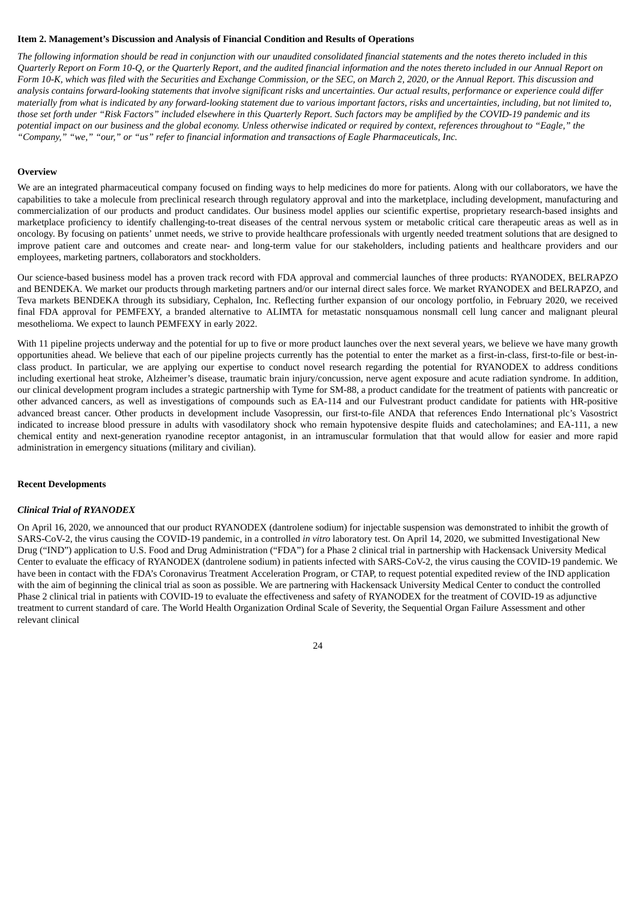**Item 2. Management's Discussion and Analysis of Financial Condition and Results of Operations**

*The following information should be read in conjunction with our unaudited consolidated financial statements and the notes thereto included in this Quarterly Report on Form 10-Q, or the Quarterly Report, and the audited financial information and the notes thereto included in our Annual Report on Form 10-K, which was filed with the Securities and Exchange Commission, or the SEC, on March 2, 2020, or the Annual Report. This discussion and analysis contains forward-looking statements that involve significant risks and uncertainties. Our actual results, performance or experience could differ materially from what is indicated by any forward-looking statement due to various important factors, risks and uncertainties, including, but not limited to, those set forth under "Risk Factors" included elsewhere in this Quarterly Report. Such factors may be amplified by the COVID-19 pandemic and its potential impact on our business and the global economy. Unless otherwise indicated or required by context, references throughout to "Eagle," the "Company," "we," "our," or "us" refer to financial information and transactions of Eagle Pharmaceuticals, Inc.*

**Overview**

We are an integrated pharmaceutical company focused on finding ways to help medicines do more for patients. Along with our collaborators, we have the capabilities to take a molecule from preclinical research through regulatory approval and into the marketplace, including development, manufacturing and commercialization of our products and product candidates. Our business model applies our scientific expertise, proprietary research-based insights and marketplace proficiency to identify challenging-to-treat diseases of the central nervous system or metabolic critical care therapeutic areas as well as in oncology. By focusing on patients' unmet needs, we strive to provide healthcare professionals with urgently needed treatment solutions that are designed to improve patient care and outcomes and create near- and long-term value for our stakeholders, including patients and healthcare providers and our employees, marketing partners, collaborators and stockholders.

Our science-based business model has a proven track record with FDA approval and commercial launches of three products: RYANODEX, BELRAPZO and BENDEKA. We market our products through marketing partners and/or our internal direct sales force. We market RYANODEX and BELRAPZO, and Teva markets BENDEKA through its subsidiary, Cephalon, Inc. Reflecting further expansion of our oncology portfolio, in February 2020, we received final FDA approval for PEMFEXY, a branded alternative to ALIMTA for metastatic nonsquamous nonsmall cell lung cancer and malignant pleural mesothelioma. We expect to launch PEMFEXY in early 2022.

With 11 pipeline projects underway and the potential for up to five or more product launches over the next several years, we believe we have many growth opportunities ahead. We believe that each of our pipeline projects currently has the potential to enter the market as a first-in-class, first-to-file or best-in-class product. In particular, we are applying our expertise to conduct novel research regarding the potential for RYANODEX to address conditions including exertional heat stroke, Alzheimer's disease, traumatic brain injury/concussion, nerve agent exposure and acute radiation syndrome. In addition, our clinical development program includes a strategic partnership with Tyme for SM-88, a product candidate for the treatment of patients with pancreatic or other advanced cancers, as well as investigations of compounds such as EA-114 and our Fulvestrant product candidate for patients with HR-positive advanced breast cancer. Other products in development include Vasopressin, our first-to-file ANDA that references Endo International plc's Vasostrict indicated to increase blood pressure in adults with vasodilatory shock who remain hypotensive despite fluids and catecholamines; and EA-111, a new chemical entity and next-generation ryanodine receptor antagonist, in an intramuscular formulation that that would allow for easier and more rapid administration in emergency situations (military and civilian).

**Recent Developments**

***Clinical Trial of RYANODEX***

On April 16, 2020, we announced that our product RYANODEX (dantrolene sodium) for injectable suspension was demonstrated to inhibit the growth of SARS-CoV-2, the virus causing the COVID-19 pandemic, in a controlled *in vitro* laboratory test. On April 14, 2020, we submitted Investigational New Drug ("IND") application to U.S. Food and Drug Administration ("FDA") for a Phase 2 clinical trial in partnership with Hackensack University Medical Center to evaluate the efficacy of RYANODEX (dantrolene sodium) in patients infected with SARS-CoV-2, the virus causing the COVID-19 pandemic. We have been in contact with the FDA's Coronavirus Treatment Acceleration Program, or CTAP, to request potential expedited review of the IND application with the aim of beginning the clinical trial as soon as possible. We are partnering with Hackensack University Medical Center to conduct the controlled Phase 2 clinical trial in patients with COVID-19 to evaluate the effectiveness and safety of RYANODEX for the treatment of COVID-19 as adjunctive treatment to current standard of care. The World Health Organization Ordinal Scale of Severity, the Sequential Organ Failure Assessment and other relevant clinical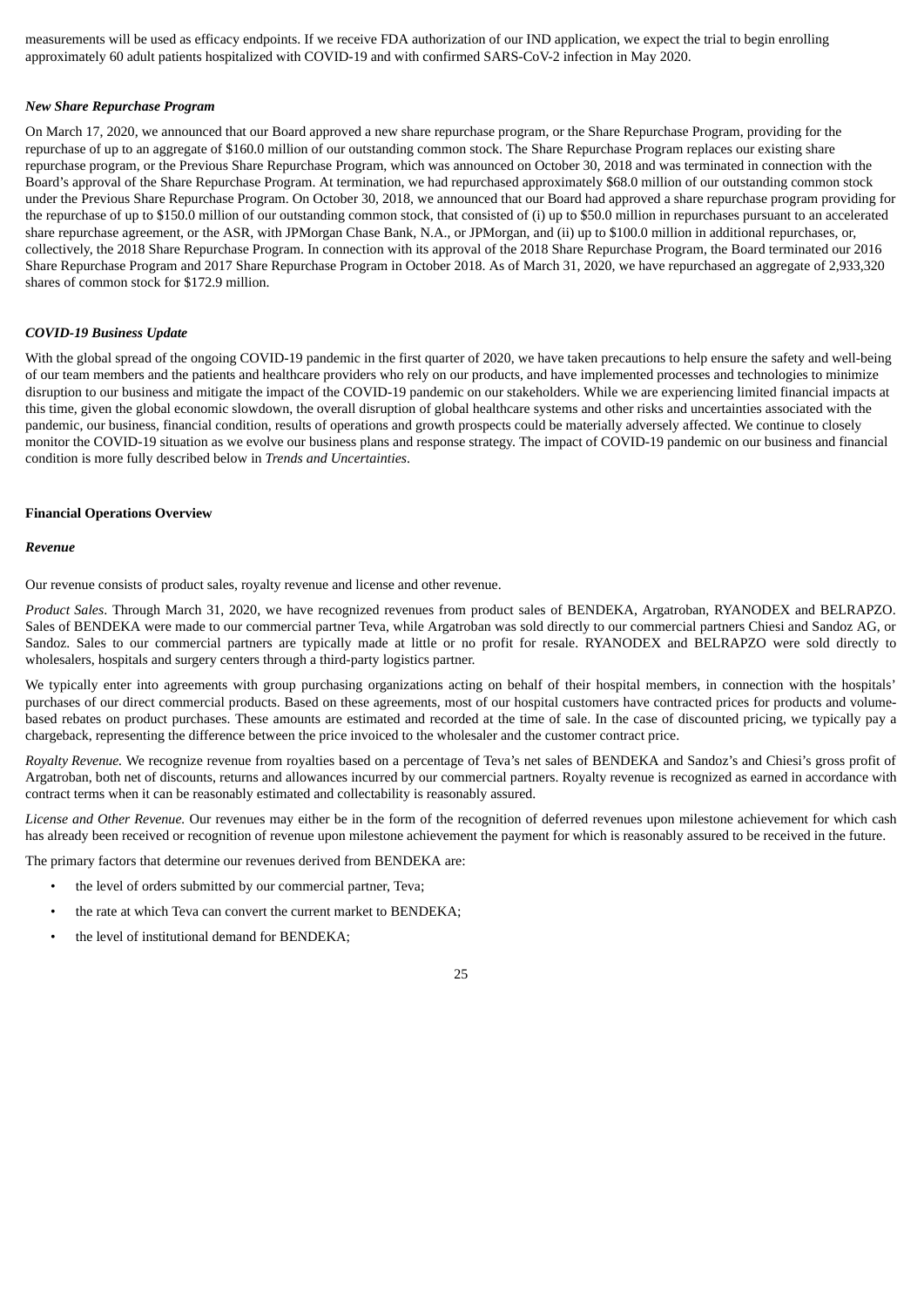measurements will be used as efficacy endpoints. If we receive FDA authorization of our IND application, we expect the trial to begin enrolling approximately 60 adult patients hospitalized with COVID-19 and with confirmed SARS-CoV-2 infection in May 2020.

***New Share Repurchase Program***

On March 17, 2020, we announced that our Board approved a new share repurchase program, or the Share Repurchase Program, providing for the repurchase of up to an aggregate of $160.0 million of our outstanding common stock. The Share Repurchase Program replaces our existing share repurchase program, or the Previous Share Repurchase Program, which was announced on October 30, 2018 and was terminated in connection with the Board's approval of the Share Repurchase Program. At termination, we had repurchased approximately $68.0 million of our outstanding common stock under the Previous Share Repurchase Program. On October 30, 2018, we announced that our Board had approved a share repurchase program providing for the repurchase of up to $150.0 million of our outstanding common stock, that consisted of (i) up to $50.0 million in repurchases pursuant to an accelerated share repurchase agreement, or the ASR, with JPMorgan Chase Bank, N.A., or JPMorgan, and (ii) up to $100.0 million in additional repurchases, or, collectively, the 2018 Share Repurchase Program. In connection with its approval of the 2018 Share Repurchase Program, the Board terminated our 2016 Share Repurchase Program and 2017 Share Repurchase Program in October 2018. As of March 31, 2020, we have repurchased an aggregate of 2,933,320 shares of common stock for $172.9 million.

***COVID-19 Business Update***

With the global spread of the ongoing COVID-19 pandemic in the first quarter of 2020, we have taken precautions to help ensure the safety and well-being of our team members and the patients and healthcare providers who rely on our products, and have implemented processes and technologies to minimize disruption to our business and mitigate the impact of the COVID-19 pandemic on our stakeholders. While we are experiencing limited financial impacts at this time, given the global economic slowdown, the overall disruption of global healthcare systems and other risks and uncertainties associated with the pandemic, our business, financial condition, results of operations and growth prospects could be materially adversely affected. We continue to closely monitor the COVID-19 situation as we evolve our business plans and response strategy. The impact of COVID-19 pandemic on our business and financial condition is more fully described below in *Trends and Uncertainties*.

**Financial Operations Overview**

***Revenue***

Our revenue consists of product sales, royalty revenue and license and other revenue.

*Product Sales*. Through March 31, 2020, we have recognized revenues from product sales of BENDEKA, Argatroban, RYANODEX and BELRAPZO. Sales of BENDEKA were made to our commercial partner Teva, while Argatroban was sold directly to our commercial partners Chiesi and Sandoz AG, or Sandoz. Sales to our commercial partners are typically made at little or no profit for resale. RYANODEX and BELRAPZO were sold directly to wholesalers, hospitals and surgery centers through a third-party logistics partner.

We typically enter into agreements with group purchasing organizations acting on behalf of their hospital members, in connection with the hospitals' purchases of our direct commercial products. Based on these agreements, most of our hospital customers have contracted prices for products and volume-based rebates on product purchases. These amounts are estimated and recorded at the time of sale. In the case of discounted pricing, we typically pay a chargeback, representing the difference between the price invoiced to the wholesaler and the customer contract price.

*Royalty Revenue.* We recognize revenue from royalties based on a percentage of Teva's net sales of BENDEKA and Sandoz's and Chiesi's gross profit of Argatroban, both net of discounts, returns and allowances incurred by our commercial partners. Royalty revenue is recognized as earned in accordance with contract terms when it can be reasonably estimated and collectability is reasonably assured.

*License and Other Revenue.* Our revenues may either be in the form of the recognition of deferred revenues upon milestone achievement for which cash has already been received or recognition of revenue upon milestone achievement the payment for which is reasonably assured to be received in the future.

The primary factors that determine our revenues derived from BENDEKA are:

- the level of orders submitted by our commercial partner, Teva;
- the rate at which Teva can convert the current market to BENDEKA;
- the level of institutional demand for BENDEKA;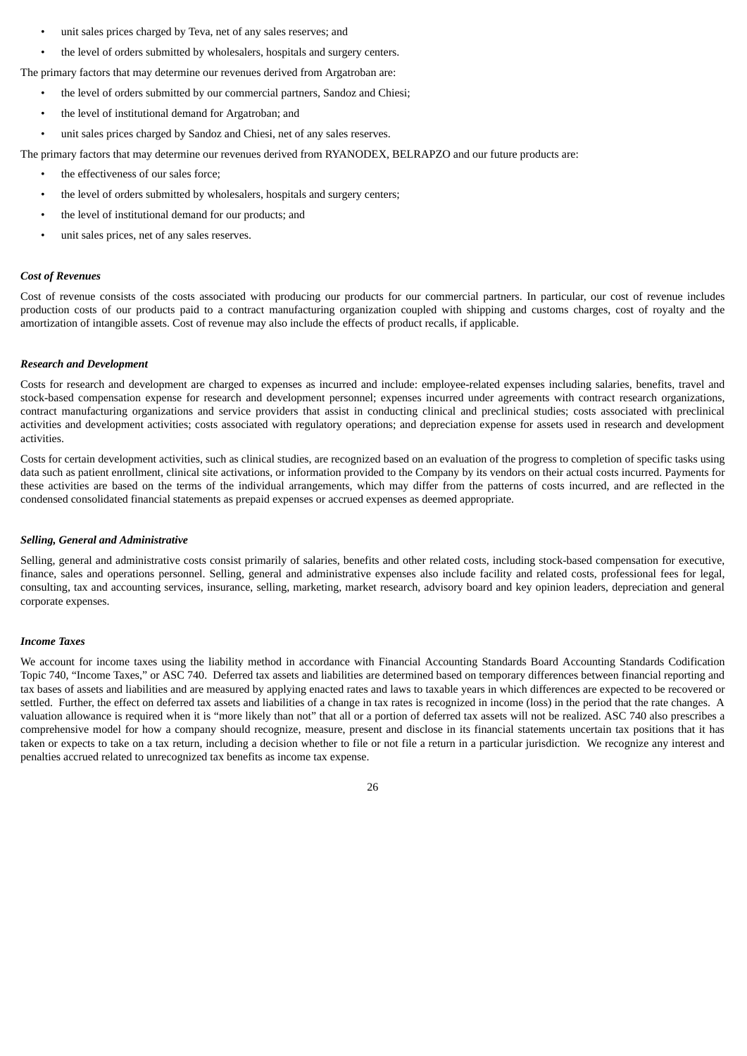- unit sales prices charged by Teva, net of any sales reserves; and
- the level of orders submitted by wholesalers, hospitals and surgery centers.

The primary factors that may determine our revenues derived from Argatroban are:

- the level of orders submitted by our commercial partners, Sandoz and Chiesi;
- the level of institutional demand for Argatroban; and
- unit sales prices charged by Sandoz and Chiesi, net of any sales reserves.

The primary factors that may determine our revenues derived from RYANODEX, BELRAPZO and our future products are:

- the effectiveness of our sales force;
- the level of orders submitted by wholesalers, hospitals and surgery centers;
- the level of institutional demand for our products; and
- unit sales prices, net of any sales reserves.

***Cost of Revenues***

Cost of revenue consists of the costs associated with producing our products for our commercial partners. In particular, our cost of revenue includes production costs of our products paid to a contract manufacturing organization coupled with shipping and customs charges, cost of royalty and the amortization of intangible assets. Cost of revenue may also include the effects of product recalls, if applicable.

***Research and Development***

Costs for research and development are charged to expenses as incurred and include: employee-related expenses including salaries, benefits, travel and stock-based compensation expense for research and development personnel; expenses incurred under agreements with contract research organizations, contract manufacturing organizations and service providers that assist in conducting clinical and preclinical studies; costs associated with preclinical activities and development activities; costs associated with regulatory operations; and depreciation expense for assets used in research and development activities.

Costs for certain development activities, such as clinical studies, are recognized based on an evaluation of the progress to completion of specific tasks using data such as patient enrollment, clinical site activations, or information provided to the Company by its vendors on their actual costs incurred. Payments for these activities are based on the terms of the individual arrangements, which may differ from the patterns of costs incurred, and are reflected in the condensed consolidated financial statements as prepaid expenses or accrued expenses as deemed appropriate.

***Selling, General and Administrative***

Selling, general and administrative costs consist primarily of salaries, benefits and other related costs, including stock-based compensation for executive, finance, sales and operations personnel. Selling, general and administrative expenses also include facility and related costs, professional fees for legal, consulting, tax and accounting services, insurance, selling, marketing, market research, advisory board and key opinion leaders, depreciation and general corporate expenses.

***Income Taxes***

We account for income taxes using the liability method in accordance with Financial Accounting Standards Board Accounting Standards Codification Topic 740, "Income Taxes," or ASC 740. Deferred tax assets and liabilities are determined based on temporary differences between financial reporting and tax bases of assets and liabilities and are measured by applying enacted rates and laws to taxable years in which differences are expected to be recovered or settled. Further, the effect on deferred tax assets and liabilities of a change in tax rates is recognized in income (loss) in the period that the rate changes. A valuation allowance is required when it is "more likely than not" that all or a portion of deferred tax assets will not be realized. ASC 740 also prescribes a comprehensive model for how a company should recognize, measure, present and disclose in its financial statements uncertain tax positions that it has taken or expects to take on a tax return, including a decision whether to file or not file a return in a particular jurisdiction. We recognize any interest and penalties accrued related to unrecognized tax benefits as income tax expense.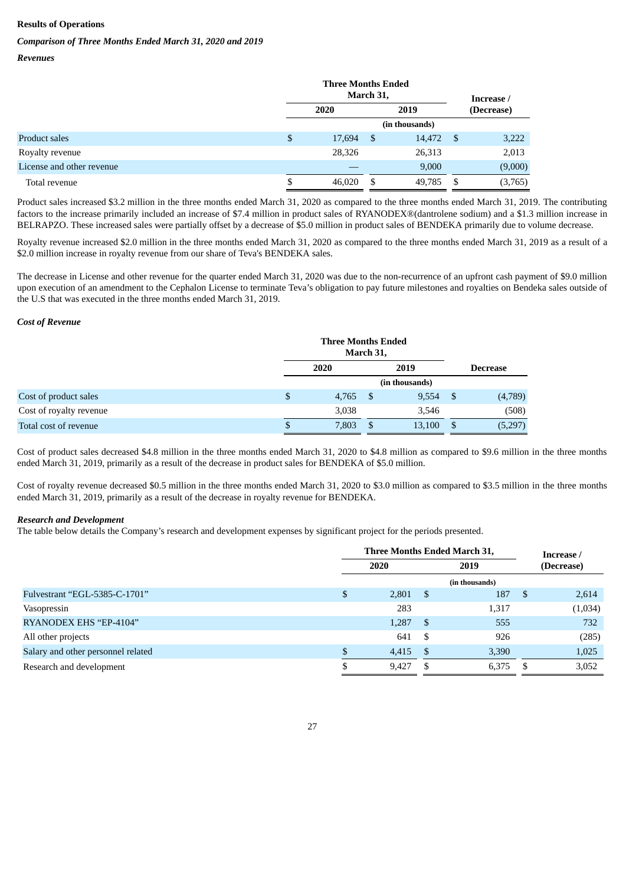**Results of Operations**

***Comparison of Three Months Ended March 31, 2020 and 2019***

***Revenues***

| | Three Months Ended March 31, | | Increase / (Decrease) |
|---|---|---|---|
| | 2020 | 2019 | |
| | (in thousands) | | |
| Product sales | $ 17,694 | $ 14,472 | $ 3,222 |
| Royalty revenue | 28,326 | 26,313 | 2,013 |
| License and other revenue | — | 9,000 | (9,000) |
| Total revenue | $ 46,020 | $ 49,785 | $ (3,765) |

Product sales increased $3.2 million in the three months ended March 31, 2020 as compared to the three months ended March 31, 2019. The contributing factors to the increase primarily included an increase of $7.4 million in product sales of RYANODEX®(dantrolene sodium) and a $1.3 million increase in BELRAPZO. These increased sales were partially offset by a decrease of $5.0 million in product sales of BENDEKA primarily due to volume decrease.

Royalty revenue increased $2.0 million in the three months ended March 31, 2020 as compared to the three months ended March 31, 2019 as a result of a $2.0 million increase in royalty revenue from our share of Teva's BENDEKA sales.

The decrease in License and other revenue for the quarter ended March 31, 2020 was due to the non-recurrence of an upfront cash payment of $9.0 million upon execution of an amendment to the Cephalon License to terminate Teva's obligation to pay future milestones and royalties on Bendeka sales outside of the U.S that was executed in the three months ended March 31, 2019.

***Cost of Revenue***

| | Three Months Ended March 31, | | Decrease |
|---|---|---|---|
| | 2020 | 2019 | |
| | (in thousands) | | |
| Cost of product sales | $ 4,765 | $ 9,554 | $ (4,789) |
| Cost of royalty revenue | 3,038 | 3,546 | (508) |
| Total cost of revenue | $ 7,803 | $ 13,100 | $ (5,297) |

Cost of product sales decreased $4.8 million in the three months ended March 31, 2020 to $4.8 million as compared to $9.6 million in the three months ended March 31, 2019, primarily as a result of the decrease in product sales for BENDEKA of $5.0 million.

Cost of royalty revenue decreased $0.5 million in the three months ended March 31, 2020 to $3.0 million as compared to $3.5 million in the three months ended March 31, 2019, primarily as a result of the decrease in royalty revenue for BENDEKA.

***Research and Development***

The table below details the Company's research and development expenses by significant project for the periods presented.

| | Three Months Ended March 31, | | Increase / (Decrease) |
|---|---|---|---|
| | 2020 | 2019 | |
| | (in thousands) | | |
| Fulvestrant "EGL-5385-C-1701" | $ 2,801 | $ 187 | $ 2,614 |
| Vasopressin | 283 | 1,317 | (1,034) |
| RYANODEX EHS "EP-4104" | 1,287 | $ 555 | 732 |
| All other projects | 641 | $ 926 | (285) |
| Salary and other personnel related | $ 4,415 | $ 3,390 | 1,025 |
| Research and development | $ 9,427 | $ 6,375 | $ 3,052 |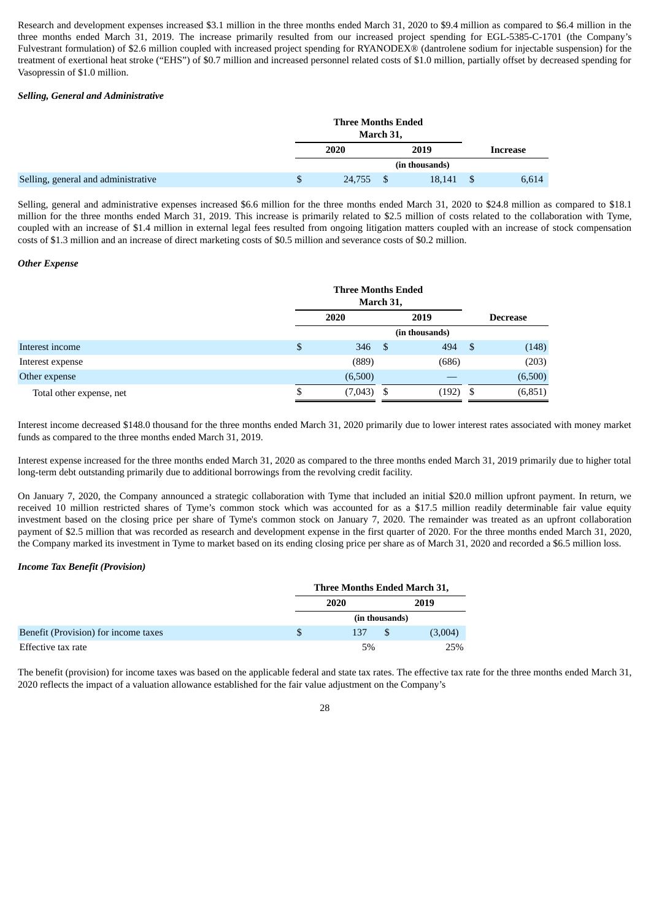Research and development expenses increased $3.1 million in the three months ended March 31, 2020 to $9.4 million as compared to $6.4 million in the three months ended March 31, 2019. The increase primarily resulted from our increased project spending for EGL-5385-C-1701 (the Company's Fulvestrant formulation) of $2.6 million coupled with increased project spending for RYANODEX® (dantrolene sodium for injectable suspension) for the treatment of exertional heat stroke ("EHS") of $0.7 million and increased personnel related costs of $1.0 million, partially offset by decreased spending for Vasopressin of $1.0 million.

***Selling, General and Administrative***

| | Three Months Ended March 31, | | |
|---|---|---|---|
| | 2020 | 2019 | Increase |
| | (in thousands) | | |
| Selling, general and administrative | $ 24,755 | $ 18,141 | $ 6,614 |

Selling, general and administrative expenses increased $6.6 million for the three months ended March 31, 2020 to $24.8 million as compared to $18.1 million for the three months ended March 31, 2019. This increase is primarily related to $2.5 million of costs related to the collaboration with Tyme, coupled with an increase of $1.4 million in external legal fees resulted from ongoing litigation matters coupled with an increase of stock compensation costs of $1.3 million and an increase of direct marketing costs of $0.5 million and severance costs of $0.2 million.

***Other Expense***

| | Three Months Ended March 31, | | |
|---|---|---|---|
| | 2020 | 2019 | Decrease |
| | (in thousands) | | |
| Interest income | $ 346 | $ 494 | $ (148) |
| Interest expense | (889) | (686) | (203) |
| Other expense | (6,500) | — | (6,500) |
| Total other expense, net | $ (7,043) | $ (192) | $ (6,851) |

Interest income decreased $148.0 thousand for the three months ended March 31, 2020 primarily due to lower interest rates associated with money market funds as compared to the three months ended March 31, 2019.

Interest expense increased for the three months ended March 31, 2020 as compared to the three months ended March 31, 2019 primarily due to higher total long-term debt outstanding primarily due to additional borrowings from the revolving credit facility.

On January 7, 2020, the Company announced a strategic collaboration with Tyme that included an initial $20.0 million upfront payment. In return, we received 10 million restricted shares of Tyme's common stock which was accounted for as a $17.5 million readily determinable fair value equity investment based on the closing price per share of Tyme's common stock on January 7, 2020. The remainder was treated as an upfront collaboration payment of $2.5 million that was recorded as research and development expense in the first quarter of 2020. For the three months ended March 31, 2020, the Company marked its investment in Tyme to market based on its ending closing price per share as of March 31, 2020 and recorded a $6.5 million loss.

***Income Tax Benefit (Provision)***

| | Three Months Ended March 31, | |
|---|---|---|
| | 2020 | 2019 |
| | (in thousands) | |
| Benefit (Provision) for income taxes | $ 137 | $ (3,004) |
| Effective tax rate | 5% | 25% |

The benefit (provision) for income taxes was based on the applicable federal and state tax rates. The effective tax rate for the three months ended March 31, 2020 reflects the impact of a valuation allowance established for the fair value adjustment on the Company's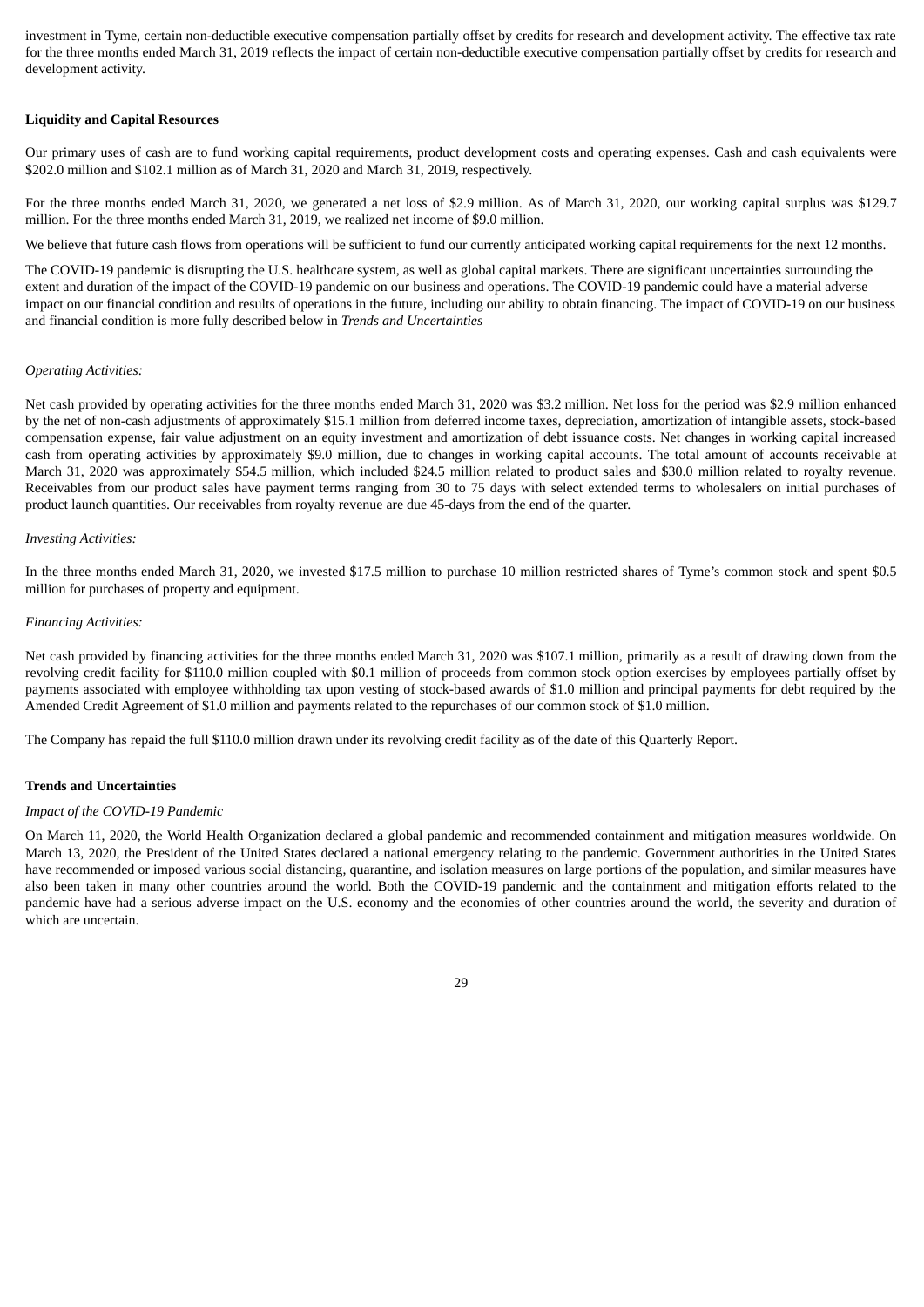investment in Tyme, certain non-deductible executive compensation partially offset by credits for research and development activity. The effective tax rate for the three months ended March 31, 2019 reflects the impact of certain non-deductible executive compensation partially offset by credits for research and development activity.

**Liquidity and Capital Resources**

Our primary uses of cash are to fund working capital requirements, product development costs and operating expenses. Cash and cash equivalents were $202.0 million and $102.1 million as of March 31, 2020 and March 31, 2019, respectively.

For the three months ended March 31, 2020, we generated a net loss of $2.9 million. As of March 31, 2020, our working capital surplus was $129.7 million. For the three months ended March 31, 2019, we realized net income of $9.0 million.

We believe that future cash flows from operations will be sufficient to fund our currently anticipated working capital requirements for the next 12 months.

The COVID-19 pandemic is disrupting the U.S. healthcare system, as well as global capital markets. There are significant uncertainties surrounding the extent and duration of the impact of the COVID-19 pandemic on our business and operations. The COVID-19 pandemic could have a material adverse impact on our financial condition and results of operations in the future, including our ability to obtain financing. The impact of COVID-19 on our business and financial condition is more fully described below in *Trends and Uncertainties*

*Operating Activities:*

Net cash provided by operating activities for the three months ended March 31, 2020 was $3.2 million. Net loss for the period was $2.9 million enhanced by the net of non-cash adjustments of approximately $15.1 million from deferred income taxes, depreciation, amortization of intangible assets, stock-based compensation expense, fair value adjustment on an equity investment and amortization of debt issuance costs. Net changes in working capital increased cash from operating activities by approximately $9.0 million, due to changes in working capital accounts. The total amount of accounts receivable at March 31, 2020 was approximately $54.5 million, which included $24.5 million related to product sales and $30.0 million related to royalty revenue. Receivables from our product sales have payment terms ranging from 30 to 75 days with select extended terms to wholesalers on initial purchases of product launch quantities. Our receivables from royalty revenue are due 45-days from the end of the quarter.

*Investing Activities:*

In the three months ended March 31, 2020, we invested $17.5 million to purchase 10 million restricted shares of Tyme's common stock and spent $0.5 million for purchases of property and equipment.

*Financing Activities:*

Net cash provided by financing activities for the three months ended March 31, 2020 was $107.1 million, primarily as a result of drawing down from the revolving credit facility for $110.0 million coupled with $0.1 million of proceeds from common stock option exercises by employees partially offset by payments associated with employee withholding tax upon vesting of stock-based awards of $1.0 million and principal payments for debt required by the Amended Credit Agreement of $1.0 million and payments related to the repurchases of our common stock of $1.0 million.

The Company has repaid the full $110.0 million drawn under its revolving credit facility as of the date of this Quarterly Report.

**Trends and Uncertainties**

*Impact of the COVID-19 Pandemic*

On March 11, 2020, the World Health Organization declared a global pandemic and recommended containment and mitigation measures worldwide. On March 13, 2020, the President of the United States declared a national emergency relating to the pandemic. Government authorities in the United States have recommended or imposed various social distancing, quarantine, and isolation measures on large portions of the population, and similar measures have also been taken in many other countries around the world. Both the COVID-19 pandemic and the containment and mitigation efforts related to the pandemic have had a serious adverse impact on the U.S. economy and the economies of other countries around the world, the severity and duration of which are uncertain.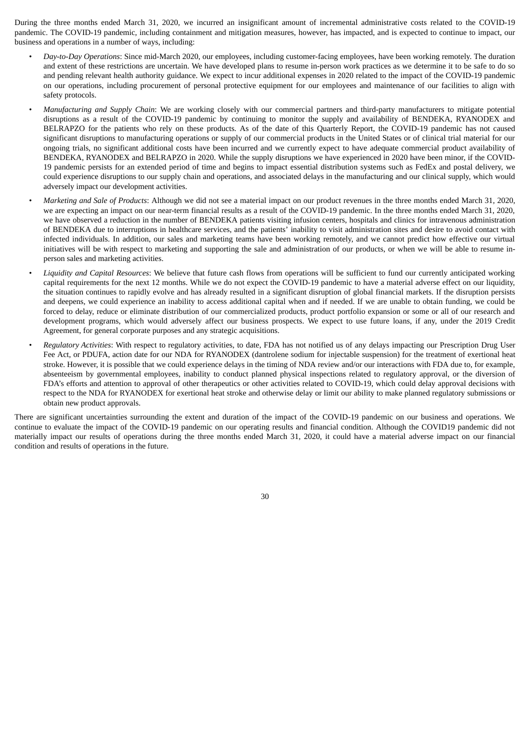During the three months ended March 31, 2020, we incurred an insignificant amount of incremental administrative costs related to the COVID-19 pandemic. The COVID-19 pandemic, including containment and mitigation measures, however, has impacted, and is expected to continue to impact, our business and operations in a number of ways, including:

- *Day-to-Day Operations*: Since mid-March 2020, our employees, including customer-facing employees, have been working remotely. The duration and extent of these restrictions are uncertain. We have developed plans to resume in-person work practices as we determine it to be safe to do so and pending relevant health authority guidance. We expect to incur additional expenses in 2020 related to the impact of the COVID-19 pandemic on our operations, including procurement of personal protective equipment for our employees and maintenance of our facilities to align with safety protocols.
- *Manufacturing and Supply Chain*: We are working closely with our commercial partners and third-party manufacturers to mitigate potential disruptions as a result of the COVID-19 pandemic by continuing to monitor the supply and availability of BENDEKA, RYANODEX and BELRAPZO for the patients who rely on these products. As of the date of this Quarterly Report, the COVID-19 pandemic has not caused significant disruptions to manufacturing operations or supply of our commercial products in the United States or of clinical trial material for our ongoing trials, no significant additional costs have been incurred and we currently expect to have adequate commercial product availability of BENDEKA, RYANODEX and BELRAPZO in 2020. While the supply disruptions we have experienced in 2020 have been minor, if the COVID-19 pandemic persists for an extended period of time and begins to impact essential distribution systems such as FedEx and postal delivery, we could experience disruptions to our supply chain and operations, and associated delays in the manufacturing and our clinical supply, which would adversely impact our development activities.
- *Marketing and Sale of Products*: Although we did not see a material impact on our product revenues in the three months ended March 31, 2020, we are expecting an impact on our near-term financial results as a result of the COVID-19 pandemic. In the three months ended March 31, 2020, we have observed a reduction in the number of BENDEKA patients visiting infusion centers, hospitals and clinics for intravenous administration of BENDEKA due to interruptions in healthcare services, and the patients' inability to visit administration sites and desire to avoid contact with infected individuals. In addition, our sales and marketing teams have been working remotely, and we cannot predict how effective our virtual initiatives will be with respect to marketing and supporting the sale and administration of our products, or when we will be able to resume in-person sales and marketing activities.
- *Liquidity and Capital Resources*: We believe that future cash flows from operations will be sufficient to fund our currently anticipated working capital requirements for the next 12 months. While we do not expect the COVID-19 pandemic to have a material adverse effect on our liquidity, the situation continues to rapidly evolve and has already resulted in a significant disruption of global financial markets. If the disruption persists and deepens, we could experience an inability to access additional capital when and if needed. If we are unable to obtain funding, we could be forced to delay, reduce or eliminate distribution of our commercialized products, product portfolio expansion or some or all of our research and development programs, which would adversely affect our business prospects. We expect to use future loans, if any, under the 2019 Credit Agreement, for general corporate purposes and any strategic acquisitions.
- *Regulatory Activities*: With respect to regulatory activities, to date, FDA has not notified us of any delays impacting our Prescription Drug User Fee Act, or PDUFA, action date for our NDA for RYANODEX (dantrolene sodium for injectable suspension) for the treatment of exertional heat stroke. However, it is possible that we could experience delays in the timing of NDA review and/or our interactions with FDA due to, for example, absenteeism by governmental employees, inability to conduct planned physical inspections related to regulatory approval, or the diversion of FDA's efforts and attention to approval of other therapeutics or other activities related to COVID-19, which could delay approval decisions with respect to the NDA for RYANODEX for exertional heat stroke and otherwise delay or limit our ability to make planned regulatory submissions or obtain new product approvals.

There are significant uncertainties surrounding the extent and duration of the impact of the COVID-19 pandemic on our business and operations. We continue to evaluate the impact of the COVID-19 pandemic on our operating results and financial condition. Although the COVID19 pandemic did not materially impact our results of operations during the three months ended March 31, 2020, it could have a material adverse impact on our financial condition and results of operations in the future.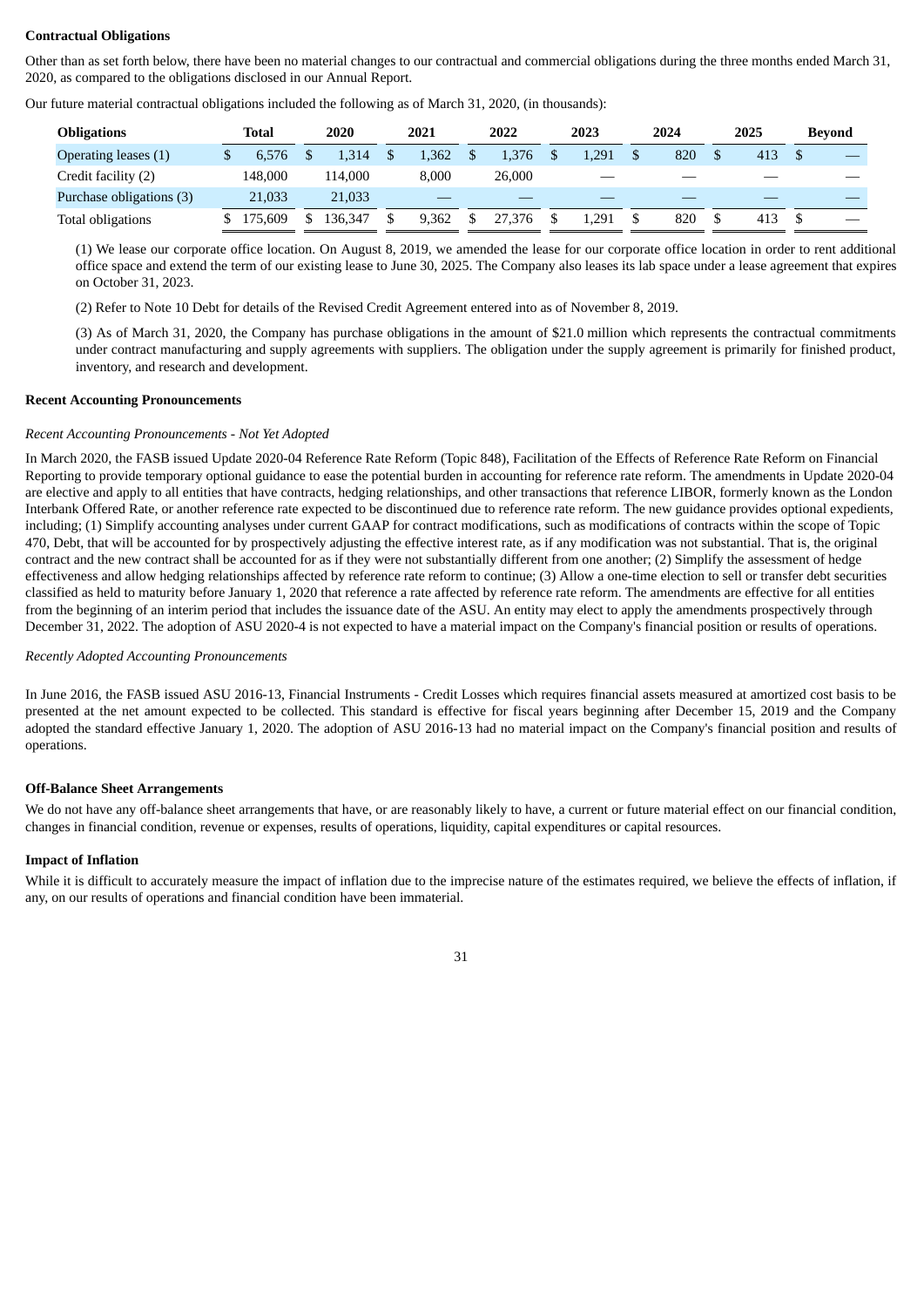**Contractual Obligations**

Other than as set forth below, there have been no material changes to our contractual and commercial obligations during the three months ended March 31, 2020, as compared to the obligations disclosed in our Annual Report.

Our future material contractual obligations included the following as of March 31, 2020, (in thousands):

| Obligations | Total | 2020 | 2021 | 2022 | 2023 | 2024 | 2025 | Beyond |
|---|---|---|---|---|---|---|---|---|
| Operating leases (1) | $ 6,576 | $ 1,314 | $ 1,362 | $ 1,376 | $ 1,291 | $ 820 | $ 413 | $ — |
| Credit facility (2) | 148,000 | 114,000 | 8,000 | 26,000 | — | — | — | — |
| Purchase obligations (3) | 21,033 | 21,033 | — | — | — | — | — | — |
| Total obligations | $ 175,609 | $ 136,347 | $ 9,362 | $ 27,376 | $ 1,291 | $ 820 | $ 413 | $ — |

(1) We lease our corporate office location. On August 8, 2019, we amended the lease for our corporate office location in order to rent additional office space and extend the term of our existing lease to June 30, 2025. The Company also leases its lab space under a lease agreement that expires on October 31, 2023.

(2) Refer to Note 10 Debt for details of the Revised Credit Agreement entered into as of November 8, 2019.

(3) As of March 31, 2020, the Company has purchase obligations in the amount of $21.0 million which represents the contractual commitments under contract manufacturing and supply agreements with suppliers. The obligation under the supply agreement is primarily for finished product, inventory, and research and development.

**Recent Accounting Pronouncements**

*Recent Accounting Pronouncements - Not Yet Adopted*

In March 2020, the FASB issued Update 2020-04 Reference Rate Reform (Topic 848), Facilitation of the Effects of Reference Rate Reform on Financial Reporting to provide temporary optional guidance to ease the potential burden in accounting for reference rate reform. The amendments in Update 2020-04 are elective and apply to all entities that have contracts, hedging relationships, and other transactions that reference LIBOR, formerly known as the London Interbank Offered Rate, or another reference rate expected to be discontinued due to reference rate reform. The new guidance provides optional expedients, including; (1) Simplify accounting analyses under current GAAP for contract modifications, such as modifications of contracts within the scope of Topic 470, Debt, that will be accounted for by prospectively adjusting the effective interest rate, as if any modification was not substantial. That is, the original contract and the new contract shall be accounted for as if they were not substantially different from one another; (2) Simplify the assessment of hedge effectiveness and allow hedging relationships affected by reference rate reform to continue; (3) Allow a one-time election to sell or transfer debt securities classified as held to maturity before January 1, 2020 that reference a rate affected by reference rate reform. The amendments are effective for all entities from the beginning of an interim period that includes the issuance date of the ASU. An entity may elect to apply the amendments prospectively through December 31, 2022. The adoption of ASU 2020-4 is not expected to have a material impact on the Company's financial position or results of operations.

*Recently Adopted Accounting Pronouncements*

In June 2016, the FASB issued ASU 2016-13, Financial Instruments - Credit Losses which requires financial assets measured at amortized cost basis to be presented at the net amount expected to be collected. This standard is effective for fiscal years beginning after December 15, 2019 and the Company adopted the standard effective January 1, 2020. The adoption of ASU 2016-13 had no material impact on the Company's financial position and results of operations.

**Off-Balance Sheet Arrangements**

We do not have any off-balance sheet arrangements that have, or are reasonably likely to have, a current or future material effect on our financial condition, changes in financial condition, revenue or expenses, results of operations, liquidity, capital expenditures or capital resources.

**Impact of Inflation**

While it is difficult to accurately measure the impact of inflation due to the imprecise nature of the estimates required, we believe the effects of inflation, if any, on our results of operations and financial condition have been immaterial.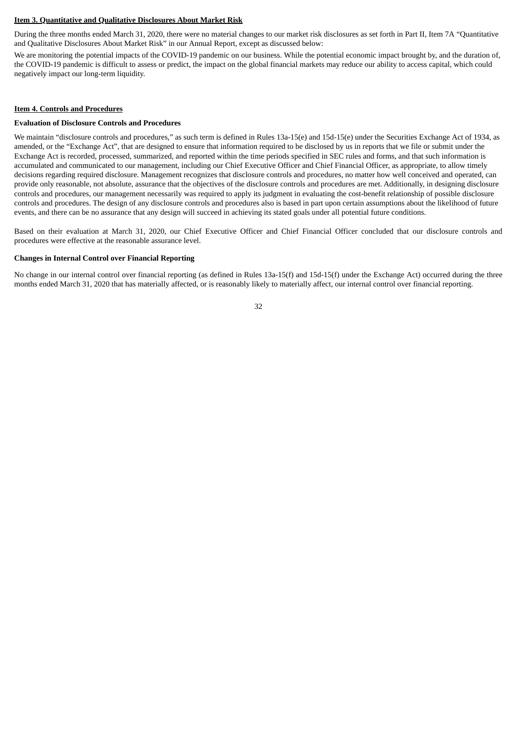## Item 3. Quantitative and Qualitative Disclosures About Market Risk

During the three months ended March 31, 2020, there were no material changes to our market risk disclosures as set forth in Part II, Item 7A "Quantitative and Qualitative Disclosures About Market Risk" in our Annual Report, except as discussed below:

We are monitoring the potential impacts of the COVID-19 pandemic on our business. While the potential economic impact brought by, and the duration of, the COVID-19 pandemic is difficult to assess or predict, the impact on the global financial markets may reduce our ability to access capital, which could negatively impact our long-term liquidity.

## Item 4. Controls and Procedures

### Evaluation of Disclosure Controls and Procedures

We maintain "disclosure controls and procedures," as such term is defined in Rules 13a-15(e) and 15d-15(e) under the Securities Exchange Act of 1934, as amended, or the "Exchange Act", that are designed to ensure that information required to be disclosed by us in reports that we file or submit under the Exchange Act is recorded, processed, summarized, and reported within the time periods specified in SEC rules and forms, and that such information is accumulated and communicated to our management, including our Chief Executive Officer and Chief Financial Officer, as appropriate, to allow timely decisions regarding required disclosure. Management recognizes that disclosure controls and procedures, no matter how well conceived and operated, can provide only reasonable, not absolute, assurance that the objectives of the disclosure controls and procedures are met. Additionally, in designing disclosure controls and procedures, our management necessarily was required to apply its judgment in evaluating the cost-benefit relationship of possible disclosure controls and procedures. The design of any disclosure controls and procedures also is based in part upon certain assumptions about the likelihood of future events, and there can be no assurance that any design will succeed in achieving its stated goals under all potential future conditions.

Based on their evaluation at March 31, 2020, our Chief Executive Officer and Chief Financial Officer concluded that our disclosure controls and procedures were effective at the reasonable assurance level.

### Changes in Internal Control over Financial Reporting

No change in our internal control over financial reporting (as defined in Rules 13a-15(f) and 15d-15(f) under the Exchange Act) occurred during the three months ended March 31, 2020 that has materially affected, or is reasonably likely to materially affect, our internal control over financial reporting.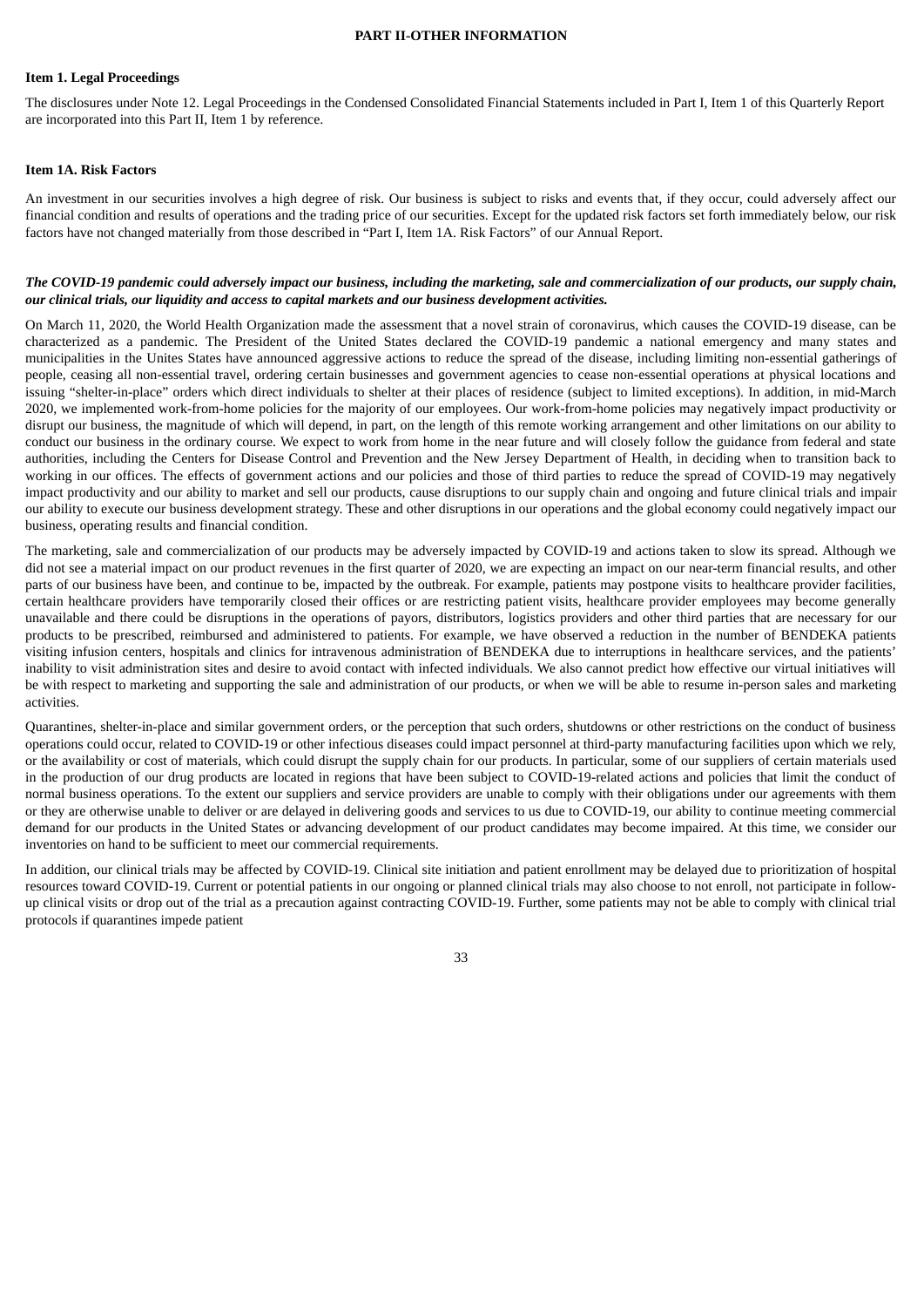## PART II-OTHER INFORMATION

### Item 1. Legal Proceedings

The disclosures under Note 12. Legal Proceedings in the Condensed Consolidated Financial Statements included in Part I, Item 1 of this Quarterly Report are incorporated into this Part II, Item 1 by reference.

### Item 1A. Risk Factors

An investment in our securities involves a high degree of risk. Our business is subject to risks and events that, if they occur, could adversely affect our financial condition and results of operations and the trading price of our securities. Except for the updated risk factors set forth immediately below, our risk factors have not changed materially from those described in "Part I, Item 1A. Risk Factors" of our Annual Report.

***The COVID-19 pandemic could adversely impact our business, including the marketing, sale and commercialization of our products, our supply chain, our clinical trials, our liquidity and access to capital markets and our business development activities.***

On March 11, 2020, the World Health Organization made the assessment that a novel strain of coronavirus, which causes the COVID-19 disease, can be characterized as a pandemic. The President of the United States declared the COVID-19 pandemic a national emergency and many states and municipalities in the Unites States have announced aggressive actions to reduce the spread of the disease, including limiting non-essential gatherings of people, ceasing all non-essential travel, ordering certain businesses and government agencies to cease non-essential operations at physical locations and issuing "shelter-in-place" orders which direct individuals to shelter at their places of residence (subject to limited exceptions). In addition, in mid-March 2020, we implemented work-from-home policies for the majority of our employees. Our work-from-home policies may negatively impact productivity or disrupt our business, the magnitude of which will depend, in part, on the length of this remote working arrangement and other limitations on our ability to conduct our business in the ordinary course. We expect to work from home in the near future and will closely follow the guidance from federal and state authorities, including the Centers for Disease Control and Prevention and the New Jersey Department of Health, in deciding when to transition back to working in our offices. The effects of government actions and our policies and those of third parties to reduce the spread of COVID-19 may negatively impact productivity and our ability to market and sell our products, cause disruptions to our supply chain and ongoing and future clinical trials and impair our ability to execute our business development strategy. These and other disruptions in our operations and the global economy could negatively impact our business, operating results and financial condition.

The marketing, sale and commercialization of our products may be adversely impacted by COVID-19 and actions taken to slow its spread. Although we did not see a material impact on our product revenues in the first quarter of 2020, we are expecting an impact on our near-term financial results, and other parts of our business have been, and continue to be, impacted by the outbreak. For example, patients may postpone visits to healthcare provider facilities, certain healthcare providers have temporarily closed their offices or are restricting patient visits, healthcare provider employees may become generally unavailable and there could be disruptions in the operations of payors, distributors, logistics providers and other third parties that are necessary for our products to be prescribed, reimbursed and administered to patients. For example, we have observed a reduction in the number of BENDEKA patients visiting infusion centers, hospitals and clinics for intravenous administration of BENDEKA due to interruptions in healthcare services, and the patients' inability to visit administration sites and desire to avoid contact with infected individuals. We also cannot predict how effective our virtual initiatives will be with respect to marketing and supporting the sale and administration of our products, or when we will be able to resume in-person sales and marketing activities.

Quarantines, shelter-in-place and similar government orders, or the perception that such orders, shutdowns or other restrictions on the conduct of business operations could occur, related to COVID-19 or other infectious diseases could impact personnel at third-party manufacturing facilities upon which we rely, or the availability or cost of materials, which could disrupt the supply chain for our products. In particular, some of our suppliers of certain materials used in the production of our drug products are located in regions that have been subject to COVID-19-related actions and policies that limit the conduct of normal business operations. To the extent our suppliers and service providers are unable to comply with their obligations under our agreements with them or they are otherwise unable to deliver or are delayed in delivering goods and services to us due to COVID-19, our ability to continue meeting commercial demand for our products in the United States or advancing development of our product candidates may become impaired. At this time, we consider our inventories on hand to be sufficient to meet our commercial requirements.

In addition, our clinical trials may be affected by COVID-19. Clinical site initiation and patient enrollment may be delayed due to prioritization of hospital resources toward COVID-19. Current or potential patients in our ongoing or planned clinical trials may also choose to not enroll, not participate in follow-up clinical visits or drop out of the trial as a precaution against contracting COVID-19. Further, some patients may not be able to comply with clinical trial protocols if quarantines impede patient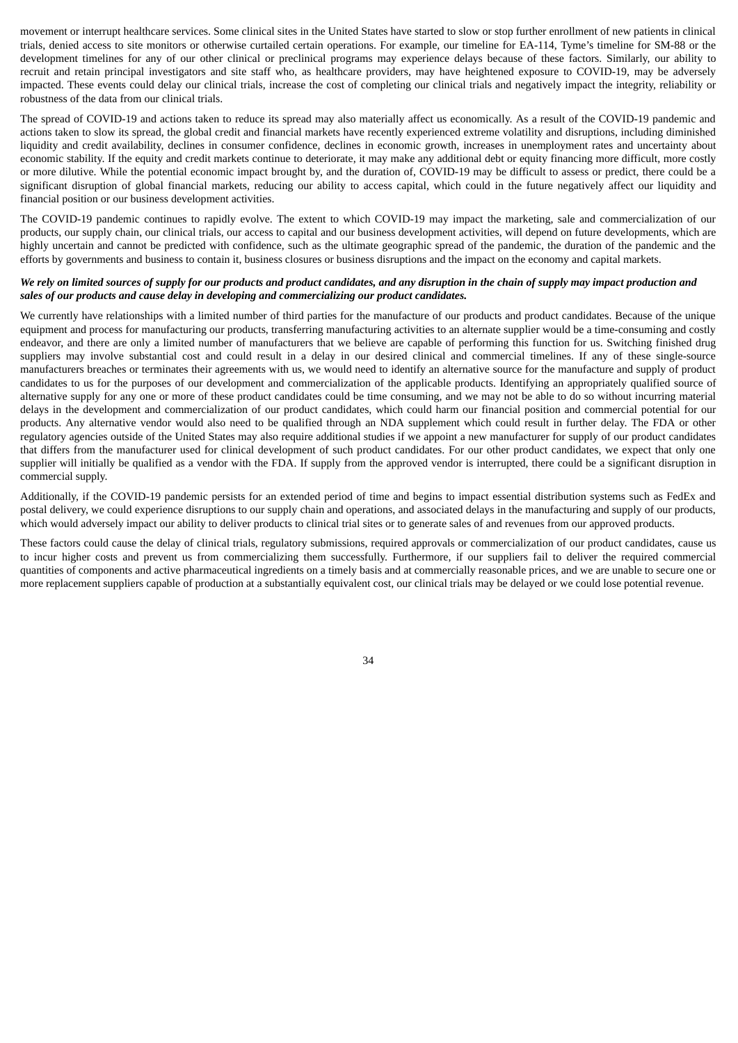movement or interrupt healthcare services. Some clinical sites in the United States have started to slow or stop further enrollment of new patients in clinical trials, denied access to site monitors or otherwise curtailed certain operations. For example, our timeline for EA-114, Tyme's timeline for SM-88 or the development timelines for any of our other clinical or preclinical programs may experience delays because of these factors. Similarly, our ability to recruit and retain principal investigators and site staff who, as healthcare providers, may have heightened exposure to COVID-19, may be adversely impacted. These events could delay our clinical trials, increase the cost of completing our clinical trials and negatively impact the integrity, reliability or robustness of the data from our clinical trials.

The spread of COVID-19 and actions taken to reduce its spread may also materially affect us economically. As a result of the COVID-19 pandemic and actions taken to slow its spread, the global credit and financial markets have recently experienced extreme volatility and disruptions, including diminished liquidity and credit availability, declines in consumer confidence, declines in economic growth, increases in unemployment rates and uncertainty about economic stability. If the equity and credit markets continue to deteriorate, it may make any additional debt or equity financing more difficult, more costly or more dilutive. While the potential economic impact brought by, and the duration of, COVID-19 may be difficult to assess or predict, there could be a significant disruption of global financial markets, reducing our ability to access capital, which could in the future negatively affect our liquidity and financial position or our business development activities.

The COVID-19 pandemic continues to rapidly evolve. The extent to which COVID-19 may impact the marketing, sale and commercialization of our products, our supply chain, our clinical trials, our access to capital and our business development activities, will depend on future developments, which are highly uncertain and cannot be predicted with confidence, such as the ultimate geographic spread of the pandemic, the duration of the pandemic and the efforts by governments and business to contain it, business closures or business disruptions and the impact on the economy and capital markets.

***We rely on limited sources of supply for our products and product candidates, and any disruption in the chain of supply may impact production and sales of our products and cause delay in developing and commercializing our product candidates.***

We currently have relationships with a limited number of third parties for the manufacture of our products and product candidates. Because of the unique equipment and process for manufacturing our products, transferring manufacturing activities to an alternate supplier would be a time-consuming and costly endeavor, and there are only a limited number of manufacturers that we believe are capable of performing this function for us. Switching finished drug suppliers may involve substantial cost and could result in a delay in our desired clinical and commercial timelines. If any of these single-source manufacturers breaches or terminates their agreements with us, we would need to identify an alternative source for the manufacture and supply of product candidates to us for the purposes of our development and commercialization of the applicable products. Identifying an appropriately qualified source of alternative supply for any one or more of these product candidates could be time consuming, and we may not be able to do so without incurring material delays in the development and commercialization of our product candidates, which could harm our financial position and commercial potential for our products. Any alternative vendor would also need to be qualified through an NDA supplement which could result in further delay. The FDA or other regulatory agencies outside of the United States may also require additional studies if we appoint a new manufacturer for supply of our product candidates that differs from the manufacturer used for clinical development of such product candidates. For our other product candidates, we expect that only one supplier will initially be qualified as a vendor with the FDA. If supply from the approved vendor is interrupted, there could be a significant disruption in commercial supply.

Additionally, if the COVID-19 pandemic persists for an extended period of time and begins to impact essential distribution systems such as FedEx and postal delivery, we could experience disruptions to our supply chain and operations, and associated delays in the manufacturing and supply of our products, which would adversely impact our ability to deliver products to clinical trial sites or to generate sales of and revenues from our approved products.

These factors could cause the delay of clinical trials, regulatory submissions, required approvals or commercialization of our product candidates, cause us to incur higher costs and prevent us from commercializing them successfully. Furthermore, if our suppliers fail to deliver the required commercial quantities of components and active pharmaceutical ingredients on a timely basis and at commercially reasonable prices, and we are unable to secure one or more replacement suppliers capable of production at a substantially equivalent cost, our clinical trials may be delayed or we could lose potential revenue.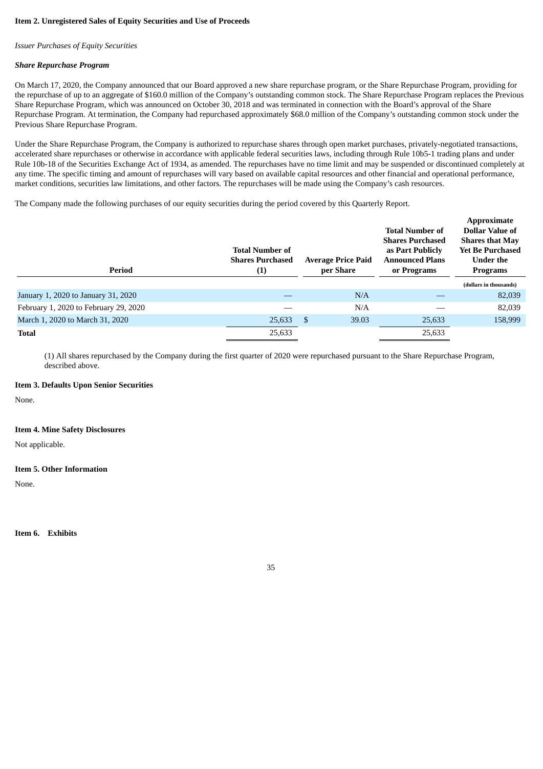## Item 2. Unregistered Sales of Equity Securities and Use of Proceeds

*Issuer Purchases of Equity Securities*

***Share Repurchase Program***

On March 17, 2020, the Company announced that our Board approved a new share repurchase program, or the Share Repurchase Program, providing for the repurchase of up to an aggregate of $160.0 million of the Company's outstanding common stock. The Share Repurchase Program replaces the Previous Share Repurchase Program, which was announced on October 30, 2018 and was terminated in connection with the Board's approval of the Share Repurchase Program. At termination, the Company had repurchased approximately $68.0 million of the Company's outstanding common stock under the Previous Share Repurchase Program.

Under the Share Repurchase Program, the Company is authorized to repurchase shares through open market purchases, privately-negotiated transactions, accelerated share repurchases or otherwise in accordance with applicable federal securities laws, including through Rule 10b5-1 trading plans and under Rule 10b-18 of the Securities Exchange Act of 1934, as amended. The repurchases have no time limit and may be suspended or discontinued completely at any time. The specific timing and amount of repurchases will vary based on available capital resources and other financial and operational performance, market conditions, securities law limitations, and other factors. The repurchases will be made using the Company's cash resources.

The Company made the following purchases of our equity securities during the period covered by this Quarterly Report.

| Period | Total Number of Shares Purchased (1) | Average Price Paid per Share | Total Number of Shares Purchased as Part Publicly Announced Plans or Programs | Approximate Dollar Value of Shares that May Yet Be Purchased Under the Programs |
|---|---|---|---|---|
| | | | | (dollars in thousands) |
| January 1, 2020 to January 31, 2020 | — | N/A | — | 82,039 |
| February 1, 2020 to February 29, 2020 | — | N/A | — | 82,039 |
| March 1, 2020 to March 31, 2020 | 25,633 | $ 39.03 | 25,633 | 158,999 |
| **Total** | 25,633 | | 25,633 | |

(1) All shares repurchased by the Company during the first quarter of 2020 were repurchased pursuant to the Share Repurchase Program, described above.

## Item 3. Defaults Upon Senior Securities

None.

## Item 4. Mine Safety Disclosures

Not applicable.

## Item 5. Other Information

None.

## Item 6. Exhibits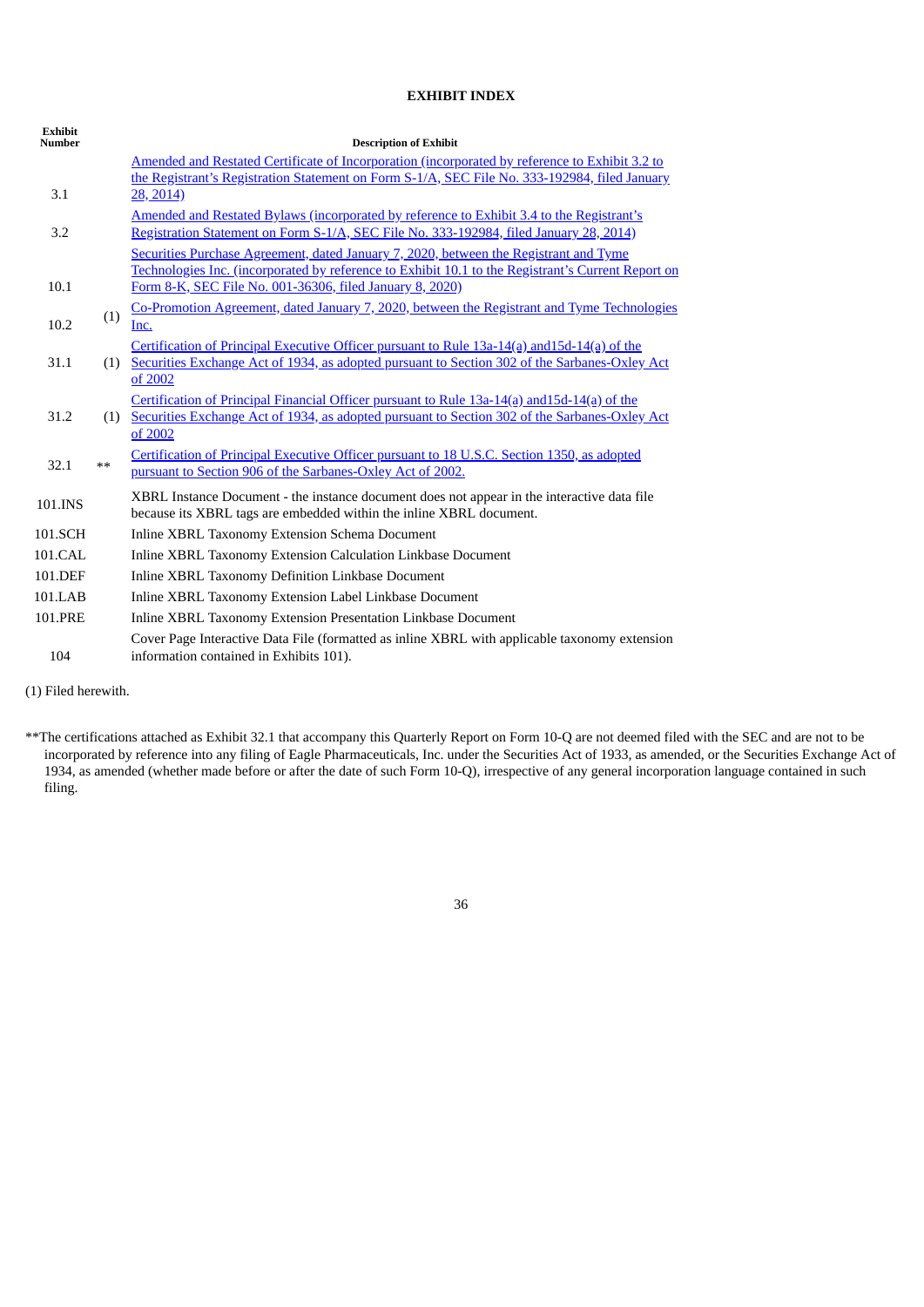# EXHIBIT INDEX

| Exhibit Number | | Description of Exhibit |
|---|---|---|
| 3.1 | | Amended and Restated Certificate of Incorporation (incorporated by reference to Exhibit 3.2 to the Registrant's Registration Statement on Form S-1/A, SEC File No. 333-192984, filed January 28, 2014) |
| 3.2 | | Amended and Restated Bylaws (incorporated by reference to Exhibit 3.4 to the Registrant's Registration Statement on Form S-1/A, SEC File No. 333-192984, filed January 28, 2014) |
| 10.1 | | Securities Purchase Agreement, dated January 7, 2020, between the Registrant and Tyme Technologies Inc. (incorporated by reference to Exhibit 10.1 to the Registrant's Current Report on Form 8-K, SEC File No. 001-36306, filed January 8, 2020) |
| 10.2 | (1) | Co-Promotion Agreement, dated January 7, 2020, between the Registrant and Tyme Technologies Inc. |
| 31.1 | (1) | Certification of Principal Executive Officer pursuant to Rule 13a-14(a) and15d-14(a) of the Securities Exchange Act of 1934, as adopted pursuant to Section 302 of the Sarbanes-Oxley Act of 2002 |
| 31.2 | (1) | Certification of Principal Financial Officer pursuant to Rule 13a-14(a) and15d-14(a) of the Securities Exchange Act of 1934, as adopted pursuant to Section 302 of the Sarbanes-Oxley Act of 2002 |
| 32.1 | ** | Certification of Principal Executive Officer pursuant to 18 U.S.C. Section 1350, as adopted pursuant to Section 906 of the Sarbanes-Oxley Act of 2002. |
| 101.INS | | XBRL Instance Document - the instance document does not appear in the interactive data file because its XBRL tags are embedded within the inline XBRL document. |
| 101.SCH | | Inline XBRL Taxonomy Extension Schema Document |
| 101.CAL | | Inline XBRL Taxonomy Extension Calculation Linkbase Document |
| 101.DEF | | Inline XBRL Taxonomy Definition Linkbase Document |
| 101.LAB | | Inline XBRL Taxonomy Extension Label Linkbase Document |
| 101.PRE | | Inline XBRL Taxonomy Extension Presentation Linkbase Document |
| 104 | | Cover Page Interactive Data File (formatted as inline XBRL with applicable taxonomy extension information contained in Exhibits 101). |

(1) Filed herewith.

**The certifications attached as Exhibit 32.1 that accompany this Quarterly Report on Form 10-Q are not deemed filed with the SEC and are not to be incorporated by reference into any filing of Eagle Pharmaceuticals, Inc. under the Securities Act of 1933, as amended, or the Securities Exchange Act of 1934, as amended (whether made before or after the date of such Form 10-Q), irrespective of any general incorporation language contained in such filing.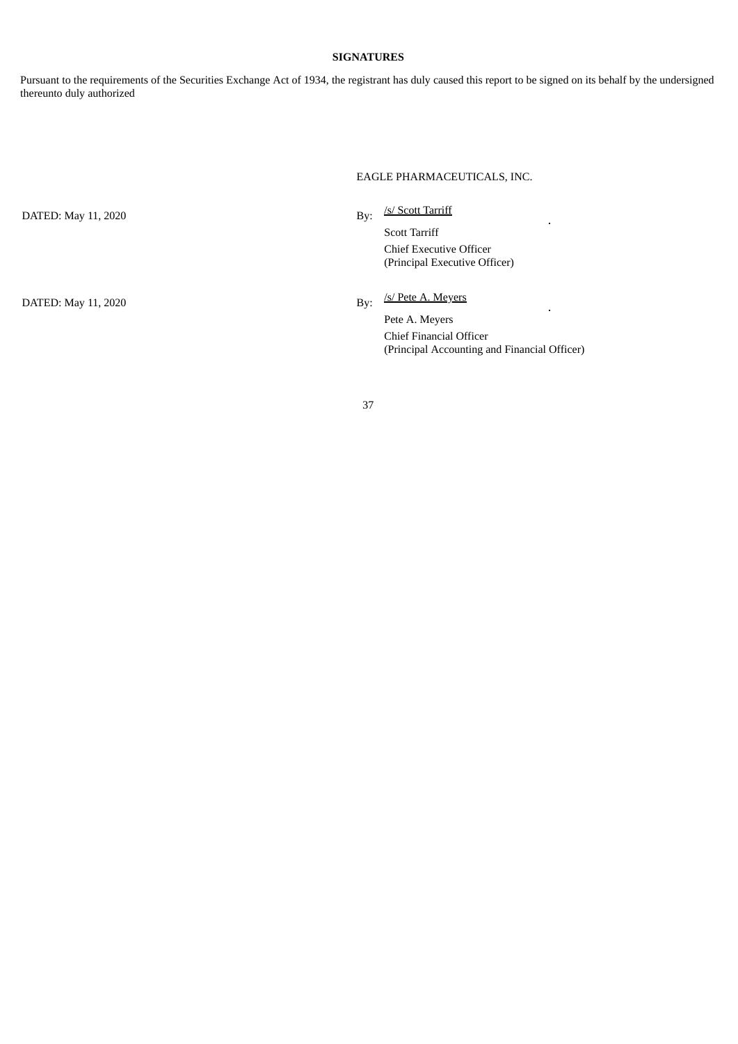**SIGNATURES**

Pursuant to the requirements of the Securities Exchange Act of 1934, the registrant has duly caused this report to be signed on its behalf by the undersigned thereunto duly authorized

EAGLE PHARMACEUTICALS, INC.

| | |
|---|---|
| DATED: May 11, 2020 | By: /s/ Scott Tarriff<br>Scott Tarriff<br>Chief Executive Officer<br>(Principal Executive Officer) |
| DATED: May 11, 2020 | By: /s/ Pete A. Meyers<br>Pete A. Meyers<br>Chief Financial Officer<br>(Principal Accounting and Financial Officer) |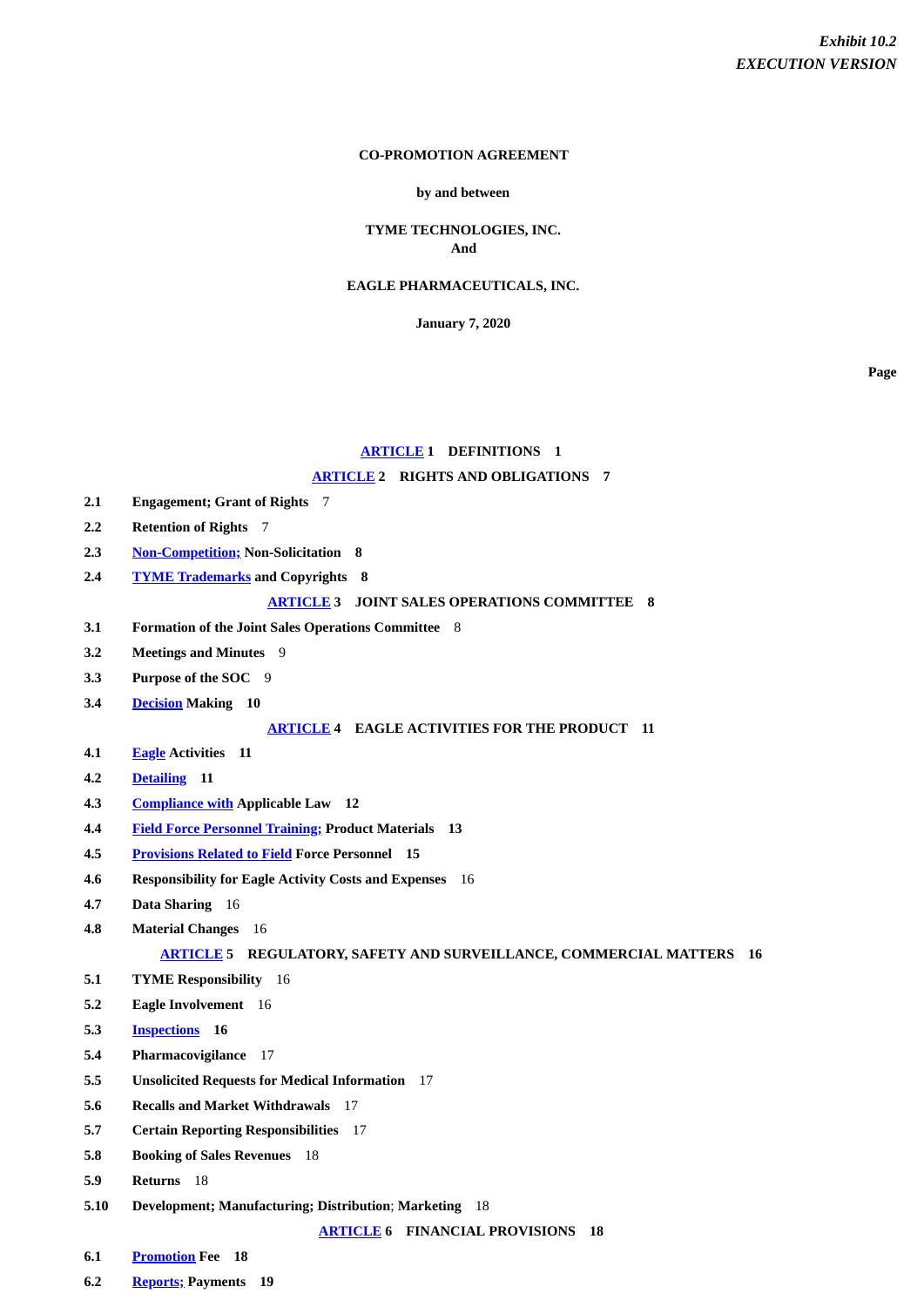*Exhibit 10.2*
*EXECUTION VERSION*

**CO-PROMOTION AGREEMENT**

**by and between**

**TYME TECHNOLOGIES, INC.**
**And**

**EAGLE PHARMACEUTICALS, INC.**

**January 7, 2020**

**Page**

**ARTICLE 1 DEFINITIONS 1**

**ARTICLE 2 RIGHTS AND OBLIGATIONS 7**

| | | |
|---|---|---|
| **2.1** | **Engagement; Grant of Rights** | 7 |
| **2.2** | **Retention of Rights** | 7 |
| **2.3** | **Non-Competition; Non-Solicitation** | **8** |
| **2.4** | **TYME Trademarks and Copyrights** | **8** |

**ARTICLE 3 JOINT SALES OPERATIONS COMMITTEE 8**

| | | |
|---|---|---|
| **3.1** | **Formation of the Joint Sales Operations Committee** | 8 |
| **3.2** | **Meetings and Minutes** | 9 |
| **3.3** | **Purpose of the SOC** | 9 |
| **3.4** | **Decision Making** | **10** |

**ARTICLE 4 EAGLE ACTIVITIES FOR THE PRODUCT 11**

| | | |
|---|---|---|
| **4.1** | **Eagle Activities** | **11** |
| **4.2** | **Detailing** | **11** |
| **4.3** | **Compliance with Applicable Law** | **12** |
| **4.4** | **Field Force Personnel Training; Product Materials** | **13** |
| **4.5** | **Provisions Related to Field Force Personnel** | **15** |
| **4.6** | **Responsibility for Eagle Activity Costs and Expenses** | 16 |
| **4.7** | **Data Sharing** | 16 |
| **4.8** | **Material Changes** | 16 |

**ARTICLE 5 REGULATORY, SAFETY AND SURVEILLANCE, COMMERCIAL MATTERS 16**

| | | |
|---|---|---|
| **5.1** | **TYME Responsibility** | 16 |
| **5.2** | **Eagle Involvement** | 16 |
| **5.3** | **Inspections** | **16** |
| **5.4** | **Pharmacovigilance** | 17 |
| **5.5** | **Unsolicited Requests for Medical Information** | 17 |
| **5.6** | **Recalls and Market Withdrawals** | 17 |
| **5.7** | **Certain Reporting Responsibilities** | 17 |
| **5.8** | **Booking of Sales Revenues** | 18 |
| **5.9** | **Returns** | 18 |
| **5.10** | **Development; Manufacturing; Distribution; Marketing** | 18 |

**ARTICLE 6 FINANCIAL PROVISIONS 18**

| | | |
|---|---|---|
| **6.1** | **Promotion Fee** | **18** |
| **6.2** | **Reports; Payments** | **19** |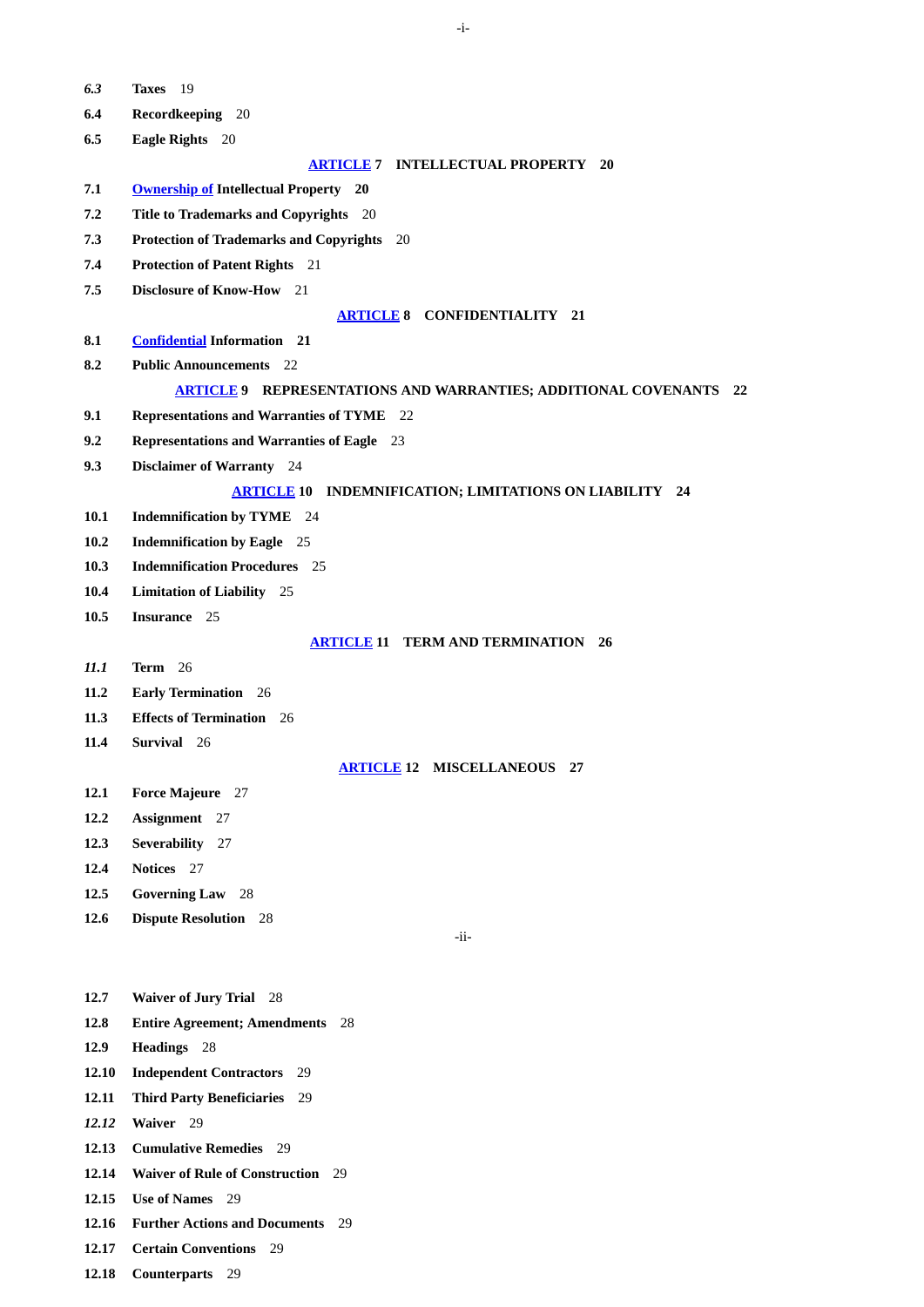*6.3* **Taxes** 19

**6.4** **Recordkeeping** 20

**6.5** **Eagle Rights** 20

**ARTICLE 7 INTELLECTUAL PROPERTY 20**

**7.1** **Ownership of Intellectual Property 20**

**7.2** **Title to Trademarks and Copyrights** 20

**7.3** **Protection of Trademarks and Copyrights** 20

**7.4** **Protection of Patent Rights** 21

**7.5** **Disclosure of Know-How** 21

**ARTICLE 8 CONFIDENTIALITY 21**

**8.1** **Confidential Information 21**

**8.2** **Public Announcements** 22

**ARTICLE 9 REPRESENTATIONS AND WARRANTIES; ADDITIONAL COVENANTS 22**

**9.1** **Representations and Warranties of TYME** 22

**9.2** **Representations and Warranties of Eagle** 23

**9.3** **Disclaimer of Warranty** 24

**ARTICLE 10 INDEMNIFICATION; LIMITATIONS ON LIABILITY 24**

**10.1** **Indemnification by TYME** 24

**10.2** **Indemnification by Eagle** 25

**10.3** **Indemnification Procedures** 25

**10.4** **Limitation of Liability** 25

**10.5** **Insurance** 25

**ARTICLE 11 TERM AND TERMINATION 26**

*11.1* **Term** 26

**11.2** **Early Termination** 26

**11.3** **Effects of Termination** 26

**11.4** **Survival** 26

**ARTICLE 12 MISCELLANEOUS 27**

**12.1** **Force Majeure** 27

**12.2** **Assignment** 27

**12.3** **Severability** 27

**12.4** **Notices** 27

**12.5** **Governing Law** 28

**12.6** **Dispute Resolution** 28

**12.7** **Waiver of Jury Trial** 28

**12.8** **Entire Agreement; Amendments** 28

**12.9** **Headings** 28

**12.10** **Independent Contractors** 29

**12.11** **Third Party Beneficiaries** 29

*12.12* **Waiver** 29

**12.13** **Cumulative Remedies** 29

**12.14** **Waiver of Rule of Construction** 29

**12.15** **Use of Names** 29

**12.16** **Further Actions and Documents** 29

**12.17** **Certain Conventions** 29

**12.18** **Counterparts** 29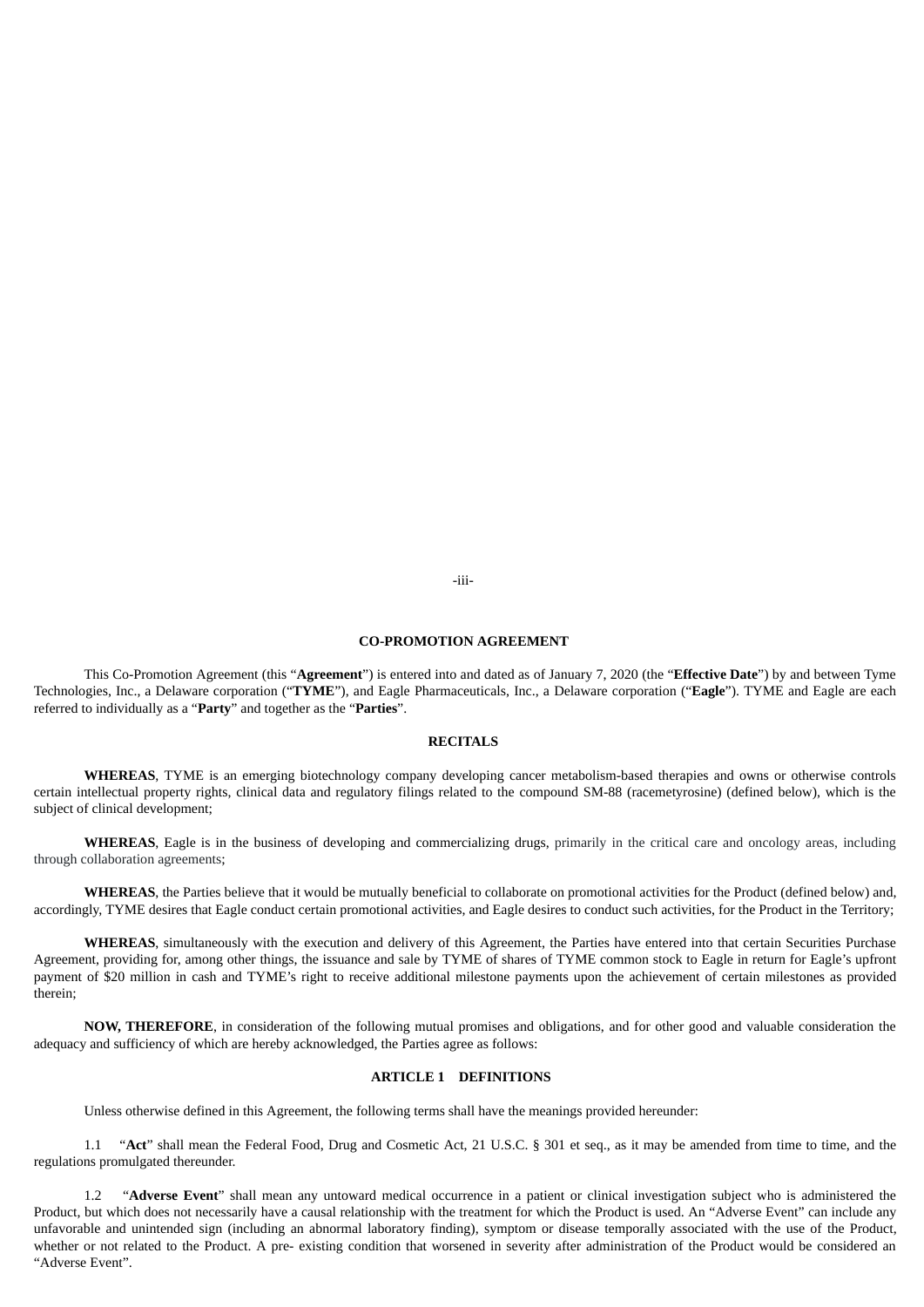## CO-PROMOTION AGREEMENT

This Co-Promotion Agreement (this "**Agreement**") is entered into and dated as of January 7, 2020 (the "**Effective Date**") by and between Tyme Technologies, Inc., a Delaware corporation ("**TYME**"), and Eagle Pharmaceuticals, Inc., a Delaware corporation ("**Eagle**"). TYME and Eagle are each referred to individually as a "**Party**" and together as the "**Parties**".

## RECITALS

**WHEREAS**, TYME is an emerging biotechnology company developing cancer metabolism-based therapies and owns or otherwise controls certain intellectual property rights, clinical data and regulatory filings related to the compound SM-88 (racemetyrosine) (defined below), which is the subject of clinical development;

**WHEREAS**, Eagle is in the business of developing and commercializing drugs, primarily in the critical care and oncology areas, including through collaboration agreements;

**WHEREAS**, the Parties believe that it would be mutually beneficial to collaborate on promotional activities for the Product (defined below) and, accordingly, TYME desires that Eagle conduct certain promotional activities, and Eagle desires to conduct such activities, for the Product in the Territory;

**WHEREAS**, simultaneously with the execution and delivery of this Agreement, the Parties have entered into that certain Securities Purchase Agreement, providing for, among other things, the issuance and sale by TYME of shares of TYME common stock to Eagle in return for Eagle's upfront payment of $20 million in cash and TYME's right to receive additional milestone payments upon the achievement of certain milestones as provided therein;

**NOW, THEREFORE**, in consideration of the following mutual promises and obligations, and for other good and valuable consideration the adequacy and sufficiency of which are hereby acknowledged, the Parties agree as follows:

## ARTICLE 1 DEFINITIONS

Unless otherwise defined in this Agreement, the following terms shall have the meanings provided hereunder:

1.1 "**Act**" shall mean the Federal Food, Drug and Cosmetic Act, 21 U.S.C. § 301 et seq., as it may be amended from time to time, and the regulations promulgated thereunder.

1.2 "**Adverse Event**" shall mean any untoward medical occurrence in a patient or clinical investigation subject who is administered the Product, but which does not necessarily have a causal relationship with the treatment for which the Product is used. An "Adverse Event" can include any unfavorable and unintended sign (including an abnormal laboratory finding), symptom or disease temporally associated with the use of the Product, whether or not related to the Product. A pre- existing condition that worsened in severity after administration of the Product would be considered an "Adverse Event".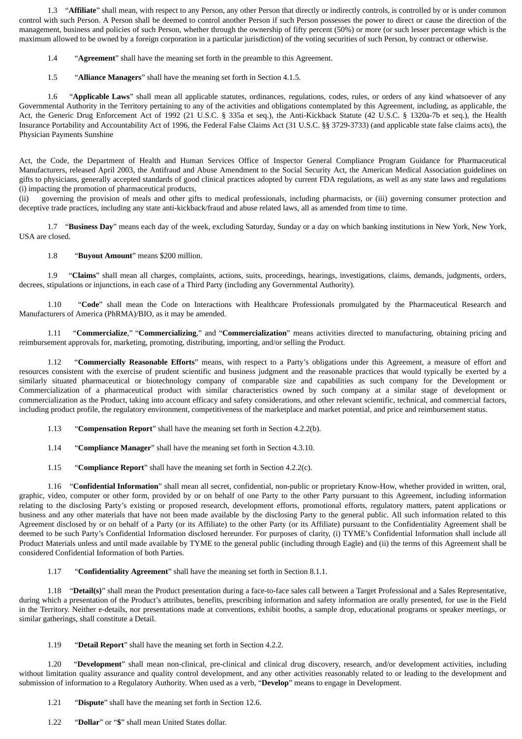1.3 "**Affiliate**" shall mean, with respect to any Person, any other Person that directly or indirectly controls, is controlled by or is under common control with such Person. A Person shall be deemed to control another Person if such Person possesses the power to direct or cause the direction of the management, business and policies of such Person, whether through the ownership of fifty percent (50%) or more (or such lesser percentage which is the maximum allowed to be owned by a foreign corporation in a particular jurisdiction) of the voting securities of such Person, by contract or otherwise.

1.4 "**Agreement**" shall have the meaning set forth in the preamble to this Agreement.

1.5 "**Alliance Managers**" shall have the meaning set forth in Section 4.1.5.

1.6 "**Applicable Laws**" shall mean all applicable statutes, ordinances, regulations, codes, rules, or orders of any kind whatsoever of any Governmental Authority in the Territory pertaining to any of the activities and obligations contemplated by this Agreement, including, as applicable, the Act, the Generic Drug Enforcement Act of 1992 (21 U.S.C. § 335a et seq.), the Anti-Kickback Statute (42 U.S.C. § 1320a-7b et seq.), the Health Insurance Portability and Accountability Act of 1996, the Federal False Claims Act (31 U.S.C. §§ 3729-3733) (and applicable state false claims acts), the Physician Payments Sunshine Act, the Code, the Department of Health and Human Services Office of Inspector General Compliance Program Guidance for Pharmaceutical Manufacturers, released April 2003, the Antifraud and Abuse Amendment to the Social Security Act, the American Medical Association guidelines on gifts to physicians, generally accepted standards of good clinical practices adopted by current FDA regulations, as well as any state laws and regulations (i) impacting the promotion of pharmaceutical products,
(ii) governing the provision of meals and other gifts to medical professionals, including pharmacists, or (iii) governing consumer protection and deceptive trade practices, including any state anti-kickback/fraud and abuse related laws, all as amended from time to time.

1.7 "**Business Day**" means each day of the week, excluding Saturday, Sunday or a day on which banking institutions in New York, New York, USA are closed.

1.8 "**Buyout Amount**" means $200 million.

1.9 "**Claims**" shall mean all charges, complaints, actions, suits, proceedings, hearings, investigations, claims, demands, judgments, orders, decrees, stipulations or injunctions, in each case of a Third Party (including any Governmental Authority).

1.10 "**Code**" shall mean the Code on Interactions with Healthcare Professionals promulgated by the Pharmaceutical Research and Manufacturers of America (PhRMA)/BIO, as it may be amended.

1.11 "**Commercialize**," "**Commercializing**," and "**Commercialization**" means activities directed to manufacturing, obtaining pricing and reimbursement approvals for, marketing, promoting, distributing, importing, and/or selling the Product.

1.12 "**Commercially Reasonable Efforts**" means, with respect to a Party's obligations under this Agreement, a measure of effort and resources consistent with the exercise of prudent scientific and business judgment and the reasonable practices that would typically be exerted by a similarly situated pharmaceutical or biotechnology company of comparable size and capabilities as such company for the Development or Commercialization of a pharmaceutical product with similar characteristics owned by such company at a similar stage of development or commercialization as the Product, taking into account efficacy and safety considerations, and other relevant scientific, technical, and commercial factors, including product profile, the regulatory environment, competitiveness of the marketplace and market potential, and price and reimbursement status.

1.13 "**Compensation Report**" shall have the meaning set forth in Section 4.2.2(b).

1.14 "**Compliance Manager**" shall have the meaning set forth in Section 4.3.10.

1.15 "**Compliance Report**" shall have the meaning set forth in Section 4.2.2(c).

1.16 "**Confidential Information**" shall mean all secret, confidential, non-public or proprietary Know-How, whether provided in written, oral, graphic, video, computer or other form, provided by or on behalf of one Party to the other Party pursuant to this Agreement, including information relating to the disclosing Party's existing or proposed research, development efforts, promotional efforts, regulatory matters, patent applications or business and any other materials that have not been made available by the disclosing Party to the general public. All such information related to this Agreement disclosed by or on behalf of a Party (or its Affiliate) to the other Party (or its Affiliate) pursuant to the Confidentiality Agreement shall be deemed to be such Party's Confidential Information disclosed hereunder. For purposes of clarity, (i) TYME's Confidential Information shall include all Product Materials unless and until made available by TYME to the general public (including through Eagle) and (ii) the terms of this Agreement shall be considered Confidential Information of both Parties.

1.17 "**Confidentiality Agreement**" shall have the meaning set forth in Section 8.1.1.

1.18 "**Detail(s)**" shall mean the Product presentation during a face-to-face sales call between a Target Professional and a Sales Representative, during which a presentation of the Product's attributes, benefits, prescribing information and safety information are orally presented, for use in the Field in the Territory. Neither e-details, nor presentations made at conventions, exhibit booths, a sample drop, educational programs or speaker meetings, or similar gatherings, shall constitute a Detail.

1.19 "**Detail Report**" shall have the meaning set forth in Section 4.2.2.

1.20 "**Development**" shall mean non-clinical, pre-clinical and clinical drug discovery, research, and/or development activities, including without limitation quality assurance and quality control development, and any other activities reasonably related to or leading to the development and submission of information to a Regulatory Authority. When used as a verb, "**Develop**" means to engage in Development.

1.21 "**Dispute**" shall have the meaning set forth in Section 12.6.

1.22 "**Dollar**" or "**$**" shall mean United States dollar.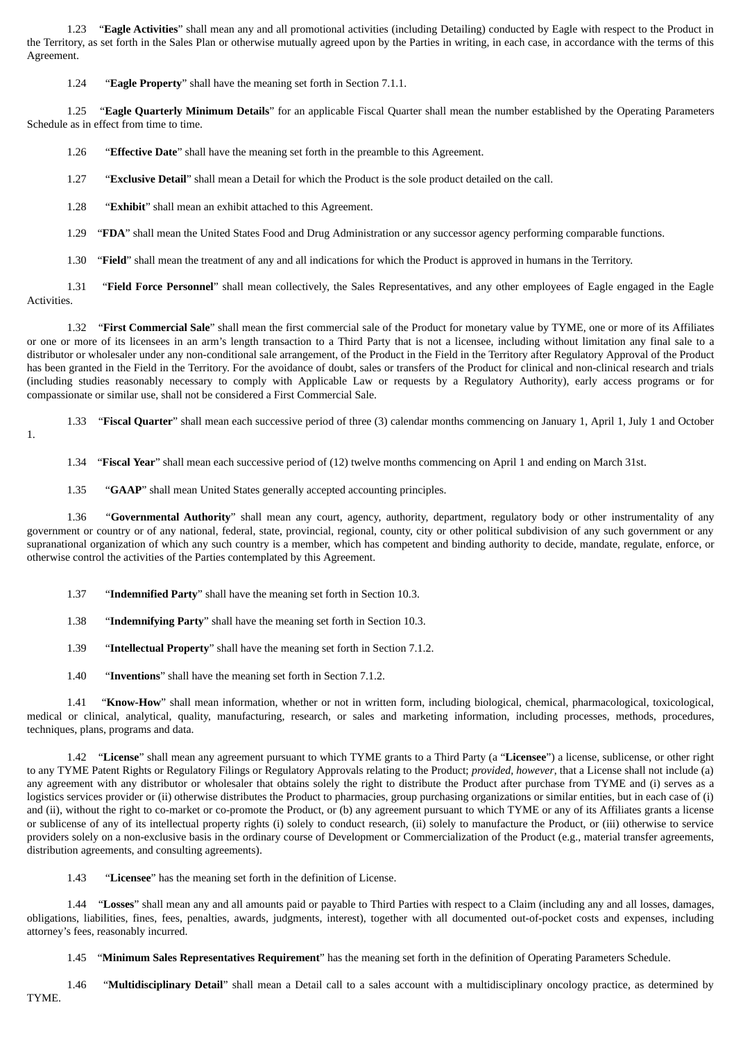1.23 "**Eagle Activities**" shall mean any and all promotional activities (including Detailing) conducted by Eagle with respect to the Product in the Territory, as set forth in the Sales Plan or otherwise mutually agreed upon by the Parties in writing, in each case, in accordance with the terms of this Agreement.

1.24 "**Eagle Property**" shall have the meaning set forth in Section 7.1.1.

1.25 "**Eagle Quarterly Minimum Details**" for an applicable Fiscal Quarter shall mean the number established by the Operating Parameters Schedule as in effect from time to time.

1.26 "**Effective Date**" shall have the meaning set forth in the preamble to this Agreement.

1.27 "**Exclusive Detail**" shall mean a Detail for which the Product is the sole product detailed on the call.

1.28 "**Exhibit**" shall mean an exhibit attached to this Agreement.

1.29 "**FDA**" shall mean the United States Food and Drug Administration or any successor agency performing comparable functions.

1.30 "**Field**" shall mean the treatment of any and all indications for which the Product is approved in humans in the Territory.

1.31 "**Field Force Personnel**" shall mean collectively, the Sales Representatives, and any other employees of Eagle engaged in the Eagle Activities.

1.32 "**First Commercial Sale**" shall mean the first commercial sale of the Product for monetary value by TYME, one or more of its Affiliates or one or more of its licensees in an arm's length transaction to a Third Party that is not a licensee, including without limitation any final sale to a distributor or wholesaler under any non-conditional sale arrangement, of the Product in the Field in the Territory after Regulatory Approval of the Product has been granted in the Field in the Territory. For the avoidance of doubt, sales or transfers of the Product for clinical and non-clinical research and trials (including studies reasonably necessary to comply with Applicable Law or requests by a Regulatory Authority), early access programs or for compassionate or similar use, shall not be considered a First Commercial Sale.

1.33 "**Fiscal Quarter**" shall mean each successive period of three (3) calendar months commencing on January 1, April 1, July 1 and October 1.

1.34 "**Fiscal Year**" shall mean each successive period of (12) twelve months commencing on April 1 and ending on March 31st.

1.35 "**GAAP**" shall mean United States generally accepted accounting principles.

1.36 "**Governmental Authority**" shall mean any court, agency, authority, department, regulatory body or other instrumentality of any government or country or of any national, federal, state, provincial, regional, county, city or other political subdivision of any such government or any supranational organization of which any such country is a member, which has competent and binding authority to decide, mandate, regulate, enforce, or otherwise control the activities of the Parties contemplated by this Agreement.

1.37 "**Indemnified Party**" shall have the meaning set forth in Section 10.3.

1.38 "**Indemnifying Party**" shall have the meaning set forth in Section 10.3.

1.39 "**Intellectual Property**" shall have the meaning set forth in Section 7.1.2.

1.40 "**Inventions**" shall have the meaning set forth in Section 7.1.2.

1.41 "**Know-How**" shall mean information, whether or not in written form, including biological, chemical, pharmacological, toxicological, medical or clinical, analytical, quality, manufacturing, research, or sales and marketing information, including processes, methods, procedures, techniques, plans, programs and data.

1.42 "**License**" shall mean any agreement pursuant to which TYME grants to a Third Party (a "**Licensee**") a license, sublicense, or other right to any TYME Patent Rights or Regulatory Filings or Regulatory Approvals relating to the Product; *provided*, *however*, that a License shall not include (a) any agreement with any distributor or wholesaler that obtains solely the right to distribute the Product after purchase from TYME and (i) serves as a logistics services provider or (ii) otherwise distributes the Product to pharmacies, group purchasing organizations or similar entities, but in each case of (i) and (ii), without the right to co-market or co-promote the Product, or (b) any agreement pursuant to which TYME or any of its Affiliates grants a license or sublicense of any of its intellectual property rights (i) solely to conduct research, (ii) solely to manufacture the Product, or (iii) otherwise to service providers solely on a non-exclusive basis in the ordinary course of Development or Commercialization of the Product (e.g., material transfer agreements, distribution agreements, and consulting agreements).

1.43 "**Licensee**" has the meaning set forth in the definition of License.

1.44 "**Losses**" shall mean any and all amounts paid or payable to Third Parties with respect to a Claim (including any and all losses, damages, obligations, liabilities, fines, fees, penalties, awards, judgments, interest), together with all documented out-of-pocket costs and expenses, including attorney's fees, reasonably incurred.

1.45 "**Minimum Sales Representatives Requirement**" has the meaning set forth in the definition of Operating Parameters Schedule.

1.46 "**Multidisciplinary Detail**" shall mean a Detail call to a sales account with a multidisciplinary oncology practice, as determined by TYME.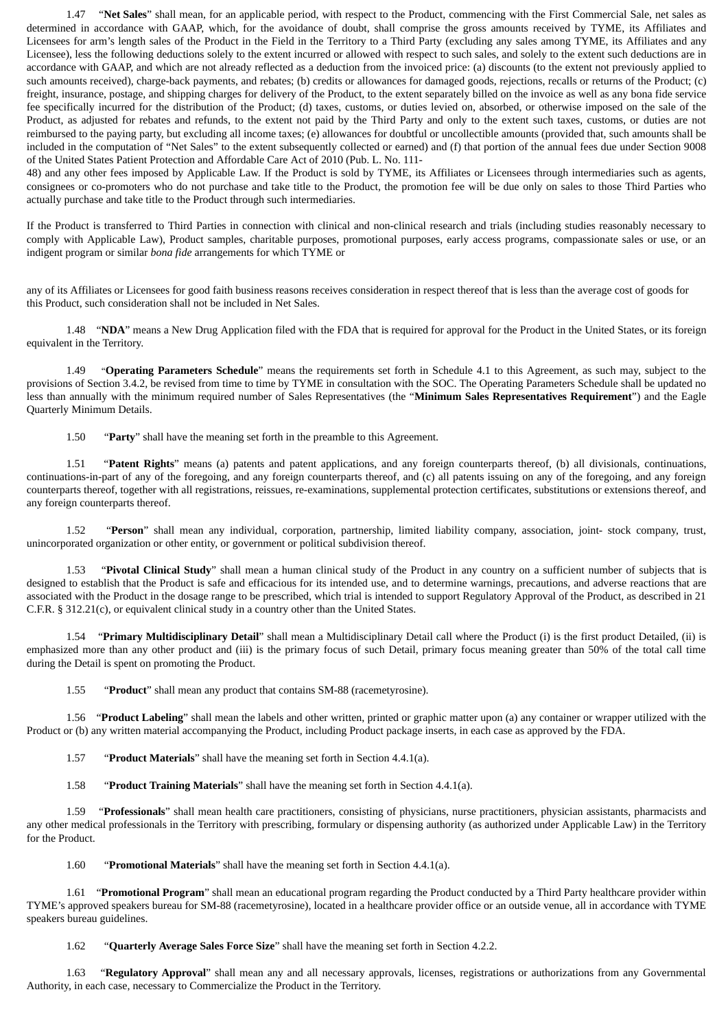1.47 "**Net Sales**" shall mean, for an applicable period, with respect to the Product, commencing with the First Commercial Sale, net sales as determined in accordance with GAAP, which, for the avoidance of doubt, shall comprise the gross amounts received by TYME, its Affiliates and Licensees for arm's length sales of the Product in the Field in the Territory to a Third Party (excluding any sales among TYME, its Affiliates and any Licensee), less the following deductions solely to the extent incurred or allowed with respect to such sales, and solely to the extent such deductions are in accordance with GAAP, and which are not already reflected as a deduction from the invoiced price: (a) discounts (to the extent not previously applied to such amounts received), charge-back payments, and rebates; (b) credits or allowances for damaged goods, rejections, recalls or returns of the Product; (c) freight, insurance, postage, and shipping charges for delivery of the Product, to the extent separately billed on the invoice as well as any bona fide service fee specifically incurred for the distribution of the Product; (d) taxes, customs, or duties levied on, absorbed, or otherwise imposed on the sale of the Product, as adjusted for rebates and refunds, to the extent not paid by the Third Party and only to the extent such taxes, customs, or duties are not reimbursed to the paying party, but excluding all income taxes; (e) allowances for doubtful or uncollectible amounts (provided that, such amounts shall be included in the computation of "Net Sales" to the extent subsequently collected or earned) and (f) that portion of the annual fees due under Section 9008 of the United States Patient Protection and Affordable Care Act of 2010 (Pub. L. No. 111-48) and any other fees imposed by Applicable Law. If the Product is sold by TYME, its Affiliates or Licensees through intermediaries such as agents, consignees or co-promoters who do not purchase and take title to the Product, the promotion fee will be due only on sales to those Third Parties who actually purchase and take title to the Product through such intermediaries.

If the Product is transferred to Third Parties in connection with clinical and non-clinical research and trials (including studies reasonably necessary to comply with Applicable Law), Product samples, charitable purposes, promotional purposes, early access programs, compassionate sales or use, or an indigent program or similar *bona fide* arrangements for which TYME or any of its Affiliates or Licensees for good faith business reasons receives consideration in respect thereof that is less than the average cost of goods for this Product, such consideration shall not be included in Net Sales.

1.48 "**NDA**" means a New Drug Application filed with the FDA that is required for approval for the Product in the United States, or its foreign equivalent in the Territory.

1.49 "**Operating Parameters Schedule**" means the requirements set forth in Schedule 4.1 to this Agreement, as such may, subject to the provisions of Section 3.4.2, be revised from time to time by TYME in consultation with the SOC. The Operating Parameters Schedule shall be updated no less than annually with the minimum required number of Sales Representatives (the "**Minimum Sales Representatives Requirement**") and the Eagle Quarterly Minimum Details.

1.50 "**Party**" shall have the meaning set forth in the preamble to this Agreement.

1.51 "**Patent Rights**" means (a) patents and patent applications, and any foreign counterparts thereof, (b) all divisionals, continuations, continuations-in-part of any of the foregoing, and any foreign counterparts thereof, and (c) all patents issuing on any of the foregoing, and any foreign counterparts thereof, together with all registrations, reissues, re-examinations, supplemental protection certificates, substitutions or extensions thereof, and any foreign counterparts thereof.

1.52 "**Person**" shall mean any individual, corporation, partnership, limited liability company, association, joint- stock company, trust, unincorporated organization or other entity, or government or political subdivision thereof.

1.53 "**Pivotal Clinical Study**" shall mean a human clinical study of the Product in any country on a sufficient number of subjects that is designed to establish that the Product is safe and efficacious for its intended use, and to determine warnings, precautions, and adverse reactions that are associated with the Product in the dosage range to be prescribed, which trial is intended to support Regulatory Approval of the Product, as described in 21 C.F.R. § 312.21(c), or equivalent clinical study in a country other than the United States.

1.54 "**Primary Multidisciplinary Detail**" shall mean a Multidisciplinary Detail call where the Product (i) is the first product Detailed, (ii) is emphasized more than any other product and (iii) is the primary focus of such Detail, primary focus meaning greater than 50% of the total call time during the Detail is spent on promoting the Product.

1.55 "**Product**" shall mean any product that contains SM-88 (racemetyrosine).

1.56 "**Product Labeling**" shall mean the labels and other written, printed or graphic matter upon (a) any container or wrapper utilized with the Product or (b) any written material accompanying the Product, including Product package inserts, in each case as approved by the FDA.

1.57 "**Product Materials**" shall have the meaning set forth in Section 4.4.1(a).

1.58 "**Product Training Materials**" shall have the meaning set forth in Section 4.4.1(a).

1.59 "**Professionals**" shall mean health care practitioners, consisting of physicians, nurse practitioners, physician assistants, pharmacists and any other medical professionals in the Territory with prescribing, formulary or dispensing authority (as authorized under Applicable Law) in the Territory for the Product.

1.60 "**Promotional Materials**" shall have the meaning set forth in Section 4.4.1(a).

1.61 "**Promotional Program**" shall mean an educational program regarding the Product conducted by a Third Party healthcare provider within TYME's approved speakers bureau for SM-88 (racemetyrosine), located in a healthcare provider office or an outside venue, all in accordance with TYME speakers bureau guidelines.

1.62 "**Quarterly Average Sales Force Size**" shall have the meaning set forth in Section 4.2.2.

1.63 "**Regulatory Approval**" shall mean any and all necessary approvals, licenses, registrations or authorizations from any Governmental Authority, in each case, necessary to Commercialize the Product in the Territory.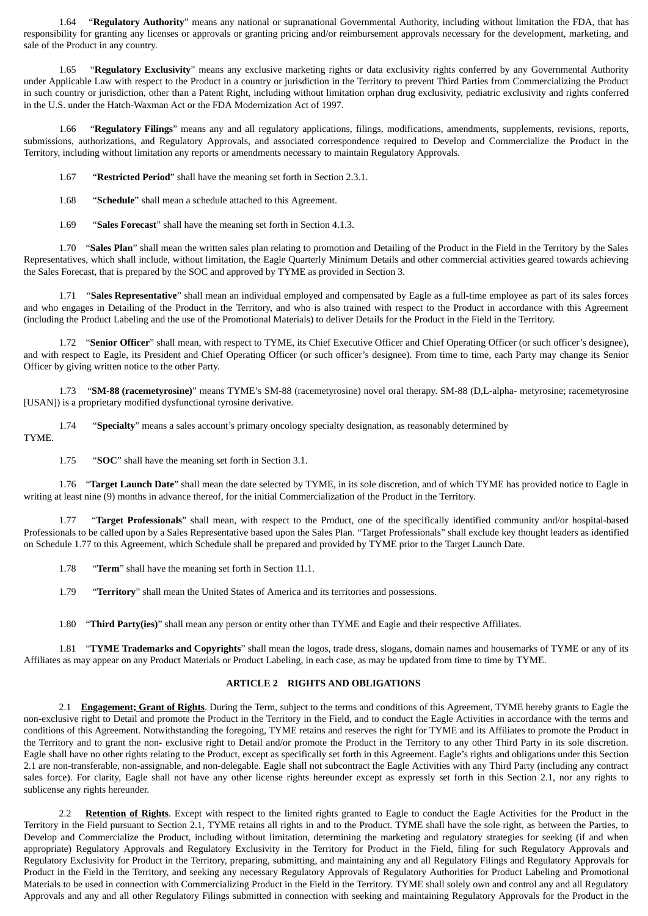1.64 "**Regulatory Authority**" means any national or supranational Governmental Authority, including without limitation the FDA, that has responsibility for granting any licenses or approvals or granting pricing and/or reimbursement approvals necessary for the development, marketing, and sale of the Product in any country.

1.65 "**Regulatory Exclusivity**" means any exclusive marketing rights or data exclusivity rights conferred by any Governmental Authority under Applicable Law with respect to the Product in a country or jurisdiction in the Territory to prevent Third Parties from Commercializing the Product in such country or jurisdiction, other than a Patent Right, including without limitation orphan drug exclusivity, pediatric exclusivity and rights conferred in the U.S. under the Hatch-Waxman Act or the FDA Modernization Act of 1997.

1.66 "**Regulatory Filings**" means any and all regulatory applications, filings, modifications, amendments, supplements, revisions, reports, submissions, authorizations, and Regulatory Approvals, and associated correspondence required to Develop and Commercialize the Product in the Territory, including without limitation any reports or amendments necessary to maintain Regulatory Approvals.

1.67 "**Restricted Period**" shall have the meaning set forth in Section 2.3.1.

1.68 "**Schedule**" shall mean a schedule attached to this Agreement.

1.69 "**Sales Forecast**" shall have the meaning set forth in Section 4.1.3.

1.70 "**Sales Plan**" shall mean the written sales plan relating to promotion and Detailing of the Product in the Field in the Territory by the Sales Representatives, which shall include, without limitation, the Eagle Quarterly Minimum Details and other commercial activities geared towards achieving the Sales Forecast, that is prepared by the SOC and approved by TYME as provided in Section 3.

1.71 "**Sales Representative**" shall mean an individual employed and compensated by Eagle as a full-time employee as part of its sales forces and who engages in Detailing of the Product in the Territory, and who is also trained with respect to the Product in accordance with this Agreement (including the Product Labeling and the use of the Promotional Materials) to deliver Details for the Product in the Field in the Territory.

1.72 "**Senior Officer**" shall mean, with respect to TYME, its Chief Executive Officer and Chief Operating Officer (or such officer's designee), and with respect to Eagle, its President and Chief Operating Officer (or such officer's designee). From time to time, each Party may change its Senior Officer by giving written notice to the other Party.

1.73 "**SM-88 (racemetyrosine)**" means TYME's SM-88 (racemetyrosine) novel oral therapy. SM-88 (D,L-alpha- metyrosine; racemetyrosine [USAN]) is a proprietary modified dysfunctional tyrosine derivative.

1.74 "**Specialty**" means a sales account's primary oncology specialty designation, as reasonably determined by TYME.

1.75 "**SOC**" shall have the meaning set forth in Section 3.1.

1.76 "**Target Launch Date**" shall mean the date selected by TYME, in its sole discretion, and of which TYME has provided notice to Eagle in writing at least nine (9) months in advance thereof, for the initial Commercialization of the Product in the Territory.

1.77 "**Target Professionals**" shall mean, with respect to the Product, one of the specifically identified community and/or hospital-based Professionals to be called upon by a Sales Representative based upon the Sales Plan. "Target Professionals" shall exclude key thought leaders as identified on Schedule 1.77 to this Agreement, which Schedule shall be prepared and provided by TYME prior to the Target Launch Date.

1.78 "**Term**" shall have the meaning set forth in Section 11.1.

1.79 "**Territory**" shall mean the United States of America and its territories and possessions.

1.80 "**Third Party(ies)**" shall mean any person or entity other than TYME and Eagle and their respective Affiliates.

1.81 "**TYME Trademarks and Copyrights**" shall mean the logos, trade dress, slogans, domain names and housemarks of TYME or any of its Affiliates as may appear on any Product Materials or Product Labeling, in each case, as may be updated from time to time by TYME.

## ARTICLE 2 RIGHTS AND OBLIGATIONS

2.1 **Engagement; Grant of Rights**. During the Term, subject to the terms and conditions of this Agreement, TYME hereby grants to Eagle the non-exclusive right to Detail and promote the Product in the Territory in the Field, and to conduct the Eagle Activities in accordance with the terms and conditions of this Agreement. Notwithstanding the foregoing, TYME retains and reserves the right for TYME and its Affiliates to promote the Product in the Territory and to grant the non- exclusive right to Detail and/or promote the Product in the Territory to any other Third Party in its sole discretion. Eagle shall have no other rights relating to the Product, except as specifically set forth in this Agreement. Eagle's rights and obligations under this Section 2.1 are non-transferable, non-assignable, and non-delegable. Eagle shall not subcontract the Eagle Activities with any Third Party (including any contract sales force). For clarity, Eagle shall not have any other license rights hereunder except as expressly set forth in this Section 2.1, nor any rights to sublicense any rights hereunder.

2.2 **Retention of Rights**. Except with respect to the limited rights granted to Eagle to conduct the Eagle Activities for the Product in the Territory in the Field pursuant to Section 2.1, TYME retains all rights in and to the Product. TYME shall have the sole right, as between the Parties, to Develop and Commercialize the Product, including without limitation, determining the marketing and regulatory strategies for seeking (if and when appropriate) Regulatory Approvals and Regulatory Exclusivity in the Territory for Product in the Field, filing for such Regulatory Approvals and Regulatory Exclusivity for Product in the Territory, preparing, submitting, and maintaining any and all Regulatory Filings and Regulatory Approvals for Product in the Field in the Territory, and seeking any necessary Regulatory Approvals of Regulatory Authorities for Product Labeling and Promotional Materials to be used in connection with Commercializing Product in the Field in the Territory. TYME shall solely own and control any and all Regulatory Approvals and any and all other Regulatory Filings submitted in connection with seeking and maintaining Regulatory Approvals for the Product in the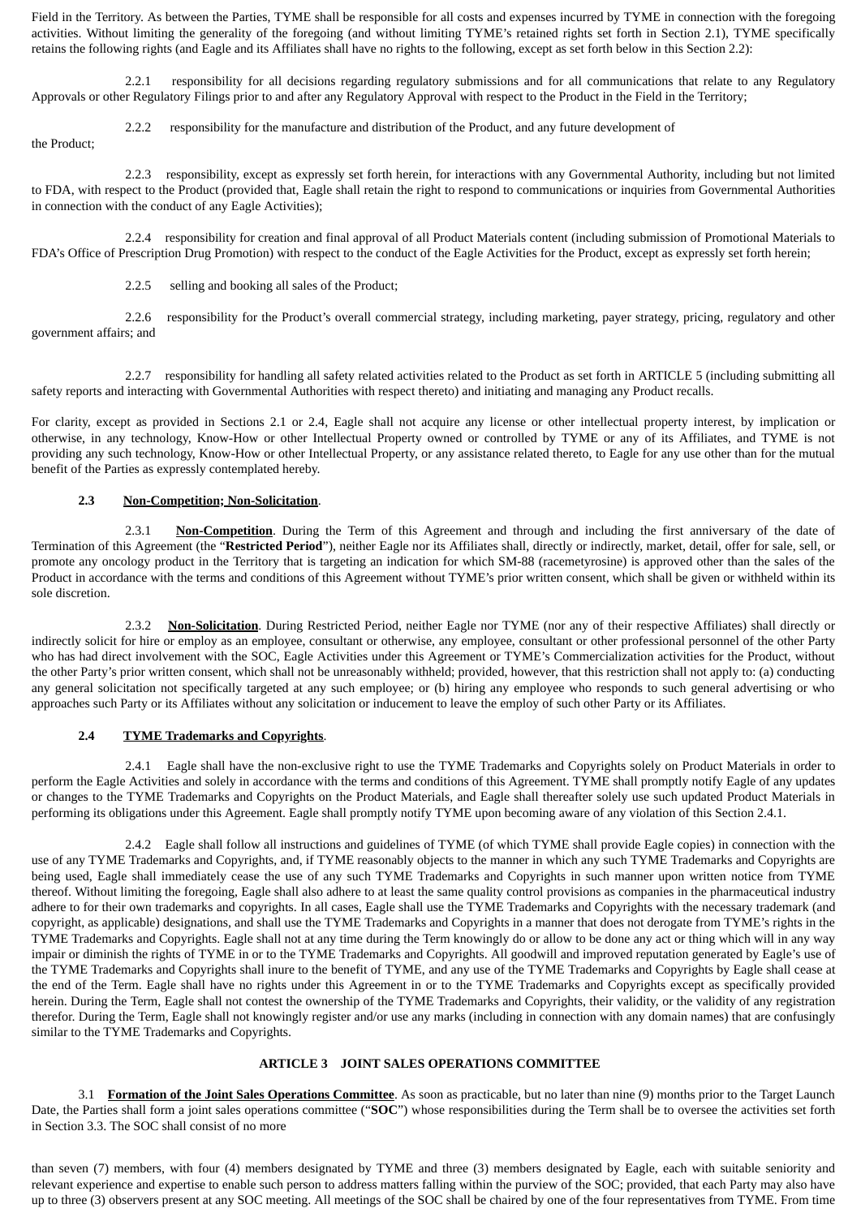Field in the Territory. As between the Parties, TYME shall be responsible for all costs and expenses incurred by TYME in connection with the foregoing activities. Without limiting the generality of the foregoing (and without limiting TYME's retained rights set forth in Section 2.1), TYME specifically retains the following rights (and Eagle and its Affiliates shall have no rights to the following, except as set forth below in this Section 2.2):

2.2.1 responsibility for all decisions regarding regulatory submissions and for all communications that relate to any Regulatory Approvals or other Regulatory Filings prior to and after any Regulatory Approval with respect to the Product in the Field in the Territory;

2.2.2 responsibility for the manufacture and distribution of the Product, and any future development of the Product;

2.2.3 responsibility, except as expressly set forth herein, for interactions with any Governmental Authority, including but not limited to FDA, with respect to the Product (provided that, Eagle shall retain the right to respond to communications or inquiries from Governmental Authorities in connection with the conduct of any Eagle Activities);

2.2.4 responsibility for creation and final approval of all Product Materials content (including submission of Promotional Materials to FDA's Office of Prescription Drug Promotion) with respect to the conduct of the Eagle Activities for the Product, except as expressly set forth herein;

2.2.5 selling and booking all sales of the Product;

2.2.6 responsibility for the Product's overall commercial strategy, including marketing, payer strategy, pricing, regulatory and other government affairs; and

2.2.7 responsibility for handling all safety related activities related to the Product as set forth in ARTICLE 5 (including submitting all safety reports and interacting with Governmental Authorities with respect thereto) and initiating and managing any Product recalls.

For clarity, except as provided in Sections 2.1 or 2.4, Eagle shall not acquire any license or other intellectual property interest, by implication or otherwise, in any technology, Know-How or other Intellectual Property owned or controlled by TYME or any of its Affiliates, and TYME is not providing any such technology, Know-How or other Intellectual Property, or any assistance related thereto, to Eagle for any use other than for the mutual benefit of the Parties as expressly contemplated hereby.

**2.3 Non-Competition; Non-Solicitation**.

2.3.1 **Non-Competition**. During the Term of this Agreement and through and including the first anniversary of the date of Termination of this Agreement (the "**Restricted Period**"), neither Eagle nor its Affiliates shall, directly or indirectly, market, detail, offer for sale, sell, or promote any oncology product in the Territory that is targeting an indication for which SM-88 (racemetyrosine) is approved other than the sales of the Product in accordance with the terms and conditions of this Agreement without TYME's prior written consent, which shall be given or withheld within its sole discretion.

2.3.2 **Non-Solicitation**. During Restricted Period, neither Eagle nor TYME (nor any of their respective Affiliates) shall directly or indirectly solicit for hire or employ as an employee, consultant or otherwise, any employee, consultant or other professional personnel of the other Party who has had direct involvement with the SOC, Eagle Activities under this Agreement or TYME's Commercialization activities for the Product, without the other Party's prior written consent, which shall not be unreasonably withheld; provided, however, that this restriction shall not apply to: (a) conducting any general solicitation not specifically targeted at any such employee; or (b) hiring any employee who responds to such general advertising or who approaches such Party or its Affiliates without any solicitation or inducement to leave the employ of such other Party or its Affiliates.

**2.4 TYME Trademarks and Copyrights**.

2.4.1 Eagle shall have the non-exclusive right to use the TYME Trademarks and Copyrights solely on Product Materials in order to perform the Eagle Activities and solely in accordance with the terms and conditions of this Agreement. TYME shall promptly notify Eagle of any updates or changes to the TYME Trademarks and Copyrights on the Product Materials, and Eagle shall thereafter solely use such updated Product Materials in performing its obligations under this Agreement. Eagle shall promptly notify TYME upon becoming aware of any violation of this Section 2.4.1.

2.4.2 Eagle shall follow all instructions and guidelines of TYME (of which TYME shall provide Eagle copies) in connection with the use of any TYME Trademarks and Copyrights, and, if TYME reasonably objects to the manner in which any such TYME Trademarks and Copyrights are being used, Eagle shall immediately cease the use of any such TYME Trademarks and Copyrights in such manner upon written notice from TYME thereof. Without limiting the foregoing, Eagle shall also adhere to at least the same quality control provisions as companies in the pharmaceutical industry adhere to for their own trademarks and copyrights. In all cases, Eagle shall use the TYME Trademarks and Copyrights with the necessary trademark (and copyright, as applicable) designations, and shall use the TYME Trademarks and Copyrights in a manner that does not derogate from TYME's rights in the TYME Trademarks and Copyrights. Eagle shall not at any time during the Term knowingly do or allow to be done any act or thing which will in any way impair or diminish the rights of TYME in or to the TYME Trademarks and Copyrights. All goodwill and improved reputation generated by Eagle's use of the TYME Trademarks and Copyrights shall inure to the benefit of TYME, and any use of the TYME Trademarks and Copyrights by Eagle shall cease at the end of the Term. Eagle shall have no rights under this Agreement in or to the TYME Trademarks and Copyrights except as specifically provided herein. During the Term, Eagle shall not contest the ownership of the TYME Trademarks and Copyrights, their validity, or the validity of any registration therefor. During the Term, Eagle shall not knowingly register and/or use any marks (including in connection with any domain names) that are confusingly similar to the TYME Trademarks and Copyrights.

## ARTICLE 3 JOINT SALES OPERATIONS COMMITTEE

3.1 **Formation of the Joint Sales Operations Committee**. As soon as practicable, but no later than nine (9) months prior to the Target Launch Date, the Parties shall form a joint sales operations committee ("**SOC**") whose responsibilities during the Term shall be to oversee the activities set forth in Section 3.3. The SOC shall consist of no more than seven (7) members, with four (4) members designated by TYME and three (3) members designated by Eagle, each with suitable seniority and relevant experience and expertise to enable such person to address matters falling within the purview of the SOC; provided, that each Party may also have up to three (3) observers present at any SOC meeting. All meetings of the SOC shall be chaired by one of the four representatives from TYME. From time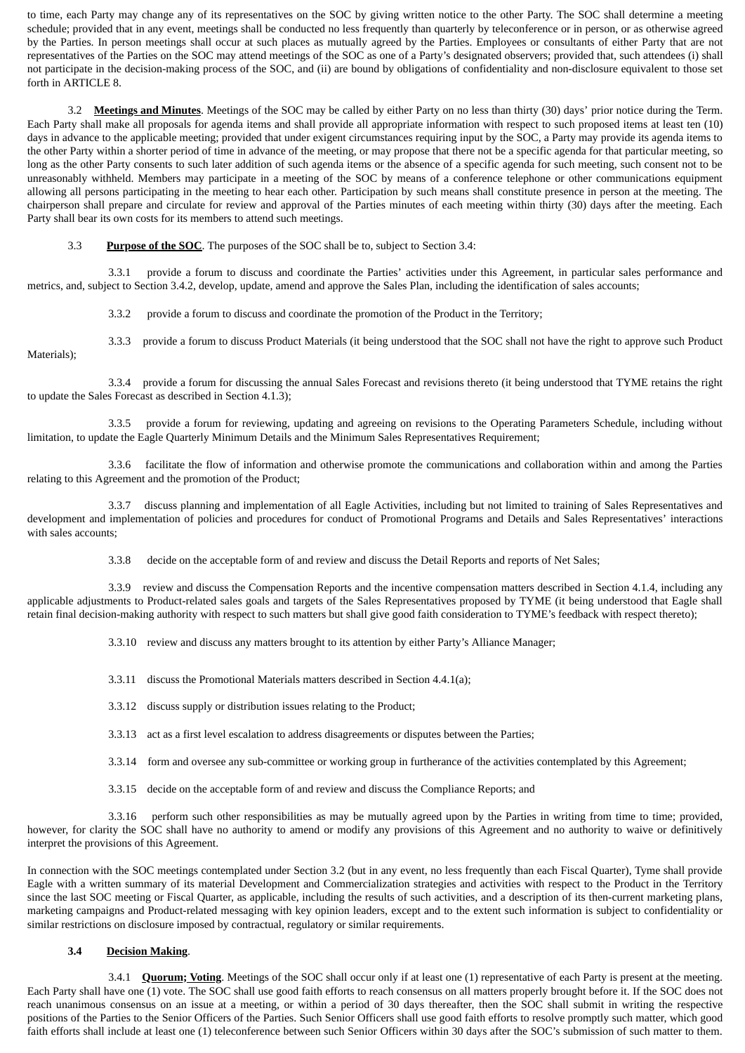to time, each Party may change any of its representatives on the SOC by giving written notice to the other Party. The SOC shall determine a meeting schedule; provided that in any event, meetings shall be conducted no less frequently than quarterly by teleconference or in person, or as otherwise agreed by the Parties. In person meetings shall occur at such places as mutually agreed by the Parties. Employees or consultants of either Party that are not representatives of the Parties on the SOC may attend meetings of the SOC as one of a Party's designated observers; provided that, such attendees (i) shall not participate in the decision-making process of the SOC, and (ii) are bound by obligations of confidentiality and non-disclosure equivalent to those set forth in ARTICLE 8.

3.2 **Meetings and Minutes**. Meetings of the SOC may be called by either Party on no less than thirty (30) days' prior notice during the Term. Each Party shall make all proposals for agenda items and shall provide all appropriate information with respect to such proposed items at least ten (10) days in advance to the applicable meeting; provided that under exigent circumstances requiring input by the SOC, a Party may provide its agenda items to the other Party within a shorter period of time in advance of the meeting, or may propose that there not be a specific agenda for that particular meeting, so long as the other Party consents to such later addition of such agenda items or the absence of a specific agenda for such meeting, such consent not to be unreasonably withheld. Members may participate in a meeting of the SOC by means of a conference telephone or other communications equipment allowing all persons participating in the meeting to hear each other. Participation by such means shall constitute presence in person at the meeting. The chairperson shall prepare and circulate for review and approval of the Parties minutes of each meeting within thirty (30) days after the meeting. Each Party shall bear its own costs for its members to attend such meetings.

3.3 **Purpose of the SOC**. The purposes of the SOC shall be to, subject to Section 3.4:

3.3.1 provide a forum to discuss and coordinate the Parties' activities under this Agreement, in particular sales performance and metrics, and, subject to Section 3.4.2, develop, update, amend and approve the Sales Plan, including the identification of sales accounts;

3.3.2 provide a forum to discuss and coordinate the promotion of the Product in the Territory;

3.3.3 provide a forum to discuss Product Materials (it being understood that the SOC shall not have the right to approve such Product Materials);

3.3.4 provide a forum for discussing the annual Sales Forecast and revisions thereto (it being understood that TYME retains the right to update the Sales Forecast as described in Section 4.1.3);

3.3.5 provide a forum for reviewing, updating and agreeing on revisions to the Operating Parameters Schedule, including without limitation, to update the Eagle Quarterly Minimum Details and the Minimum Sales Representatives Requirement;

3.3.6 facilitate the flow of information and otherwise promote the communications and collaboration within and among the Parties relating to this Agreement and the promotion of the Product;

3.3.7 discuss planning and implementation of all Eagle Activities, including but not limited to training of Sales Representatives and development and implementation of policies and procedures for conduct of Promotional Programs and Details and Sales Representatives' interactions with sales accounts;

3.3.8 decide on the acceptable form of and review and discuss the Detail Reports and reports of Net Sales;

3.3.9 review and discuss the Compensation Reports and the incentive compensation matters described in Section 4.1.4, including any applicable adjustments to Product-related sales goals and targets of the Sales Representatives proposed by TYME (it being understood that Eagle shall retain final decision-making authority with respect to such matters but shall give good faith consideration to TYME's feedback with respect thereto);

3.3.10 review and discuss any matters brought to its attention by either Party's Alliance Manager;

3.3.11 discuss the Promotional Materials matters described in Section 4.4.1(a);

3.3.12 discuss supply or distribution issues relating to the Product;

3.3.13 act as a first level escalation to address disagreements or disputes between the Parties;

3.3.14 form and oversee any sub-committee or working group in furtherance of the activities contemplated by this Agreement;

3.3.15 decide on the acceptable form of and review and discuss the Compliance Reports; and

3.3.16 perform such other responsibilities as may be mutually agreed upon by the Parties in writing from time to time; provided, however, for clarity the SOC shall have no authority to amend or modify any provisions of this Agreement and no authority to waive or definitively interpret the provisions of this Agreement.

In connection with the SOC meetings contemplated under Section 3.2 (but in any event, no less frequently than each Fiscal Quarter), Tyme shall provide Eagle with a written summary of its material Development and Commercialization strategies and activities with respect to the Product in the Territory since the last SOC meeting or Fiscal Quarter, as applicable, including the results of such activities, and a description of its then-current marketing plans, marketing campaigns and Product-related messaging with key opinion leaders, except and to the extent such information is subject to confidentiality or similar restrictions on disclosure imposed by contractual, regulatory or similar requirements.

**3.4 Decision Making**.

3.4.1 **Quorum; Voting**. Meetings of the SOC shall occur only if at least one (1) representative of each Party is present at the meeting. Each Party shall have one (1) vote. The SOC shall use good faith efforts to reach consensus on all matters properly brought before it. If the SOC does not reach unanimous consensus on an issue at a meeting, or within a period of 30 days thereafter, then the SOC shall submit in writing the respective positions of the Parties to the Senior Officers of the Parties. Such Senior Officers shall use good faith efforts to resolve promptly such matter, which good faith efforts shall include at least one (1) teleconference between such Senior Officers within 30 days after the SOC's submission of such matter to them.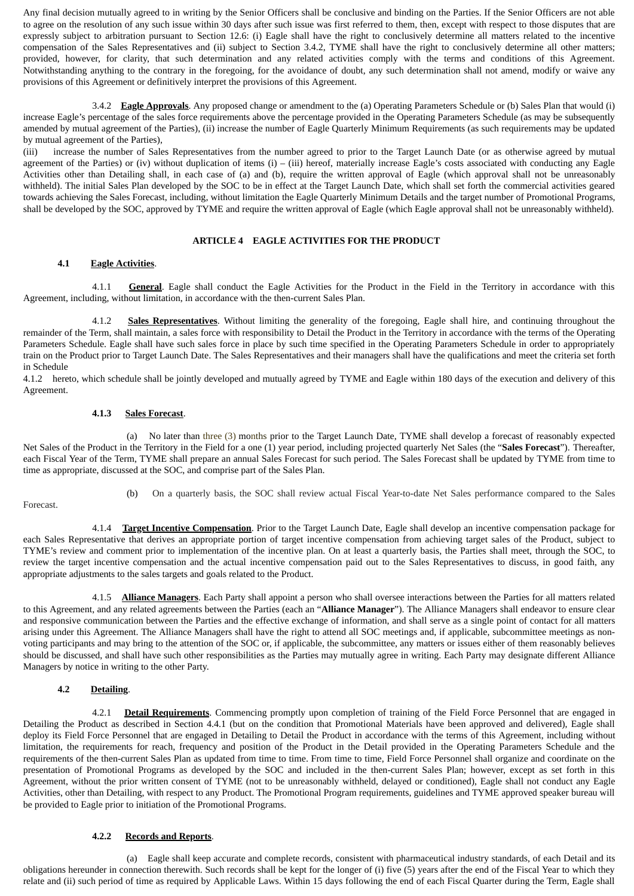Any final decision mutually agreed to in writing by the Senior Officers shall be conclusive and binding on the Parties. If the Senior Officers are not able to agree on the resolution of any such issue within 30 days after such issue was first referred to them, then, except with respect to those disputes that are expressly subject to arbitration pursuant to Section 12.6: (i) Eagle shall have the right to conclusively determine all matters related to the incentive compensation of the Sales Representatives and (ii) subject to Section 3.4.2, TYME shall have the right to conclusively determine all other matters; provided, however, for clarity, that such determination and any related activities comply with the terms and conditions of this Agreement. Notwithstanding anything to the contrary in the foregoing, for the avoidance of doubt, any such determination shall not amend, modify or waive any provisions of this Agreement or definitively interpret the provisions of this Agreement.

3.4.2 **Eagle Approvals**. Any proposed change or amendment to the (a) Operating Parameters Schedule or (b) Sales Plan that would (i) increase Eagle's percentage of the sales force requirements above the percentage provided in the Operating Parameters Schedule (as may be subsequently amended by mutual agreement of the Parties), (ii) increase the number of Eagle Quarterly Minimum Requirements (as such requirements may be updated by mutual agreement of the Parties),
(iii) increase the number of Sales Representatives from the number agreed to prior to the Target Launch Date (or as otherwise agreed by mutual agreement of the Parties) or (iv) without duplication of items (i) – (iii) hereof, materially increase Eagle's costs associated with conducting any Eagle Activities other than Detailing shall, in each case of (a) and (b), require the written approval of Eagle (which approval shall not be unreasonably withheld). The initial Sales Plan developed by the SOC to be in effect at the Target Launch Date, which shall set forth the commercial activities geared towards achieving the Sales Forecast, including, without limitation the Eagle Quarterly Minimum Details and the target number of Promotional Programs, shall be developed by the SOC, approved by TYME and require the written approval of Eagle (which Eagle approval shall not be unreasonably withheld).

## ARTICLE 4 EAGLE ACTIVITIES FOR THE PRODUCT

**4.1 Eagle Activities**.

4.1.1 **General**. Eagle shall conduct the Eagle Activities for the Product in the Field in the Territory in accordance with this Agreement, including, without limitation, in accordance with the then-current Sales Plan.

4.1.2 **Sales Representatives**. Without limiting the generality of the foregoing, Eagle shall hire, and continuing throughout the remainder of the Term, shall maintain, a sales force with responsibility to Detail the Product in the Territory in accordance with the terms of the Operating Parameters Schedule. Eagle shall have such sales force in place by such time specified in the Operating Parameters Schedule in order to appropriately train on the Product prior to Target Launch Date. The Sales Representatives and their managers shall have the qualifications and meet the criteria set forth in Schedule
4.1.2 hereto, which schedule shall be jointly developed and mutually agreed by TYME and Eagle within 180 days of the execution and delivery of this Agreement.

**4.1.3 Sales Forecast**.

(a) No later than three (3) months prior to the Target Launch Date, TYME shall develop a forecast of reasonably expected Net Sales of the Product in the Territory in the Field for a one (1) year period, including projected quarterly Net Sales (the "**Sales Forecast**"). Thereafter, each Fiscal Year of the Term, TYME shall prepare an annual Sales Forecast for such period. The Sales Forecast shall be updated by TYME from time to time as appropriate, discussed at the SOC, and comprise part of the Sales Plan.

(b) On a quarterly basis, the SOC shall review actual Fiscal Year-to-date Net Sales performance compared to the Sales Forecast.

4.1.4 **Target Incentive Compensation**. Prior to the Target Launch Date, Eagle shall develop an incentive compensation package for each Sales Representative that derives an appropriate portion of target incentive compensation from achieving target sales of the Product, subject to TYME's review and comment prior to implementation of the incentive plan. On at least a quarterly basis, the Parties shall meet, through the SOC, to review the target incentive compensation and the actual incentive compensation paid out to the Sales Representatives to discuss, in good faith, any appropriate adjustments to the sales targets and goals related to the Product.

4.1.5 **Alliance Managers**. Each Party shall appoint a person who shall oversee interactions between the Parties for all matters related to this Agreement, and any related agreements between the Parties (each an "**Alliance Manager**"). The Alliance Managers shall endeavor to ensure clear and responsive communication between the Parties and the effective exchange of information, and shall serve as a single point of contact for all matters arising under this Agreement. The Alliance Managers shall have the right to attend all SOC meetings and, if applicable, subcommittee meetings as non-voting participants and may bring to the attention of the SOC or, if applicable, the subcommittee, any matters or issues either of them reasonably believes should be discussed, and shall have such other responsibilities as the Parties may mutually agree in writing. Each Party may designate different Alliance Managers by notice in writing to the other Party.

**4.2 Detailing**.

4.2.1 **Detail Requirements**. Commencing promptly upon completion of training of the Field Force Personnel that are engaged in Detailing the Product as described in Section 4.4.1 (but on the condition that Promotional Materials have been approved and delivered), Eagle shall deploy its Field Force Personnel that are engaged in Detailing to Detail the Product in accordance with the terms of this Agreement, including without limitation, the requirements for reach, frequency and position of the Product in the Detail provided in the Operating Parameters Schedule and the requirements of the then-current Sales Plan as updated from time to time. From time to time, Field Force Personnel shall organize and coordinate on the presentation of Promotional Programs as developed by the SOC and included in the then-current Sales Plan; however, except as set forth in this Agreement, without the prior written consent of TYME (not to be unreasonably withheld, delayed or conditioned), Eagle shall not conduct any Eagle Activities, other than Detailing, with respect to any Product. The Promotional Program requirements, guidelines and TYME approved speaker bureau will be provided to Eagle prior to initiation of the Promotional Programs.

**4.2.2 Records and Reports**.

(a) Eagle shall keep accurate and complete records, consistent with pharmaceutical industry standards, of each Detail and its obligations hereunder in connection therewith. Such records shall be kept for the longer of (i) five (5) years after the end of the Fiscal Year to which they relate and (ii) such period of time as required by Applicable Laws. Within 15 days following the end of each Fiscal Quarter during the Term, Eagle shall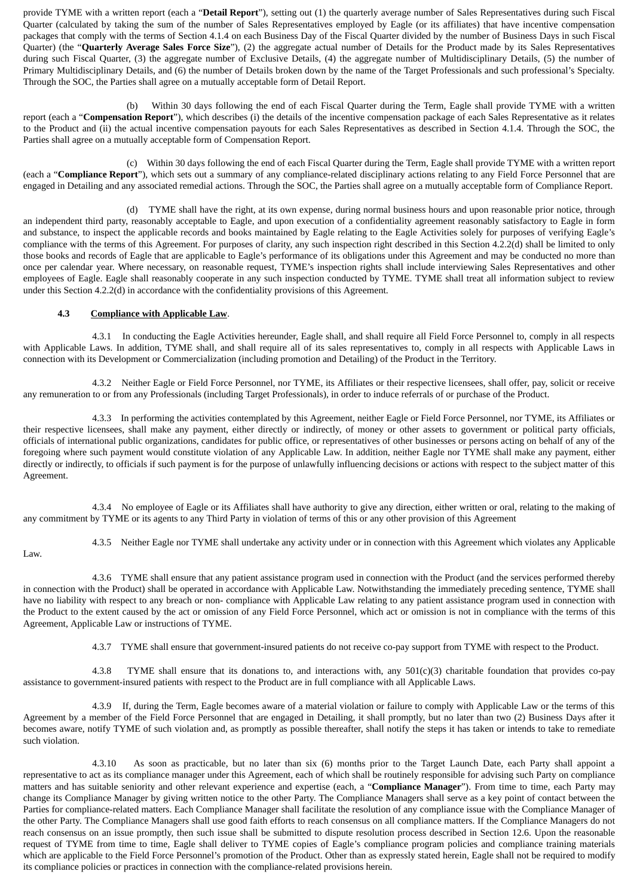provide TYME with a written report (each a "**Detail Report**"), setting out (1) the quarterly average number of Sales Representatives during such Fiscal Quarter (calculated by taking the sum of the number of Sales Representatives employed by Eagle (or its affiliates) that have incentive compensation packages that comply with the terms of Section 4.1.4 on each Business Day of the Fiscal Quarter divided by the number of Business Days in such Fiscal Quarter) (the "**Quarterly Average Sales Force Size**"), (2) the aggregate actual number of Details for the Product made by its Sales Representatives during such Fiscal Quarter, (3) the aggregate number of Exclusive Details, (4) the aggregate number of Multidisciplinary Details, (5) the number of Primary Multidisciplinary Details, and (6) the number of Details broken down by the name of the Target Professionals and such professional's Specialty. Through the SOC, the Parties shall agree on a mutually acceptable form of Detail Report.

(b) Within 30 days following the end of each Fiscal Quarter during the Term, Eagle shall provide TYME with a written report (each a "**Compensation Report**"), which describes (i) the details of the incentive compensation package of each Sales Representative as it relates to the Product and (ii) the actual incentive compensation payouts for each Sales Representatives as described in Section 4.1.4. Through the SOC, the Parties shall agree on a mutually acceptable form of Compensation Report.

(c) Within 30 days following the end of each Fiscal Quarter during the Term, Eagle shall provide TYME with a written report (each a "**Compliance Report**"), which sets out a summary of any compliance-related disciplinary actions relating to any Field Force Personnel that are engaged in Detailing and any associated remedial actions. Through the SOC, the Parties shall agree on a mutually acceptable form of Compliance Report.

(d) TYME shall have the right, at its own expense, during normal business hours and upon reasonable prior notice, through an independent third party, reasonably acceptable to Eagle, and upon execution of a confidentiality agreement reasonably satisfactory to Eagle in form and substance, to inspect the applicable records and books maintained by Eagle relating to the Eagle Activities solely for purposes of verifying Eagle's compliance with the terms of this Agreement. For purposes of clarity, any such inspection right described in this Section 4.2.2(d) shall be limited to only those books and records of Eagle that are applicable to Eagle's performance of its obligations under this Agreement and may be conducted no more than once per calendar year. Where necessary, on reasonable request, TYME's inspection rights shall include interviewing Sales Representatives and other employees of Eagle. Eagle shall reasonably cooperate in any such inspection conducted by TYME. TYME shall treat all information subject to review under this Section 4.2.2(d) in accordance with the confidentiality provisions of this Agreement.

**4.3 Compliance with Applicable Law**.

4.3.1 In conducting the Eagle Activities hereunder, Eagle shall, and shall require all Field Force Personnel to, comply in all respects with Applicable Laws. In addition, TYME shall, and shall require all of its sales representatives to, comply in all respects with Applicable Laws in connection with its Development or Commercialization (including promotion and Detailing) of the Product in the Territory.

4.3.2 Neither Eagle or Field Force Personnel, nor TYME, its Affiliates or their respective licensees, shall offer, pay, solicit or receive any remuneration to or from any Professionals (including Target Professionals), in order to induce referrals of or purchase of the Product.

4.3.3 In performing the activities contemplated by this Agreement, neither Eagle or Field Force Personnel, nor TYME, its Affiliates or their respective licensees, shall make any payment, either directly or indirectly, of money or other assets to government or political party officials, officials of international public organizations, candidates for public office, or representatives of other businesses or persons acting on behalf of any of the foregoing where such payment would constitute violation of any Applicable Law. In addition, neither Eagle nor TYME shall make any payment, either directly or indirectly, to officials if such payment is for the purpose of unlawfully influencing decisions or actions with respect to the subject matter of this Agreement.

4.3.4 No employee of Eagle or its Affiliates shall have authority to give any direction, either written or oral, relating to the making of any commitment by TYME or its agents to any Third Party in violation of terms of this or any other provision of this Agreement

4.3.5 Neither Eagle nor TYME shall undertake any activity under or in connection with this Agreement which violates any Applicable Law.

4.3.6 TYME shall ensure that any patient assistance program used in connection with the Product (and the services performed thereby in connection with the Product) shall be operated in accordance with Applicable Law. Notwithstanding the immediately preceding sentence, TYME shall have no liability with respect to any breach or non- compliance with Applicable Law relating to any patient assistance program used in connection with the Product to the extent caused by the act or omission of any Field Force Personnel, which act or omission is not in compliance with the terms of this Agreement, Applicable Law or instructions of TYME.

4.3.7 TYME shall ensure that government-insured patients do not receive co-pay support from TYME with respect to the Product.

4.3.8 TYME shall ensure that its donations to, and interactions with, any 501(c)(3) charitable foundation that provides co-pay assistance to government-insured patients with respect to the Product are in full compliance with all Applicable Laws.

4.3.9 If, during the Term, Eagle becomes aware of a material violation or failure to comply with Applicable Law or the terms of this Agreement by a member of the Field Force Personnel that are engaged in Detailing, it shall promptly, but no later than two (2) Business Days after it becomes aware, notify TYME of such violation and, as promptly as possible thereafter, shall notify the steps it has taken or intends to take to remediate such violation.

4.3.10 As soon as practicable, but no later than six (6) months prior to the Target Launch Date, each Party shall appoint a representative to act as its compliance manager under this Agreement, each of which shall be routinely responsible for advising such Party on compliance matters and has suitable seniority and other relevant experience and expertise (each, a "**Compliance Manager**"). From time to time, each Party may change its Compliance Manager by giving written notice to the other Party. The Compliance Managers shall serve as a key point of contact between the Parties for compliance-related matters. Each Compliance Manager shall facilitate the resolution of any compliance issue with the Compliance Manager of the other Party. The Compliance Managers shall use good faith efforts to reach consensus on all compliance matters. If the Compliance Managers do not reach consensus on an issue promptly, then such issue shall be submitted to dispute resolution process described in Section 12.6. Upon the reasonable request of TYME from time to time, Eagle shall deliver to TYME copies of Eagle's compliance program policies and compliance training materials which are applicable to the Field Force Personnel's promotion of the Product. Other than as expressly stated herein, Eagle shall not be required to modify its compliance policies or practices in connection with the compliance-related provisions herein.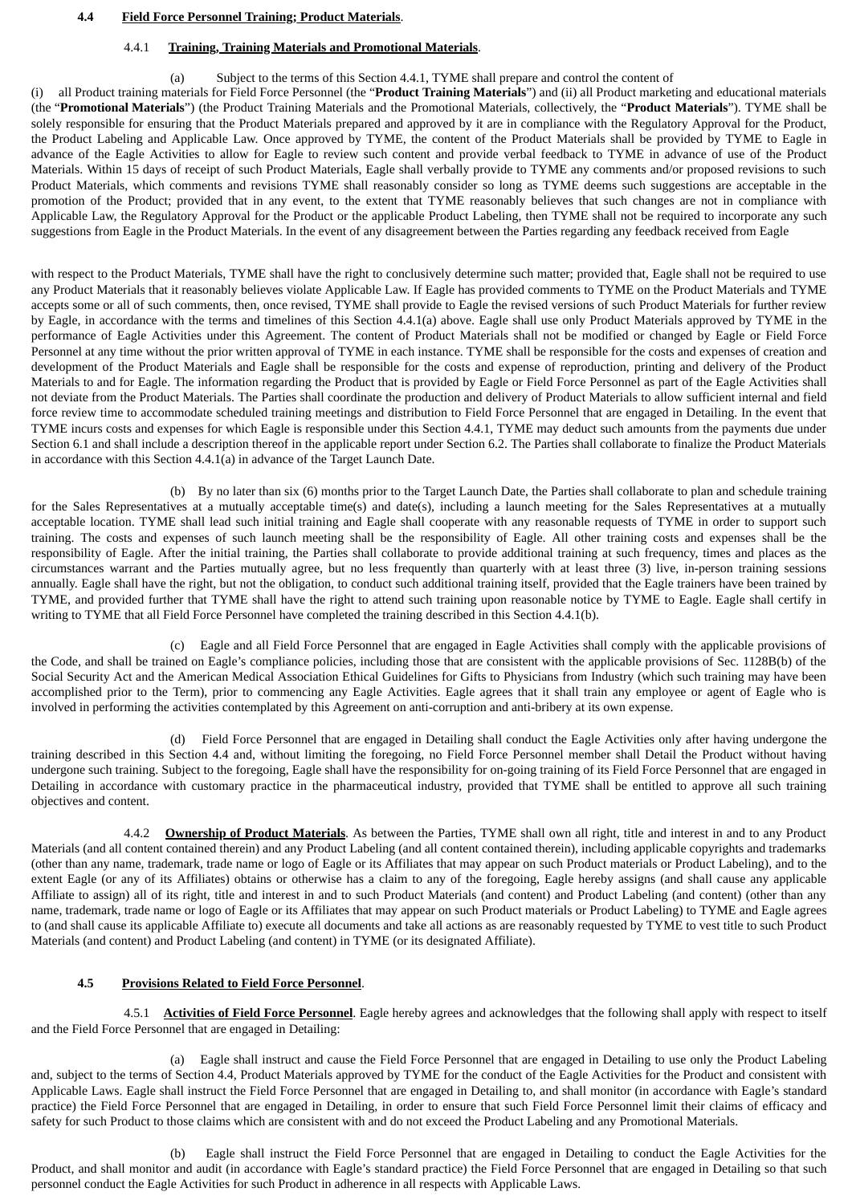**4.4 Field Force Personnel Training; Product Materials**.

4.4.1 **Training, Training Materials and Promotional Materials**.

(a) Subject to the terms of this Section 4.4.1, TYME shall prepare and control the content of (i) all Product training materials for Field Force Personnel (the "**Product Training Materials**") and (ii) all Product marketing and educational materials (the "**Promotional Materials**") (the Product Training Materials and the Promotional Materials, collectively, the "**Product Materials**"). TYME shall be solely responsible for ensuring that the Product Materials prepared and approved by it are in compliance with the Regulatory Approval for the Product, the Product Labeling and Applicable Law. Once approved by TYME, the content of the Product Materials shall be provided by TYME to Eagle in advance of the Eagle Activities to allow for Eagle to review such content and provide verbal feedback to TYME in advance of use of the Product Materials. Within 15 days of receipt of such Product Materials, Eagle shall verbally provide to TYME any comments and/or proposed revisions to such Product Materials, which comments and revisions TYME shall reasonably consider so long as TYME deems such suggestions are acceptable in the promotion of the Product; provided that in any event, to the extent that TYME reasonably believes that such changes are not in compliance with Applicable Law, the Regulatory Approval for the Product or the applicable Product Labeling, then TYME shall not be required to incorporate any such suggestions from Eagle in the Product Materials. In the event of any disagreement between the Parties regarding any feedback received from Eagle with respect to the Product Materials, TYME shall have the right to conclusively determine such matter; provided that, Eagle shall not be required to use any Product Materials that it reasonably believes violate Applicable Law. If Eagle has provided comments to TYME on the Product Materials and TYME accepts some or all of such comments, then, once revised, TYME shall provide to Eagle the revised versions of such Product Materials for further review by Eagle, in accordance with the terms and timelines of this Section 4.4.1(a) above. Eagle shall use only Product Materials approved by TYME in the performance of Eagle Activities under this Agreement. The content of Product Materials shall not be modified or changed by Eagle or Field Force Personnel at any time without the prior written approval of TYME in each instance. TYME shall be responsible for the costs and expenses of creation and development of the Product Materials and Eagle shall be responsible for the costs and expense of reproduction, printing and delivery of the Product Materials to and for Eagle. The information regarding the Product that is provided by Eagle or Field Force Personnel as part of the Eagle Activities shall not deviate from the Product Materials. The Parties shall coordinate the production and delivery of Product Materials to allow sufficient internal and field force review time to accommodate scheduled training meetings and distribution to Field Force Personnel that are engaged in Detailing. In the event that TYME incurs costs and expenses for which Eagle is responsible under this Section 4.4.1, TYME may deduct such amounts from the payments due under Section 6.1 and shall include a description thereof in the applicable report under Section 6.2. The Parties shall collaborate to finalize the Product Materials in accordance with this Section 4.4.1(a) in advance of the Target Launch Date.

(b) By no later than six (6) months prior to the Target Launch Date, the Parties shall collaborate to plan and schedule training for the Sales Representatives at a mutually acceptable time(s) and date(s), including a launch meeting for the Sales Representatives at a mutually acceptable location. TYME shall lead such initial training and Eagle shall cooperate with any reasonable requests of TYME in order to support such training. The costs and expenses of such launch meeting shall be the responsibility of Eagle. All other training costs and expenses shall be the responsibility of Eagle. After the initial training, the Parties shall collaborate to provide additional training at such frequency, times and places as the circumstances warrant and the Parties mutually agree, but no less frequently than quarterly with at least three (3) live, in-person training sessions annually. Eagle shall have the right, but not the obligation, to conduct such additional training itself, provided that the Eagle trainers have been trained by TYME, and provided further that TYME shall have the right to attend such training upon reasonable notice by TYME to Eagle. Eagle shall certify in writing to TYME that all Field Force Personnel have completed the training described in this Section 4.4.1(b).

(c) Eagle and all Field Force Personnel that are engaged in Eagle Activities shall comply with the applicable provisions of the Code, and shall be trained on Eagle's compliance policies, including those that are consistent with the applicable provisions of Sec. 1128B(b) of the Social Security Act and the American Medical Association Ethical Guidelines for Gifts to Physicians from Industry (which such training may have been accomplished prior to the Term), prior to commencing any Eagle Activities. Eagle agrees that it shall train any employee or agent of Eagle who is involved in performing the activities contemplated by this Agreement on anti-corruption and anti-bribery at its own expense.

(d) Field Force Personnel that are engaged in Detailing shall conduct the Eagle Activities only after having undergone the training described in this Section 4.4 and, without limiting the foregoing, no Field Force Personnel member shall Detail the Product without having undergone such training. Subject to the foregoing, Eagle shall have the responsibility for on-going training of its Field Force Personnel that are engaged in Detailing in accordance with customary practice in the pharmaceutical industry, provided that TYME shall be entitled to approve all such training objectives and content.

4.4.2 **Ownership of Product Materials**. As between the Parties, TYME shall own all right, title and interest in and to any Product Materials (and all content contained therein) and any Product Labeling (and all content contained therein), including applicable copyrights and trademarks (other than any name, trademark, trade name or logo of Eagle or its Affiliates that may appear on such Product materials or Product Labeling), and to the extent Eagle (or any of its Affiliates) obtains or otherwise has a claim to any of the foregoing, Eagle hereby assigns (and shall cause any applicable Affiliate to assign) all of its right, title and interest in and to such Product Materials (and content) and Product Labeling (and content) (other than any name, trademark, trade name or logo of Eagle or its Affiliates that may appear on such Product materials or Product Labeling) to TYME and Eagle agrees to (and shall cause its applicable Affiliate to) execute all documents and take all actions as are reasonably requested by TYME to vest title to such Product Materials (and content) and Product Labeling (and content) in TYME (or its designated Affiliate).

**4.5 Provisions Related to Field Force Personnel**.

4.5.1 **Activities of Field Force Personnel**. Eagle hereby agrees and acknowledges that the following shall apply with respect to itself and the Field Force Personnel that are engaged in Detailing:

(a) Eagle shall instruct and cause the Field Force Personnel that are engaged in Detailing to use only the Product Labeling and, subject to the terms of Section 4.4, Product Materials approved by TYME for the conduct of the Eagle Activities for the Product and consistent with Applicable Laws. Eagle shall instruct the Field Force Personnel that are engaged in Detailing to, and shall monitor (in accordance with Eagle's standard practice) the Field Force Personnel that are engaged in Detailing, in order to ensure that such Field Force Personnel limit their claims of efficacy and safety for such Product to those claims which are consistent with and do not exceed the Product Labeling and any Promotional Materials.

(b) Eagle shall instruct the Field Force Personnel that are engaged in Detailing to conduct the Eagle Activities for the Product, and shall monitor and audit (in accordance with Eagle's standard practice) the Field Force Personnel that are engaged in Detailing so that such personnel conduct the Eagle Activities for such Product in adherence in all respects with Applicable Laws.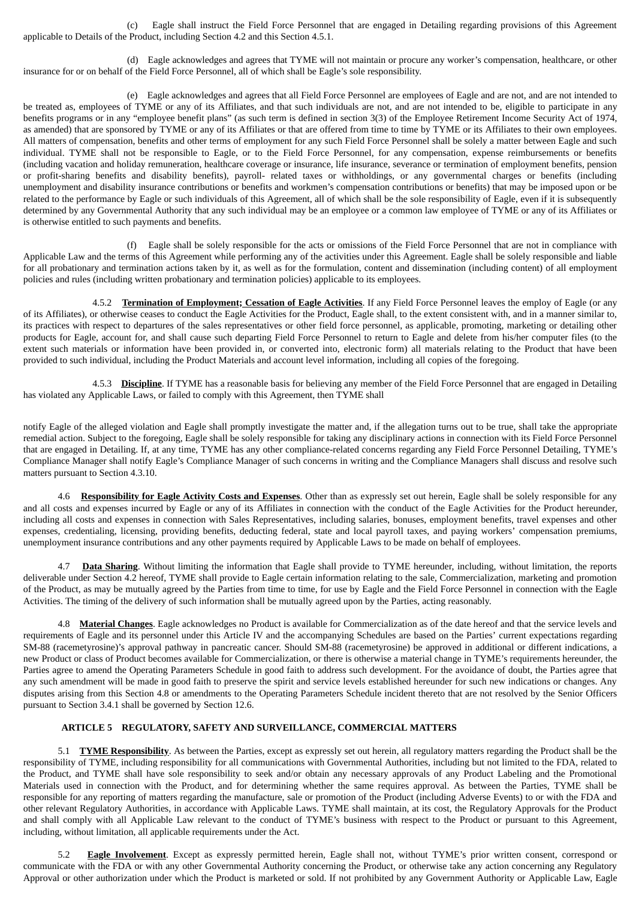(c) Eagle shall instruct the Field Force Personnel that are engaged in Detailing regarding provisions of this Agreement applicable to Details of the Product, including Section 4.2 and this Section 4.5.1.

(d) Eagle acknowledges and agrees that TYME will not maintain or procure any worker's compensation, healthcare, or other insurance for or on behalf of the Field Force Personnel, all of which shall be Eagle's sole responsibility.

(e) Eagle acknowledges and agrees that all Field Force Personnel are employees of Eagle and are not, and are not intended to be treated as, employees of TYME or any of its Affiliates, and that such individuals are not, and are not intended to be, eligible to participate in any benefits programs or in any "employee benefit plans" (as such term is defined in section 3(3) of the Employee Retirement Income Security Act of 1974, as amended) that are sponsored by TYME or any of its Affiliates or that are offered from time to time by TYME or its Affiliates to their own employees. All matters of compensation, benefits and other terms of employment for any such Field Force Personnel shall be solely a matter between Eagle and such individual. TYME shall not be responsible to Eagle, or to the Field Force Personnel, for any compensation, expense reimbursements or benefits (including vacation and holiday remuneration, healthcare coverage or insurance, life insurance, severance or termination of employment benefits, pension or profit-sharing benefits and disability benefits), payroll- related taxes or withholdings, or any governmental charges or benefits (including unemployment and disability insurance contributions or benefits and workmen's compensation contributions or benefits) that may be imposed upon or be related to the performance by Eagle or such individuals of this Agreement, all of which shall be the sole responsibility of Eagle, even if it is subsequently determined by any Governmental Authority that any such individual may be an employee or a common law employee of TYME or any of its Affiliates or is otherwise entitled to such payments and benefits.

(f) Eagle shall be solely responsible for the acts or omissions of the Field Force Personnel that are not in compliance with Applicable Law and the terms of this Agreement while performing any of the activities under this Agreement. Eagle shall be solely responsible and liable for all probationary and termination actions taken by it, as well as for the formulation, content and dissemination (including content) of all employment policies and rules (including written probationary and termination policies) applicable to its employees.

4.5.2 **Termination of Employment; Cessation of Eagle Activities**. If any Field Force Personnel leaves the employ of Eagle (or any of its Affiliates), or otherwise ceases to conduct the Eagle Activities for the Product, Eagle shall, to the extent consistent with, and in a manner similar to, its practices with respect to departures of the sales representatives or other field force personnel, as applicable, promoting, marketing or detailing other products for Eagle, account for, and shall cause such departing Field Force Personnel to return to Eagle and delete from his/her computer files (to the extent such materials or information have been provided in, or converted into, electronic form) all materials relating to the Product that have been provided to such individual, including the Product Materials and account level information, including all copies of the foregoing.

4.5.3 **Discipline**. If TYME has a reasonable basis for believing any member of the Field Force Personnel that are engaged in Detailing has violated any Applicable Laws, or failed to comply with this Agreement, then TYME shall notify Eagle of the alleged violation and Eagle shall promptly investigate the matter and, if the allegation turns out to be true, shall take the appropriate remedial action. Subject to the foregoing, Eagle shall be solely responsible for taking any disciplinary actions in connection with its Field Force Personnel that are engaged in Detailing. If, at any time, TYME has any other compliance-related concerns regarding any Field Force Personnel Detailing, TYME's Compliance Manager shall notify Eagle's Compliance Manager of such concerns in writing and the Compliance Managers shall discuss and resolve such matters pursuant to Section 4.3.10.

4.6 **Responsibility for Eagle Activity Costs and Expenses**. Other than as expressly set out herein, Eagle shall be solely responsible for any and all costs and expenses incurred by Eagle or any of its Affiliates in connection with the conduct of the Eagle Activities for the Product hereunder, including all costs and expenses in connection with Sales Representatives, including salaries, bonuses, employment benefits, travel expenses and other expenses, credentialing, licensing, providing benefits, deducting federal, state and local payroll taxes, and paying workers' compensation premiums, unemployment insurance contributions and any other payments required by Applicable Laws to be made on behalf of employees.

4.7 **Data Sharing**. Without limiting the information that Eagle shall provide to TYME hereunder, including, without limitation, the reports deliverable under Section 4.2 hereof, TYME shall provide to Eagle certain information relating to the sale, Commercialization, marketing and promotion of the Product, as may be mutually agreed by the Parties from time to time, for use by Eagle and the Field Force Personnel in connection with the Eagle Activities. The timing of the delivery of such information shall be mutually agreed upon by the Parties, acting reasonably.

4.8 **Material Changes**. Eagle acknowledges no Product is available for Commercialization as of the date hereof and that the service levels and requirements of Eagle and its personnel under this Article IV and the accompanying Schedules are based on the Parties' current expectations regarding SM-88 (racemetyrosine)'s approval pathway in pancreatic cancer. Should SM-88 (racemetyrosine) be approved in additional or different indications, a new Product or class of Product becomes available for Commercialization, or there is otherwise a material change in TYME's requirements hereunder, the Parties agree to amend the Operating Parameters Schedule in good faith to address such development. For the avoidance of doubt, the Parties agree that any such amendment will be made in good faith to preserve the spirit and service levels established hereunder for such new indications or changes. Any disputes arising from this Section 4.8 or amendments to the Operating Parameters Schedule incident thereto that are not resolved by the Senior Officers pursuant to Section 3.4.1 shall be governed by Section 12.6.

## ARTICLE 5 REGULATORY, SAFETY AND SURVEILLANCE, COMMERCIAL MATTERS

5.1 **TYME Responsibility**. As between the Parties, except as expressly set out herein, all regulatory matters regarding the Product shall be the responsibility of TYME, including responsibility for all communications with Governmental Authorities, including but not limited to the FDA, related to the Product, and TYME shall have sole responsibility to seek and/or obtain any necessary approvals of any Product Labeling and the Promotional Materials used in connection with the Product, and for determining whether the same requires approval. As between the Parties, TYME shall be responsible for any reporting of matters regarding the manufacture, sale or promotion of the Product (including Adverse Events) to or with the FDA and other relevant Regulatory Authorities, in accordance with Applicable Laws. TYME shall maintain, at its cost, the Regulatory Approvals for the Product and shall comply with all Applicable Law relevant to the conduct of TYME's business with respect to the Product or pursuant to this Agreement, including, without limitation, all applicable requirements under the Act.

5.2 **Eagle Involvement**. Except as expressly permitted herein, Eagle shall not, without TYME's prior written consent, correspond or communicate with the FDA or with any other Governmental Authority concerning the Product, or otherwise take any action concerning any Regulatory Approval or other authorization under which the Product is marketed or sold. If not prohibited by any Government Authority or Applicable Law, Eagle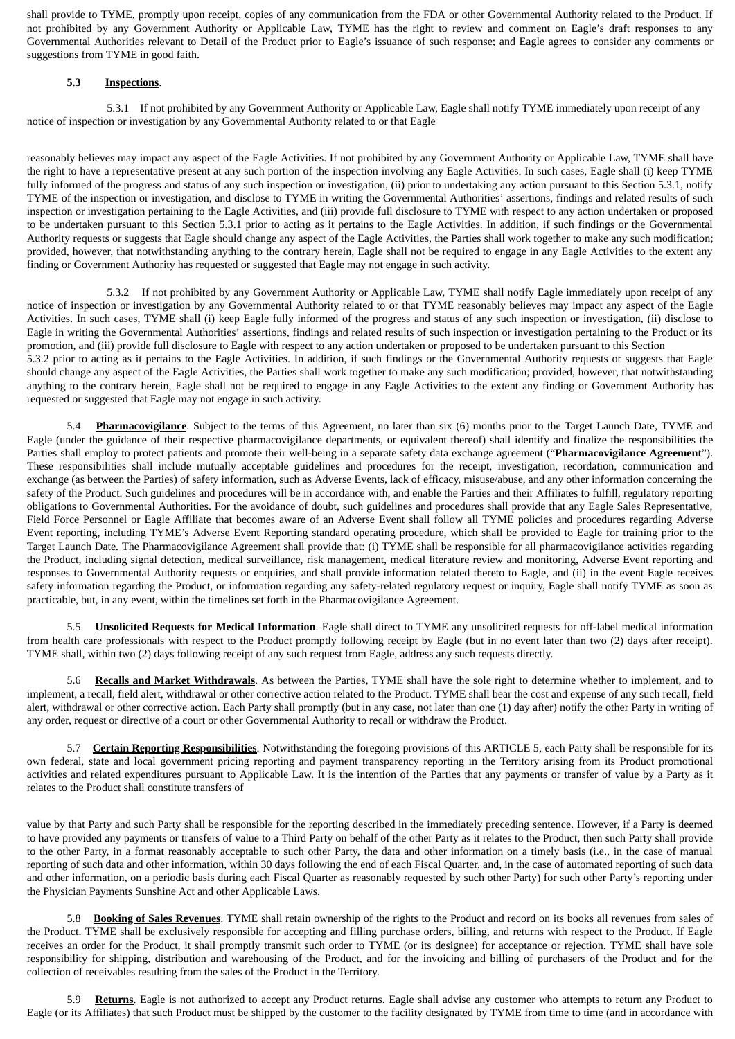shall provide to TYME, promptly upon receipt, copies of any communication from the FDA or other Governmental Authority related to the Product. If not prohibited by any Government Authority or Applicable Law, TYME has the right to review and comment on Eagle's draft responses to any Governmental Authorities relevant to Detail of the Product prior to Eagle's issuance of such response; and Eagle agrees to consider any comments or suggestions from TYME in good faith.

**5.3 Inspections**.

5.3.1 If not prohibited by any Government Authority or Applicable Law, Eagle shall notify TYME immediately upon receipt of any notice of inspection or investigation by any Governmental Authority related to or that Eagle reasonably believes may impact any aspect of the Eagle Activities. If not prohibited by any Government Authority or Applicable Law, TYME shall have the right to have a representative present at any such portion of the inspection involving any Eagle Activities. In such cases, Eagle shall (i) keep TYME fully informed of the progress and status of any such inspection or investigation, (ii) prior to undertaking any action pursuant to this Section 5.3.1, notify TYME of the inspection or investigation, and disclose to TYME in writing the Governmental Authorities' assertions, findings and related results of such inspection or investigation pertaining to the Eagle Activities, and (iii) provide full disclosure to TYME with respect to any action undertaken or proposed to be undertaken pursuant to this Section 5.3.1 prior to acting as it pertains to the Eagle Activities. In addition, if such findings or the Governmental Authority requests or suggests that Eagle should change any aspect of the Eagle Activities, the Parties shall work together to make any such modification; provided, however, that notwithstanding anything to the contrary herein, Eagle shall not be required to engage in any Eagle Activities to the extent any finding or Government Authority has requested or suggested that Eagle may not engage in such activity.

5.3.2 If not prohibited by any Government Authority or Applicable Law, TYME shall notify Eagle immediately upon receipt of any notice of inspection or investigation by any Governmental Authority related to or that TYME reasonably believes may impact any aspect of the Eagle Activities. In such cases, TYME shall (i) keep Eagle fully informed of the progress and status of any such inspection or investigation, (ii) disclose to Eagle in writing the Governmental Authorities' assertions, findings and related results of such inspection or investigation pertaining to the Product or its promotion, and (iii) provide full disclosure to Eagle with respect to any action undertaken or proposed to be undertaken pursuant to this Section 5.3.2 prior to acting as it pertains to the Eagle Activities. In addition, if such findings or the Governmental Authority requests or suggests that Eagle should change any aspect of the Eagle Activities, the Parties shall work together to make any such modification; provided, however, that notwithstanding anything to the contrary herein, Eagle shall not be required to engage in any Eagle Activities to the extent any finding or Government Authority has requested or suggested that Eagle may not engage in such activity.

5.4 **Pharmacovigilance**. Subject to the terms of this Agreement, no later than six (6) months prior to the Target Launch Date, TYME and Eagle (under the guidance of their respective pharmacovigilance departments, or equivalent thereof) shall identify and finalize the responsibilities the Parties shall employ to protect patients and promote their well-being in a separate safety data exchange agreement ("**Pharmacovigilance Agreement**"). These responsibilities shall include mutually acceptable guidelines and procedures for the receipt, investigation, recordation, communication and exchange (as between the Parties) of safety information, such as Adverse Events, lack of efficacy, misuse/abuse, and any other information concerning the safety of the Product. Such guidelines and procedures will be in accordance with, and enable the Parties and their Affiliates to fulfill, regulatory reporting obligations to Governmental Authorities. For the avoidance of doubt, such guidelines and procedures shall provide that any Eagle Sales Representative, Field Force Personnel or Eagle Affiliate that becomes aware of an Adverse Event shall follow all TYME policies and procedures regarding Adverse Event reporting, including TYME's Adverse Event Reporting standard operating procedure, which shall be provided to Eagle for training prior to the Target Launch Date. The Pharmacovigilance Agreement shall provide that: (i) TYME shall be responsible for all pharmacovigilance activities regarding the Product, including signal detection, medical surveillance, risk management, medical literature review and monitoring, Adverse Event reporting and responses to Governmental Authority requests or enquiries, and shall provide information related thereto to Eagle, and (ii) in the event Eagle receives safety information regarding the Product, or information regarding any safety-related regulatory request or inquiry, Eagle shall notify TYME as soon as practicable, but, in any event, within the timelines set forth in the Pharmacovigilance Agreement.

5.5 **Unsolicited Requests for Medical Information**. Eagle shall direct to TYME any unsolicited requests for off-label medical information from health care professionals with respect to the Product promptly following receipt by Eagle (but in no event later than two (2) days after receipt). TYME shall, within two (2) days following receipt of any such request from Eagle, address any such requests directly.

5.6 **Recalls and Market Withdrawals**. As between the Parties, TYME shall have the sole right to determine whether to implement, and to implement, a recall, field alert, withdrawal or other corrective action related to the Product. TYME shall bear the cost and expense of any such recall, field alert, withdrawal or other corrective action. Each Party shall promptly (but in any case, not later than one (1) day after) notify the other Party in writing of any order, request or directive of a court or other Governmental Authority to recall or withdraw the Product.

5.7 **Certain Reporting Responsibilities**. Notwithstanding the foregoing provisions of this ARTICLE 5, each Party shall be responsible for its own federal, state and local government pricing reporting and payment transparency reporting in the Territory arising from its Product promotional activities and related expenditures pursuant to Applicable Law. It is the intention of the Parties that any payments or transfer of value by a Party as it relates to the Product shall constitute transfers of value by that Party and such Party shall be responsible for the reporting described in the immediately preceding sentence. However, if a Party is deemed to have provided any payments or transfers of value to a Third Party on behalf of the other Party as it relates to the Product, then such Party shall provide to the other Party, in a format reasonably acceptable to such other Party, the data and other information on a timely basis (i.e., in the case of manual reporting of such data and other information, within 30 days following the end of each Fiscal Quarter, and, in the case of automated reporting of such data and other information, on a periodic basis during each Fiscal Quarter as reasonably requested by such other Party) for such other Party's reporting under the Physician Payments Sunshine Act and other Applicable Laws.

5.8 **Booking of Sales Revenues**. TYME shall retain ownership of the rights to the Product and record on its books all revenues from sales of the Product. TYME shall be exclusively responsible for accepting and filling purchase orders, billing, and returns with respect to the Product. If Eagle receives an order for the Product, it shall promptly transmit such order to TYME (or its designee) for acceptance or rejection. TYME shall have sole responsibility for shipping, distribution and warehousing of the Product, and for the invoicing and billing of purchasers of the Product and for the collection of receivables resulting from the sales of the Product in the Territory.

5.9 **Returns**. Eagle is not authorized to accept any Product returns. Eagle shall advise any customer who attempts to return any Product to Eagle (or its Affiliates) that such Product must be shipped by the customer to the facility designated by TYME from time to time (and in accordance with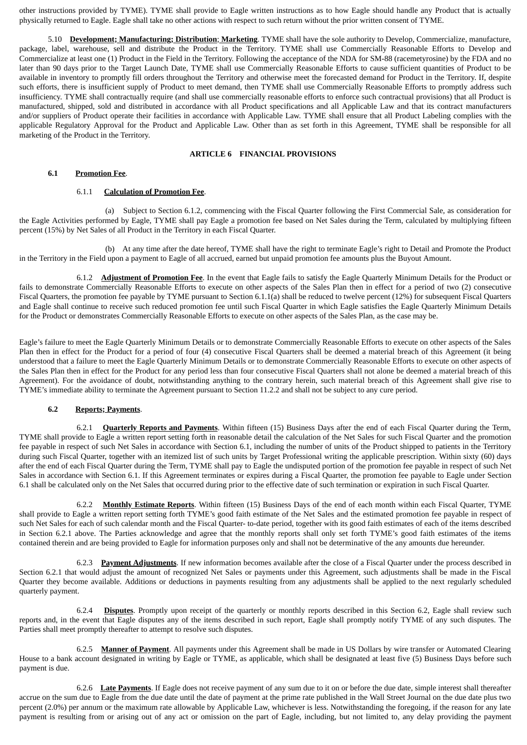other instructions provided by TYME). TYME shall provide to Eagle written instructions as to how Eagle should handle any Product that is actually physically returned to Eagle. Eagle shall take no other actions with respect to such return without the prior written consent of TYME.

5.10 **Development; Manufacturing; Distribution; Marketing**. TYME shall have the sole authority to Develop, Commercialize, manufacture, package, label, warehouse, sell and distribute the Product in the Territory. TYME shall use Commercially Reasonable Efforts to Develop and Commercialize at least one (1) Product in the Field in the Territory. Following the acceptance of the NDA for SM-88 (racemetyrosine) by the FDA and no later than 90 days prior to the Target Launch Date, TYME shall use Commercially Reasonable Efforts to cause sufficient quantities of Product to be available in inventory to promptly fill orders throughout the Territory and otherwise meet the forecasted demand for Product in the Territory. If, despite such efforts, there is insufficient supply of Product to meet demand, then TYME shall use Commercially Reasonable Efforts to promptly address such insufficiency. TYME shall contractually require (and shall use commercially reasonable efforts to enforce such contractual provisions) that all Product is manufactured, shipped, sold and distributed in accordance with all Product specifications and all Applicable Law and that its contract manufacturers and/or suppliers of Product operate their facilities in accordance with Applicable Law. TYME shall ensure that all Product Labeling complies with the applicable Regulatory Approval for the Product and Applicable Law. Other than as set forth in this Agreement, TYME shall be responsible for all marketing of the Product in the Territory.

## ARTICLE 6 FINANCIAL PROVISIONS

**6.1 Promotion Fee**.

6.1.1 **Calculation of Promotion Fee**.

(a) Subject to Section 6.1.2, commencing with the Fiscal Quarter following the First Commercial Sale, as consideration for the Eagle Activities performed by Eagle, TYME shall pay Eagle a promotion fee based on Net Sales during the Term, calculated by multiplying fifteen percent (15%) by Net Sales of all Product in the Territory in each Fiscal Quarter.

(b) At any time after the date hereof, TYME shall have the right to terminate Eagle's right to Detail and Promote the Product in the Territory in the Field upon a payment to Eagle of all accrued, earned but unpaid promotion fee amounts plus the Buyout Amount.

6.1.2 **Adjustment of Promotion Fee**. In the event that Eagle fails to satisfy the Eagle Quarterly Minimum Details for the Product or fails to demonstrate Commercially Reasonable Efforts to execute on other aspects of the Sales Plan then in effect for a period of two (2) consecutive Fiscal Quarters, the promotion fee payable by TYME pursuant to Section 6.1.1(a) shall be reduced to twelve percent (12%) for subsequent Fiscal Quarters and Eagle shall continue to receive such reduced promotion fee until such Fiscal Quarter in which Eagle satisfies the Eagle Quarterly Minimum Details for the Product or demonstrates Commercially Reasonable Efforts to execute on other aspects of the Sales Plan, as the case may be.

Eagle's failure to meet the Eagle Quarterly Minimum Details or to demonstrate Commercially Reasonable Efforts to execute on other aspects of the Sales Plan then in effect for the Product for a period of four (4) consecutive Fiscal Quarters shall be deemed a material breach of this Agreement (it being understood that a failure to meet the Eagle Quarterly Minimum Details or to demonstrate Commercially Reasonable Efforts to execute on other aspects of the Sales Plan then in effect for the Product for any period less than four consecutive Fiscal Quarters shall not alone be deemed a material breach of this Agreement). For the avoidance of doubt, notwithstanding anything to the contrary herein, such material breach of this Agreement shall give rise to TYME's immediate ability to terminate the Agreement pursuant to Section 11.2.2 and shall not be subject to any cure period.

**6.2 Reports; Payments**.

6.2.1 **Quarterly Reports and Payments**. Within fifteen (15) Business Days after the end of each Fiscal Quarter during the Term, TYME shall provide to Eagle a written report setting forth in reasonable detail the calculation of the Net Sales for such Fiscal Quarter and the promotion fee payable in respect of such Net Sales in accordance with Section 6.1, including the number of units of the Product shipped to patients in the Territory during such Fiscal Quarter, together with an itemized list of such units by Target Professional writing the applicable prescription. Within sixty (60) days after the end of each Fiscal Quarter during the Term, TYME shall pay to Eagle the undisputed portion of the promotion fee payable in respect of such Net Sales in accordance with Section 6.1. If this Agreement terminates or expires during a Fiscal Quarter, the promotion fee payable to Eagle under Section 6.1 shall be calculated only on the Net Sales that occurred during prior to the effective date of such termination or expiration in such Fiscal Quarter.

6.2.2 **Monthly Estimate Reports**. Within fifteen (15) Business Days of the end of each month within each Fiscal Quarter, TYME shall provide to Eagle a written report setting forth TYME's good faith estimate of the Net Sales and the estimated promotion fee payable in respect of such Net Sales for each of such calendar month and the Fiscal Quarter- to-date period, together with its good faith estimates of each of the items described in Section 6.2.1 above. The Parties acknowledge and agree that the monthly reports shall only set forth TYME's good faith estimates of the items contained therein and are being provided to Eagle for information purposes only and shall not be determinative of the any amounts due hereunder.

6.2.3 **Payment Adjustments**. If new information becomes available after the close of a Fiscal Quarter under the process described in Section 6.2.1 that would adjust the amount of recognized Net Sales or payments under this Agreement, such adjustments shall be made in the Fiscal Quarter they become available. Additions or deductions in payments resulting from any adjustments shall be applied to the next regularly scheduled quarterly payment.

6.2.4 **Disputes**. Promptly upon receipt of the quarterly or monthly reports described in this Section 6.2, Eagle shall review such reports and, in the event that Eagle disputes any of the items described in such report, Eagle shall promptly notify TYME of any such disputes. The Parties shall meet promptly thereafter to attempt to resolve such disputes.

6.2.5 **Manner of Payment**. All payments under this Agreement shall be made in US Dollars by wire transfer or Automated Clearing House to a bank account designated in writing by Eagle or TYME, as applicable, which shall be designated at least five (5) Business Days before such payment is due.

6.2.6 **Late Payments**. If Eagle does not receive payment of any sum due to it on or before the due date, simple interest shall thereafter accrue on the sum due to Eagle from the due date until the date of payment at the prime rate published in the Wall Street Journal on the due date plus two percent (2.0%) per annum or the maximum rate allowable by Applicable Law, whichever is less. Notwithstanding the foregoing, if the reason for any late payment is resulting from or arising out of any act or omission on the part of Eagle, including, but not limited to, any delay providing the payment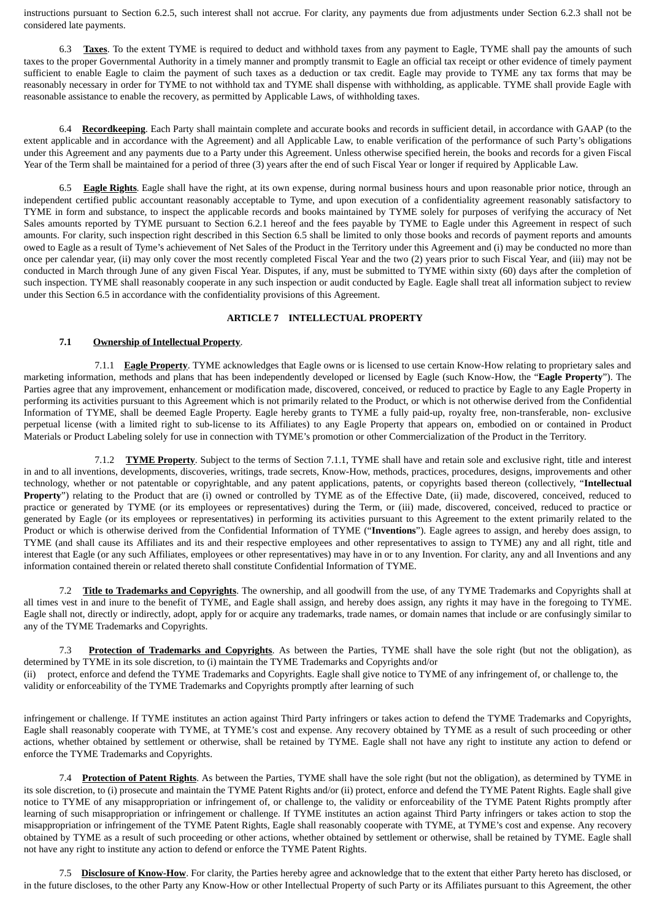instructions pursuant to Section 6.2.5, such interest shall not accrue. For clarity, any payments due from adjustments under Section 6.2.3 shall not be considered late payments.

6.3 **Taxes**. To the extent TYME is required to deduct and withhold taxes from any payment to Eagle, TYME shall pay the amounts of such taxes to the proper Governmental Authority in a timely manner and promptly transmit to Eagle an official tax receipt or other evidence of timely payment sufficient to enable Eagle to claim the payment of such taxes as a deduction or tax credit. Eagle may provide to TYME any tax forms that may be reasonably necessary in order for TYME to not withhold tax and TYME shall dispense with withholding, as applicable. TYME shall provide Eagle with reasonable assistance to enable the recovery, as permitted by Applicable Laws, of withholding taxes.

6.4 **Recordkeeping**. Each Party shall maintain complete and accurate books and records in sufficient detail, in accordance with GAAP (to the extent applicable and in accordance with the Agreement) and all Applicable Law, to enable verification of the performance of such Party's obligations under this Agreement and any payments due to a Party under this Agreement. Unless otherwise specified herein, the books and records for a given Fiscal Year of the Term shall be maintained for a period of three (3) years after the end of such Fiscal Year or longer if required by Applicable Law.

6.5 **Eagle Rights**. Eagle shall have the right, at its own expense, during normal business hours and upon reasonable prior notice, through an independent certified public accountant reasonably acceptable to Tyme, and upon execution of a confidentiality agreement reasonably satisfactory to TYME in form and substance, to inspect the applicable records and books maintained by TYME solely for purposes of verifying the accuracy of Net Sales amounts reported by TYME pursuant to Section 6.2.1 hereof and the fees payable by TYME to Eagle under this Agreement in respect of such amounts. For clarity, such inspection right described in this Section 6.5 shall be limited to only those books and records of payment reports and amounts owed to Eagle as a result of Tyme's achievement of Net Sales of the Product in the Territory under this Agreement and (i) may be conducted no more than once per calendar year, (ii) may only cover the most recently completed Fiscal Year and the two (2) years prior to such Fiscal Year, and (iii) may not be conducted in March through June of any given Fiscal Year. Disputes, if any, must be submitted to TYME within sixty (60) days after the completion of such inspection. TYME shall reasonably cooperate in any such inspection or audit conducted by Eagle. Eagle shall treat all information subject to review under this Section 6.5 in accordance with the confidentiality provisions of this Agreement.

## ARTICLE 7 INTELLECTUAL PROPERTY

### 7.1 Ownership of Intellectual Property.

7.1.1 **Eagle Property**. TYME acknowledges that Eagle owns or is licensed to use certain Know-How relating to proprietary sales and marketing information, methods and plans that has been independently developed or licensed by Eagle (such Know-How, the "**Eagle Property**"). The Parties agree that any improvement, enhancement or modification made, discovered, conceived, or reduced to practice by Eagle to any Eagle Property in performing its activities pursuant to this Agreement which is not primarily related to the Product, or which is not otherwise derived from the Confidential Information of TYME, shall be deemed Eagle Property. Eagle hereby grants to TYME a fully paid-up, royalty free, non-transferable, non- exclusive perpetual license (with a limited right to sub-license to its Affiliates) to any Eagle Property that appears on, embodied on or contained in Product Materials or Product Labeling solely for use in connection with TYME's promotion or other Commercialization of the Product in the Territory.

7.1.2 **TYME Property**. Subject to the terms of Section 7.1.1, TYME shall have and retain sole and exclusive right, title and interest in and to all inventions, developments, discoveries, writings, trade secrets, Know-How, methods, practices, procedures, designs, improvements and other technology, whether or not patentable or copyrightable, and any patent applications, patents, or copyrights based thereon (collectively, "**Intellectual Property**") relating to the Product that are (i) owned or controlled by TYME as of the Effective Date, (ii) made, discovered, conceived, reduced to practice or generated by TYME (or its employees or representatives) during the Term, or (iii) made, discovered, conceived, reduced to practice or generated by Eagle (or its employees or representatives) in performing its activities pursuant to this Agreement to the extent primarily related to the Product or which is otherwise derived from the Confidential Information of TYME ("**Inventions**"). Eagle agrees to assign, and hereby does assign, to TYME (and shall cause its Affiliates and its and their respective employees and other representatives to assign to TYME) any and all right, title and interest that Eagle (or any such Affiliates, employees or other representatives) may have in or to any Invention. For clarity, any and all Inventions and any information contained therein or related thereto shall constitute Confidential Information of TYME.

7.2 **Title to Trademarks and Copyrights**. The ownership, and all goodwill from the use, of any TYME Trademarks and Copyrights shall at all times vest in and inure to the benefit of TYME, and Eagle shall assign, and hereby does assign, any rights it may have in the foregoing to TYME. Eagle shall not, directly or indirectly, adopt, apply for or acquire any trademarks, trade names, or domain names that include or are confusingly similar to any of the TYME Trademarks and Copyrights.

7.3 **Protection of Trademarks and Copyrights**. As between the Parties, TYME shall have the sole right (but not the obligation), as determined by TYME in its sole discretion, to (i) maintain the TYME Trademarks and Copyrights and/or (ii) protect, enforce and defend the TYME Trademarks and Copyrights. Eagle shall give notice to TYME of any infringement of, or challenge to, the validity or enforceability of the TYME Trademarks and Copyrights promptly after learning of such infringement or challenge. If TYME institutes an action against Third Party infringers or takes action to defend the TYME Trademarks and Copyrights, Eagle shall reasonably cooperate with TYME, at TYME's cost and expense. Any recovery obtained by TYME as a result of such proceeding or other actions, whether obtained by settlement or otherwise, shall be retained by TYME. Eagle shall not have any right to institute any action to defend or enforce the TYME Trademarks and Copyrights.

7.4 **Protection of Patent Rights**. As between the Parties, TYME shall have the sole right (but not the obligation), as determined by TYME in its sole discretion, to (i) prosecute and maintain the TYME Patent Rights and/or (ii) protect, enforce and defend the TYME Patent Rights. Eagle shall give notice to TYME of any misappropriation or infringement of, or challenge to, the validity or enforceability of the TYME Patent Rights promptly after learning of such misappropriation or infringement or challenge. If TYME institutes an action against Third Party infringers or takes action to stop the misappropriation or infringement of the TYME Patent Rights, Eagle shall reasonably cooperate with TYME, at TYME's cost and expense. Any recovery obtained by TYME as a result of such proceeding or other actions, whether obtained by settlement or otherwise, shall be retained by TYME. Eagle shall not have any right to institute any action to defend or enforce the TYME Patent Rights.

7.5 **Disclosure of Know-How**. For clarity, the Parties hereby agree and acknowledge that to the extent that either Party hereto has disclosed, or in the future discloses, to the other Party any Know-How or other Intellectual Property of such Party or its Affiliates pursuant to this Agreement, the other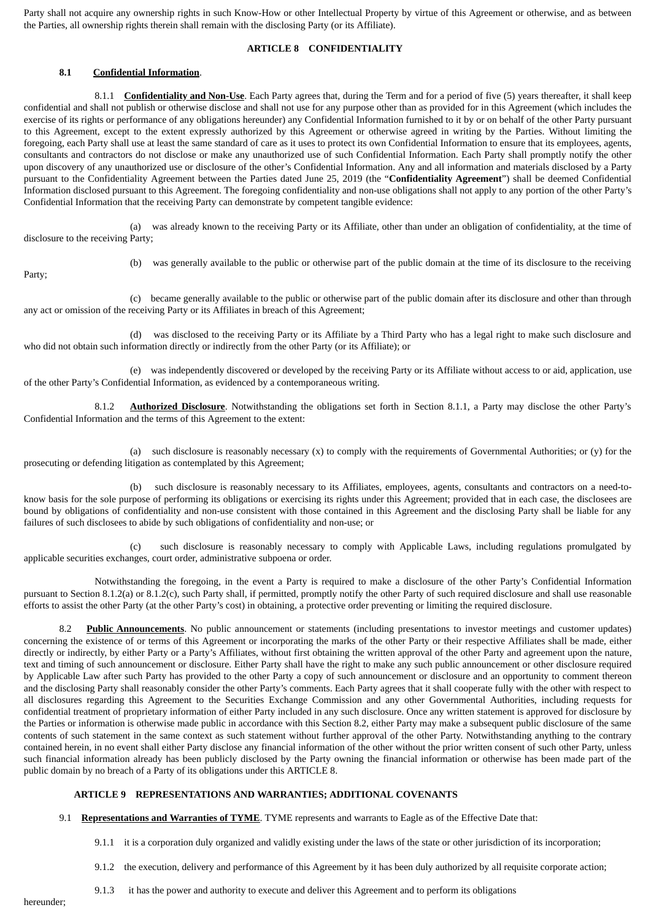Party shall not acquire any ownership rights in such Know-How or other Intellectual Property by virtue of this Agreement or otherwise, and as between the Parties, all ownership rights therein shall remain with the disclosing Party (or its Affiliate).

## ARTICLE 8 CONFIDENTIALITY

**8.1 <u>Confidential Information</u>.**

8.1.1 **<u>Confidentiality and Non-Use</u>**. Each Party agrees that, during the Term and for a period of five (5) years thereafter, it shall keep confidential and shall not publish or otherwise disclose and shall not use for any purpose other than as provided for in this Agreement (which includes the exercise of its rights or performance of any obligations hereunder) any Confidential Information furnished to it by or on behalf of the other Party pursuant to this Agreement, except to the extent expressly authorized by this Agreement or otherwise agreed in writing by the Parties. Without limiting the foregoing, each Party shall use at least the same standard of care as it uses to protect its own Confidential Information to ensure that its employees, agents, consultants and contractors do not disclose or make any unauthorized use of such Confidential Information. Each Party shall promptly notify the other upon discovery of any unauthorized use or disclosure of the other's Confidential Information. Any and all information and materials disclosed by a Party pursuant to the Confidentiality Agreement between the Parties dated June 25, 2019 (the "**Confidentiality Agreement**") shall be deemed Confidential Information disclosed pursuant to this Agreement. The foregoing confidentiality and non-use obligations shall not apply to any portion of the other Party's Confidential Information that the receiving Party can demonstrate by competent tangible evidence:

(a) was already known to the receiving Party or its Affiliate, other than under an obligation of confidentiality, at the time of disclosure to the receiving Party;

(b) was generally available to the public or otherwise part of the public domain at the time of its disclosure to the receiving Party;

(c) became generally available to the public or otherwise part of the public domain after its disclosure and other than through any act or omission of the receiving Party or its Affiliates in breach of this Agreement;

(d) was disclosed to the receiving Party or its Affiliate by a Third Party who has a legal right to make such disclosure and who did not obtain such information directly or indirectly from the other Party (or its Affiliate); or

(e) was independently discovered or developed by the receiving Party or its Affiliate without access to or aid, application, use of the other Party's Confidential Information, as evidenced by a contemporaneous writing.

8.1.2 **<u>Authorized Disclosure</u>**. Notwithstanding the obligations set forth in Section 8.1.1, a Party may disclose the other Party's Confidential Information and the terms of this Agreement to the extent:

(a) such disclosure is reasonably necessary (x) to comply with the requirements of Governmental Authorities; or (y) for the prosecuting or defending litigation as contemplated by this Agreement;

(b) such disclosure is reasonably necessary to its Affiliates, employees, agents, consultants and contractors on a need-to-know basis for the sole purpose of performing its obligations or exercising its rights under this Agreement; provided that in each case, the disclosees are bound by obligations of confidentiality and non-use consistent with those contained in this Agreement and the disclosing Party shall be liable for any failures of such disclosees to abide by such obligations of confidentiality and non-use; or

(c) such disclosure is reasonably necessary to comply with Applicable Laws, including regulations promulgated by applicable securities exchanges, court order, administrative subpoena or order.

Notwithstanding the foregoing, in the event a Party is required to make a disclosure of the other Party's Confidential Information pursuant to Section 8.1.2(a) or 8.1.2(c), such Party shall, if permitted, promptly notify the other Party of such required disclosure and shall use reasonable efforts to assist the other Party (at the other Party's cost) in obtaining, a protective order preventing or limiting the required disclosure.

8.2 **<u>Public Announcements</u>**. No public announcement or statements (including presentations to investor meetings and customer updates) concerning the existence of or terms of this Agreement or incorporating the marks of the other Party or their respective Affiliates shall be made, either directly or indirectly, by either Party or a Party's Affiliates, without first obtaining the written approval of the other Party and agreement upon the nature, text and timing of such announcement or disclosure. Either Party shall have the right to make any such public announcement or other disclosure required by Applicable Law after such Party has provided to the other Party a copy of such announcement or disclosure and an opportunity to comment thereon and the disclosing Party shall reasonably consider the other Party's comments. Each Party agrees that it shall cooperate fully with the other with respect to all disclosures regarding this Agreement to the Securities Exchange Commission and any other Governmental Authorities, including requests for confidential treatment of proprietary information of either Party included in any such disclosure. Once any written statement is approved for disclosure by the Parties or information is otherwise made public in accordance with this Section 8.2, either Party may make a subsequent public disclosure of the same contents of such statement in the same context as such statement without further approval of the other Party. Notwithstanding anything to the contrary contained herein, in no event shall either Party disclose any financial information of the other without the prior written consent of such other Party, unless such financial information already has been publicly disclosed by the Party owning the financial information or otherwise has been made part of the public domain by no breach of a Party of its obligations under this ARTICLE 8.

## ARTICLE 9 REPRESENTATIONS AND WARRANTIES; ADDITIONAL COVENANTS

9.1 **<u>Representations and Warranties of TYME</u>**. TYME represents and warrants to Eagle as of the Effective Date that:

9.1.1 it is a corporation duly organized and validly existing under the laws of the state or other jurisdiction of its incorporation;

9.1.2 the execution, delivery and performance of this Agreement by it has been duly authorized by all requisite corporate action;

9.1.3 it has the power and authority to execute and deliver this Agreement and to perform its obligations hereunder;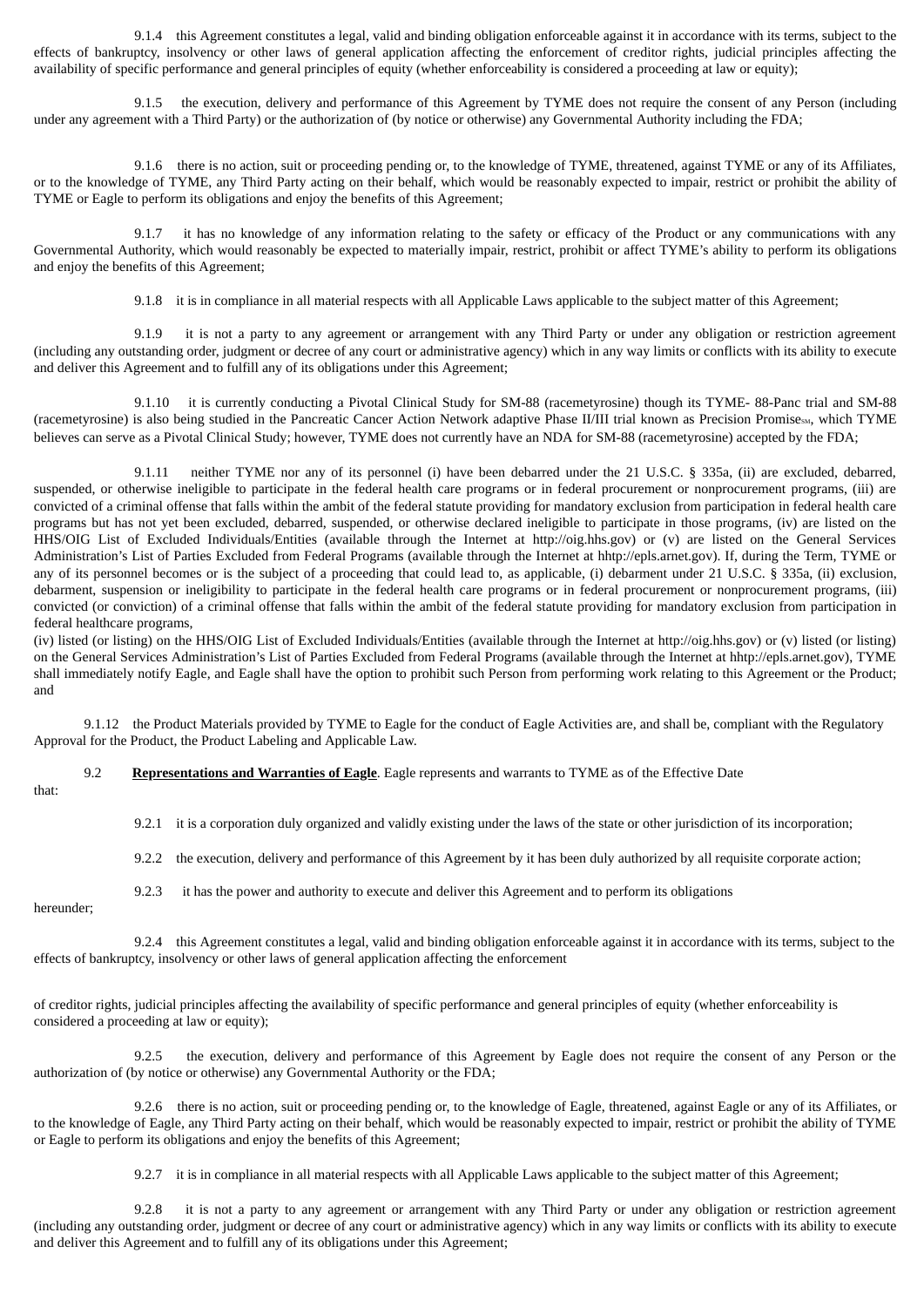9.1.4 this Agreement constitutes a legal, valid and binding obligation enforceable against it in accordance with its terms, subject to the effects of bankruptcy, insolvency or other laws of general application affecting the enforcement of creditor rights, judicial principles affecting the availability of specific performance and general principles of equity (whether enforceability is considered a proceeding at law or equity);

9.1.5 the execution, delivery and performance of this Agreement by TYME does not require the consent of any Person (including under any agreement with a Third Party) or the authorization of (by notice or otherwise) any Governmental Authority including the FDA;

9.1.6 there is no action, suit or proceeding pending or, to the knowledge of TYME, threatened, against TYME or any of its Affiliates, or to the knowledge of TYME, any Third Party acting on their behalf, which would be reasonably expected to impair, restrict or prohibit the ability of TYME or Eagle to perform its obligations and enjoy the benefits of this Agreement;

9.1.7 it has no knowledge of any information relating to the safety or efficacy of the Product or any communications with any Governmental Authority, which would reasonably be expected to materially impair, restrict, prohibit or affect TYME's ability to perform its obligations and enjoy the benefits of this Agreement;

9.1.8 it is in compliance in all material respects with all Applicable Laws applicable to the subject matter of this Agreement;

9.1.9 it is not a party to any agreement or arrangement with any Third Party or under any obligation or restriction agreement (including any outstanding order, judgment or decree of any court or administrative agency) which in any way limits or conflicts with its ability to execute and deliver this Agreement and to fulfill any of its obligations under this Agreement;

9.1.10 it is currently conducting a Pivotal Clinical Study for SM-88 (racemetyrosine) though its TYME- 88-Panc trial and SM-88 (racemetyrosine) is also being studied in the Pancreatic Cancer Action Network adaptive Phase II/III trial known as Precision Promise[SM], which TYME believes can serve as a Pivotal Clinical Study; however, TYME does not currently have an NDA for SM-88 (racemetyrosine) accepted by the FDA;

9.1.11 neither TYME nor any of its personnel (i) have been debarred under the 21 U.S.C. § 335a, (ii) are excluded, debarred, suspended, or otherwise ineligible to participate in the federal health care programs or in federal procurement or nonprocurement programs, (iii) are convicted of a criminal offense that falls within the ambit of the federal statute providing for mandatory exclusion from participation in federal health care programs but has not yet been excluded, debarred, suspended, or otherwise declared ineligible to participate in those programs, (iv) are listed on the HHS/OIG List of Excluded Individuals/Entities (available through the Internet at http://oig.hhs.gov) or (v) are listed on the General Services Administration's List of Parties Excluded from Federal Programs (available through the Internet at hhtp://epls.arnet.gov). If, during the Term, TYME or any of its personnel becomes or is the subject of a proceeding that could lead to, as applicable, (i) debarment under 21 U.S.C. § 335a, (ii) exclusion, debarment, suspension or ineligibility to participate in the federal health care programs or in federal procurement or nonprocurement programs, (iii) convicted (or conviction) of a criminal offense that falls within the ambit of the federal statute providing for mandatory exclusion from participation in federal healthcare programs,
(iv) listed (or listing) on the HHS/OIG List of Excluded Individuals/Entities (available through the Internet at http://oig.hhs.gov) or (v) listed (or listing) on the General Services Administration's List of Parties Excluded from Federal Programs (available through the Internet at hhtp://epls.arnet.gov), TYME shall immediately notify Eagle, and Eagle shall have the option to prohibit such Person from performing work relating to this Agreement or the Product; and

9.1.12 the Product Materials provided by TYME to Eagle for the conduct of Eagle Activities are, and shall be, compliant with the Regulatory Approval for the Product, the Product Labeling and Applicable Law.

9.2 **Representations and Warranties of Eagle**. Eagle represents and warrants to TYME as of the Effective Date that:

9.2.1 it is a corporation duly organized and validly existing under the laws of the state or other jurisdiction of its incorporation;

9.2.2 the execution, delivery and performance of this Agreement by it has been duly authorized by all requisite corporate action;

9.2.3 it has the power and authority to execute and deliver this Agreement and to perform its obligations hereunder;

9.2.4 this Agreement constitutes a legal, valid and binding obligation enforceable against it in accordance with its terms, subject to the effects of bankruptcy, insolvency or other laws of general application affecting the enforcement of creditor rights, judicial principles affecting the availability of specific performance and general principles of equity (whether enforceability is considered a proceeding at law or equity);

9.2.5 the execution, delivery and performance of this Agreement by Eagle does not require the consent of any Person or the authorization of (by notice or otherwise) any Governmental Authority or the FDA;

9.2.6 there is no action, suit or proceeding pending or, to the knowledge of Eagle, threatened, against Eagle or any of its Affiliates, or to the knowledge of Eagle, any Third Party acting on their behalf, which would be reasonably expected to impair, restrict or prohibit the ability of TYME or Eagle to perform its obligations and enjoy the benefits of this Agreement;

9.2.7 it is in compliance in all material respects with all Applicable Laws applicable to the subject matter of this Agreement;

9.2.8 it is not a party to any agreement or arrangement with any Third Party or under any obligation or restriction agreement (including any outstanding order, judgment or decree of any court or administrative agency) which in any way limits or conflicts with its ability to execute and deliver this Agreement and to fulfill any of its obligations under this Agreement;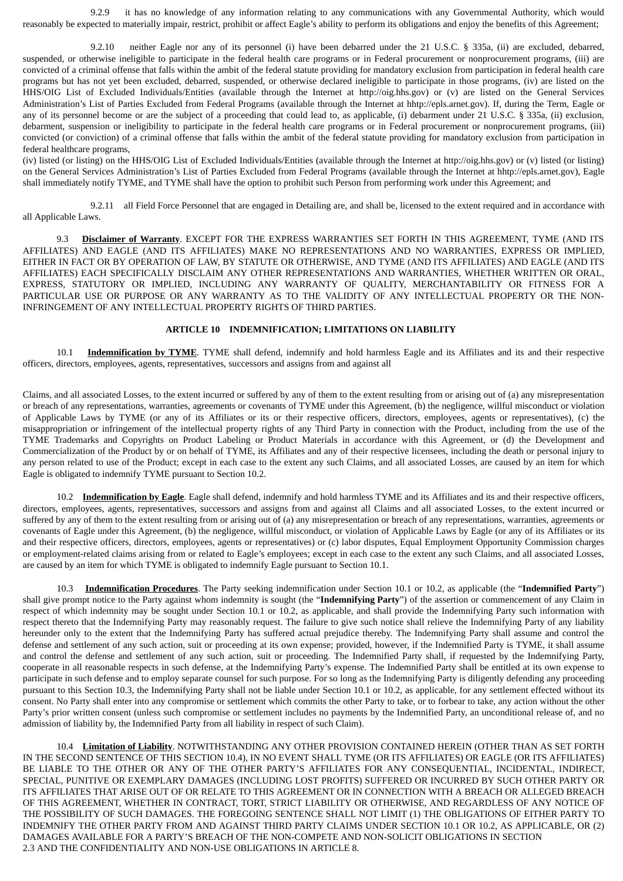9.2.9 it has no knowledge of any information relating to any communications with any Governmental Authority, which would reasonably be expected to materially impair, restrict, prohibit or affect Eagle's ability to perform its obligations and enjoy the benefits of this Agreement;

9.2.10 neither Eagle nor any of its personnel (i) have been debarred under the 21 U.S.C. § 335a, (ii) are excluded, debarred, suspended, or otherwise ineligible to participate in the federal health care programs or in Federal procurement or nonprocurement programs, (iii) are convicted of a criminal offense that falls within the ambit of the federal statute providing for mandatory exclusion from participation in federal health care programs but has not yet been excluded, debarred, suspended, or otherwise declared ineligible to participate in those programs, (iv) are listed on the HHS/OIG List of Excluded Individuals/Entities (available through the Internet at http://oig.hhs.gov) or (v) are listed on the General Services Administration's List of Parties Excluded from Federal Programs (available through the Internet at hhtp://epls.arnet.gov). If, during the Term, Eagle or any of its personnel become or are the subject of a proceeding that could lead to, as applicable, (i) debarment under 21 U.S.C. § 335a, (ii) exclusion, debarment, suspension or ineligibility to participate in the federal health care programs or in Federal procurement or nonprocurement programs, (iii) convicted (or conviction) of a criminal offense that falls within the ambit of the federal statute providing for mandatory exclusion from participation in federal healthcare programs,

(iv) listed (or listing) on the HHS/OIG List of Excluded Individuals/Entities (available through the Internet at http://oig.hhs.gov) or (v) listed (or listing) on the General Services Administration's List of Parties Excluded from Federal Programs (available through the Internet at hhtp://epls.arnet.gov), Eagle shall immediately notify TYME, and TYME shall have the option to prohibit such Person from performing work under this Agreement; and

9.2.11 all Field Force Personnel that are engaged in Detailing are, and shall be, licensed to the extent required and in accordance with all Applicable Laws.

9.3 **Disclaimer of Warranty**. EXCEPT FOR THE EXPRESS WARRANTIES SET FORTH IN THIS AGREEMENT, TYME (AND ITS AFFILIATES) AND EAGLE (AND ITS AFFILIATES) MAKE NO REPRESENTATIONS AND NO WARRANTIES, EXPRESS OR IMPLIED, EITHER IN FACT OR BY OPERATION OF LAW, BY STATUTE OR OTHERWISE, AND TYME (AND ITS AFFILIATES) AND EAGLE (AND ITS AFFILIATES) EACH SPECIFICALLY DISCLAIM ANY OTHER REPRESENTATIONS AND WARRANTIES, WHETHER WRITTEN OR ORAL, EXPRESS, STATUTORY OR IMPLIED, INCLUDING ANY WARRANTY OF QUALITY, MERCHANTABILITY OR FITNESS FOR A PARTICULAR USE OR PURPOSE OR ANY WARRANTY AS TO THE VALIDITY OF ANY INTELLECTUAL PROPERTY OR THE NON-INFRINGEMENT OF ANY INTELLECTUAL PROPERTY RIGHTS OF THIRD PARTIES.

## ARTICLE 10 INDEMNIFICATION; LIMITATIONS ON LIABILITY

10.1 **Indemnification by TYME**. TYME shall defend, indemnify and hold harmless Eagle and its Affiliates and its and their respective officers, directors, employees, agents, representatives, successors and assigns from and against all

Claims, and all associated Losses, to the extent incurred or suffered by any of them to the extent resulting from or arising out of (a) any misrepresentation or breach of any representations, warranties, agreements or covenants of TYME under this Agreement, (b) the negligence, willful misconduct or violation of Applicable Laws by TYME (or any of its Affiliates or its or their respective officers, directors, employees, agents or representatives), (c) the misappropriation or infringement of the intellectual property rights of any Third Party in connection with the Product, including from the use of the TYME Trademarks and Copyrights on Product Labeling or Product Materials in accordance with this Agreement, or (d) the Development and Commercialization of the Product by or on behalf of TYME, its Affiliates and any of their respective licensees, including the death or personal injury to any person related to use of the Product; except in each case to the extent any such Claims, and all associated Losses, are caused by an item for which Eagle is obligated to indemnify TYME pursuant to Section 10.2.

10.2 **Indemnification by Eagle**. Eagle shall defend, indemnify and hold harmless TYME and its Affiliates and its and their respective officers, directors, employees, agents, representatives, successors and assigns from and against all Claims and all associated Losses, to the extent incurred or suffered by any of them to the extent resulting from or arising out of (a) any misrepresentation or breach of any representations, warranties, agreements or covenants of Eagle under this Agreement, (b) the negligence, willful misconduct, or violation of Applicable Laws by Eagle (or any of its Affiliates or its and their respective officers, directors, employees, agents or representatives) or (c) labor disputes, Equal Employment Opportunity Commission charges or employment-related claims arising from or related to Eagle's employees; except in each case to the extent any such Claims, and all associated Losses, are caused by an item for which TYME is obligated to indemnify Eagle pursuant to Section 10.1.

10.3 **Indemnification Procedures**. The Party seeking indemnification under Section 10.1 or 10.2, as applicable (the "**Indemnified Party**") shall give prompt notice to the Party against whom indemnity is sought (the "**Indemnifying Party**") of the assertion or commencement of any Claim in respect of which indemnity may be sought under Section 10.1 or 10.2, as applicable, and shall provide the Indemnifying Party such information with respect thereto that the Indemnifying Party may reasonably request. The failure to give such notice shall relieve the Indemnifying Party of any liability hereunder only to the extent that the Indemnifying Party has suffered actual prejudice thereby. The Indemnifying Party shall assume and control the defense and settlement of any such action, suit or proceeding at its own expense; provided, however, if the Indemnified Party is TYME, it shall assume and control the defense and settlement of any such action, suit or proceeding. The Indemnified Party shall, if requested by the Indemnifying Party, cooperate in all reasonable respects in such defense, at the Indemnifying Party's expense. The Indemnified Party shall be entitled at its own expense to participate in such defense and to employ separate counsel for such purpose. For so long as the Indemnifying Party is diligently defending any proceeding pursuant to this Section 10.3, the Indemnifying Party shall not be liable under Section 10.1 or 10.2, as applicable, for any settlement effected without its consent. No Party shall enter into any compromise or settlement which commits the other Party to take, or to forbear to take, any action without the other Party's prior written consent (unless such compromise or settlement includes no payments by the Indemnified Party, an unconditional release of, and no admission of liability by, the Indemnified Party from all liability in respect of such Claim).

10.4 **Limitation of Liability**. NOTWITHSTANDING ANY OTHER PROVISION CONTAINED HEREIN (OTHER THAN AS SET FORTH IN THE SECOND SENTENCE OF THIS SECTION 10.4), IN NO EVENT SHALL TYME (OR ITS AFFILIATES) OR EAGLE (OR ITS AFFILIATES) BE LIABLE TO THE OTHER OR ANY OF THE OTHER PARTY'S AFFILIATES FOR ANY CONSEQUENTIAL, INCIDENTAL, INDIRECT, SPECIAL, PUNITIVE OR EXEMPLARY DAMAGES (INCLUDING LOST PROFITS) SUFFERED OR INCURRED BY SUCH OTHER PARTY OR ITS AFFILIATES THAT ARISE OUT OF OR RELATE TO THIS AGREEMENT OR IN CONNECTION WITH A BREACH OR ALLEGED BREACH OF THIS AGREEMENT, WHETHER IN CONTRACT, TORT, STRICT LIABILITY OR OTHERWISE, AND REGARDLESS OF ANY NOTICE OF THE POSSIBILITY OF SUCH DAMAGES. THE FOREGOING SENTENCE SHALL NOT LIMIT (1) THE OBLIGATIONS OF EITHER PARTY TO INDEMNIFY THE OTHER PARTY FROM AND AGAINST THIRD PARTY CLAIMS UNDER SECTION 10.1 OR 10.2, AS APPLICABLE, OR (2) DAMAGES AVAILABLE FOR A PARTY'S BREACH OF THE NON-COMPETE AND NON-SOLICIT OBLIGATIONS IN SECTION 2.3 AND THE CONFIDENTIALITY AND NON-USE OBLIGATIONS IN ARTICLE 8.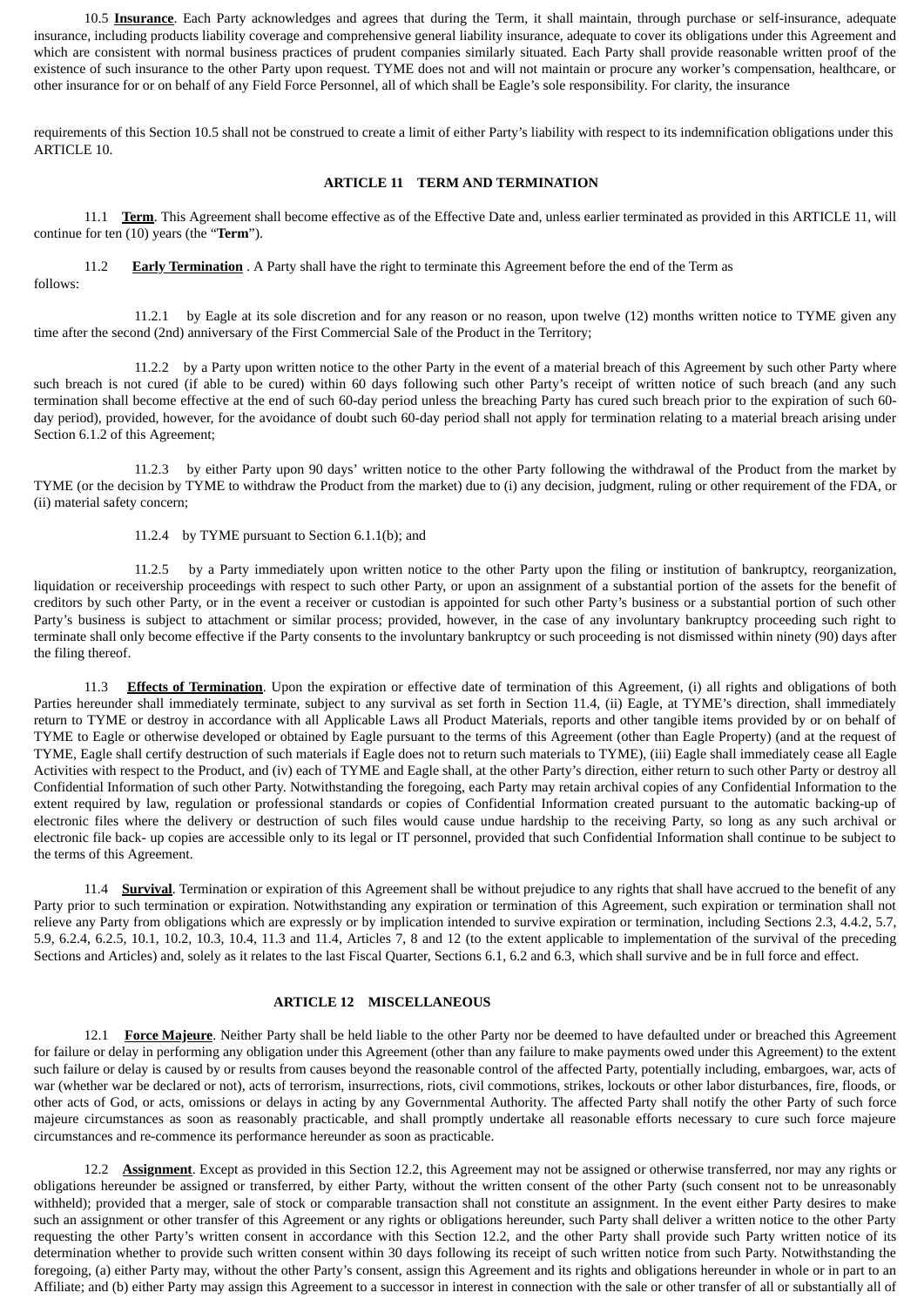10.5 **Insurance**. Each Party acknowledges and agrees that during the Term, it shall maintain, through purchase or self-insurance, adequate insurance, including products liability coverage and comprehensive general liability insurance, adequate to cover its obligations under this Agreement and which are consistent with normal business practices of prudent companies similarly situated. Each Party shall provide reasonable written proof of the existence of such insurance to the other Party upon request. TYME does not and will not maintain or procure any worker's compensation, healthcare, or other insurance for or on behalf of any Field Force Personnel, all of which shall be Eagle's sole responsibility. For clarity, the insurance requirements of this Section 10.5 shall not be construed to create a limit of either Party's liability with respect to its indemnification obligations under this ARTICLE 10.

## ARTICLE 11 TERM AND TERMINATION

11.1 **Term**. This Agreement shall become effective as of the Effective Date and, unless earlier terminated as provided in this ARTICLE 11, will continue for ten (10) years (the "**Term**").

11.2 **Early Termination** . A Party shall have the right to terminate this Agreement before the end of the Term as follows:

11.2.1 by Eagle at its sole discretion and for any reason or no reason, upon twelve (12) months written notice to TYME given any time after the second (2nd) anniversary of the First Commercial Sale of the Product in the Territory;

11.2.2 by a Party upon written notice to the other Party in the event of a material breach of this Agreement by such other Party where such breach is not cured (if able to be cured) within 60 days following such other Party's receipt of written notice of such breach (and any such termination shall become effective at the end of such 60-day period unless the breaching Party has cured such breach prior to the expiration of such 60-day period), provided, however, for the avoidance of doubt such 60-day period shall not apply for termination relating to a material breach arising under Section 6.1.2 of this Agreement;

11.2.3 by either Party upon 90 days' written notice to the other Party following the withdrawal of the Product from the market by TYME (or the decision by TYME to withdraw the Product from the market) due to (i) any decision, judgment, ruling or other requirement of the FDA, or (ii) material safety concern;

11.2.4 by TYME pursuant to Section 6.1.1(b); and

11.2.5 by a Party immediately upon written notice to the other Party upon the filing or institution of bankruptcy, reorganization, liquidation or receivership proceedings with respect to such other Party, or upon an assignment of a substantial portion of the assets for the benefit of creditors by such other Party, or in the event a receiver or custodian is appointed for such other Party's business or a substantial portion of such other Party's business is subject to attachment or similar process; provided, however, in the case of any involuntary bankruptcy proceeding such right to terminate shall only become effective if the Party consents to the involuntary bankruptcy or such proceeding is not dismissed within ninety (90) days after the filing thereof.

11.3 **Effects of Termination**. Upon the expiration or effective date of termination of this Agreement, (i) all rights and obligations of both Parties hereunder shall immediately terminate, subject to any survival as set forth in Section 11.4, (ii) Eagle, at TYME's direction, shall immediately return to TYME or destroy in accordance with all Applicable Laws all Product Materials, reports and other tangible items provided by or on behalf of TYME to Eagle or otherwise developed or obtained by Eagle pursuant to the terms of this Agreement (other than Eagle Property) (and at the request of TYME, Eagle shall certify destruction of such materials if Eagle does not to return such materials to TYME), (iii) Eagle shall immediately cease all Eagle Activities with respect to the Product, and (iv) each of TYME and Eagle shall, at the other Party's direction, either return to such other Party or destroy all Confidential Information of such other Party. Notwithstanding the foregoing, each Party may retain archival copies of any Confidential Information to the extent required by law, regulation or professional standards or copies of Confidential Information created pursuant to the automatic backing-up of electronic files where the delivery or destruction of such files would cause undue hardship to the receiving Party, so long as any such archival or electronic file back- up copies are accessible only to its legal or IT personnel, provided that such Confidential Information shall continue to be subject to the terms of this Agreement.

11.4 **Survival**. Termination or expiration of this Agreement shall be without prejudice to any rights that shall have accrued to the benefit of any Party prior to such termination or expiration. Notwithstanding any expiration or termination of this Agreement, such expiration or termination shall not relieve any Party from obligations which are expressly or by implication intended to survive expiration or termination, including Sections 2.3, 4.4.2, 5.7, 5.9, 6.2.4, 6.2.5, 10.1, 10.2, 10.3, 10.4, 11.3 and 11.4, Articles 7, 8 and 12 (to the extent applicable to implementation of the survival of the preceding Sections and Articles) and, solely as it relates to the last Fiscal Quarter, Sections 6.1, 6.2 and 6.3, which shall survive and be in full force and effect.

## ARTICLE 12 MISCELLANEOUS

12.1 **Force Majeure**. Neither Party shall be held liable to the other Party nor be deemed to have defaulted under or breached this Agreement for failure or delay in performing any obligation under this Agreement (other than any failure to make payments owed under this Agreement) to the extent such failure or delay is caused by or results from causes beyond the reasonable control of the affected Party, potentially including, embargoes, war, acts of war (whether war be declared or not), acts of terrorism, insurrections, riots, civil commotions, strikes, lockouts or other labor disturbances, fire, floods, or other acts of God, or acts, omissions or delays in acting by any Governmental Authority. The affected Party shall notify the other Party of such force majeure circumstances as soon as reasonably practicable, and shall promptly undertake all reasonable efforts necessary to cure such force majeure circumstances and re-commence its performance hereunder as soon as practicable.

12.2 **Assignment**. Except as provided in this Section 12.2, this Agreement may not be assigned or otherwise transferred, nor may any rights or obligations hereunder be assigned or transferred, by either Party, without the written consent of the other Party (such consent not to be unreasonably withheld); provided that a merger, sale of stock or comparable transaction shall not constitute an assignment. In the event either Party desires to make such an assignment or other transfer of this Agreement or any rights or obligations hereunder, such Party shall deliver a written notice to the other Party requesting the other Party's written consent in accordance with this Section 12.2, and the other Party shall provide such Party written notice of its determination whether to provide such written consent within 30 days following its receipt of such written notice from such Party. Notwithstanding the foregoing, (a) either Party may, without the other Party's consent, assign this Agreement and its rights and obligations hereunder in whole or in part to an Affiliate; and (b) either Party may assign this Agreement to a successor in interest in connection with the sale or other transfer of all or substantially all of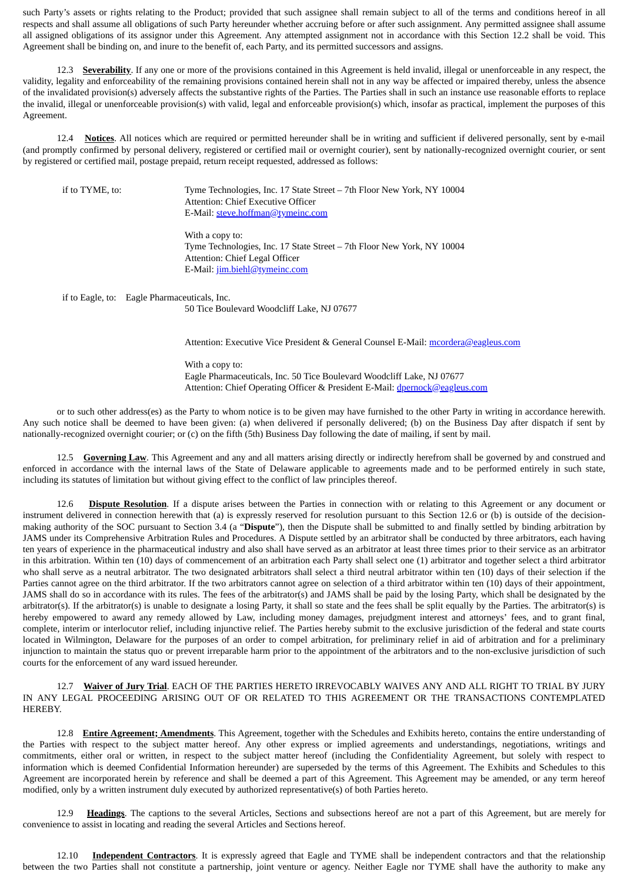such Party's assets or rights relating to the Product; provided that such assignee shall remain subject to all of the terms and conditions hereof in all respects and shall assume all obligations of such Party hereunder whether accruing before or after such assignment. Any permitted assignee shall assume all assigned obligations of its assignor under this Agreement. Any attempted assignment not in accordance with this Section 12.2 shall be void. This Agreement shall be binding on, and inure to the benefit of, each Party, and its permitted successors and assigns.

12.3 **Severability**. If any one or more of the provisions contained in this Agreement is held invalid, illegal or unenforceable in any respect, the validity, legality and enforceability of the remaining provisions contained herein shall not in any way be affected or impaired thereby, unless the absence of the invalidated provision(s) adversely affects the substantive rights of the Parties. The Parties shall in such an instance use reasonable efforts to replace the invalid, illegal or unenforceable provision(s) with valid, legal and enforceable provision(s) which, insofar as practical, implement the purposes of this Agreement.

12.4 **Notices**. All notices which are required or permitted hereunder shall be in writing and sufficient if delivered personally, sent by e-mail (and promptly confirmed by personal delivery, registered or certified mail or overnight courier), sent by nationally-recognized overnight courier, or sent by registered or certified mail, postage prepaid, return receipt requested, addressed as follows:

if to TYME, to:

Tyme Technologies, Inc. 17 State Street – 7th Floor New York, NY 10004
Attention: Chief Executive Officer
E-Mail: steve.hoffman@tymeinc.com

With a copy to:
Tyme Technologies, Inc. 17 State Street – 7th Floor New York, NY 10004
Attention: Chief Legal Officer
E-Mail: jim.biehl@tymeinc.com

if to Eagle, to: Eagle Pharmaceuticals, Inc.
50 Tice Boulevard Woodcliff Lake, NJ 07677

Attention: Executive Vice President & General Counsel E-Mail: mcordera@eagleus.com

With a copy to:
Eagle Pharmaceuticals, Inc. 50 Tice Boulevard Woodcliff Lake, NJ 07677
Attention: Chief Operating Officer & President E-Mail: dpernock@eagleus.com

or to such other address(es) as the Party to whom notice is to be given may have furnished to the other Party in writing in accordance herewith. Any such notice shall be deemed to have been given: (a) when delivered if personally delivered; (b) on the Business Day after dispatch if sent by nationally-recognized overnight courier; or (c) on the fifth (5th) Business Day following the date of mailing, if sent by mail.

12.5 **Governing Law**. This Agreement and any and all matters arising directly or indirectly herefrom shall be governed by and construed and enforced in accordance with the internal laws of the State of Delaware applicable to agreements made and to be performed entirely in such state, including its statutes of limitation but without giving effect to the conflict of law principles thereof.

12.6 **Dispute Resolution**. If a dispute arises between the Parties in connection with or relating to this Agreement or any document or instrument delivered in connection herewith that (a) is expressly reserved for resolution pursuant to this Section 12.6 or (b) is outside of the decision-making authority of the SOC pursuant to Section 3.4 (a "**Dispute**"), then the Dispute shall be submitted to and finally settled by binding arbitration by JAMS under its Comprehensive Arbitration Rules and Procedures. A Dispute settled by an arbitrator shall be conducted by three arbitrators, each having ten years of experience in the pharmaceutical industry and also shall have served as an arbitrator at least three times prior to their service as an arbitrator in this arbitration. Within ten (10) days of commencement of an arbitration each Party shall select one (1) arbitrator and together select a third arbitrator who shall serve as a neutral arbitrator. The two designated arbitrators shall select a third neutral arbitrator within ten (10) days of their selection if the Parties cannot agree on the third arbitrator. If the two arbitrators cannot agree on selection of a third arbitrator within ten (10) days of their appointment, JAMS shall do so in accordance with its rules. The fees of the arbitrator(s) and JAMS shall be paid by the losing Party, which shall be designated by the arbitrator(s). If the arbitrator(s) is unable to designate a losing Party, it shall so state and the fees shall be split equally by the Parties. The arbitrator(s) is hereby empowered to award any remedy allowed by Law, including money damages, prejudgment interest and attorneys' fees, and to grant final, complete, interim or interlocutor relief, including injunctive relief. The Parties hereby submit to the exclusive jurisdiction of the federal and state courts located in Wilmington, Delaware for the purposes of an order to compel arbitration, for preliminary relief in aid of arbitration and for a preliminary injunction to maintain the status quo or prevent irreparable harm prior to the appointment of the arbitrators and to the non-exclusive jurisdiction of such courts for the enforcement of any ward issued hereunder.

12.7 **Waiver of Jury Trial**. EACH OF THE PARTIES HERETO IRREVOCABLY WAIVES ANY AND ALL RIGHT TO TRIAL BY JURY IN ANY LEGAL PROCEEDING ARISING OUT OF OR RELATED TO THIS AGREEMENT OR THE TRANSACTIONS CONTEMPLATED HEREBY.

12.8 **Entire Agreement; Amendments**. This Agreement, together with the Schedules and Exhibits hereto, contains the entire understanding of the Parties with respect to the subject matter hereof. Any other express or implied agreements and understandings, negotiations, writings and commitments, either oral or written, in respect to the subject matter hereof (including the Confidentiality Agreement, but solely with respect to information which is deemed Confidential Information hereunder) are superseded by the terms of this Agreement. The Exhibits and Schedules to this Agreement are incorporated herein by reference and shall be deemed a part of this Agreement. This Agreement may be amended, or any term hereof modified, only by a written instrument duly executed by authorized representative(s) of both Parties hereto.

12.9 **Headings**. The captions to the several Articles, Sections and subsections hereof are not a part of this Agreement, but are merely for convenience to assist in locating and reading the several Articles and Sections hereof.

12.10 **Independent Contractors**. It is expressly agreed that Eagle and TYME shall be independent contractors and that the relationship between the two Parties shall not constitute a partnership, joint venture or agency. Neither Eagle nor TYME shall have the authority to make any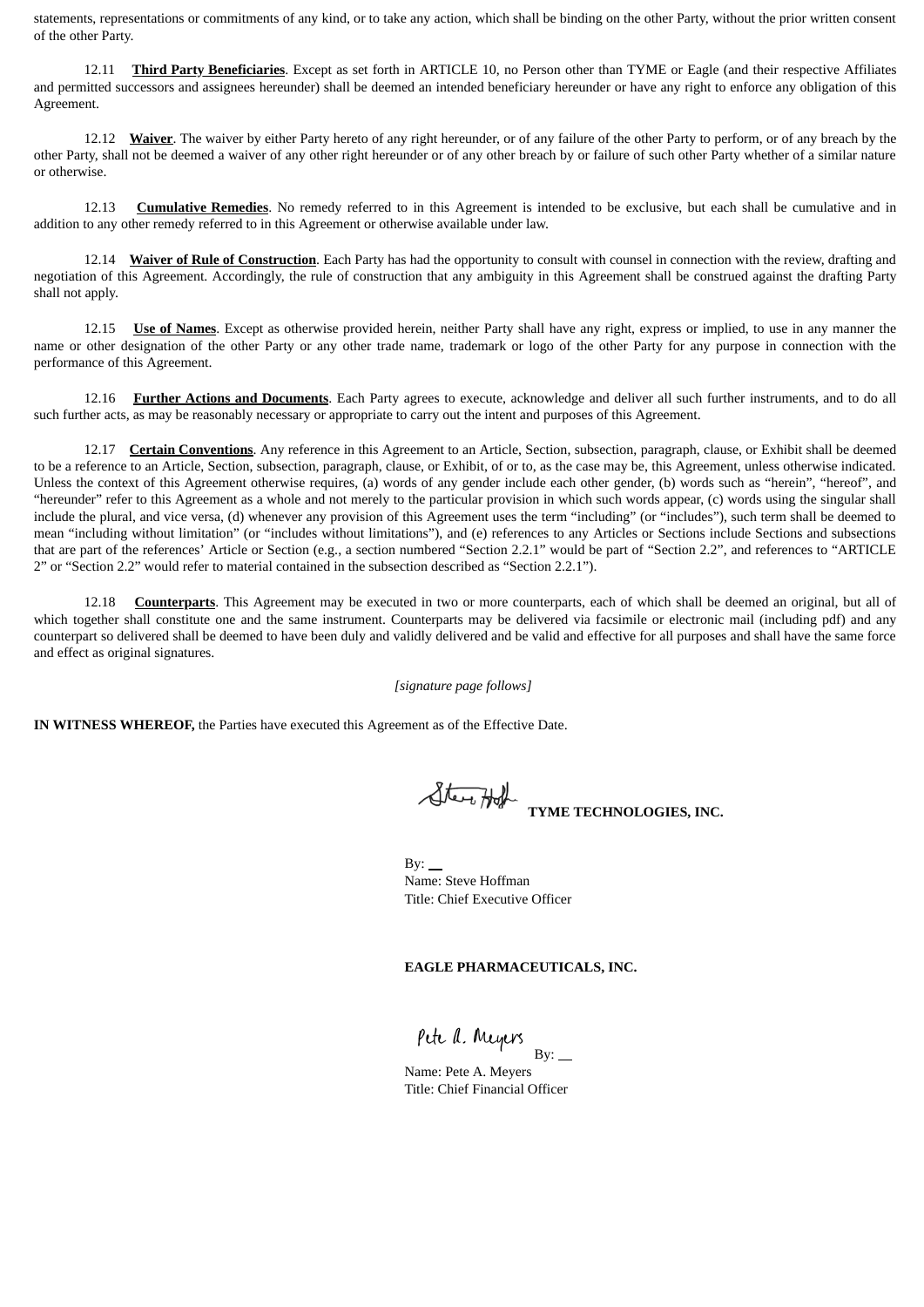statements, representations or commitments of any kind, or to take any action, which shall be binding on the other Party, without the prior written consent of the other Party.

12.11 **Third Party Beneficiaries**. Except as set forth in ARTICLE 10, no Person other than TYME or Eagle (and their respective Affiliates and permitted successors and assignees hereunder) shall be deemed an intended beneficiary hereunder or have any right to enforce any obligation of this Agreement.

12.12 **Waiver**. The waiver by either Party hereto of any right hereunder, or of any failure of the other Party to perform, or of any breach by the other Party, shall not be deemed a waiver of any other right hereunder or of any other breach by or failure of such other Party whether of a similar nature or otherwise.

12.13 **Cumulative Remedies**. No remedy referred to in this Agreement is intended to be exclusive, but each shall be cumulative and in addition to any other remedy referred to in this Agreement or otherwise available under law.

12.14 **Waiver of Rule of Construction**. Each Party has had the opportunity to consult with counsel in connection with the review, drafting and negotiation of this Agreement. Accordingly, the rule of construction that any ambiguity in this Agreement shall be construed against the drafting Party shall not apply.

12.15 **Use of Names**. Except as otherwise provided herein, neither Party shall have any right, express or implied, to use in any manner the name or other designation of the other Party or any other trade name, trademark or logo of the other Party for any purpose in connection with the performance of this Agreement.

12.16 **Further Actions and Documents**. Each Party agrees to execute, acknowledge and deliver all such further instruments, and to do all such further acts, as may be reasonably necessary or appropriate to carry out the intent and purposes of this Agreement.

12.17 **Certain Conventions**. Any reference in this Agreement to an Article, Section, subsection, paragraph, clause, or Exhibit shall be deemed to be a reference to an Article, Section, subsection, paragraph, clause, or Exhibit, of or to, as the case may be, this Agreement, unless otherwise indicated. Unless the context of this Agreement otherwise requires, (a) words of any gender include each other gender, (b) words such as "herein", "hereof", and "hereunder" refer to this Agreement as a whole and not merely to the particular provision in which such words appear, (c) words using the singular shall include the plural, and vice versa, (d) whenever any provision of this Agreement uses the term "including" (or "includes"), such term shall be deemed to mean "including without limitation" (or "includes without limitations"), and (e) references to any Articles or Sections include Sections and subsections that are part of the references' Article or Section (e.g., a section numbered "Section 2.2.1" would be part of "Section 2.2", and references to "ARTICLE 2" or "Section 2.2" would refer to material contained in the subsection described as "Section 2.2.1").

12.18 **Counterparts**. This Agreement may be executed in two or more counterparts, each of which shall be deemed an original, but all of which together shall constitute one and the same instrument. Counterparts may be delivered via facsimile or electronic mail (including pdf) and any counterpart so delivered shall be deemed to have been duly and validly delivered and be valid and effective for all purposes and shall have the same force and effect as original signatures.

*[signature page follows]*

**IN WITNESS WHEREOF,** the Parties have executed this Agreement as of the Effective Date.

**TYME TECHNOLOGIES, INC.**

By: /s/ Steve Hoffman
Name: Steve Hoffman
Title: Chief Executive Officer

**EAGLE PHARMACEUTICALS, INC.**

By: /s/ Pete A. Meyers
Name: Pete A. Meyers
Title: Chief Financial Officer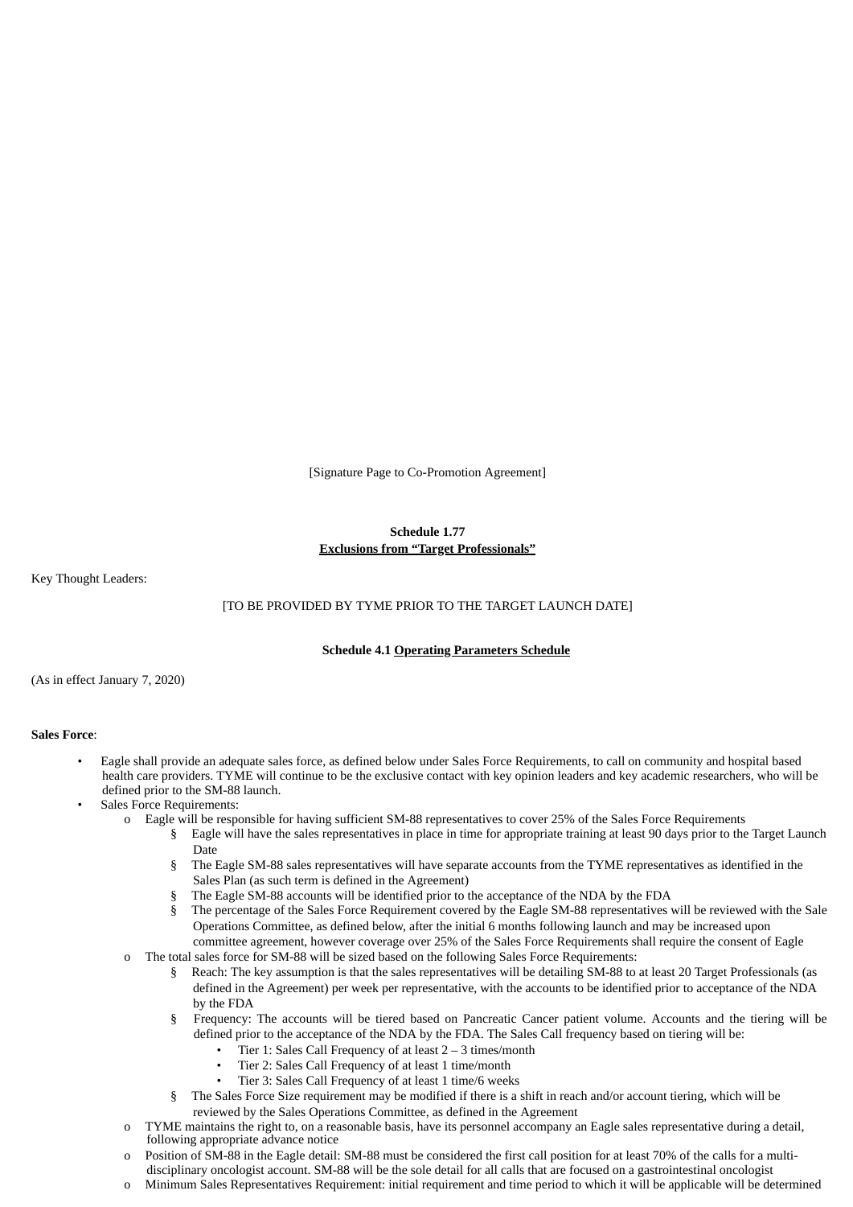[Signature Page to Co-Promotion Agreement]

**Schedule 1.77**
**Exclusions from "Target Professionals"**

Key Thought Leaders:

[TO BE PROVIDED BY TYME PRIOR TO THE TARGET LAUNCH DATE]

**Schedule 4.1 Operating Parameters Schedule**

(As in effect January 7, 2020)

**Sales Force**:

- Eagle shall provide an adequate sales force, as defined below under Sales Force Requirements, to call on community and hospital based health care providers. TYME will continue to be the exclusive contact with key opinion leaders and key academic researchers, who will be defined prior to the SM-88 launch.
- Sales Force Requirements:
  - Eagle will be responsible for having sufficient SM-88 representatives to cover 25% of the Sales Force Requirements
    - Eagle will have the sales representatives in place in time for appropriate training at least 90 days prior to the Target Launch Date
    - The Eagle SM-88 sales representatives will have separate accounts from the TYME representatives as identified in the Sales Plan (as such term is defined in the Agreement)
    - The Eagle SM-88 accounts will be identified prior to the acceptance of the NDA by the FDA
    - The percentage of the Sales Force Requirement covered by the Eagle SM-88 representatives will be reviewed with the Sale Operations Committee, as defined below, after the initial 6 months following launch and may be increased upon committee agreement, however coverage over 25% of the Sales Force Requirements shall require the consent of Eagle
  - The total sales force for SM-88 will be sized based on the following Sales Force Requirements:
    - Reach: The key assumption is that the sales representatives will be detailing SM-88 to at least 20 Target Professionals (as defined in the Agreement) per week per representative, with the accounts to be identified prior to acceptance of the NDA by the FDA
    - Frequency: The accounts will be tiered based on Pancreatic Cancer patient volume. Accounts and the tiering will be defined prior to the acceptance of the NDA by the FDA. The Sales Call frequency based on tiering will be:
      - Tier 1: Sales Call Frequency of at least 2 – 3 times/month
      - Tier 2: Sales Call Frequency of at least 1 time/month
      - Tier 3: Sales Call Frequency of at least 1 time/6 weeks
    - The Sales Force Size requirement may be modified if there is a shift in reach and/or account tiering, which will be reviewed by the Sales Operations Committee, as defined in the Agreement
  - TYME maintains the right to, on a reasonable basis, have its personnel accompany an Eagle sales representative during a detail, following appropriate advance notice
  - Position of SM-88 in the Eagle detail: SM-88 must be considered the first call position for at least 70% of the calls for a multi-disciplinary oncologist account. SM-88 will be the sole detail for all calls that are focused on a gastrointestinal oncologist
  - Minimum Sales Representatives Requirement: initial requirement and time period to which it will be applicable will be determined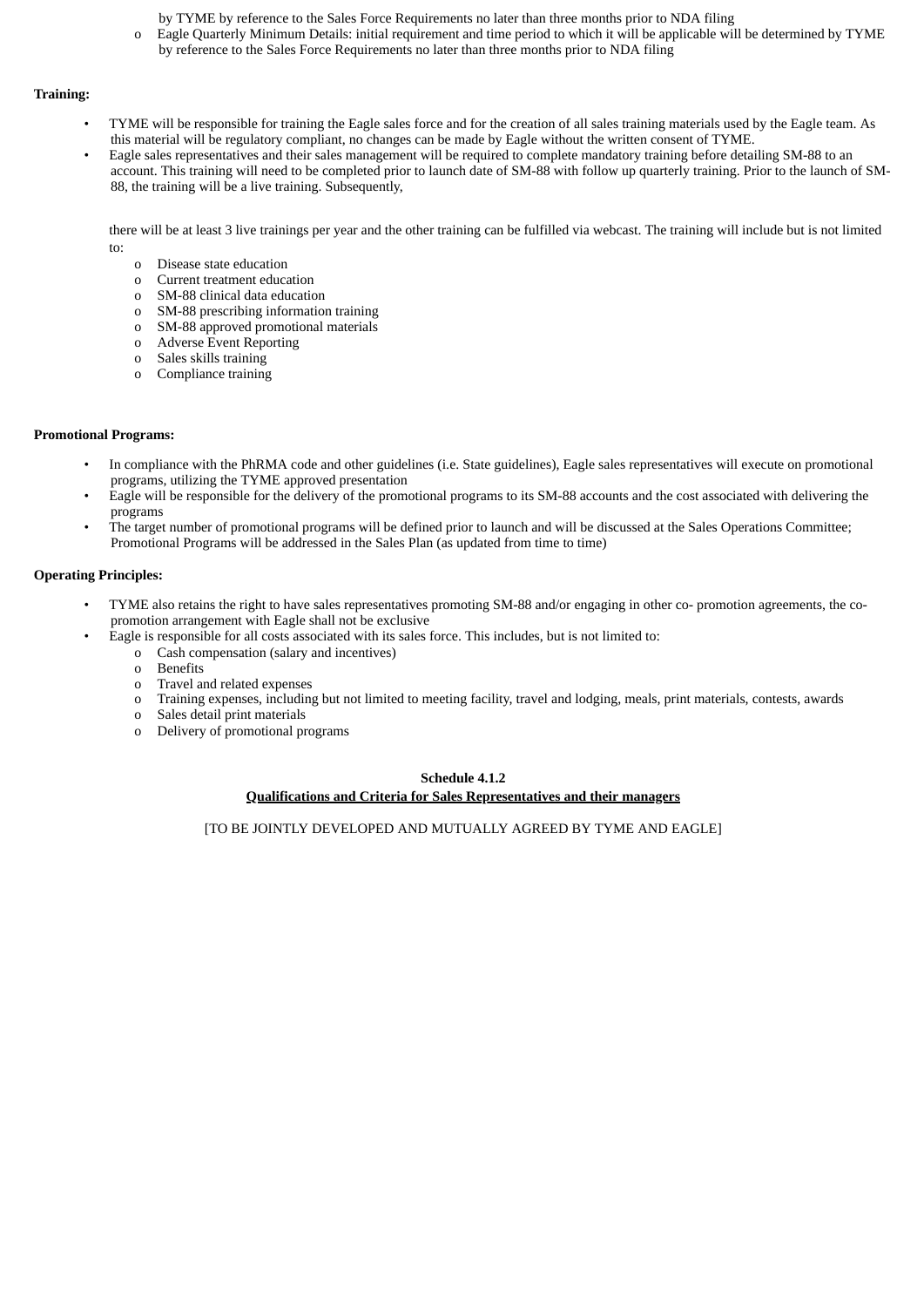by TYME by reference to the Sales Force Requirements no later than three months prior to NDA filing

- Eagle Quarterly Minimum Details: initial requirement and time period to which it will be applicable will be determined by TYME by reference to the Sales Force Requirements no later than three months prior to NDA filing

**Training:**

- TYME will be responsible for training the Eagle sales force and for the creation of all sales training materials used by the Eagle team. As this material will be regulatory compliant, no changes can be made by Eagle without the written consent of TYME.
- Eagle sales representatives and their sales management will be required to complete mandatory training before detailing SM-88 to an account. This training will need to be completed prior to launch date of SM-88 with follow up quarterly training. Prior to the launch of SM-88, the training will be a live training. Subsequently,

  there will be at least 3 live trainings per year and the other training can be fulfilled via webcast. The training will include but is not limited to:
  - Disease state education
  - Current treatment education
  - SM-88 clinical data education
  - SM-88 prescribing information training
  - SM-88 approved promotional materials
  - Adverse Event Reporting
  - Sales skills training
  - Compliance training

**Promotional Programs:**

- In compliance with the PhRMA code and other guidelines (i.e. State guidelines), Eagle sales representatives will execute on promotional programs, utilizing the TYME approved presentation
- Eagle will be responsible for the delivery of the promotional programs to its SM-88 accounts and the cost associated with delivering the programs
- The target number of promotional programs will be defined prior to launch and will be discussed at the Sales Operations Committee; Promotional Programs will be addressed in the Sales Plan (as updated from time to time)

**Operating Principles:**

- TYME also retains the right to have sales representatives promoting SM-88 and/or engaging in other co- promotion agreements, the co-promotion arrangement with Eagle shall not be exclusive
- Eagle is responsible for all costs associated with its sales force. This includes, but is not limited to:
  - Cash compensation (salary and incentives)
  - Benefits
  - Travel and related expenses
  - Training expenses, including but not limited to meeting facility, travel and lodging, meals, print materials, contests, awards
  - Sales detail print materials
  - Delivery of promotional programs

**Schedule 4.1.2**

**Qualifications and Criteria for Sales Representatives and their managers**

[TO BE JOINTLY DEVELOPED AND MUTUALLY AGREED BY TYME AND EAGLE]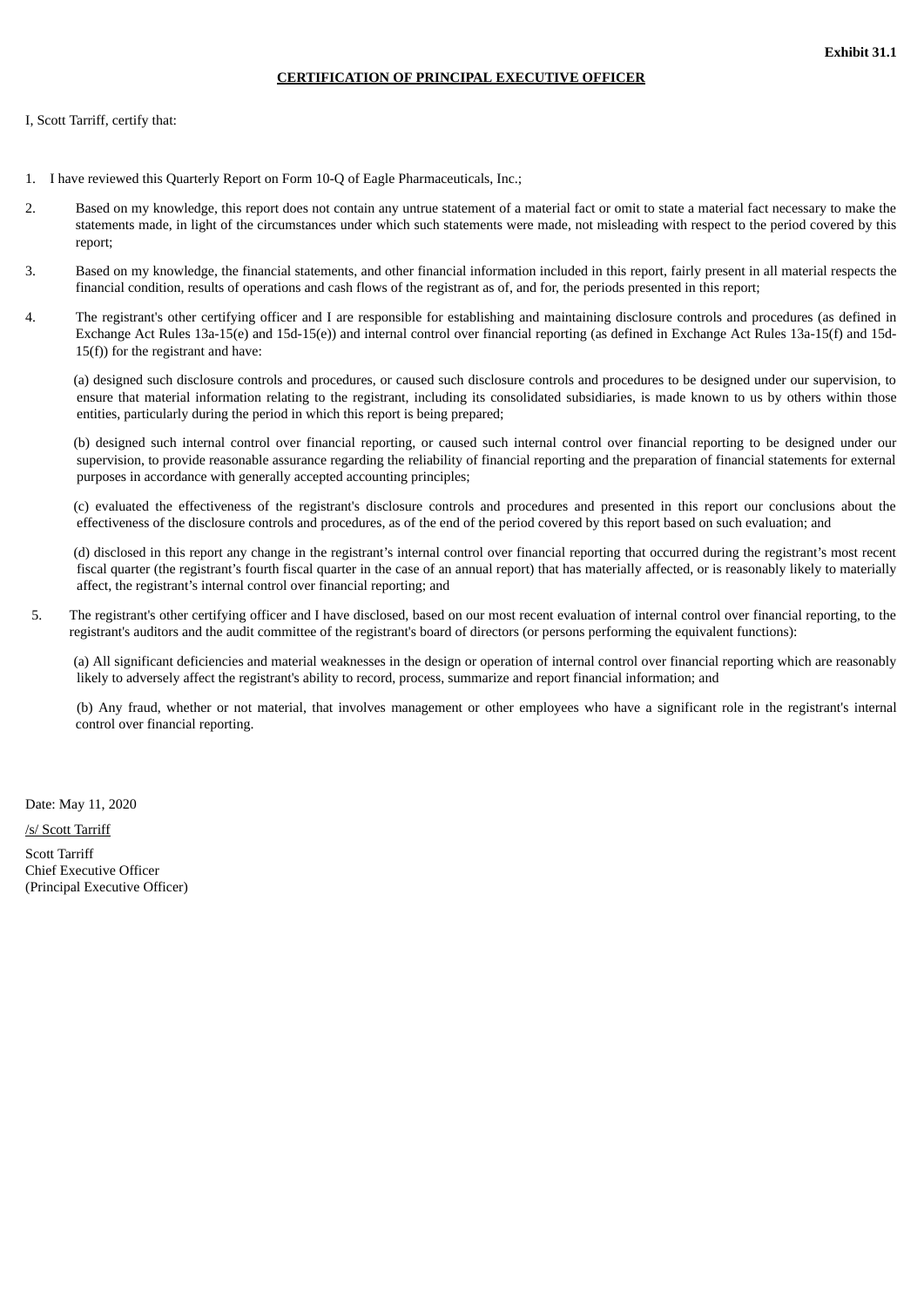**Exhibit 31.1**

**CERTIFICATION OF PRINCIPAL EXECUTIVE OFFICER**

I, Scott Tarriff, certify that:

1. I have reviewed this Quarterly Report on Form 10-Q of Eagle Pharmaceuticals, Inc.;

2. Based on my knowledge, this report does not contain any untrue statement of a material fact or omit to state a material fact necessary to make the statements made, in light of the circumstances under which such statements were made, not misleading with respect to the period covered by this report;

3. Based on my knowledge, the financial statements, and other financial information included in this report, fairly present in all material respects the financial condition, results of operations and cash flows of the registrant as of, and for, the periods presented in this report;

4. The registrant's other certifying officer and I are responsible for establishing and maintaining disclosure controls and procedures (as defined in Exchange Act Rules 13a-15(e) and 15d-15(e)) and internal control over financial reporting (as defined in Exchange Act Rules 13a-15(f) and 15d-15(f)) for the registrant and have:

   (a) designed such disclosure controls and procedures, or caused such disclosure controls and procedures to be designed under our supervision, to ensure that material information relating to the registrant, including its consolidated subsidiaries, is made known to us by others within those entities, particularly during the period in which this report is being prepared;

   (b) designed such internal control over financial reporting, or caused such internal control over financial reporting to be designed under our supervision, to provide reasonable assurance regarding the reliability of financial reporting and the preparation of financial statements for external purposes in accordance with generally accepted accounting principles;

   (c) evaluated the effectiveness of the registrant's disclosure controls and procedures and presented in this report our conclusions about the effectiveness of the disclosure controls and procedures, as of the end of the period covered by this report based on such evaluation; and

   (d) disclosed in this report any change in the registrant's internal control over financial reporting that occurred during the registrant's most recent fiscal quarter (the registrant's fourth fiscal quarter in the case of an annual report) that has materially affected, or is reasonably likely to materially affect, the registrant's internal control over financial reporting; and

5. The registrant's other certifying officer and I have disclosed, based on our most recent evaluation of internal control over financial reporting, to the registrant's auditors and the audit committee of the registrant's board of directors (or persons performing the equivalent functions):

   (a) All significant deficiencies and material weaknesses in the design or operation of internal control over financial reporting which are reasonably likely to adversely affect the registrant's ability to record, process, summarize and report financial information; and

   (b) Any fraud, whether or not material, that involves management or other employees who have a significant role in the registrant's internal control over financial reporting.

Date: May 11, 2020

/s/ Scott Tarriff

Scott Tarriff
Chief Executive Officer
(Principal Executive Officer)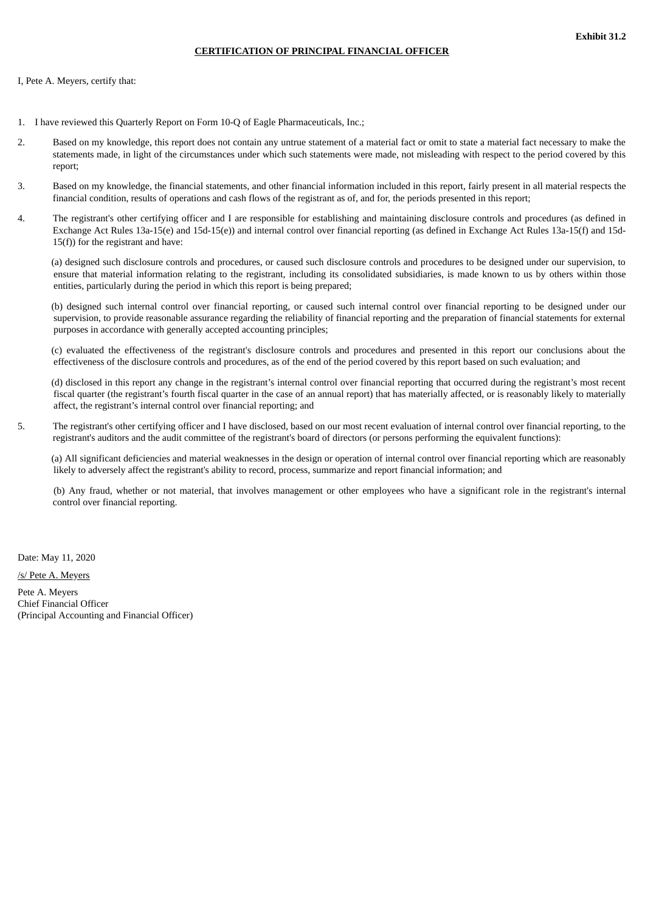**Exhibit 31.2**

**CERTIFICATION OF PRINCIPAL FINANCIAL OFFICER**

I, Pete A. Meyers, certify that:

1. I have reviewed this Quarterly Report on Form 10-Q of Eagle Pharmaceuticals, Inc.;

2. Based on my knowledge, this report does not contain any untrue statement of a material fact or omit to state a material fact necessary to make the statements made, in light of the circumstances under which such statements were made, not misleading with respect to the period covered by this report;

3. Based on my knowledge, the financial statements, and other financial information included in this report, fairly present in all material respects the financial condition, results of operations and cash flows of the registrant as of, and for, the periods presented in this report;

4. The registrant's other certifying officer and I are responsible for establishing and maintaining disclosure controls and procedures (as defined in Exchange Act Rules 13a-15(e) and 15d-15(e)) and internal control over financial reporting (as defined in Exchange Act Rules 13a-15(f) and 15d-15(f)) for the registrant and have:

   (a) designed such disclosure controls and procedures, or caused such disclosure controls and procedures to be designed under our supervision, to ensure that material information relating to the registrant, including its consolidated subsidiaries, is made known to us by others within those entities, particularly during the period in which this report is being prepared;

   (b) designed such internal control over financial reporting, or caused such internal control over financial reporting to be designed under our supervision, to provide reasonable assurance regarding the reliability of financial reporting and the preparation of financial statements for external purposes in accordance with generally accepted accounting principles;

   (c) evaluated the effectiveness of the registrant's disclosure controls and procedures and presented in this report our conclusions about the effectiveness of the disclosure controls and procedures, as of the end of the period covered by this report based on such evaluation; and

   (d) disclosed in this report any change in the registrant's internal control over financial reporting that occurred during the registrant's most recent fiscal quarter (the registrant's fourth fiscal quarter in the case of an annual report) that has materially affected, or is reasonably likely to materially affect, the registrant's internal control over financial reporting; and

5. The registrant's other certifying officer and I have disclosed, based on our most recent evaluation of internal control over financial reporting, to the registrant's auditors and the audit committee of the registrant's board of directors (or persons performing the equivalent functions):

   (a) All significant deficiencies and material weaknesses in the design or operation of internal control over financial reporting which are reasonably likely to adversely affect the registrant's ability to record, process, summarize and report financial information; and

   (b) Any fraud, whether or not material, that involves management or other employees who have a significant role in the registrant's internal control over financial reporting.

Date: May 11, 2020

/s/ Pete A. Meyers

Pete A. Meyers
Chief Financial Officer
(Principal Accounting and Financial Officer)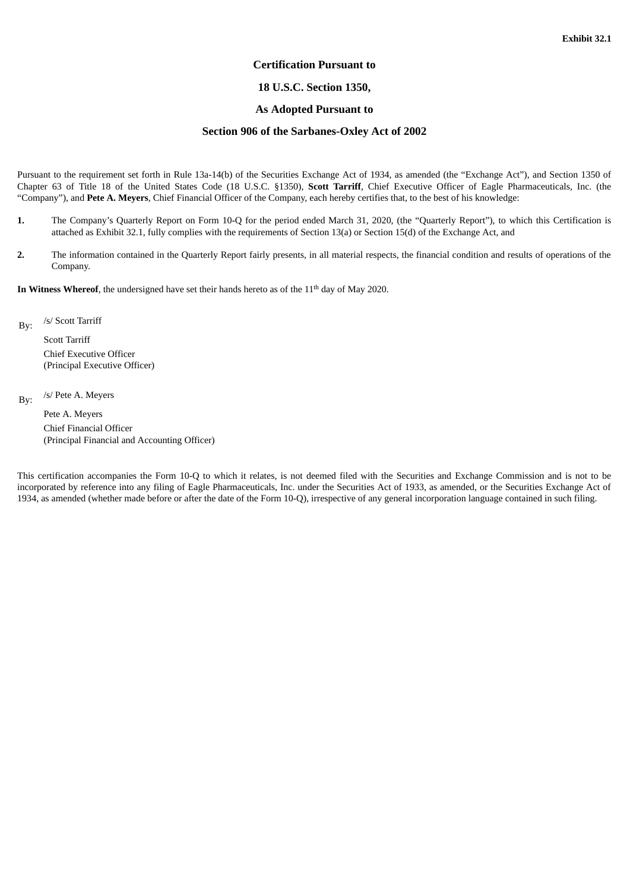**Exhibit 32.1**

**Certification Pursuant to**

**18 U.S.C. Section 1350,**

**As Adopted Pursuant to**

**Section 906 of the Sarbanes-Oxley Act of 2002**

Pursuant to the requirement set forth in Rule 13a-14(b) of the Securities Exchange Act of 1934, as amended (the "Exchange Act"), and Section 1350 of Chapter 63 of Title 18 of the United States Code (18 U.S.C. §1350), **Scott Tarriff**, Chief Executive Officer of Eagle Pharmaceuticals, Inc. (the "Company"), and **Pete A. Meyers**, Chief Financial Officer of the Company, each hereby certifies that, to the best of his knowledge:

1. The Company's Quarterly Report on Form 10-Q for the period ended March 31, 2020, (the "Quarterly Report"), to which this Certification is attached as Exhibit 32.1, fully complies with the requirements of Section 13(a) or Section 15(d) of the Exchange Act, and

2. The information contained in the Quarterly Report fairly presents, in all material respects, the financial condition and results of operations of the Company.

**In Witness Whereof**, the undersigned have set their hands hereto as of the 11th day of May 2020.

By: /s/ Scott Tarriff
Scott Tarriff
Chief Executive Officer
(Principal Executive Officer)

By: /s/ Pete A. Meyers
Pete A. Meyers
Chief Financial Officer
(Principal Financial and Accounting Officer)

This certification accompanies the Form 10-Q to which it relates, is not deemed filed with the Securities and Exchange Commission and is not to be incorporated by reference into any filing of Eagle Pharmaceuticals, Inc. under the Securities Act of 1933, as amended, or the Securities Exchange Act of 1934, as amended (whether made before or after the date of the Form 10-Q), irrespective of any general incorporation language contained in such filing.